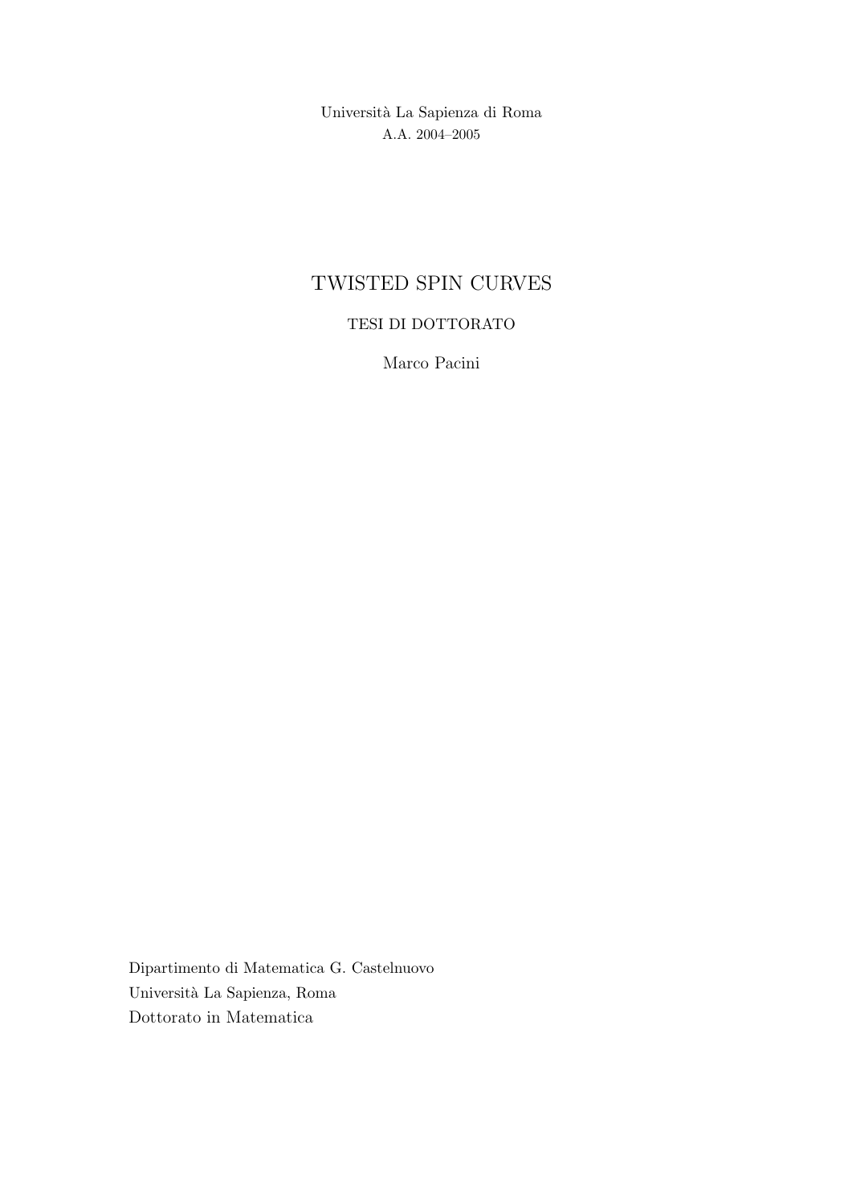Università La Sapienza di Roma

A.A. 2004–2005

# TWISTED SPIN CURVES

TESI DI DOTTORATO

Marco Pacini

Dipartimento di Matematica G. Castelnuovo

Università La Sapienza, Roma

Dottorato in Matematica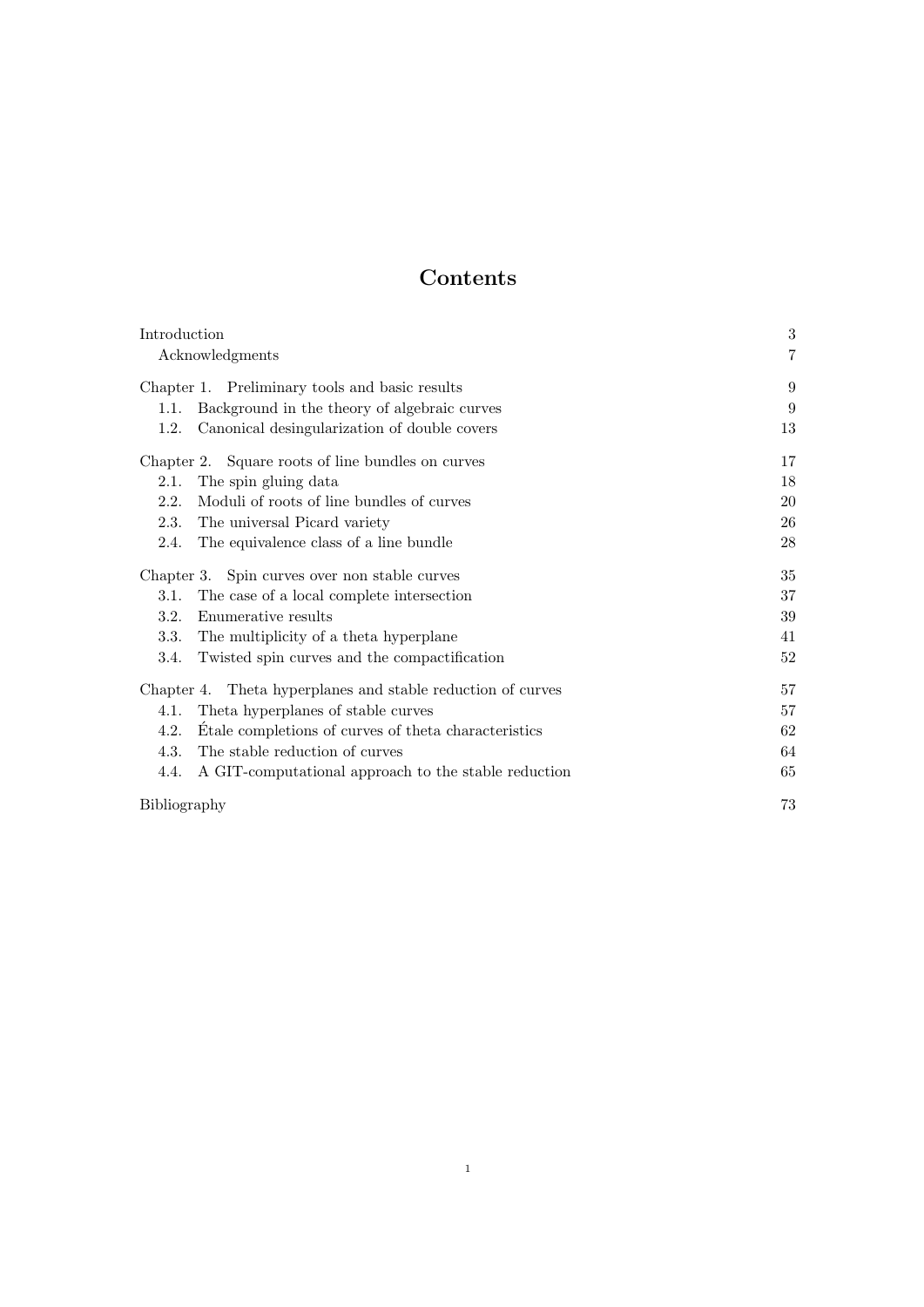# Contents

| | |
|---|---|
| Introduction | 3 |
| Acknowledgments | 7 |
| Chapter 1. Preliminary tools and basic results | 9 |
| 1.1. Background in the theory of algebraic curves | 9 |
| 1.2. Canonical desingularization of double covers | 13 |
| Chapter 2. Square roots of line bundles on curves | 17 |
| 2.1. The spin gluing data | 18 |
| 2.2. Moduli of roots of line bundles of curves | 20 |
| 2.3. The universal Picard variety | 26 |
| 2.4. The equivalence class of a line bundle | 28 |
| Chapter 3. Spin curves over non stable curves | 35 |
| 3.1. The case of a local complete intersection | 37 |
| 3.2. Enumerative results | 39 |
| 3.3. The multiplicity of a theta hyperplane | 41 |
| 3.4. Twisted spin curves and the compactification | 52 |
| Chapter 4. Theta hyperplanes and stable reduction of curves | 57 |
| 4.1. Theta hyperplanes of stable curves | 57 |
| 4.2. Étale completions of curves of theta characteristics | 62 |
| 4.3. The stable reduction of curves | 64 |
| 4.4. A GIT-computational approach to the stable reduction | 65 |
| Bibliography | 73 |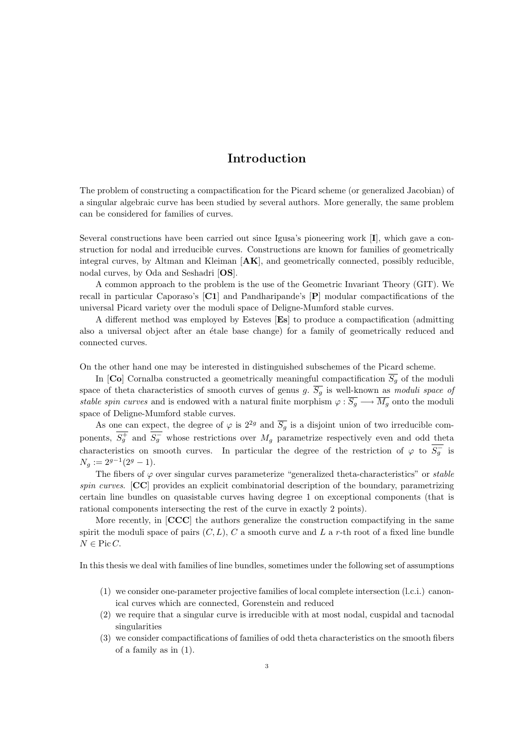# Introduction

The problem of constructing a compactification for the Picard scheme (or generalized Jacobian) of a singular algebraic curve has been studied by several authors. More generally, the same problem can be considered for families of curves.

Several constructions have been carried out since Igusa's pioneering work [**I**], which gave a construction for nodal and irreducible curves. Constructions are known for families of geometrically integral curves, by Altman and Kleiman [**AK**], and geometrically connected, possibly reducible, nodal curves, by Oda and Seshadri [**OS**].

A common approach to the problem is the use of the Geometric Invariant Theory (GIT). We recall in particular Caporaso's [**C1**] and Pandharipande's [**P**] modular compactifications of the universal Picard variety over the moduli space of Deligne-Mumford stable curves.

A different method was employed by Esteves [**Es**] to produce a compactification (admitting also a universal object after an étale base change) for a family of geometrically reduced and connected curves.

On the other hand one may be interested in distinguished subschemes of the Picard scheme.

In [**Co**] Cornalba constructed a geometrically meaningful compactification $\overline{S_g}$ of the moduli space of theta characteristics of smooth curves of genus $g$. $\overline{S_g}$ is well-known as *moduli space of stable spin curves* and is endowed with a natural finite morphism $\varphi : \overline{S_g} \longrightarrow \overline{M_g}$ onto the moduli space of Deligne-Mumford stable curves.

As one can expect, the degree of $\varphi$ is $2^{2g}$ and $\overline{S_g}$ is a disjoint union of two irreducible components, $\overline{S_g^+}$ and $\overline{S_g^-}$ whose restrictions over $M_g$ parametrize respectively even and odd theta characteristics on smooth curves. In particular the degree of the restriction of $\varphi$ to $\overline{S_g^-}$ is $N_g := 2^{g-1}(2^g - 1)$.

The fibers of $\varphi$ over singular curves parameterize "generalized theta-characteristics" or *stable spin curves*. [**CC**] provides an explicit combinatorial description of the boundary, parametrizing certain line bundles on quasistable curves having degree 1 on exceptional components (that is rational components intersecting the rest of the curve in exactly 2 points).

More recently, in [**CCC**] the authors generalize the construction compactifying in the same spirit the moduli space of pairs $(C, L)$, $C$ a smooth curve and $L$ a $r$-th root of a fixed line bundle $N \in \operatorname{Pic} C$.

In this thesis we deal with families of line bundles, sometimes under the following set of assumptions

(1) we consider one-parameter projective families of local complete intersection (l.c.i.) canonical curves which are connected, Gorenstein and reduced
(2) we require that a singular curve is irreducible with at most nodal, cuspidal and tacnodal singularities
(3) we consider compactifications of families of odd theta characteristics on the smooth fibers of a family as in (1).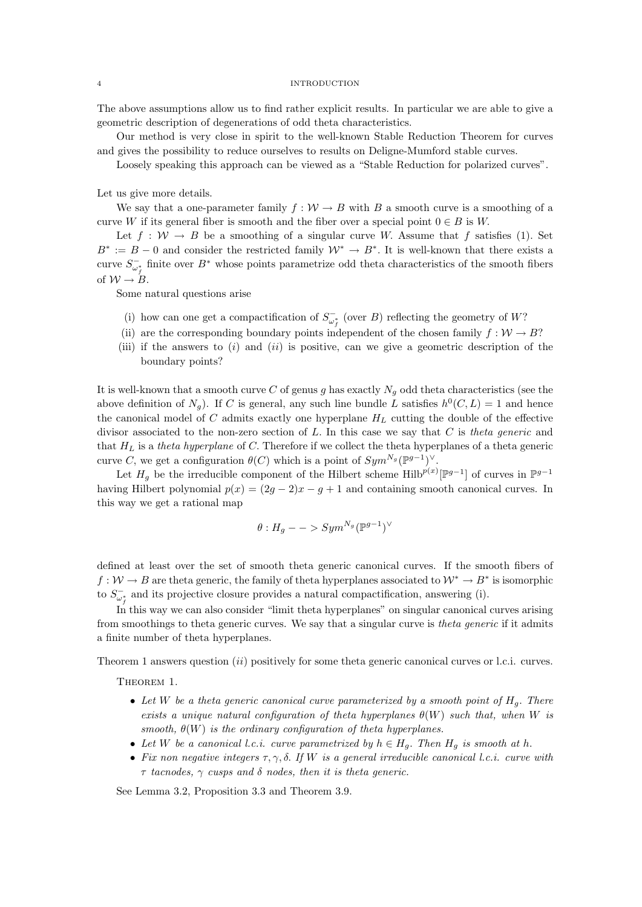The above assumptions allow us to find rather explicit results. In particular we are able to give a geometric description of degenerations of odd theta characteristics.

Our method is very close in spirit to the well-known Stable Reduction Theorem for curves and gives the possibility to reduce ourselves to results on Deligne-Mumford stable curves.

Loosely speaking this approach can be viewed as a "Stable Reduction for polarized curves".

Let us give more details.

We say that a one-parameter family $f : \mathcal{W} \to B$ with $B$ a smooth curve is a smoothing of a curve $W$ if its general fiber is smooth and the fiber over a special point $0 \in B$ is $W$.

Let $f : \mathcal{W} \to B$ be a smoothing of a singular curve $W$. Assume that $f$ satisfies (1). Set $B^* := B - 0$ and consider the restricted family $\mathcal{W}^* \to B^*$. It is well-known that there exists a curve $S^-_{\omega^*_f}$ finite over $B^*$ whose points parametrize odd theta characteristics of the smooth fibers of $\mathcal{W} \to B$.

Some natural questions arise

(i) how can one get a compactification of $S^-_{\omega^*_f}$ (over $B$) reflecting the geometry of $W$?
(ii) are the corresponding boundary points independent of the chosen family $f : \mathcal{W} \to B$?
(iii) if the answers to $(i)$ and $(ii)$ is positive, can we give a geometric description of the boundary points?

It is well-known that a smooth curve $C$ of genus $g$ has exactly $N_g$ odd theta characteristics (see the above definition of $N_g$). If $C$ is general, any such line bundle $L$ satisfies $h^0(C, L) = 1$ and hence the canonical model of $C$ admits exactly one hyperplane $H_L$ cutting the double of the effective divisor associated to the non-zero section of $L$. In this case we say that $C$ is *theta generic* and that $H_L$ is a *theta hyperplane* of $C$. Therefore if we collect the theta hyperplanes of a theta generic curve $C$, we get a configuration $\theta(C)$ which is a point of $Sym^{N_g}(\mathbb{P}^{g-1})^\vee$.

Let $H_g$ be the irreducible component of the Hilbert scheme $\mathrm{Hilb}^{p(x)}[\mathbb{P}^{g-1}]$ of curves in $\mathbb{P}^{g-1}$ having Hilbert polynomial $p(x) = (2g-2)x - g + 1$ and containing smooth canonical curves. In this way we get a rational map

$$\theta : H_g - - > Sym^{N_g}(\mathbb{P}^{g-1})^\vee$$

defined at least over the set of smooth theta generic canonical curves. If the smooth fibers of $f : \mathcal{W} \to B$ are theta generic, the family of theta hyperplanes associated to $\mathcal{W}^* \to B^*$ is isomorphic to $S^-_{\omega^*_f}$ and its projective closure provides a natural compactification, answering (i).

In this way we can also consider "limit theta hyperplanes" on singular canonical curves arising from smoothings to theta generic curves. We say that a singular curve is *theta generic* if it admits a finite number of theta hyperplanes.

Theorem 1 answers question $(ii)$ positively for some theta generic canonical curves or l.c.i. curves.

THEOREM 1.

- *Let $W$ be a theta generic canonical curve parameterized by a smooth point of $H_g$. There exists a unique natural configuration of theta hyperplanes $\theta(W)$ such that, when $W$ is smooth, $\theta(W)$ is the ordinary configuration of theta hyperplanes.*
- *Let $W$ be a canonical l.c.i. curve parametrized by $h \in H_g$. Then $H_g$ is smooth at $h$.*
- *Fix non negative integers $\tau, \gamma, \delta$. If $W$ is a general irreducible canonical l.c.i. curve with $\tau$ tacnodes, $\gamma$ cusps and $\delta$ nodes, then it is theta generic.*

See Lemma 3.2, Proposition 3.3 and Theorem 3.9.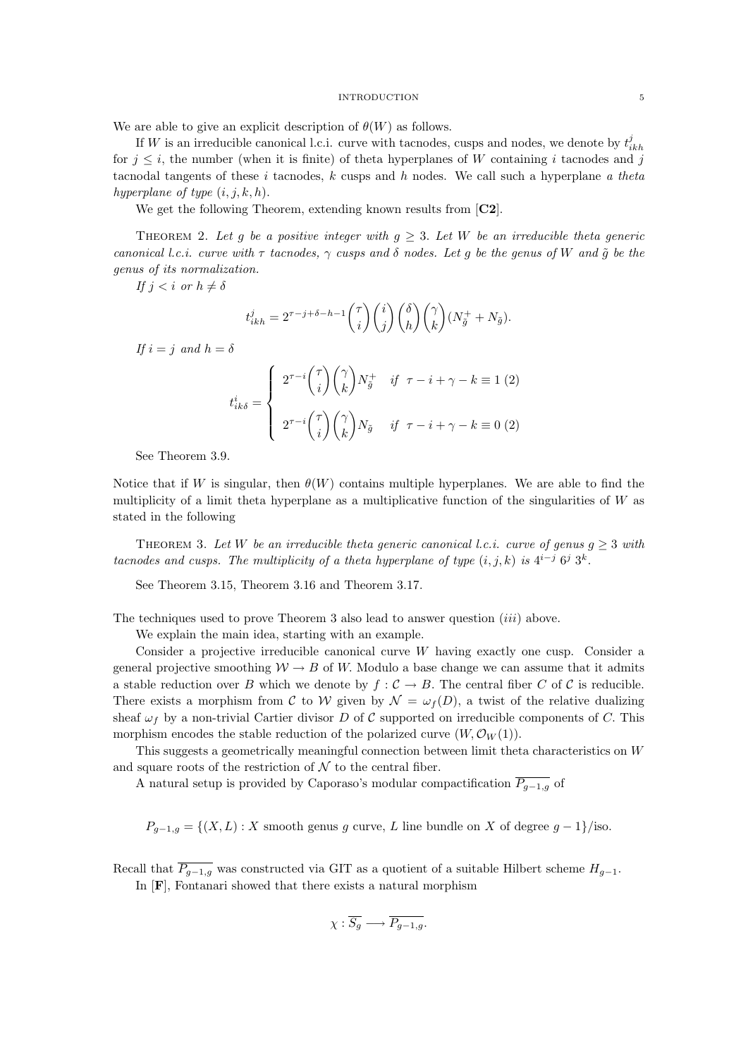We are able to give an explicit description of $\theta(W)$ as follows.

If $W$ is an irreducible canonical l.c.i. curve with tacnodes, cusps and nodes, we denote by $t^j_{ikh}$ for $j \leq i$, the number (when it is finite) of theta hyperplanes of $W$ containing $i$ tacnodes and $j$ tacnodal tangents of these $i$ tacnodes, $k$ cusps and $h$ nodes. We call such a hyperplane *a theta hyperplane of type* $(i, j, k, h)$.

We get the following Theorem, extending known results from [**C2**].

Theorem 2. *Let $g$ be a positive integer with $g \geq 3$. Let $W$ be an irreducible theta generic canonical l.c.i. curve with $\tau$ tacnodes, $\gamma$ cusps and $\delta$ nodes. Let $g$ be the genus of $W$ and $\tilde{g}$ be the genus of its normalization.*

*If $j < i$ or $h \neq \delta$*

$$t^j_{ikh} = 2^{\tau - j + \delta - h - 1} \binom{\tau}{i} \binom{i}{j} \binom{\delta}{h} \binom{\gamma}{k} (N^+_{\tilde{g}} + N_{\tilde{g}}).$$

*If $i = j$ and $h = \delta$*

$$t^i_{ik\delta} = \begin{cases} 2^{\tau - i} \dbinom{\tau}{i} \dbinom{\gamma}{k} N^+_{\tilde{g}} & \text{if } \ \tau - i + \gamma - k \equiv 1 \ (2) \\[2ex] 2^{\tau - i} \dbinom{\tau}{i} \dbinom{\gamma}{k} N_{\tilde{g}} & \text{if } \ \tau - i + \gamma - k \equiv 0 \ (2) \end{cases}$$

See Theorem 3.9.

Notice that if $W$ is singular, then $\theta(W)$ contains multiple hyperplanes. We are able to find the multiplicity of a limit theta hyperplane as a multiplicative function of the singularities of $W$ as stated in the following

Theorem 3. *Let $W$ be an irreducible theta generic canonical l.c.i. curve of genus $g \geq 3$ with tacnodes and cusps. The multiplicity of a theta hyperplane of type $(i, j, k)$ is $4^{i-j}\, 6^j\, 3^k$.*

See Theorem 3.15, Theorem 3.16 and Theorem 3.17.

The techniques used to prove Theorem 3 also lead to answer question $(iii)$ above.

We explain the main idea, starting with an example.

Consider a projective irreducible canonical curve $W$ having exactly one cusp. Consider a general projective smoothing $\mathcal{W} \to B$ of $W$. Modulo a base change we can assume that it admits a stable reduction over $B$ which we denote by $f : \mathcal{C} \to B$. The central fiber $C$ of $\mathcal{C}$ is reducible. There exists a morphism from $\mathcal{C}$ to $\mathcal{W}$ given by $\mathcal{N} = \omega_f(D)$, a twist of the relative dualizing sheaf $\omega_f$ by a non-trivial Cartier divisor $D$ of $\mathcal{C}$ supported on irreducible components of $C$. This morphism encodes the stable reduction of the polarized curve $(W, \mathcal{O}_W(1))$.

This suggests a geometrically meaningful connection between limit theta characteristics on $W$ and square roots of the restriction of $\mathcal{N}$ to the central fiber.

A natural setup is provided by Caporaso's modular compactification $\overline{P_{g-1,g}}$ of

$$P_{g-1,g} = \{(X, L) : X \text{ smooth genus } g \text{ curve, } L \text{ line bundle on } X \text{ of degree } g-1\}/\text{iso}.$$

Recall that $\overline{P_{g-1,g}}$ was constructed via GIT as a quotient of a suitable Hilbert scheme $H_{g-1}$.

In [**F**], Fontanari showed that there exists a natural morphism

$$\chi : \overline{S_g} \longrightarrow \overline{P_{g-1,g}}.$$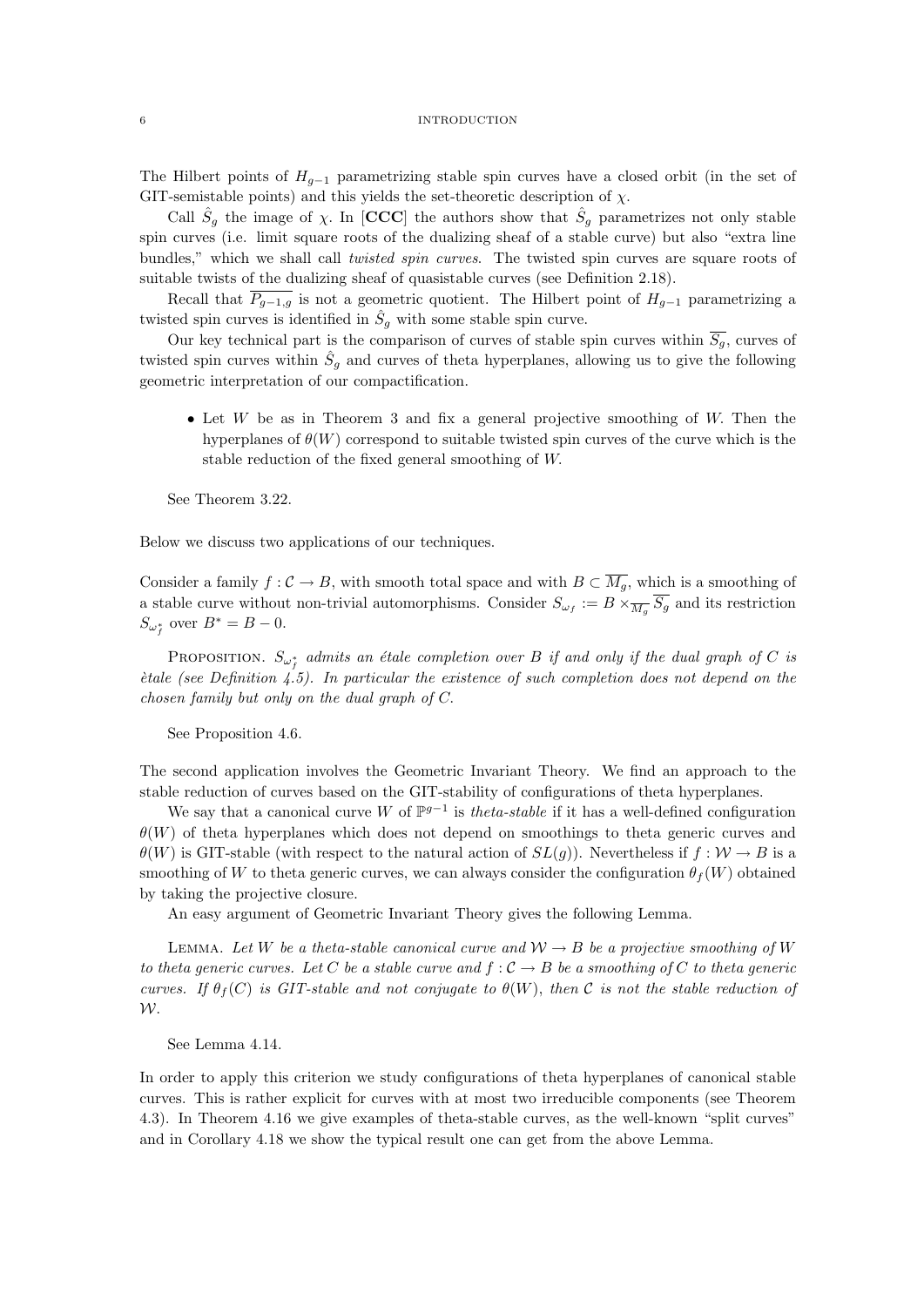The Hilbert points of $H_{g-1}$ parametrizing stable spin curves have a closed orbit (in the set of GIT-semistable points) and this yields the set-theoretic description of $\chi$.

Call $\hat{S}_g$ the image of $\chi$. In [**CCC**] the authors show that $\hat{S}_g$ parametrizes not only stable spin curves (i.e. limit square roots of the dualizing sheaf of a stable curve) but also "extra line bundles," which we shall call *twisted spin curves*. The twisted spin curves are square roots of suitable twists of the dualizing sheaf of quasistable curves (see Definition 2.18).

Recall that $\overline{P_{g-1,g}}$ is not a geometric quotient. The Hilbert point of $H_{g-1}$ parametrizing a twisted spin curves is identified in $\hat{S}_g$ with some stable spin curve.

Our key technical part is the comparison of curves of stable spin curves within $\overline{S_g}$, curves of twisted spin curves within $\hat{S}_g$ and curves of theta hyperplanes, allowing us to give the following geometric interpretation of our compactification.

- Let $W$ be as in Theorem 3 and fix a general projective smoothing of $W$. Then the hyperplanes of $\theta(W)$ correspond to suitable twisted spin curves of the curve which is the stable reduction of the fixed general smoothing of $W$.

See Theorem 3.22.

Below we discuss two applications of our techniques.

Consider a family $f : \mathcal{C} \to B$, with smooth total space and with $B \subset \overline{M_g}$, which is a smoothing of a stable curve without non-trivial automorphisms. Consider $S_{\omega_f} := B \times_{\overline{M_g}} \overline{S_g}$ and its restriction $S_{\omega_f^*}$ over $B^* = B - 0$.

PROPOSITION. *$S_{\omega_f^*}$ admits an étale completion over $B$ if and only if the dual graph of $C$ is ètale (see Definition 4.5). In particular the existence of such completion does not depend on the chosen family but only on the dual graph of $C$.*

See Proposition 4.6.

The second application involves the Geometric Invariant Theory. We find an approach to the stable reduction of curves based on the GIT-stability of configurations of theta hyperplanes.

We say that a canonical curve $W$ of $\mathbb{P}^{g-1}$ is *theta-stable* if it has a well-defined configuration $\theta(W)$ of theta hyperplanes which does not depend on smoothings to theta generic curves and $\theta(W)$ is GIT-stable (with respect to the natural action of $SL(g)$). Nevertheless if $f : \mathcal{W} \to B$ is a smoothing of $W$ to theta generic curves, we can always consider the configuration $\theta_f(W)$ obtained by taking the projective closure.

An easy argument of Geometric Invariant Theory gives the following Lemma.

LEMMA. *Let $W$ be a theta-stable canonical curve and $\mathcal{W} \to B$ be a projective smoothing of $W$ to theta generic curves. Let $C$ be a stable curve and $f : \mathcal{C} \to B$ be a smoothing of $C$ to theta generic curves. If $\theta_f(C)$ is GIT-stable and not conjugate to $\theta(W)$, then $\mathcal{C}$ is not the stable reduction of $\mathcal{W}$.*

See Lemma 4.14.

In order to apply this criterion we study configurations of theta hyperplanes of canonical stable curves. This is rather explicit for curves with at most two irreducible components (see Theorem 4.3). In Theorem 4.16 we give examples of theta-stable curves, as the well-known "split curves" and in Corollary 4.18 we show the typical result one can get from the above Lemma.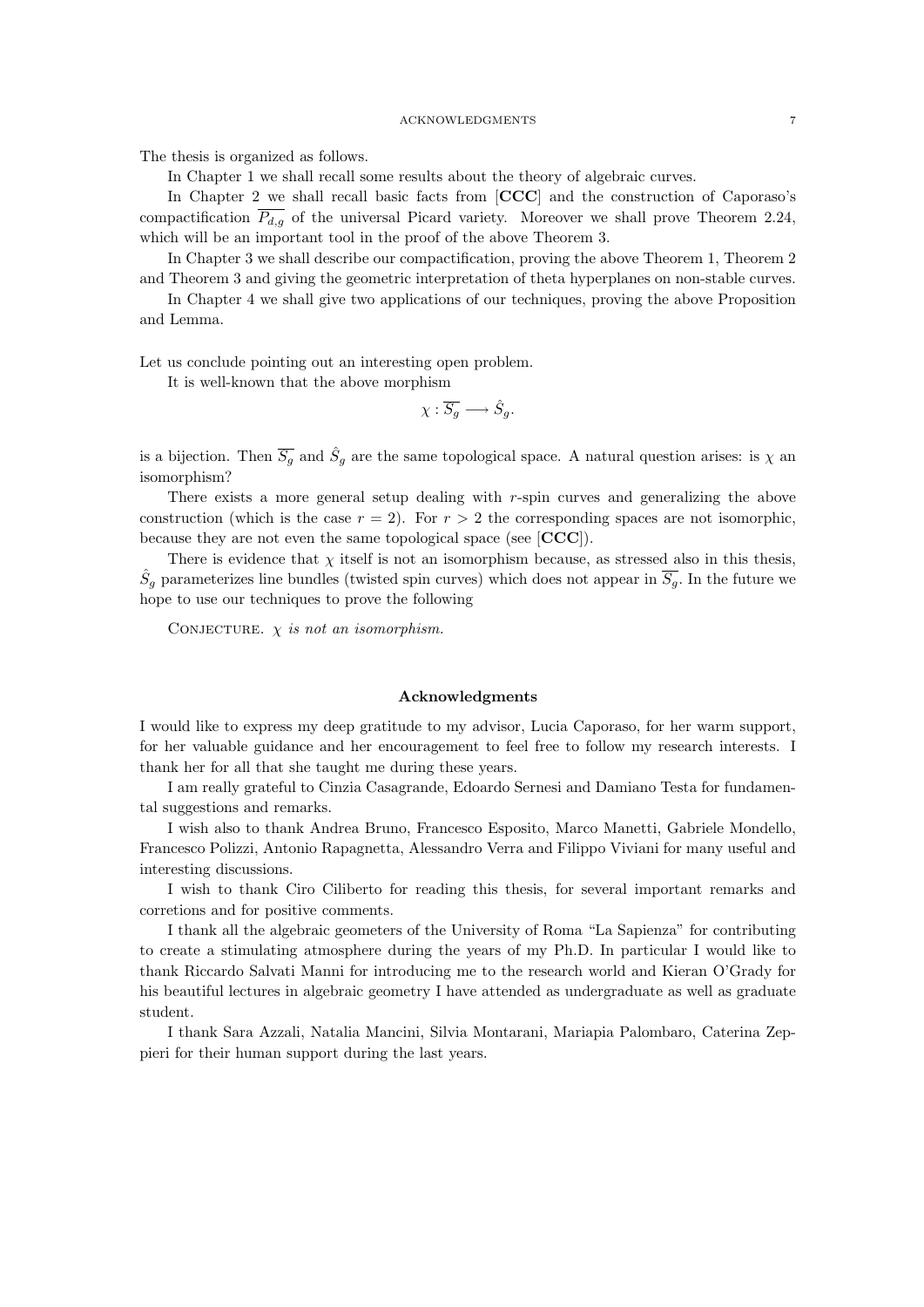The thesis is organized as follows.

In Chapter 1 we shall recall some results about the theory of algebraic curves.

In Chapter 2 we shall recall basic facts from [**CCC**] and the construction of Caporaso's compactification $\overline{P_{d,g}}$ of the universal Picard variety. Moreover we shall prove Theorem 2.24, which will be an important tool in the proof of the above Theorem 3.

In Chapter 3 we shall describe our compactification, proving the above Theorem 1, Theorem 2 and Theorem 3 and giving the geometric interpretation of theta hyperplanes on non-stable curves.

In Chapter 4 we shall give two applications of our techniques, proving the above Proposition and Lemma.

Let us conclude pointing out an interesting open problem.

It is well-known that the above morphism

$$\chi : \overline{S_g} \longrightarrow \hat{S}_g.$$

is a bijection. Then $\overline{S_g}$ and $\hat{S}_g$ are the same topological space. A natural question arises: is $\chi$ an isomorphism?

There exists a more general setup dealing with $r$-spin curves and generalizing the above construction (which is the case $r = 2$). For $r > 2$ the corresponding spaces are not isomorphic, because they are not even the same topological space (see [**CCC**]).

There is evidence that $\chi$ itself is not an isomorphism because, as stressed also in this thesis, $\hat{S}_g$ parameterizes line bundles (twisted spin curves) which does not appear in $\overline{S_g}$. In the future we hope to use our techniques to prove the following

Conjecture. *$\chi$ is not an isomorphism.*

### Acknowledgments

I would like to express my deep gratitude to my advisor, Lucia Caporaso, for her warm support, for her valuable guidance and her encouragement to feel free to follow my research interests. I thank her for all that she taught me during these years.

I am really grateful to Cinzia Casagrande, Edoardo Sernesi and Damiano Testa for fundamental suggestions and remarks.

I wish also to thank Andrea Bruno, Francesco Esposito, Marco Manetti, Gabriele Mondello, Francesco Polizzi, Antonio Rapagnetta, Alessandro Verra and Filippo Viviani for many useful and interesting discussions.

I wish to thank Ciro Ciliberto for reading this thesis, for several important remarks and corretions and for positive comments.

I thank all the algebraic geometers of the University of Roma "La Sapienza" for contributing to create a stimulating atmosphere during the years of my Ph.D. In particular I would like to thank Riccardo Salvati Manni for introducing me to the research world and Kieran O'Grady for his beautiful lectures in algebraic geometry I have attended as undergraduate as well as graduate student.

I thank Sara Azzali, Natalia Mancini, Silvia Montarani, Mariapia Palombaro, Caterina Zeppieri for their human support during the last years.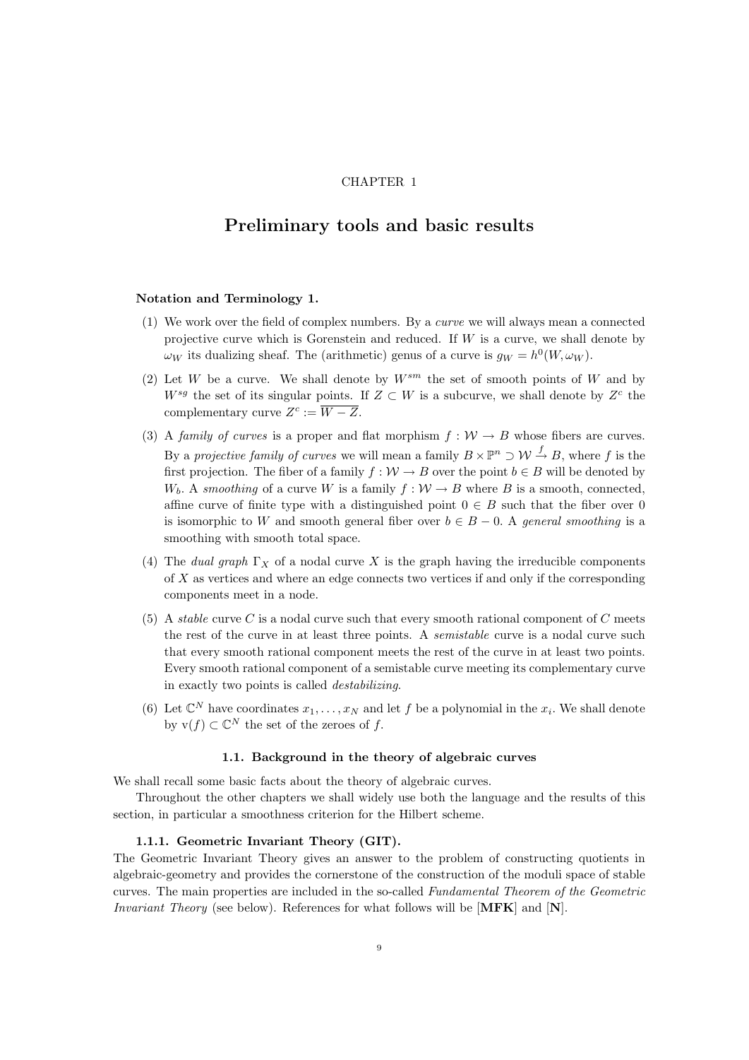CHAPTER 1

# Preliminary tools and basic results

**Notation and Terminology 1.**

(1) We work over the field of complex numbers. By a *curve* we will always mean a connected projective curve which is Gorenstein and reduced. If $W$ is a curve, we shall denote by $\omega_W$ its dualizing sheaf. The (arithmetic) genus of a curve is $g_W = h^0(W, \omega_W)$.

(2) Let $W$ be a curve. We shall denote by $W^{sm}$ the set of smooth points of $W$ and by $W^{sg}$ the set of its singular points. If $Z \subset W$ is a subcurve, we shall denote by $Z^c$ the complementary curve $Z^c := \overline{W - Z}$.

(3) A *family of curves* is a proper and flat morphism $f : \mathcal{W} \to B$ whose fibers are curves. By a *projective family of curves* we will mean a family $B \times \mathbb{P}^n \supset \mathcal{W} \xrightarrow{f} B$, where $f$ is the first projection. The fiber of a family $f : \mathcal{W} \to B$ over the point $b \in B$ will be denoted by $W_b$. A *smoothing* of a curve $W$ is a family $f : \mathcal{W} \to B$ where $B$ is a smooth, connected, affine curve of finite type with a distinguished point $0 \in B$ such that the fiber over $0$ is isomorphic to $W$ and smooth general fiber over $b \in B - 0$. A *general smoothing* is a smoothing with smooth total space.

(4) The *dual graph* $\Gamma_X$ of a nodal curve $X$ is the graph having the irreducible components of $X$ as vertices and where an edge connects two vertices if and only if the corresponding components meet in a node.

(5) A *stable* curve $C$ is a nodal curve such that every smooth rational component of $C$ meets the rest of the curve in at least three points. A *semistable* curve is a nodal curve such that every smooth rational component meets the rest of the curve in at least two points. Every smooth rational component of a semistable curve meeting its complementary curve in exactly two points is called *destabilizing*.

(6) Let $\mathbb{C}^N$ have coordinates $x_1, \ldots, x_N$ and let $f$ be a polynomial in the $x_i$. We shall denote by $\mathrm{v}(f) \subset \mathbb{C}^N$ the set of the zeroes of $f$.

## 1.1. Background in the theory of algebraic curves

We shall recall some basic facts about the theory of algebraic curves.

Throughout the other chapters we shall widely use both the language and the results of this section, in particular a smoothness criterion for the Hilbert scheme.

### 1.1.1. Geometric Invariant Theory (GIT).

The Geometric Invariant Theory gives an answer to the problem of constructing quotients in algebraic-geometry and provides the cornerstone of the construction of the moduli space of stable curves. The main properties are included in the so-called *Fundamental Theorem of the Geometric Invariant Theory* (see below). References for what follows will be [**MFK**] and [**N**].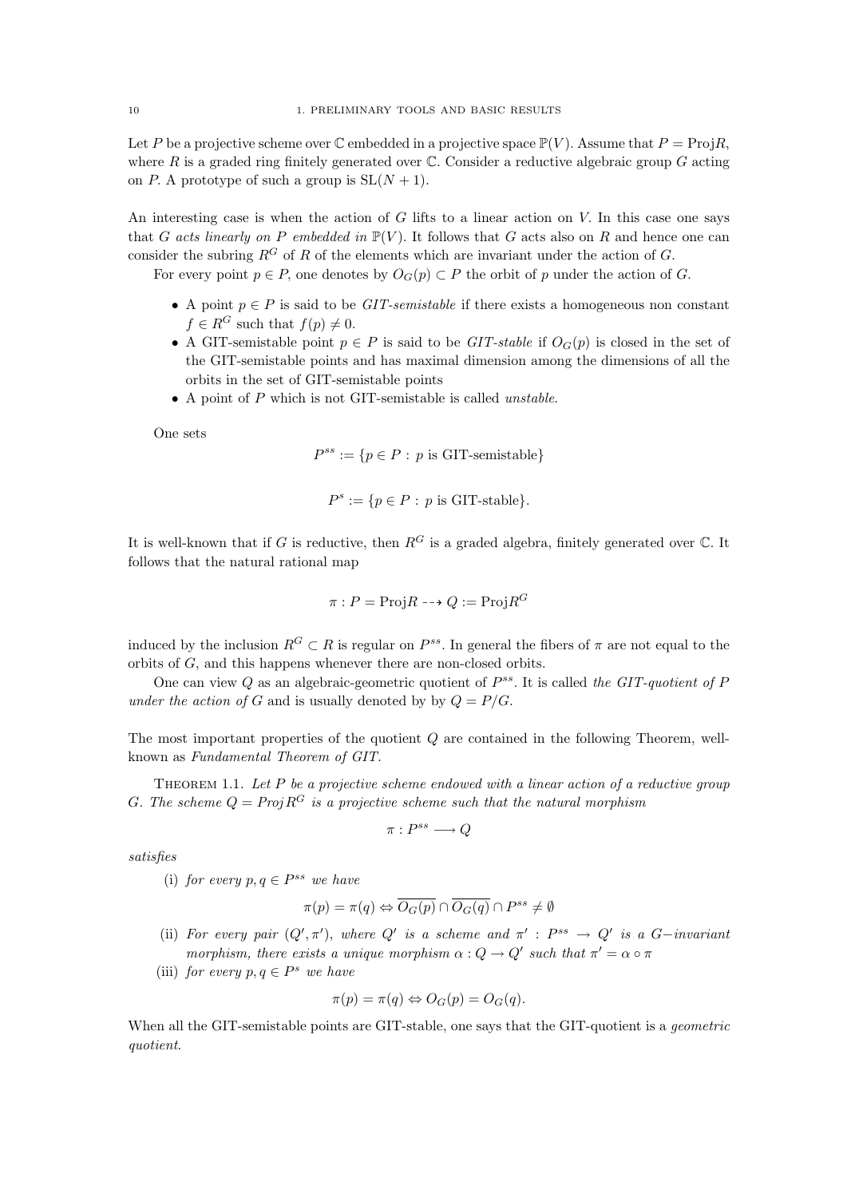Let $P$ be a projective scheme over $\mathbb{C}$ embedded in a projective space $\mathbb{P}(V)$. Assume that $P = \mathrm{Proj}R$, where $R$ is a graded ring finitely generated over $\mathbb{C}$. Consider a reductive algebraic group $G$ acting on $P$. A prototype of such a group is $\mathrm{SL}(N+1)$.

An interesting case is when the action of $G$ lifts to a linear action on $V$. In this case one says that $G$ *acts linearly on $P$ embedded in* $\mathbb{P}(V)$. It follows that $G$ acts also on $R$ and hence one can consider the subring $R^G$ of $R$ of the elements which are invariant under the action of $G$.

For every point $p \in P$, one denotes by $O_G(p) \subset P$ the orbit of $p$ under the action of $G$.

- A point $p \in P$ is said to be *GIT-semistable* if there exists a homogeneous non constant $f \in R^G$ such that $f(p) \neq 0$.
- A GIT-semistable point $p \in P$ is said to be *GIT-stable* if $O_G(p)$ is closed in the set of the GIT-semistable points and has maximal dimension among the dimensions of all the orbits in the set of GIT-semistable points
- A point of $P$ which is not GIT-semistable is called *unstable*.

One sets

$$P^{ss} := \{p \in P : p \text{ is GIT-semistable}\}$$

$$P^{s} := \{p \in P : p \text{ is GIT-stable}\}.$$

It is well-known that if $G$ is reductive, then $R^G$ is a graded algebra, finitely generated over $\mathbb{C}$. It follows that the natural rational map

$$\pi : P = \mathrm{Proj}R \dashrightarrow Q := \mathrm{Proj}R^G$$

induced by the inclusion $R^G \subset R$ is regular on $P^{ss}$. In general the fibers of $\pi$ are not equal to the orbits of $G$, and this happens whenever there are non-closed orbits.

One can view $Q$ as an algebraic-geometric quotient of $P^{ss}$. It is called *the GIT-quotient of $P$ under the action of $G$* and is usually denoted by by $Q = P/G$.

The most important properties of the quotient $Q$ are contained in the following Theorem, well-known as *Fundamental Theorem of GIT.*

THEOREM 1.1. *Let $P$ be a projective scheme endowed with a linear action of a reductive group $G$. The scheme $Q = \mathrm{Proj}\, R^G$ is a projective scheme such that the natural morphism*

$$\pi : P^{ss} \longrightarrow Q$$

*satisfies*

(i) *for every $p, q \in P^{ss}$ we have*

$$\pi(p) = \pi(q) \Leftrightarrow \overline{O_G(p)} \cap \overline{O_G(q)} \cap P^{ss} \neq \emptyset$$

(ii) *For every pair $(Q', \pi')$, where $Q'$ is a scheme and $\pi' : P^{ss} \to Q'$ is a $G-$invariant morphism, there exists a unique morphism $\alpha : Q \to Q'$ such that $\pi' = \alpha \circ \pi$*

(iii) *for every $p, q \in P^s$ we have*

$$\pi(p) = \pi(q) \Leftrightarrow O_G(p) = O_G(q).$$

When all the GIT-semistable points are GIT-stable, one says that the GIT-quotient is a *geometric quotient*.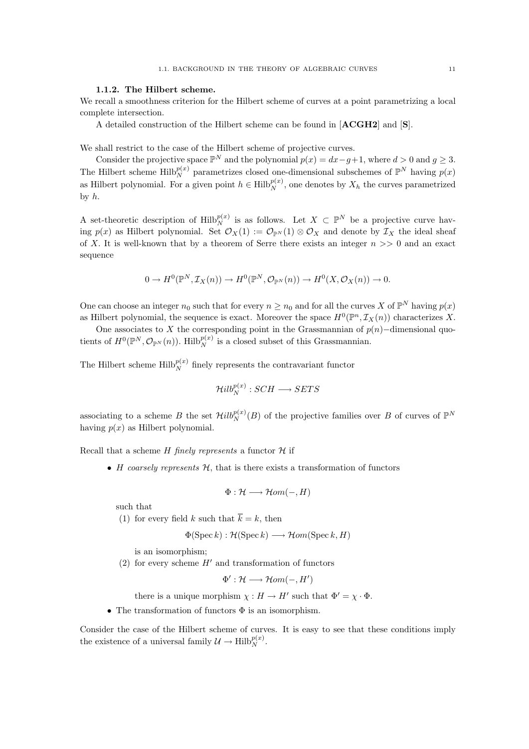### 1.1.2. The Hilbert scheme.

We recall a smoothness criterion for the Hilbert scheme of curves at a point parametrizing a local complete intersection.

A detailed construction of the Hilbert scheme can be found in [**ACGH2**] and [**S**].

We shall restrict to the case of the Hilbert scheme of projective curves.

Consider the projective space $\mathbb{P}^N$ and the polynomial $p(x) = dx - g + 1$, where $d > 0$ and $g \geq 3$. The Hilbert scheme $\mathrm{Hilb}_N^{p(x)}$ parametrizes closed one-dimensional subschemes of $\mathbb{P}^N$ having $p(x)$ as Hilbert polynomial. For a given point $h \in \mathrm{Hilb}_N^{p(x)}$, one denotes by $X_h$ the curves parametrized by $h$.

A set-theoretic description of $\mathrm{Hilb}_N^{p(x)}$ is as follows. Let $X \subset \mathbb{P}^N$ be a projective curve having $p(x)$ as Hilbert polynomial. Set $\mathcal{O}_X(1) := \mathcal{O}_{\mathbb{P}^N}(1) \otimes \mathcal{O}_X$ and denote by $\mathcal{I}_X$ the ideal sheaf of $X$. It is well-known that by a theorem of Serre there exists an integer $n >> 0$ and an exact sequence

$$0 \to H^0(\mathbb{P}^N, \mathcal{I}_X(n)) \to H^0(\mathbb{P}^N, \mathcal{O}_{\mathbb{P}^N}(n)) \to H^0(X, \mathcal{O}_X(n)) \to 0.$$

One can choose an integer $n_0$ such that for every $n \geq n_0$ and for all the curves $X$ of $\mathbb{P}^N$ having $p(x)$ as Hilbert polynomial, the sequence is exact. Moreover the space $H^0(\mathbb{P}^n, \mathcal{I}_X(n))$ characterizes $X$.

One associates to $X$ the corresponding point in the Grassmannian of $p(n)-$dimensional quotients of $H^0(\mathbb{P}^N, \mathcal{O}_{\mathbb{P}^N}(n))$. $\mathrm{Hilb}_N^{p(x)}$ is a closed subset of this Grassmannian.

The Hilbert scheme $\mathrm{Hilb}_N^{p(x)}$ finely represents the contravariant functor

$$\mathcal{H}ilb_N^{p(x)} : SCH \longrightarrow SETS$$

associating to a scheme $B$ the set $\mathcal{H}ilb_N^{p(x)}(B)$ of the projective families over $B$ of curves of $\mathbb{P}^N$ having $p(x)$ as Hilbert polynomial.

Recall that a scheme $H$ *finely represents* a functor $\mathcal{H}$ if

- $H$ *coarsely represents* $\mathcal{H}$, that is there exists a transformation of functors

$$\Phi : \mathcal{H} \longrightarrow \mathcal{H}om(-, H)$$

  such that

  (1) for every field $k$ such that $\overline{k} = k$, then

$$\Phi(\operatorname{Spec} k) : \mathcal{H}(\operatorname{Spec} k) \longrightarrow \mathcal{H}om(\operatorname{Spec} k, H)$$

  is an isomorphism;

  (2) for every scheme $H'$ and transformation of functors

$$\Phi' : \mathcal{H} \longrightarrow \mathcal{H}om(-, H')$$

  there is a unique morphism $\chi : H \to H'$ such that $\Phi' = \chi \cdot \Phi$.

- The transformation of functors $\Phi$ is an isomorphism.

Consider the case of the Hilbert scheme of curves. It is easy to see that these conditions imply the existence of a universal family $\mathcal{U} \to \mathrm{Hilb}_N^{p(x)}$.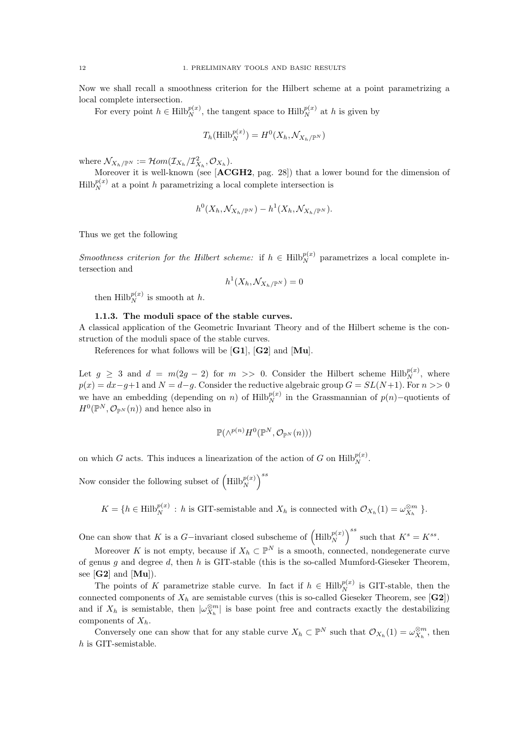Now we shall recall a smoothness criterion for the Hilbert scheme at a point parametrizing a local complete intersection.

For every point $h \in \mathrm{Hilb}_N^{p(x)}$, the tangent space to $\mathrm{Hilb}_N^{p(x)}$ at $h$ is given by

$$T_h(\mathrm{Hilb}_N^{p(x)}) = H^0(X_h, \mathcal{N}_{X_h/\mathbb{P}^N})$$

where $\mathcal{N}_{X_h/\mathbb{P}^N} := \mathcal{H}om(\mathcal{I}_{X_h}/\mathcal{I}_{X_h}^2, \mathcal{O}_{X_h})$.

Moreover it is well-known (see [**ACGH2**, pag. 28]) that a lower bound for the dimension of $\mathrm{Hilb}_N^{p(x)}$ at a point $h$ parametrizing a local complete intersection is

$$h^0(X_h, \mathcal{N}_{X_h/\mathbb{P}^N}) - h^1(X_h, \mathcal{N}_{X_h/\mathbb{P}^N}).$$

Thus we get the following

*Smoothness criterion for the Hilbert scheme:* if $h \in \mathrm{Hilb}_N^{p(x)}$ parametrizes a local complete intersection and

$$h^1(X_h, \mathcal{N}_{X_h/\mathbb{P}^N}) = 0$$

then $\mathrm{Hilb}_N^{p(x)}$ is smooth at $h$.

### 1.1.3. The moduli space of the stable curves.

A classical application of the Geometric Invariant Theory and of the Hilbert scheme is the construction of the moduli space of the stable curves.

References for what follows will be [**G1**], [**G2**] and [**Mu**].

Let $g \geq 3$ and $d = m(2g-2)$ for $m >> 0$. Consider the Hilbert scheme $\mathrm{Hilb}_N^{p(x)}$, where $p(x) = dx - g + 1$ and $N = d - g$. Consider the reductive algebraic group $G = SL(N+1)$. For $n >> 0$ we have an embedding (depending on $n$) of $\mathrm{Hilb}_N^{p(x)}$ in the Grassmannian of $p(n)-$quotients of $H^0(\mathbb{P}^N, \mathcal{O}_{\mathbb{P}^N}(n))$ and hence also in

$$\mathbb{P}(\wedge^{p(n)} H^0(\mathbb{P}^N, \mathcal{O}_{\mathbb{P}^N}(n)))$$

on which $G$ acts. This induces a linearization of the action of $G$ on $\mathrm{Hilb}_N^{p(x)}$.

Now consider the following subset of $\left(\mathrm{Hilb}_N^{p(x)}\right)^{ss}$

$$K = \{h \in \mathrm{Hilb}_N^{p(x)} \,:\, h \text{ is GIT-semistable and } X_h \text{ is connected with } \mathcal{O}_{X_h}(1) = \omega_{X_h}^{\otimes m}\ \}.$$

One can show that $K$ is a $G-$invariant closed subscheme of $\left(\mathrm{Hilb}_N^{p(x)}\right)^{ss}$ such that $K^s = K^{ss}$.

Moreover $K$ is not empty, because if $X_h \subset \mathbb{P}^N$ is a smooth, connected, nondegenerate curve of genus $g$ and degree $d$, then $h$ is GIT-stable (this is the so-called Mumford-Gieseker Theorem, see [**G2**] and [**Mu**]).

The points of $K$ parametrize stable curve. In fact if $h \in \mathrm{Hilb}_N^{p(x)}$ is GIT-stable, then the connected components of $X_h$ are semistable curves (this is so-called Gieseker Theorem, see [**G2**]) and if $X_h$ is semistable, then $|\omega_{X_h}^{\otimes m}|$ is base point free and contracts exactly the destabilizing components of $X_h$.

Conversely one can show that for any stable curve $X_h \subset \mathbb{P}^N$ such that $\mathcal{O}_{X_h}(1) = \omega_{X_h}^{\otimes m}$, then $h$ is GIT-semistable.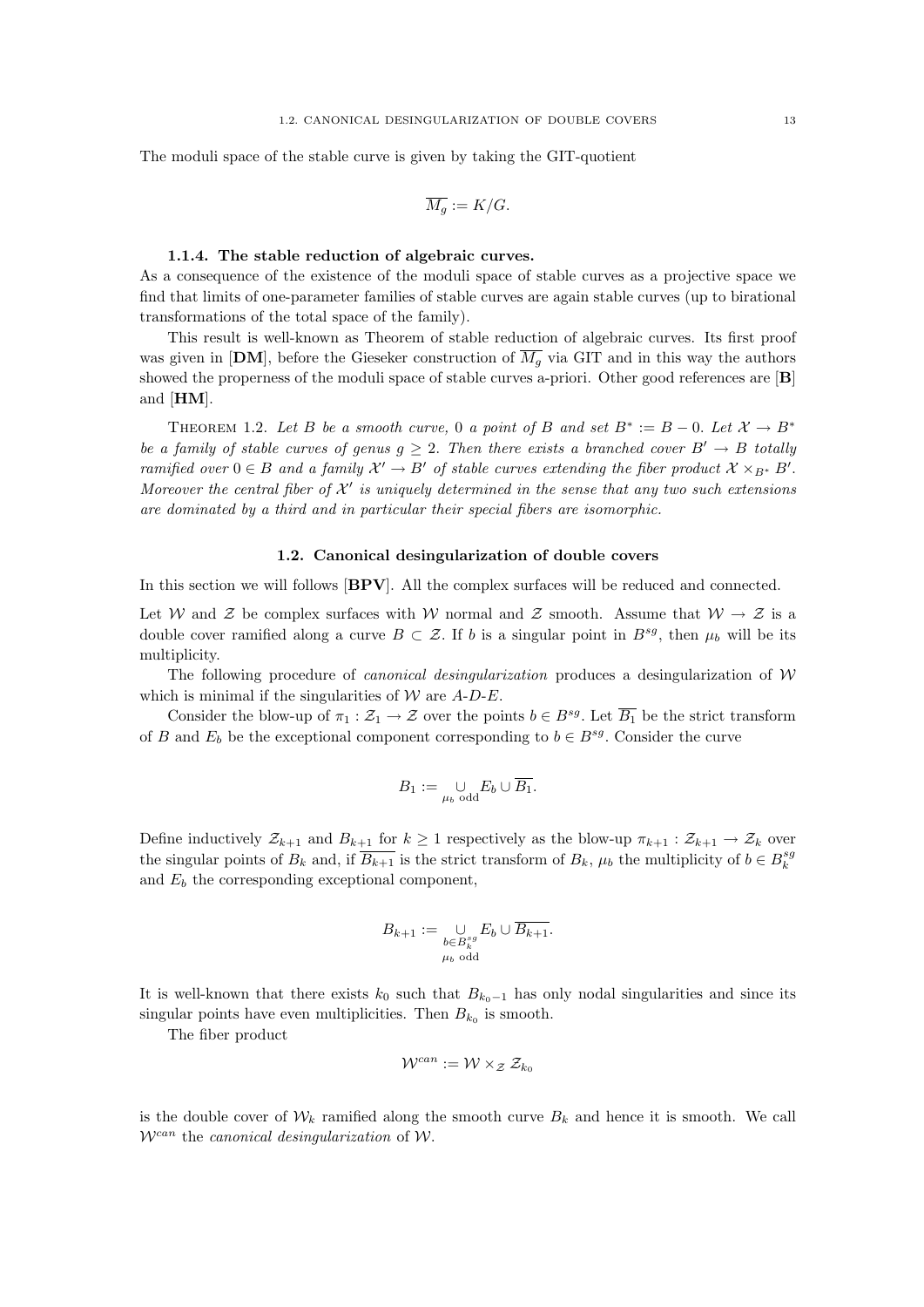The moduli space of the stable curve is given by taking the GIT-quotient

$$\overline{M_g} := K/G.$$

#### 1.1.4. The stable reduction of algebraic curves.

As a consequence of the existence of the moduli space of stable curves as a projective space we find that limits of one-parameter families of stable curves are again stable curves (up to birational transformations of the total space of the family).

This result is well-known as Theorem of stable reduction of algebraic curves. Its first proof was given in [**DM**], before the Gieseker construction of $\overline{M_g}$ via GIT and in this way the authors showed the properness of the moduli space of stable curves a-priori. Other good references are [**B**] and [**HM**].

Theorem 1.2. *Let $B$ be a smooth curve, $0$ a point of $B$ and set $B^* := B - 0$. Let $\mathcal{X} \to B^*$ be a family of stable curves of genus $g \geq 2$. Then there exists a branched cover $B' \to B$ totally ramified over $0 \in B$ and a family $\mathcal{X}' \to B'$ of stable curves extending the fiber product $\mathcal{X} \times_{B^*} B'$. Moreover the central fiber of $\mathcal{X}'$ is uniquely determined in the sense that any two such extensions are dominated by a third and in particular their special fibers are isomorphic.*

### 1.2. Canonical desingularization of double covers

In this section we will follows [**BPV**]. All the complex surfaces will be reduced and connected.

Let $\mathcal{W}$ and $\mathcal{Z}$ be complex surfaces with $\mathcal{W}$ normal and $\mathcal{Z}$ smooth. Assume that $\mathcal{W} \to \mathcal{Z}$ is a double cover ramified along a curve $B \subset \mathcal{Z}$. If $b$ is a singular point in $B^{sg}$, then $\mu_b$ will be its multiplicity.

The following procedure of *canonical desingularization* produces a desingularization of $\mathcal{W}$ which is minimal if the singularities of $\mathcal{W}$ are *A-D-E*.

Consider the blow-up of $\pi_1 : \mathcal{Z}_1 \to \mathcal{Z}$ over the points $b \in B^{sg}$. Let $\overline{B_1}$ be the strict transform of $B$ and $E_b$ be the exceptional component corresponding to $b \in B^{sg}$. Consider the curve

$$B_1 := \bigcup_{\mu_b \text{ odd}} E_b \cup \overline{B_1}.$$

Define inductively $\mathcal{Z}_{k+1}$ and $B_{k+1}$ for $k \geq 1$ respectively as the blow-up $\pi_{k+1} : \mathcal{Z}_{k+1} \to \mathcal{Z}_k$ over the singular points of $B_k$ and, if $\overline{B_{k+1}}$ is the strict transform of $B_k$, $\mu_b$ the multiplicity of $b \in B_k^{sg}$ and $E_b$ the corresponding exceptional component,

$$B_{k+1} := \bigcup_{\substack{b \in B_k^{sg} \\ \mu_b \text{ odd}}} E_b \cup \overline{B_{k+1}}.$$

It is well-known that there exists $k_0$ such that $B_{k_0-1}$ has only nodal singularities and since its singular points have even multiplicities. Then $B_{k_0}$ is smooth.

The fiber product

$$\mathcal{W}^{can} := \mathcal{W} \times_{\mathcal{Z}} \mathcal{Z}_{k_0}$$

is the double cover of $\mathcal{W}_k$ ramified along the smooth curve $B_k$ and hence it is smooth. We call $\mathcal{W}^{can}$ the *canonical desingularization* of $\mathcal{W}$.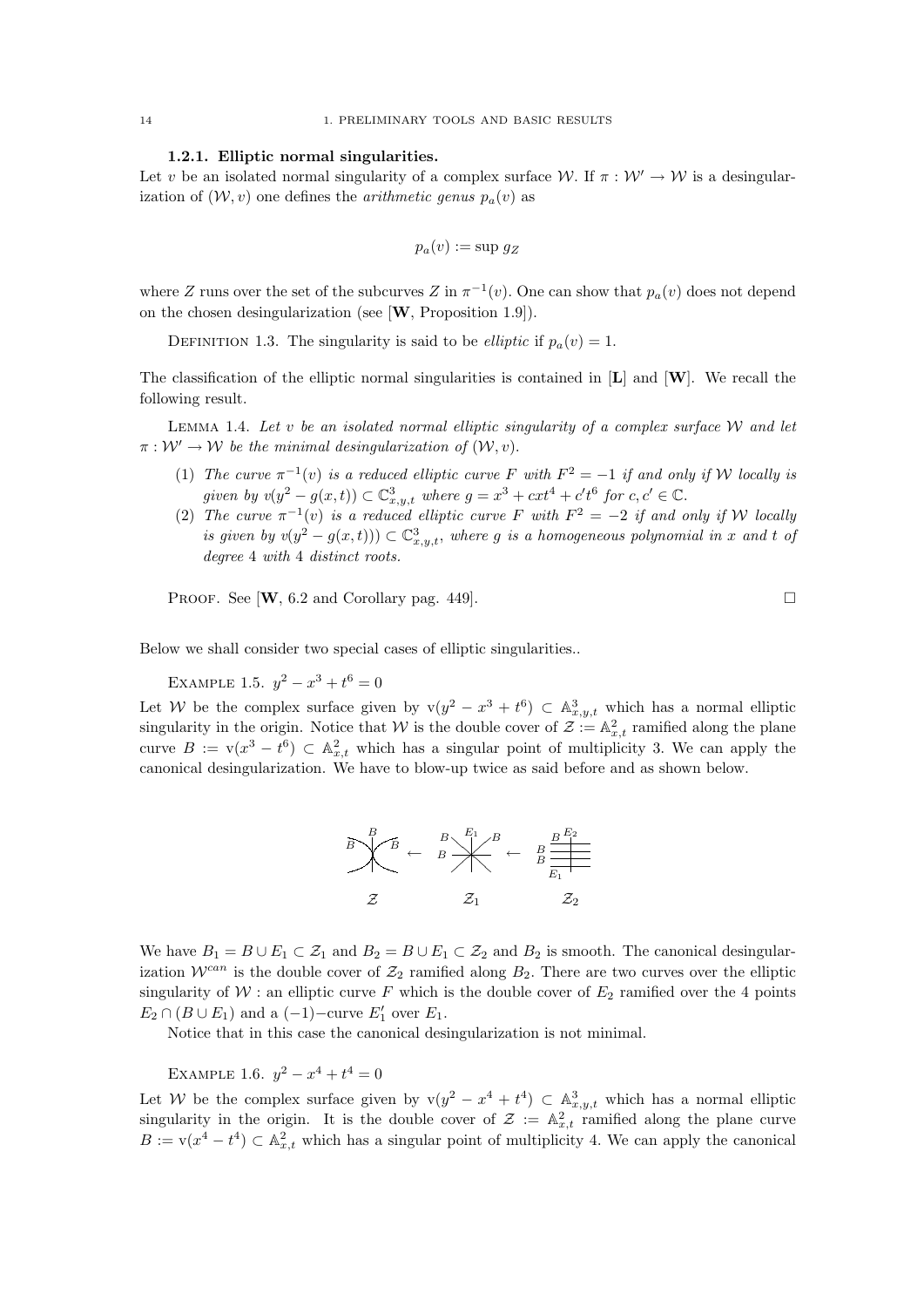### 1.2.1. Elliptic normal singularities.

Let $v$ be an isolated normal singularity of a complex surface $\mathcal{W}$. If $\pi : \mathcal{W}' \to \mathcal{W}$ is a desingularization of $(\mathcal{W}, v)$ one defines the *arithmetic genus* $p_a(v)$ as

$$p_a(v) := \sup g_Z$$

where $Z$ runs over the set of the subcurves $Z$ in $\pi^{-1}(v)$. One can show that $p_a(v)$ does not depend on the chosen desingularization (see [**W**, Proposition 1.9]).

DEFINITION 1.3. The singularity is said to be *elliptic* if $p_a(v) = 1$.

The classification of the elliptic normal singularities is contained in [**L**] and [**W**]. We recall the following result.

LEMMA 1.4. *Let $v$ be an isolated normal elliptic singularity of a complex surface $\mathcal{W}$ and let $\pi : \mathcal{W}' \to \mathcal{W}$ be the minimal desingularization of $(\mathcal{W}, v)$.*

1. *The curve $\pi^{-1}(v)$ is a reduced elliptic curve $F$ with $F^2 = -1$ if and only if $\mathcal{W}$ locally is given by $v(y^2 - g(x,t)) \subset \mathbb{C}^3_{x,y,t}$ where $g = x^3 + cxt^4 + c't^6$ for $c, c' \in \mathbb{C}$.*
2. *The curve $\pi^{-1}(v)$ is a reduced elliptic curve $F$ with $F^2 = -2$ if and only if $\mathcal{W}$ locally is given by $v(y^2 - g(x,t))) \subset \mathbb{C}^3_{x,y,t}$, where $g$ is a homogeneous polynomial in $x$ and $t$ of degree 4 with 4 distinct roots.*

PROOF. See [**W**, 6.2 and Corollary pag. 449]. $\square$

Below we shall consider two special cases of elliptic singularities..

EXAMPLE 1.5. $y^2 - x^3 + t^6 = 0$

Let $\mathcal{W}$ be the complex surface given by $\mathrm{v}(y^2 - x^3 + t^6) \subset \mathbb{A}^3_{x,y,t}$ which has a normal elliptic singularity in the origin. Notice that $\mathcal{W}$ is the double cover of $\mathcal{Z} := \mathbb{A}^2_{x,t}$ ramified along the plane curve $B := \mathrm{v}(x^3 - t^6) \subset \mathbb{A}^2_{x,t}$ which has a singular point of multiplicity 3. We can apply the canonical desingularization. We have to blow-up twice as said before and as shown below.

$\mathcal{Z}$ $\qquad$ $\mathcal{Z}_1$ $\qquad$ $\mathcal{Z}_2$

We have $B_1 = B \cup E_1 \subset \mathcal{Z}_1$ and $B_2 = B \cup E_1 \subset \mathcal{Z}_2$ and $B_2$ is smooth. The canonical desingularization $\mathcal{W}^{can}$ is the double cover of $\mathcal{Z}_2$ ramified along $B_2$. There are two curves over the elliptic singularity of $\mathcal{W}$ : an elliptic curve $F$ which is the double cover of $E_2$ ramified over the 4 points $E_2 \cap (B \cup E_1)$ and a $(-1)-$curve $E_1'$ over $E_1$.

Notice that in this case the canonical desingularization is not minimal.

EXAMPLE 1.6. $y^2 - x^4 + t^4 = 0$

Let $\mathcal{W}$ be the complex surface given by $\mathrm{v}(y^2 - x^4 + t^4) \subset \mathbb{A}^3_{x,y,t}$ which has a normal elliptic singularity in the origin. It is the double cover of $\mathcal{Z} := \mathbb{A}^2_{x,t}$ ramified along the plane curve $B := \mathrm{v}(x^4 - t^4) \subset \mathbb{A}^2_{x,t}$ which has a singular point of multiplicity 4. We can apply the canonical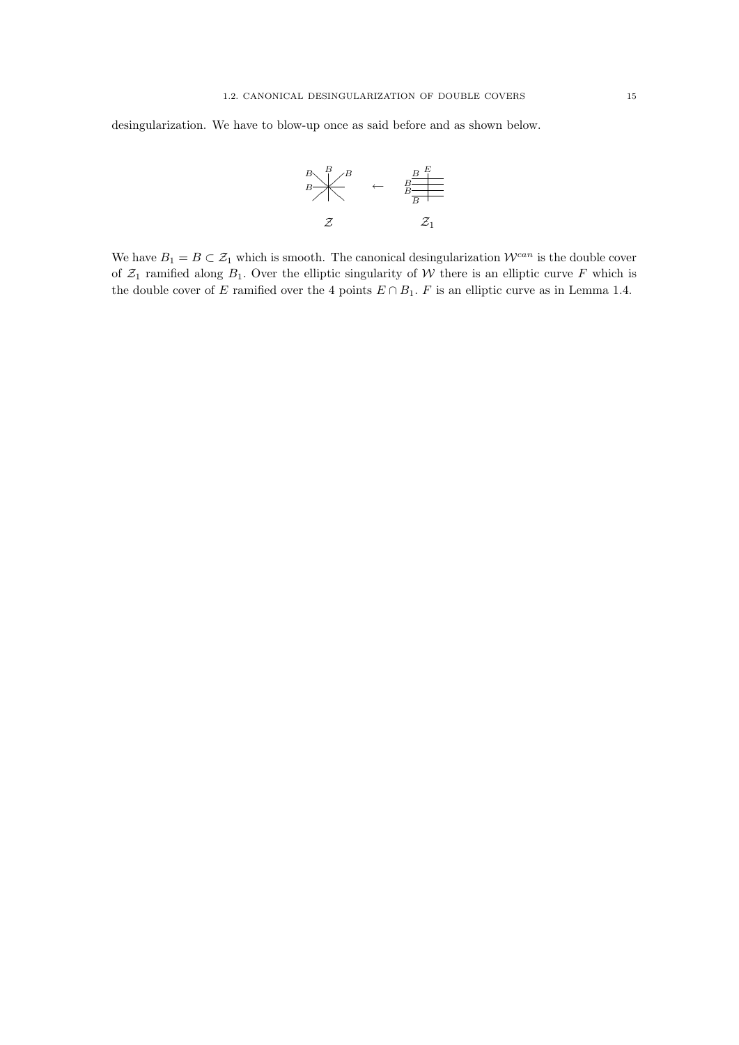desingularization. We have to blow-up once as said before and as shown below.

$\mathcal{Z}$ $\longleftarrow$ $\mathcal{Z}_1$

We have $B_1 = B \subset \mathcal{Z}_1$ which is smooth. The canonical desingularization $\mathcal{W}^{can}$ is the double cover of $\mathcal{Z}_1$ ramified along $B_1$. Over the elliptic singularity of $\mathcal{W}$ there is an elliptic curve $F$ which is the double cover of $E$ ramified over the 4 points $E \cap B_1$. $F$ is an elliptic curve as in Lemma 1.4.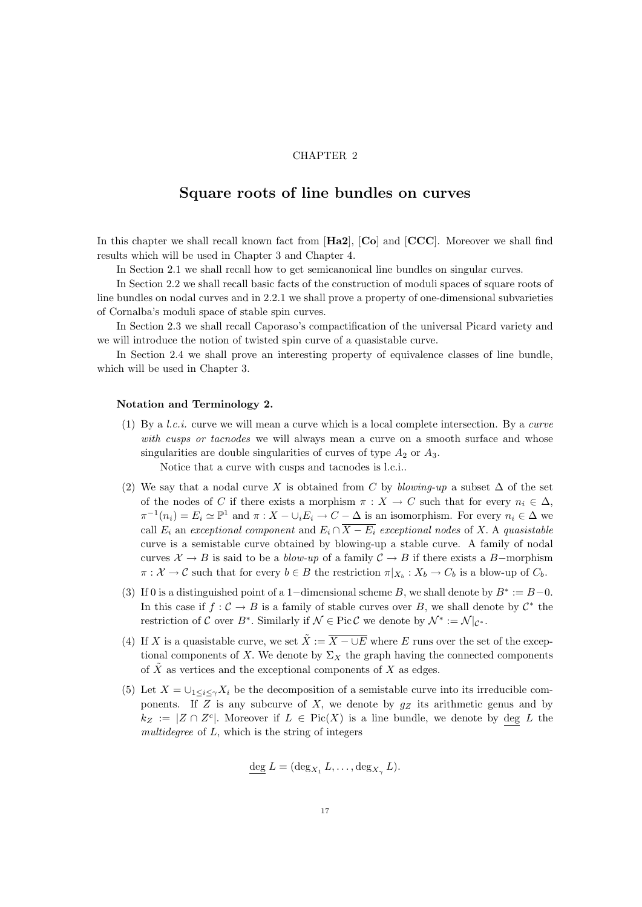CHAPTER 2

# Square roots of line bundles on curves

In this chapter we shall recall known fact from [**Ha2**], [**Co**] and [**CCC**]. Moreover we shall find results which will be used in Chapter 3 and Chapter 4.

In Section 2.1 we shall recall how to get semicanonical line bundles on singular curves.

In Section 2.2 we shall recall basic facts of the construction of moduli spaces of square roots of line bundles on nodal curves and in 2.2.1 we shall prove a property of one-dimensional subvarieties of Cornalba's moduli space of stable spin curves.

In Section 2.3 we shall recall Caporaso's compactification of the universal Picard variety and we will introduce the notion of twisted spin curve of a quasistable curve.

In Section 2.4 we shall prove an interesting property of equivalence classes of line bundle, which will be used in Chapter 3.

**Notation and Terminology 2.**

(1) By a *l.c.i.* curve we will mean a curve which is a local complete intersection. By a *curve with cusps or tacnodes* we will always mean a curve on a smooth surface and whose singularities are double singularities of curves of type $A_2$ or $A_3$.

Notice that a curve with cusps and tacnodes is l.c.i..

(2) We say that a nodal curve $X$ is obtained from $C$ by *blowing-up* a subset $\Delta$ of the set of the nodes of $C$ if there exists a morphism $\pi : X \to C$ such that for every $n_i \in \Delta$, $\pi^{-1}(n_i) = E_i \simeq \mathbb{P}^1$ and $\pi : X - \cup_i E_i \to C - \Delta$ is an isomorphism. For every $n_i \in \Delta$ we call $E_i$ an *exceptional component* and $E_i \cap \overline{X - E_i}$ *exceptional nodes* of $X$. A *quasistable* curve is a semistable curve obtained by blowing-up a stable curve. A family of nodal curves $\mathcal{X} \to B$ is said to be a *blow-up* of a family $\mathcal{C} \to B$ if there exists a $B-$morphism $\pi : \mathcal{X} \to \mathcal{C}$ such that for every $b \in B$ the restriction $\pi|_{X_b} : X_b \to C_b$ is a blow-up of $C_b$.

(3) If 0 is a distinguished point of a $1-$dimensional scheme $B$, we shall denote by $B^* := B - 0$. In this case if $f : \mathcal{C} \to B$ is a family of stable curves over $B$, we shall denote by $\mathcal{C}^*$ the restriction of $\mathcal{C}$ over $B^*$. Similarly if $\mathcal{N} \in \operatorname{Pic}\mathcal{C}$ we denote by $\mathcal{N}^* := \mathcal{N}|_{\mathcal{C}^*}$.

(4) If $X$ is a quasistable curve, we set $\tilde{X} := \overline{X - \cup E}$ where $E$ runs over the set of the exceptional components of $X$. We denote by $\Sigma_X$ the graph having the connected components of $\tilde{X}$ as vertices and the exceptional components of $X$ as edges.

(5) Let $X = \cup_{1 \le i \le \gamma} X_i$ be the decomposition of a semistable curve into its irreducible components. If $Z$ is any subcurve of $X$, we denote by $g_Z$ its arithmetic genus and by $k_Z := |Z \cap Z^c|$. Moreover if $L \in \operatorname{Pic}(X)$ is a line bundle, we denote by $\underline{\deg}\ L$ the *multidegree* of $L$, which is the string of integers

$$\underline{\deg}\ L = (\deg_{X_1} L, \ldots, \deg_{X_\gamma} L).$$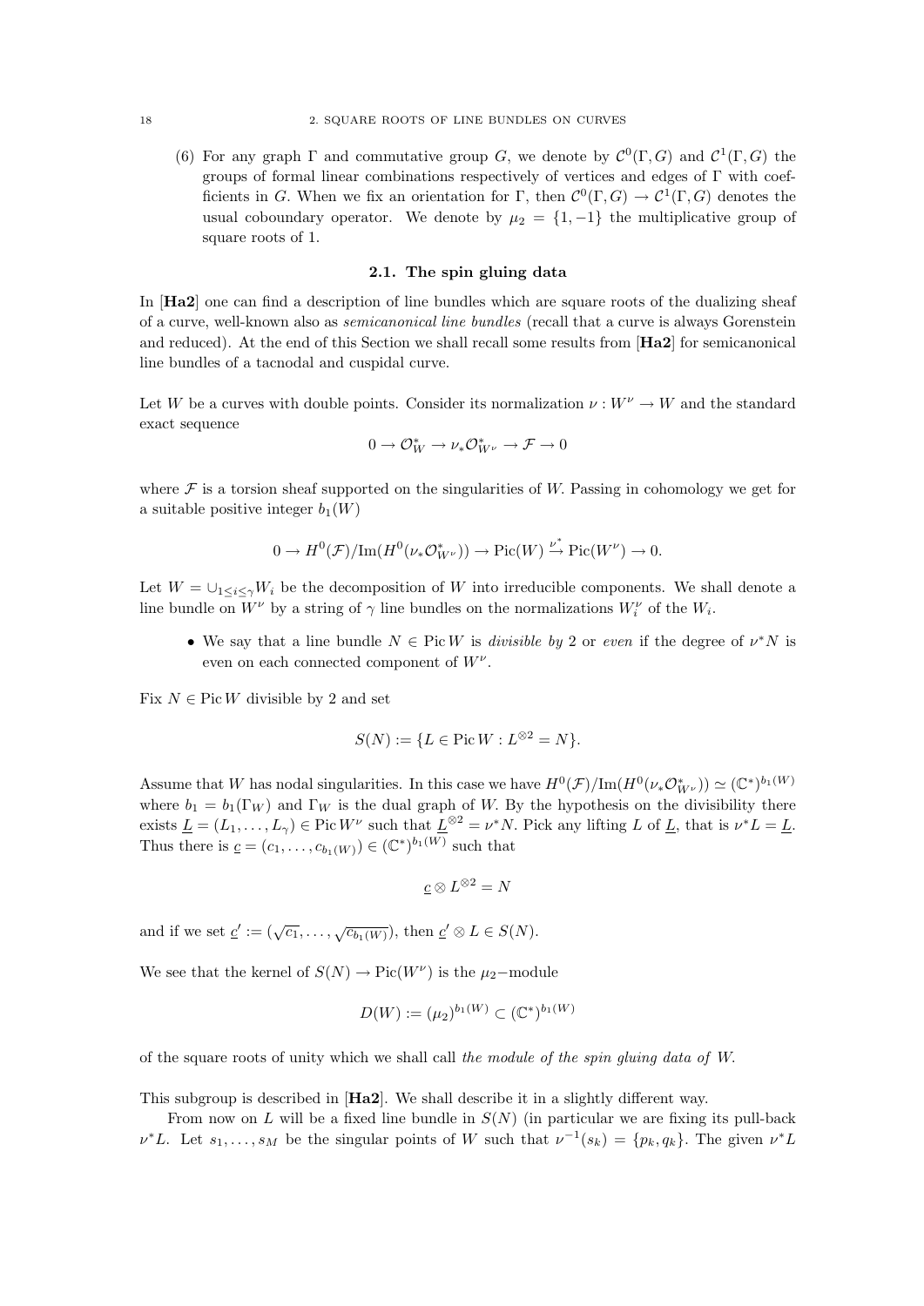(6) For any graph $\Gamma$ and commutative group $G$, we denote by $\mathcal{C}^0(\Gamma, G)$ and $\mathcal{C}^1(\Gamma, G)$ the groups of formal linear combinations respectively of vertices and edges of $\Gamma$ with coefficients in $G$. When we fix an orientation for $\Gamma$, then $\mathcal{C}^0(\Gamma, G) \to \mathcal{C}^1(\Gamma, G)$ denotes the usual coboundary operator. We denote by $\mu_2 = \{1, -1\}$ the multiplicative group of square roots of 1.

### 2.1. The spin gluing data

In [**Ha2**] one can find a description of line bundles which are square roots of the dualizing sheaf of a curve, well-known also as *semicanonical line bundles* (recall that a curve is always Gorenstein and reduced). At the end of this Section we shall recall some results from [**Ha2**] for semicanonical line bundles of a tacnodal and cuspidal curve.

Let $W$ be a curves with double points. Consider its normalization $\nu : W^\nu \to W$ and the standard exact sequence

$$0 \to \mathcal{O}_W^* \to \nu_* \mathcal{O}_{W^\nu}^* \to \mathcal{F} \to 0$$

where $\mathcal{F}$ is a torsion sheaf supported on the singularities of $W$. Passing in cohomology we get for a suitable positive integer $b_1(W)$

$$0 \to H^0(\mathcal{F})/\mathrm{Im}(H^0(\nu_* \mathcal{O}_{W^\nu}^*)) \to \mathrm{Pic}(W) \xrightarrow{\nu^*} \mathrm{Pic}(W^\nu) \to 0.$$

Let $W = \cup_{1 \le i \le \gamma} W_i$ be the decomposition of $W$ into irreducible components. We shall denote a line bundle on $W^\nu$ by a string of $\gamma$ line bundles on the normalizations $W_i^\nu$ of the $W_i$.

- We say that a line bundle $N \in \mathrm{Pic}\, W$ is *divisible by* 2 or *even* if the degree of $\nu^* N$ is even on each connected component of $W^\nu$.

Fix $N \in \mathrm{Pic}\, W$ divisible by 2 and set

$$S(N) := \{L \in \mathrm{Pic}\, W : L^{\otimes 2} = N\}.$$

Assume that $W$ has nodal singularities. In this case we have $H^0(\mathcal{F})/\mathrm{Im}(H^0(\nu_* \mathcal{O}_{W^\nu}^*)) \simeq (\mathbb{C}^*)^{b_1(W)}$ where $b_1 = b_1(\Gamma_W)$ and $\Gamma_W$ is the dual graph of $W$. By the hypothesis on the divisibility there exists $\underline{L} = (L_1, \ldots, L_\gamma) \in \mathrm{Pic}\, W^\nu$ such that $\underline{L}^{\otimes 2} = \nu^* N$. Pick any lifting $L$ of $\underline{L}$, that is $\nu^* L = \underline{L}$. Thus there is $\underline{c} = (c_1, \ldots, c_{b_1(W)}) \in (\mathbb{C}^*)^{b_1(W)}$ such that

$$\underline{c} \otimes L^{\otimes 2} = N$$

and if we set $\underline{c}' := (\sqrt{c_1}, \ldots, \sqrt{c_{b_1(W)}})$, then $\underline{c}' \otimes L \in S(N)$.

We see that the kernel of $S(N) \to \mathrm{Pic}(W^\nu)$ is the $\mu_2$-module

$$D(W) := (\mu_2)^{b_1(W)} \subset (\mathbb{C}^*)^{b_1(W)}$$

of the square roots of unity which we shall call *the module of the spin gluing data of $W$.*

This subgroup is described in [**Ha2**]. We shall describe it in a slightly different way.

From now on $L$ will be a fixed line bundle in $S(N)$ (in particular we are fixing its pull-back $\nu^* L$. Let $s_1, \ldots, s_M$ be the singular points of $W$ such that $\nu^{-1}(s_k) = \{p_k, q_k\}$. The given $\nu^* L$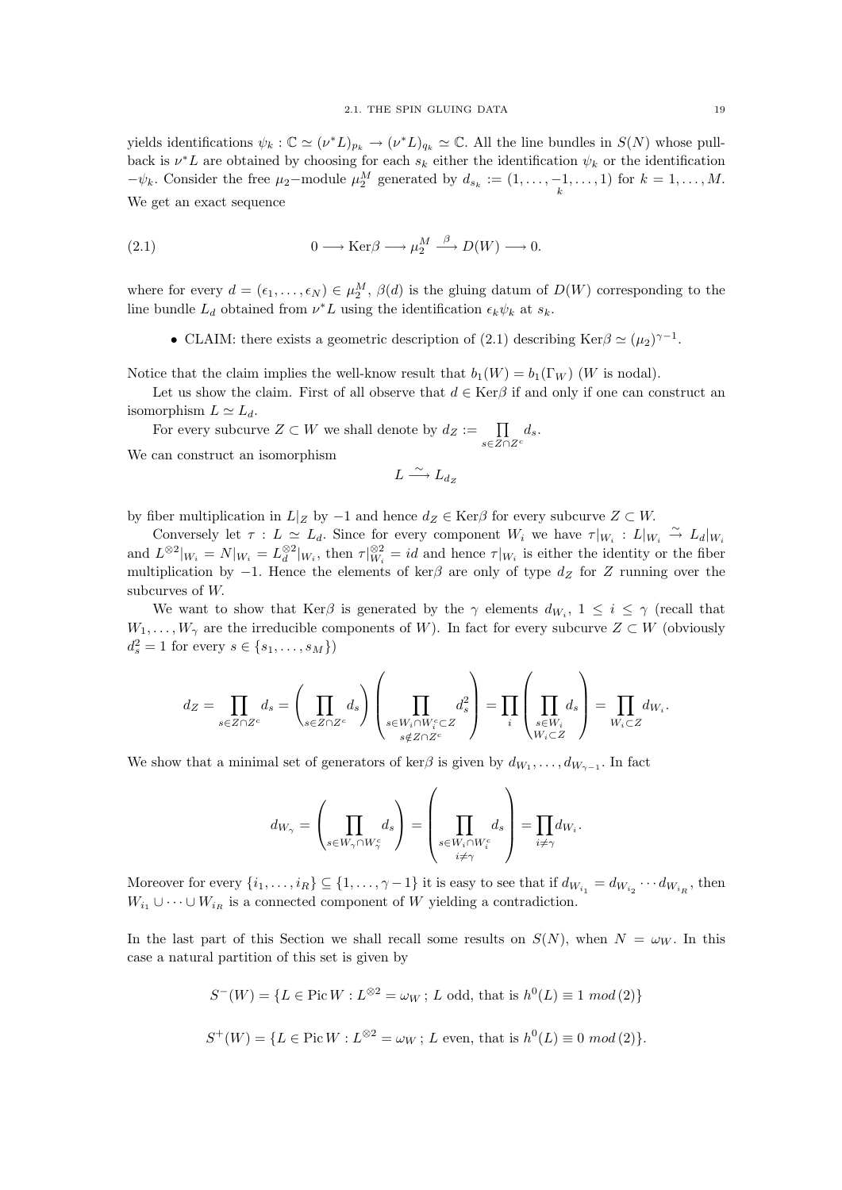yields identifications $\psi_k : \mathbb{C} \simeq (\nu^* L)_{p_k} \to (\nu^* L)_{q_k} \simeq \mathbb{C}$. All the line bundles in $S(N)$ whose pull-back is $\nu^* L$ are obtained by choosing for each $s_k$ either the identification $\psi_k$ or the identification $-\psi_k$. Consider the free $\mu_2-$module $\mu_2^M$ generated by $d_{s_k} := (1, \dots, \underset{k}{-1}, \dots, 1)$ for $k = 1, \dots, M$. We get an exact sequence

$$
0 \longrightarrow \mathrm{Ker}\beta \longrightarrow \mu_2^M \stackrel{\beta}{\longrightarrow} D(W) \longrightarrow 0. \tag{2.1}
$$

where for every $d = (\epsilon_1, \dots, \epsilon_N) \in \mu_2^M$, $\beta(d)$ is the gluing datum of $D(W)$ corresponding to the line bundle $L_d$ obtained from $\nu^* L$ using the identification $\epsilon_k \psi_k$ at $s_k$.

- CLAIM: there exists a geometric description of (2.1) describing $\mathrm{Ker}\beta \simeq (\mu_2)^{\gamma - 1}$.

Notice that the claim implies the well-know result that $b_1(W) = b_1(\Gamma_W)$ ($W$ is nodal).

Let us show the claim. First of all observe that $d \in \mathrm{Ker}\beta$ if and only if one can construct an isomorphism $L \simeq L_d$.

For every subcurve $Z \subset W$ we shall denote by $d_Z := \prod_{s \in Z \cap Z^c} d_s$.

We can construct an isomorphism

$$
L \stackrel{\sim}{\longrightarrow} L_{d_Z}
$$

by fiber multiplication in $L|_Z$ by $-1$ and hence $d_Z \in \mathrm{Ker}\beta$ for every subcurve $Z \subset W$.

Conversely let $\tau : L \simeq L_d$. Since for every component $W_i$ we have $\tau|_{W_i} : L|_{W_i} \stackrel{\sim}{\to} L_d|_{W_i}$ and $L^{\otimes 2}|_{W_i} = N|_{W_i} = L_d^{\otimes 2}|_{W_i}$, then $\tau|_{W_i}^{\otimes 2} = id$ and hence $\tau|_{W_i}$ is either the identity or the fiber multiplication by $-1$. Hence the elements of $\ker\beta$ are only of type $d_Z$ for $Z$ running over the subcurves of $W$.

We want to show that $\mathrm{Ker}\beta$ is generated by the $\gamma$ elements $d_{W_i}$, $1 \leq i \leq \gamma$ (recall that $W_1, \dots, W_\gamma$ are the irreducible components of $W$). In fact for every subcurve $Z \subset W$ (obviously $d_s^2 = 1$ for every $s \in \{s_1, \dots, s_M\}$)

$$
d_Z = \prod_{s \in Z \cap Z^c} d_s = \left( \prod_{s \in Z \cap Z^c} d_s \right) \left( \prod_{\substack{s \in W_i \cap W_i^c \subset Z \\ s \notin Z \cap Z^c}} d_s^2 \right) = \prod_i \left( \prod_{\substack{s \in W_i \\ W_i \subset Z}} d_s \right) = \prod_{W_i \subset Z} d_{W_i}.
$$

We show that a minimal set of generators of $\ker\beta$ is given by $d_{W_1}, \dots, d_{W_{\gamma-1}}$. In fact

$$
d_{W_\gamma} = \left( \prod_{s \in W_\gamma \cap W_\gamma^c} d_s \right) = \left( \prod_{\substack{s \in W_i \cap W_i^c \\ i \neq \gamma}} d_s \right) = \prod_{i \neq \gamma} d_{W_i}.
$$

Moreover for every $\{i_1, \dots, i_R\} \subseteq \{1, \dots, \gamma - 1\}$ it is easy to see that if $d_{W_{i_1}} = d_{W_{i_2}} \cdots d_{W_{i_R}}$, then $W_{i_1} \cup \dots \cup W_{i_R}$ is a connected component of $W$ yielding a contradiction.

In the last part of this Section we shall recall some results on $S(N)$, when $N = \omega_W$. In this case a natural partition of this set is given by

$$
S^-(W) = \{L \in \mathrm{Pic}\, W : L^{\otimes 2} = \omega_W \,;\, L \text{ odd, that is } h^0(L) \equiv 1 \; mod\,(2)\}
$$

$$
S^+(W) = \{L \in \mathrm{Pic}\, W : L^{\otimes 2} = \omega_W \,;\, L \text{ even, that is } h^0(L) \equiv 0 \; mod\,(2)\}.
$$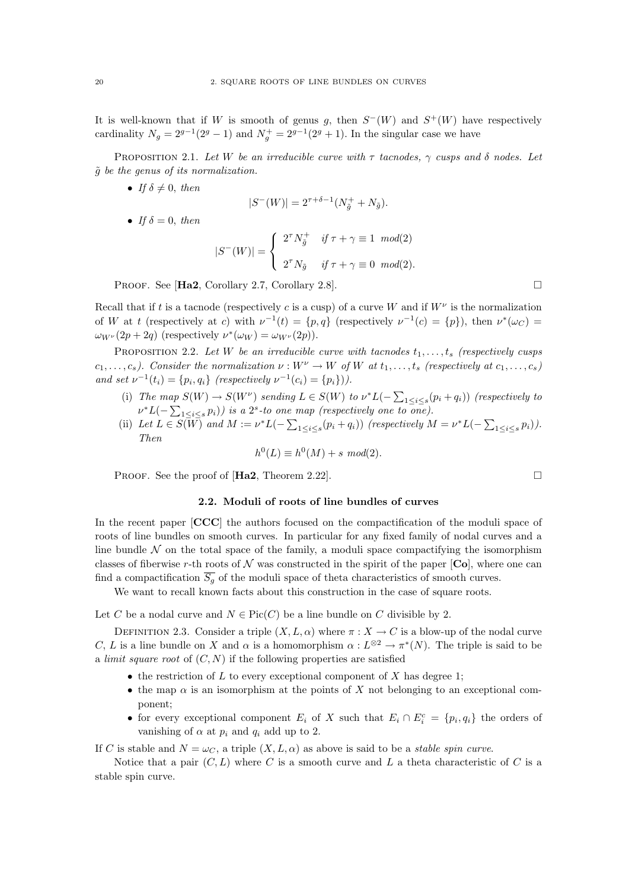It is well-known that if $W$ is smooth of genus $g$, then $S^-(W)$ and $S^+(W)$ have respectively cardinality $N_g = 2^{g-1}(2^g - 1)$ and $N_g^+ = 2^{g-1}(2^g + 1)$. In the singular case we have

Proposition 2.1. *Let $W$ be an irreducible curve with $\tau$ tacnodes, $\gamma$ cusps and $\delta$ nodes. Let $\tilde{g}$ be the genus of its normalization.*

- *If $\delta \neq 0$, then*
$$|S^-(W)| = 2^{\tau+\delta-1}(N_{\tilde{g}}^+ + N_{\tilde{g}}).$$
- *If $\delta = 0$, then*
$$|S^-(W)| = \begin{cases} 2^\tau N_{\tilde{g}}^+ & \text{if } \tau + \gamma \equiv 1 \mod(2) \\ 2^\tau N_{\tilde{g}} & \text{if } \tau + \gamma \equiv 0 \mod(2). \end{cases}$$

Proof. See [**Ha2**, Corollary 2.7, Corollary 2.8]. □

Recall that if $t$ is a tacnode (respectively $c$ is a cusp) of a curve $W$ and if $W^\nu$ is the normalization of $W$ at $t$ (respectively at $c$) with $\nu^{-1}(t) = \{p, q\}$ (respectively $\nu^{-1}(c) = \{p\}$), then $\nu^*(\omega_C) = \omega_{W^\nu}(2p + 2q)$ (respectively $\nu^*(\omega_W) = \omega_{W^\nu}(2p)$).

Proposition 2.2. *Let $W$ be an irreducible curve with tacnodes $t_1, \ldots, t_s$ (respectively cusps $c_1, \ldots, c_s$). Consider the normalization $\nu : W^\nu \to W$ of $W$ at $t_1, \ldots, t_s$ (respectively at $c_1, \ldots, c_s$) and set $\nu^{-1}(t_i) = \{p_i, q_i\}$ (respectively $\nu^{-1}(c_i) = \{p_i\}$).*

- (i) *The map $S(W) \to S(W^\nu)$ sending $L \in S(W)$ to $\nu^* L(-\sum_{1 \leq i \leq s}(p_i + q_i))$ (respectively to $\nu^* L(-\sum_{1 \leq i \leq s} p_i)$) is a $2^s$-to one map (respectively one to one).*
- (ii) *Let $L \in S(W)$ and $M := \nu^* L(-\sum_{1 \leq i \leq s}(p_i + q_i))$ (respectively $M = \nu^* L(-\sum_{1 \leq i \leq s} p_i)$). Then*
$$h^0(L) \equiv h^0(M) + s \mod(2).$$

Proof. See the proof of [**Ha2**, Theorem 2.22]. □

## 2.2. Moduli of roots of line bundles of curves

In the recent paper [**CCC**] the authors focused on the compactification of the moduli space of roots of line bundles on smooth curves. In particular for any fixed family of nodal curves and a line bundle $\mathcal{N}$ on the total space of the family, a moduli space compactifying the isomorphism classes of fiberwise $r$-th roots of $\mathcal{N}$ was constructed in the spirit of the paper [**Co**], where one can find a compactification $\overline{S_g}$ of the moduli space of theta characteristics of smooth curves.

We want to recall known facts about this construction in the case of square roots.

Let $C$ be a nodal curve and $N \in \text{Pic}(C)$ be a line bundle on $C$ divisible by 2.

Definition 2.3. Consider a triple $(X, L, \alpha)$ where $\pi : X \to C$ is a blow-up of the nodal curve $C$, $L$ is a line bundle on $X$ and $\alpha$ is a homomorphism $\alpha : L^{\otimes 2} \to \pi^*(N)$. The triple is said to be a *limit square root* of $(C, N)$ if the following properties are satisfied

- the restriction of $L$ to every exceptional component of $X$ has degree 1;
- the map $\alpha$ is an isomorphism at the points of $X$ not belonging to an exceptional component;
- for every exceptional component $E_i$ of $X$ such that $E_i \cap E_i^c = \{p_i, q_i\}$ the orders of vanishing of $\alpha$ at $p_i$ and $q_i$ add up to 2.

If $C$ is stable and $N = \omega_C$, a triple $(X, L, \alpha)$ as above is said to be a *stable spin curve*.

Notice that a pair $(C, L)$ where $C$ is a smooth curve and $L$ a theta characteristic of $C$ is a stable spin curve.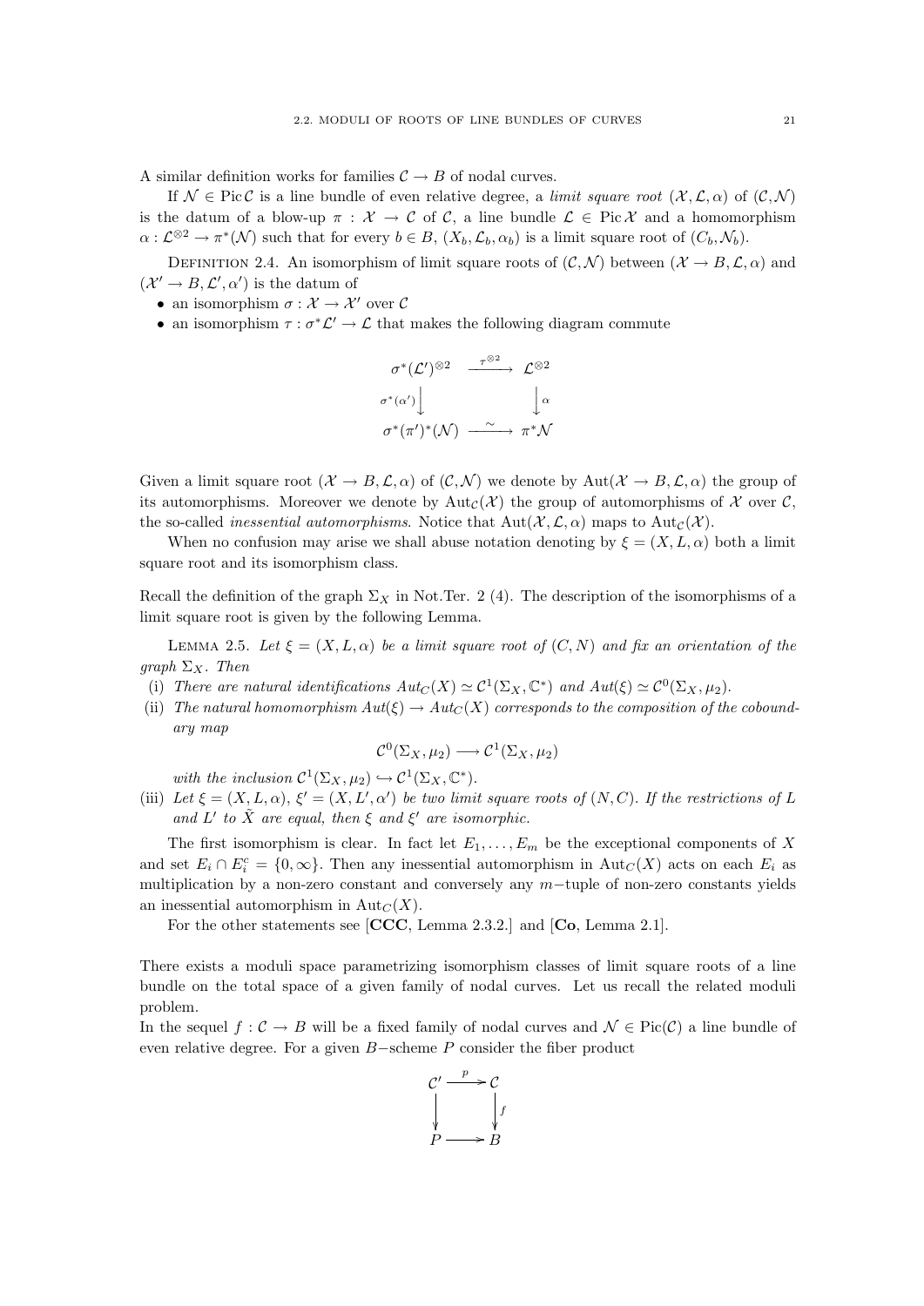A similar definition works for families $\mathcal{C} \to B$ of nodal curves.

If $\mathcal{N} \in \operatorname{Pic} \mathcal{C}$ is a line bundle of even relative degree, a *limit square root* $(\mathcal{X}, \mathcal{L}, \alpha)$ of $(\mathcal{C}, \mathcal{N})$ is the datum of a blow-up $\pi : \mathcal{X} \to \mathcal{C}$ of $\mathcal{C}$, a line bundle $\mathcal{L} \in \operatorname{Pic} \mathcal{X}$ and a homomorphism $\alpha : \mathcal{L}^{\otimes 2} \to \pi^*(\mathcal{N})$ such that for every $b \in B$, $(X_b, \mathcal{L}_b, \alpha_b)$ is a limit square root of $(C_b, \mathcal{N}_b)$.

Definition 2.4. An isomorphism of limit square roots of $(\mathcal{C}, \mathcal{N})$ between $(\mathcal{X} \to B, \mathcal{L}, \alpha)$ and $(\mathcal{X}' \to B, \mathcal{L}', \alpha')$ is the datum of

- an isomorphism $\sigma : \mathcal{X} \to \mathcal{X}'$ over $\mathcal{C}$
- an isomorphism $\tau : \sigma^*\mathcal{L}' \to \mathcal{L}$ that makes the following diagram commute

$$\begin{array}{ccc} \sigma^*(\mathcal{L}')^{\otimes 2} & \xrightarrow{\tau^{\otimes 2}} & \mathcal{L}^{\otimes 2} \\ {\scriptstyle \sigma^*(\alpha')}\downarrow & & \downarrow{\scriptstyle \alpha} \\ \sigma^*(\pi')^*(\mathcal{N}) & \xrightarrow{\sim} & \pi^*\mathcal{N} \end{array}$$

Given a limit square root $(\mathcal{X} \to B, \mathcal{L}, \alpha)$ of $(\mathcal{C}, \mathcal{N})$ we denote by $\operatorname{Aut}(\mathcal{X} \to B, \mathcal{L}, \alpha)$ the group of its automorphisms. Moreover we denote by $\operatorname{Aut}_{\mathcal{C}}(\mathcal{X})$ the group of automorphisms of $\mathcal{X}$ over $\mathcal{C}$, the so-called *inessential automorphisms*. Notice that $\operatorname{Aut}(\mathcal{X}, \mathcal{L}, \alpha)$ maps to $\operatorname{Aut}_{\mathcal{C}}(\mathcal{X})$.

When no confusion may arise we shall abuse notation denoting by $\xi = (X, L, \alpha)$ both a limit square root and its isomorphism class.

Recall the definition of the graph $\Sigma_X$ in Not.Ter. 2 (4). The description of the isomorphisms of a limit square root is given by the following Lemma.

Lemma 2.5. *Let $\xi = (X, L, \alpha)$ be a limit square root of $(C, N)$ and fix an orientation of the graph $\Sigma_X$. Then*

(i) *There are natural identifications $Aut_C(X) \simeq \mathcal{C}^1(\Sigma_X, \mathbb{C}^*)$ and $Aut(\xi) \simeq \mathcal{C}^0(\Sigma_X, \mu_2)$.*

(ii) *The natural homomorphism $Aut(\xi) \to Aut_C(X)$ corresponds to the composition of the coboundary map*

$$\mathcal{C}^0(\Sigma_X, \mu_2) \longrightarrow \mathcal{C}^1(\Sigma_X, \mu_2)$$

*with the inclusion $\mathcal{C}^1(\Sigma_X, \mu_2) \hookrightarrow \mathcal{C}^1(\Sigma_X, \mathbb{C}^*)$.*

(iii) *Let $\xi = (X, L, \alpha)$, $\xi' = (X, L', \alpha')$ be two limit square roots of $(N, C)$. If the restrictions of $L$ and $L'$ to $\tilde{X}$ are equal, then $\xi$ and $\xi'$ are isomorphic.*

The first isomorphism is clear. In fact let $E_1, \dots, E_m$ be the exceptional components of $X$ and set $E_i \cap E_i^c = \{0, \infty\}$. Then any inessential automorphism in $\operatorname{Aut}_C(X)$ acts on each $E_i$ as multiplication by a non-zero constant and conversely any $m-$tuple of non-zero constants yields an inessential automorphism in $\operatorname{Aut}_C(X)$.

For the other statements see [**CCC**, Lemma 2.3.2.] and [**Co**, Lemma 2.1].

There exists a moduli space parametrizing isomorphism classes of limit square roots of a line bundle on the total space of a given family of nodal curves. Let us recall the related moduli problem.

In the sequel $f : \mathcal{C} \to B$ will be a fixed family of nodal curves and $\mathcal{N} \in \operatorname{Pic}(\mathcal{C})$ a line bundle of even relative degree. For a given $B-$scheme $P$ consider the fiber product

$$\begin{array}{ccc} \mathcal{C}' & \xrightarrow{p} & \mathcal{C} \\ \downarrow & & \downarrow{\scriptstyle f} \\ P & \longrightarrow & B \end{array}$$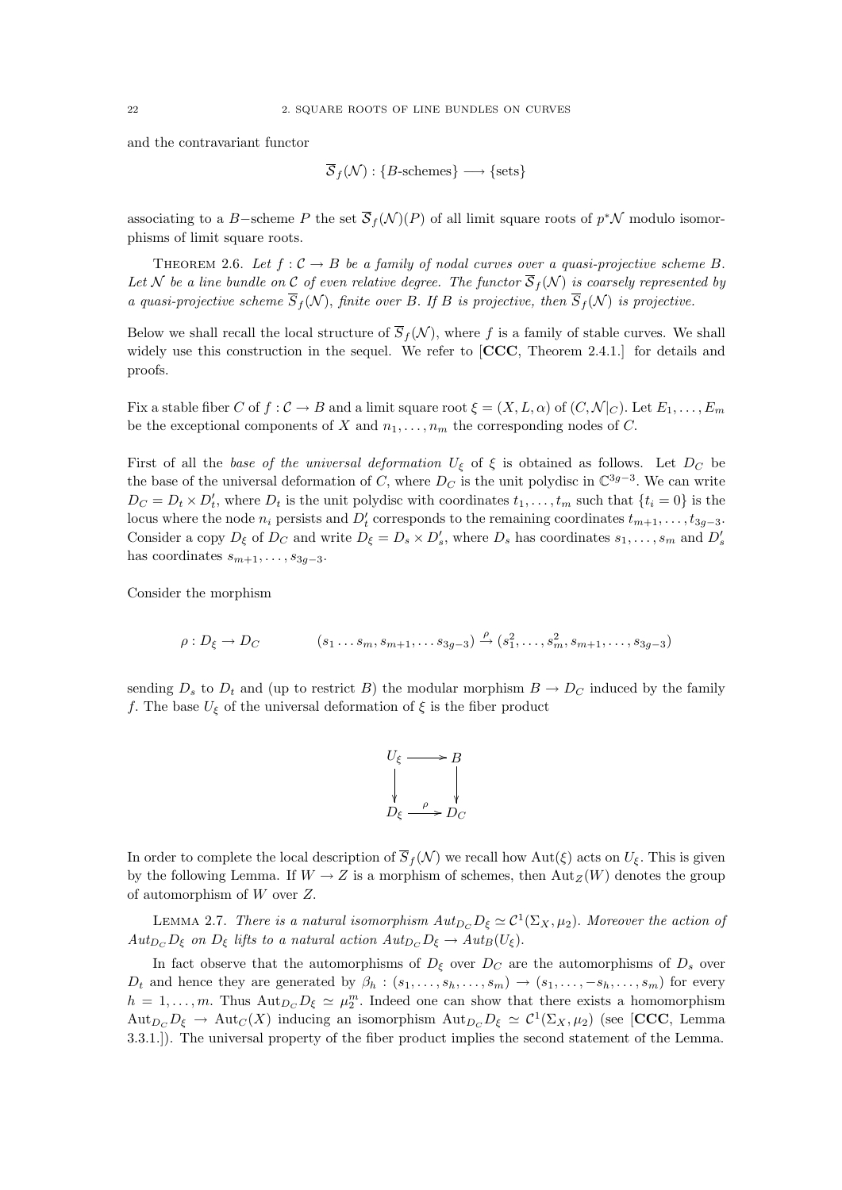and the contravariant functor

$$\overline{\mathcal{S}}_f(\mathcal{N}) : \{B\text{-schemes}\} \longrightarrow \{\text{sets}\}$$

associating to a $B-$scheme $P$ the set $\overline{\mathcal{S}}_f(\mathcal{N})(P)$ of all limit square roots of $p^*\mathcal{N}$ modulo isomorphisms of limit square roots.

Theorem 2.6. *Let $f : \mathcal{C} \to B$ be a family of nodal curves over a quasi-projective scheme $B$. Let $\mathcal{N}$ be a line bundle on $\mathcal{C}$ of even relative degree. The functor $\overline{\mathcal{S}}_f(\mathcal{N})$ is coarsely represented by a quasi-projective scheme $\overline{S}_f(\mathcal{N})$, finite over $B$. If $B$ is projective, then $\overline{S}_f(\mathcal{N})$ is projective.*

Below we shall recall the local structure of $\overline{S}_f(\mathcal{N})$, where $f$ is a family of stable curves. We shall widely use this construction in the sequel. We refer to [**CCC**, Theorem 2.4.1.] for details and proofs.

Fix a stable fiber $C$ of $f : \mathcal{C} \to B$ and a limit square root $\xi = (X, L, \alpha)$ of $(C, \mathcal{N}|_C)$. Let $E_1, \ldots, E_m$ be the exceptional components of $X$ and $n_1, \ldots, n_m$ the corresponding nodes of $C$.

First of all the *base of the universal deformation* $U_\xi$ of $\xi$ is obtained as follows. Let $D_C$ be the base of the universal deformation of $C$, where $D_C$ is the unit polydisc in $\mathbb{C}^{3g-3}$. We can write $D_C = D_t \times D'_t$, where $D_t$ is the unit polydisc with coordinates $t_1, \ldots, t_m$ such that $\{t_i = 0\}$ is the locus where the node $n_i$ persists and $D'_t$ corresponds to the remaining coordinates $t_{m+1}, \ldots, t_{3g-3}$. Consider a copy $D_\xi$ of $D_C$ and write $D_\xi = D_s \times D'_s$, where $D_s$ has coordinates $s_1, \ldots, s_m$ and $D'_s$ has coordinates $s_{m+1}, \ldots, s_{3g-3}$.

Consider the morphism

$$\rho : D_\xi \to D_C \qquad\qquad (s_1 \ldots s_m, s_{m+1}, \ldots s_{3g-3}) \xrightarrow{\rho} (s_1^2, \ldots, s_m^2, s_{m+1}, \ldots, s_{3g-3})$$

sending $D_s$ to $D_t$ and (up to restrict $B$) the modular morphism $B \to D_C$ induced by the family $f$. The base $U_\xi$ of the universal deformation of $\xi$ is the fiber product

$$\begin{array}{ccc} U_\xi & \longrightarrow & B \\ \big\downarrow & & \big\downarrow \\ D_\xi & \xrightarrow{\ \rho\ } & D_C \end{array}$$

In order to complete the local description of $\overline{S}_f(\mathcal{N})$ we recall how $\mathrm{Aut}(\xi)$ acts on $U_\xi$. This is given by the following Lemma. If $W \to Z$ is a morphism of schemes, then $\mathrm{Aut}_Z(W)$ denotes the group of automorphism of $W$ over $Z$.

Lemma 2.7. *There is a natural isomorphism $Aut_{D_C} D_\xi \simeq \mathcal{C}^1(\Sigma_X, \mu_2)$. Moreover the action of $Aut_{D_C} D_\xi$ on $D_\xi$ lifts to a natural action $Aut_{D_C} D_\xi \to Aut_B(U_\xi)$.*

In fact observe that the automorphisms of $D_\xi$ over $D_C$ are the automorphisms of $D_s$ over $D_t$ and hence they are generated by $\beta_h : (s_1, \ldots, s_h, \ldots, s_m) \to (s_1, \ldots, -s_h, \ldots, s_m)$ for every $h = 1, \ldots, m$. Thus $\mathrm{Aut}_{D_C} D_\xi \simeq \mu_2^m$. Indeed one can show that there exists a homomorphism $\mathrm{Aut}_{D_C} D_\xi \to \mathrm{Aut}_C(X)$ inducing an isomorphism $\mathrm{Aut}_{D_C} D_\xi \simeq \mathcal{C}^1(\Sigma_X, \mu_2)$ (see [**CCC**, Lemma 3.3.1.]). The universal property of the fiber product implies the second statement of the Lemma.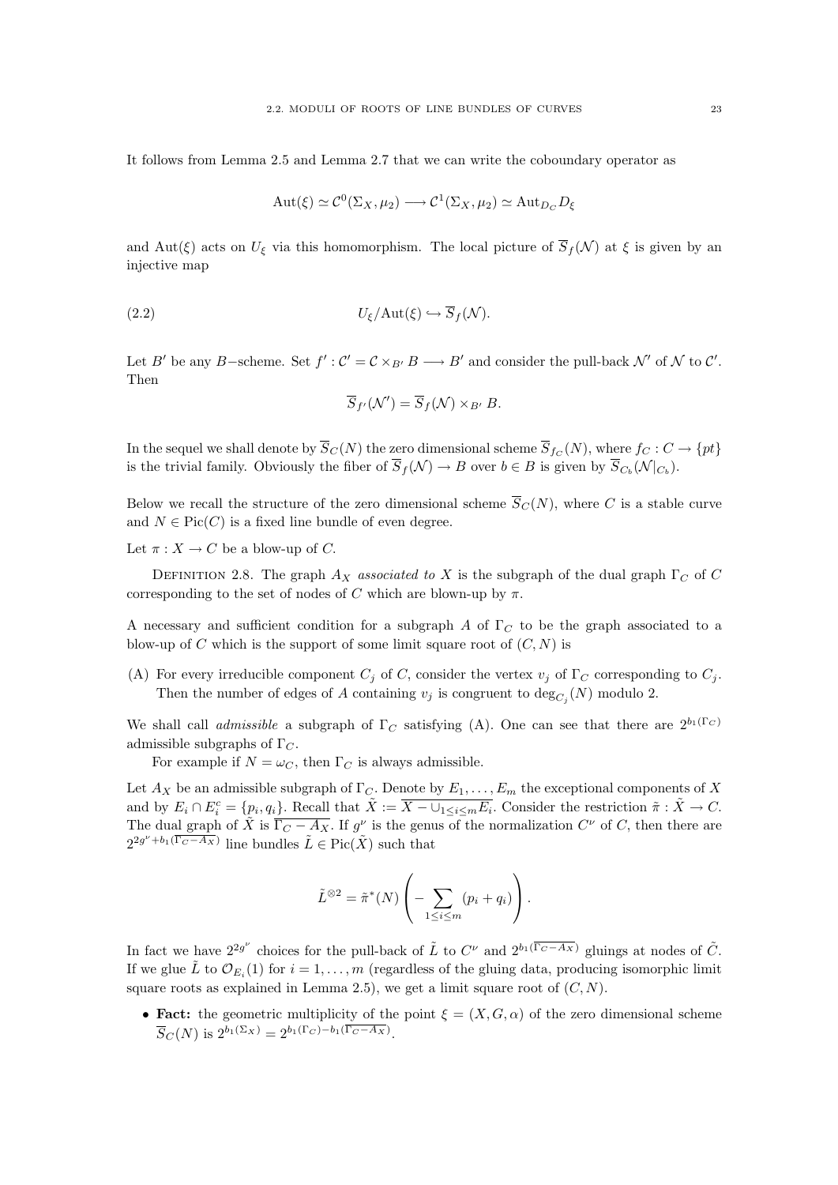It follows from Lemma 2.5 and Lemma 2.7 that we can write the coboundary operator as

$$\mathrm{Aut}(\xi) \simeq \mathcal{C}^0(\Sigma_X, \mu_2) \longrightarrow \mathcal{C}^1(\Sigma_X, \mu_2) \simeq \mathrm{Aut}_{D_C} D_\xi$$

and $\mathrm{Aut}(\xi)$ acts on $U_\xi$ via this homomorphism. The local picture of $\overline{S}_f(\mathcal{N})$ at $\xi$ is given by an injective map

$$U_\xi/\mathrm{Aut}(\xi) \hookrightarrow \overline{S}_f(\mathcal{N}). \tag{2.2}$$

Let $B'$ be any $B-$scheme. Set $f' : \mathcal{C}' = \mathcal{C} \times_{B'} B \longrightarrow B'$ and consider the pull-back $\mathcal{N}'$ of $\mathcal{N}$ to $\mathcal{C}'$. Then

$$\overline{S}_{f'}(\mathcal{N}') = \overline{S}_f(\mathcal{N}) \times_{B'} B.$$

In the sequel we shall denote by $\overline{S}_C(N)$ the zero dimensional scheme $\overline{S}_{f_C}(N)$, where $f_C : C \to \{pt\}$ is the trivial family. Obviously the fiber of $\overline{S}_f(\mathcal{N}) \to B$ over $b \in B$ is given by $\overline{S}_{C_b}(\mathcal{N}|_{C_b})$.

Below we recall the structure of the zero dimensional scheme $\overline{S}_C(N)$, where $C$ is a stable curve and $N \in \mathrm{Pic}(C)$ is a fixed line bundle of even degree.

Let $\pi : X \to C$ be a blow-up of $C$.

Definition 2.8. The graph $A_X$ *associated to* $X$ is the subgraph of the dual graph $\Gamma_C$ of $C$ corresponding to the set of nodes of $C$ which are blown-up by $\pi$.

A necessary and sufficient condition for a subgraph $A$ of $\Gamma_C$ to be the graph associated to a blow-up of $C$ which is the support of some limit square root of $(C, N)$ is

(A) For every irreducible component $C_j$ of $C$, consider the vertex $v_j$ of $\Gamma_C$ corresponding to $C_j$. Then the number of edges of $A$ containing $v_j$ is congruent to $\deg_{C_j}(N)$ modulo 2.

We shall call *admissible* a subgraph of $\Gamma_C$ satisfying (A). One can see that there are $2^{b_1(\Gamma_C)}$ admissible subgraphs of $\Gamma_C$.

For example if $N = \omega_C$, then $\Gamma_C$ is always admissible.

Let $A_X$ be an admissible subgraph of $\Gamma_C$. Denote by $E_1, \ldots, E_m$ the exceptional components of $X$ and by $E_i \cap E_i^c = \{p_i, q_i\}$. Recall that $\tilde{X} := \overline{X - \cup_{1 \le i \le m} E_i}$. Consider the restriction $\tilde{\pi} : \tilde{X} \to C$. The dual graph of $\tilde{X}$ is $\overline{\Gamma_C - A_X}$. If $g^\nu$ is the genus of the normalization $C^\nu$ of $C$, then there are $2^{2g^\nu + b_1(\overline{\Gamma_C - A_X})}$ line bundles $\tilde{L} \in \mathrm{Pic}(\tilde{X})$ such that

$$\tilde{L}^{\otimes 2} = \tilde{\pi}^*(N)\left(-\sum_{1 \le i \le m}(p_i + q_i)\right).$$

In fact we have $2^{2g^\nu}$ choices for the pull-back of $\tilde{L}$ to $C^\nu$ and $2^{b_1(\overline{\Gamma_C - A_X})}$ gluings at nodes of $\tilde{C}$. If we glue $\tilde{L}$ to $\mathcal{O}_{E_i}(1)$ for $i = 1, \ldots, m$ (regardless of the gluing data, producing isomorphic limit square roots as explained in Lemma 2.5), we get a limit square root of $(C, N)$.

- **Fact:** the geometric multiplicity of the point $\xi = (X, G, \alpha)$ of the zero dimensional scheme $\overline{S}_C(N)$ is $2^{b_1(\Sigma_X)} = 2^{b_1(\Gamma_C) - b_1(\overline{\Gamma_C - A_X})}$.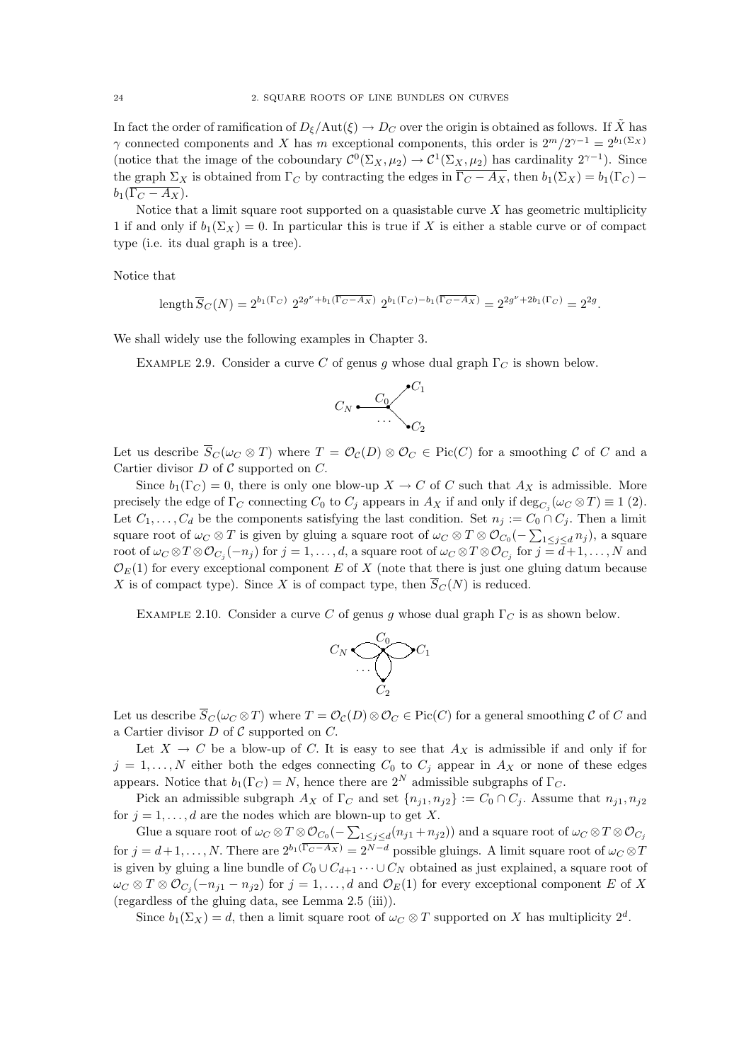In fact the order of ramification of $D_\xi/\mathrm{Aut}(\xi) \to D_C$ over the origin is obtained as follows. If $\tilde{X}$ has $\gamma$ connected components and $X$ has $m$ exceptional components, this order is $2^m/2^{\gamma-1} = 2^{b_1(\Sigma_X)}$ (notice that the image of the coboundary $\mathcal{C}^0(\Sigma_X, \mu_2) \to \mathcal{C}^1(\Sigma_X, \mu_2)$ has cardinality $2^{\gamma-1}$). Since the graph $\Sigma_X$ is obtained from $\Gamma_C$ by contracting the edges in $\overline{\Gamma_C - A_X}$, then $b_1(\Sigma_X) = b_1(\Gamma_C) - b_1(\overline{\Gamma_C - A_X})$.

Notice that a limit square root supported on a quasistable curve $X$ has geometric multiplicity 1 if and only if $b_1(\Sigma_X) = 0$. In particular this is true if $X$ is either a stable curve or of compact type (i.e. its dual graph is a tree).

Notice that

$$\mathrm{length}\, \overline{S}_C(N) = 2^{b_1(\Gamma_C)}\ 2^{2g^\nu + b_1(\overline{\Gamma_C - A_X})}\ 2^{b_1(\Gamma_C) - b_1(\overline{\Gamma_C - A_X})} = 2^{2g^\nu + 2b_1(\Gamma_C)} = 2^{2g}.$$

We shall widely use the following examples in Chapter 3.

Example 2.9. Consider a curve $C$ of genus $g$ whose dual graph $\Gamma_C$ is shown below.

Let us describe $\overline{S}_C(\omega_C \otimes T)$ where $T = \mathcal{O}_{\mathcal{C}}(D) \otimes \mathcal{O}_C \in \mathrm{Pic}(C)$ for a smoothing $\mathcal{C}$ of $C$ and a Cartier divisor $D$ of $\mathcal{C}$ supported on $C$.

Since $b_1(\Gamma_C) = 0$, there is only one blow-up $X \to C$ of $C$ such that $A_X$ is admissible. More precisely the edge of $\Gamma_C$ connecting $C_0$ to $C_j$ appears in $A_X$ if and only if $\deg_{C_j}(\omega_C \otimes T) \equiv 1\ (2)$. Let $C_1, \dots, C_d$ be the components satisfying the last condition. Set $n_j := C_0 \cap C_j$. Then a limit square root of $\omega_C \otimes T$ is given by gluing a square root of $\omega_C \otimes T \otimes \mathcal{O}_{C_0}(-\sum_{1 \le j \le d} n_j)$, a square root of $\omega_C \otimes T \otimes \mathcal{O}_{C_j}(-n_j)$ for $j = 1, \dots, d$, a square root of $\omega_C \otimes T \otimes \mathcal{O}_{C_j}$ for $j = d+1, \dots, N$ and $\mathcal{O}_E(1)$ for every exceptional component $E$ of $X$ (note that there is just one gluing datum because $X$ is of compact type). Since $X$ is of compact type, then $\overline{S}_C(N)$ is reduced.

Example 2.10. Consider a curve $C$ of genus $g$ whose dual graph $\Gamma_C$ is as shown below.

Let us describe $\overline{S}_C(\omega_C \otimes T)$ where $T = \mathcal{O}_{\mathcal{C}}(D) \otimes \mathcal{O}_C \in \mathrm{Pic}(C)$ for a general smoothing $\mathcal{C}$ of $C$ and a Cartier divisor $D$ of $\mathcal{C}$ supported on $C$.

Let $X \to C$ be a blow-up of $C$. It is easy to see that $A_X$ is admissible if and only if for $j = 1, \dots, N$ either both the edges connecting $C_0$ to $C_j$ appear in $A_X$ or none of these edges appears. Notice that $b_1(\Gamma_C) = N$, hence there are $2^N$ admissible subgraphs of $\Gamma_C$.

Pick an admissible subgraph $A_X$ of $\Gamma_C$ and set $\{n_{j1}, n_{j2}\} := C_0 \cap C_j$. Assume that $n_{j1}, n_{j2}$ for $j = 1, \dots, d$ are the nodes which are blown-up to get $X$.

Glue a square root of $\omega_C \otimes T \otimes \mathcal{O}_{C_0}(-\sum_{1 \le j \le d}(n_{j1} + n_{j2}))$ and a square root of $\omega_C \otimes T \otimes \mathcal{O}_{C_j}$ for $j = d+1, \dots, N$. There are $2^{b_1(\overline{\Gamma_C - A_X})} = 2^{N-d}$ possible gluings. A limit square root of $\omega_C \otimes T$ is given by gluing a line bundle of $C_0 \cup C_{d+1} \cdots \cup C_N$ obtained as just explained, a square root of $\omega_C \otimes T \otimes \mathcal{O}_{C_j}(-n_{j1} - n_{j2})$ for $j = 1, \dots, d$ and $\mathcal{O}_E(1)$ for every exceptional component $E$ of $X$ (regardless of the gluing data, see Lemma 2.5 (iii)).

Since $b_1(\Sigma_X) = d$, then a limit square root of $\omega_C \otimes T$ supported on $X$ has multiplicity $2^d$.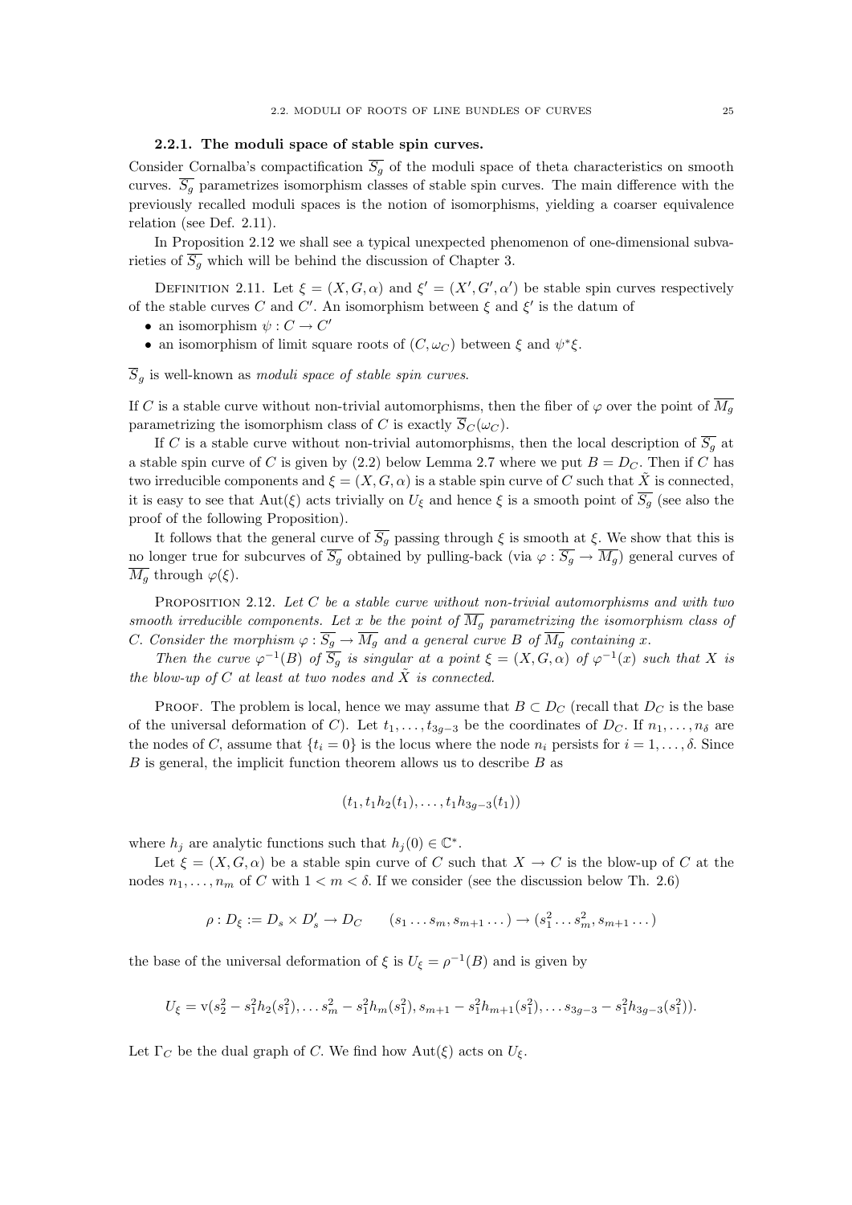### 2.2.1. The moduli space of stable spin curves.

Consider Cornalba's compactification $\overline{S_g}$ of the moduli space of theta characteristics on smooth curves. $\overline{S_g}$ parametrizes isomorphism classes of stable spin curves. The main difference with the previously recalled moduli spaces is the notion of isomorphisms, yielding a coarser equivalence relation (see Def. 2.11).

In Proposition 2.12 we shall see a typical unexpected phenomenon of one-dimensional subvarieties of $\overline{S_g}$ which will be behind the discussion of Chapter 3.

Definition 2.11. Let $\xi = (X, G, \alpha)$ and $\xi' = (X', G', \alpha')$ be stable spin curves respectively of the stable curves $C$ and $C'$. An isomorphism between $\xi$ and $\xi'$ is the datum of

- an isomorphism $\psi : C \to C'$
- an isomorphism of limit square roots of $(C, \omega_C)$ between $\xi$ and $\psi^*\xi$.

$\overline{S_g}$ is well-known as *moduli space of stable spin curves*.

If $C$ is a stable curve without non-trivial automorphisms, then the fiber of $\varphi$ over the point of $\overline{M_g}$ parametrizing the isomorphism class of $C$ is exactly $\overline{S}_C(\omega_C)$.

If $C$ is a stable curve without non-trivial automorphisms, then the local description of $\overline{S_g}$ at a stable spin curve of $C$ is given by (2.2) below Lemma 2.7 where we put $B = D_C$. Then if $C$ has two irreducible components and $\xi = (X, G, \alpha)$ is a stable spin curve of $C$ such that $\tilde{X}$ is connected, it is easy to see that $\mathrm{Aut}(\xi)$ acts trivially on $U_\xi$ and hence $\xi$ is a smooth point of $\overline{S_g}$ (see also the proof of the following Proposition).

It follows that the general curve of $\overline{S_g}$ passing through $\xi$ is smooth at $\xi$. We show that this is no longer true for subcurves of $\overline{S_g}$ obtained by pulling-back (via $\varphi : \overline{S_g} \to \overline{M_g}$) general curves of $\overline{M_g}$ through $\varphi(\xi)$.

Proposition 2.12. *Let $C$ be a stable curve without non-trivial automorphisms and with two smooth irreducible components. Let $x$ be the point of $\overline{M_g}$ parametrizing the isomorphism class of $C$. Consider the morphism $\varphi : \overline{S_g} \to \overline{M_g}$ and a general curve $B$ of $\overline{M_g}$ containing $x$.*

*Then the curve $\varphi^{-1}(B)$ of $\overline{S_g}$ is singular at a point $\xi = (X, G, \alpha)$ of $\varphi^{-1}(x)$ such that $X$ is the blow-up of $C$ at least at two nodes and $\tilde{X}$ is connected.*

Proof. The problem is local, hence we may assume that $B \subset D_C$ (recall that $D_C$ is the base of the universal deformation of $C$). Let $t_1, \ldots, t_{3g-3}$ be the coordinates of $D_C$. If $n_1, \ldots, n_\delta$ are the nodes of $C$, assume that $\{t_i = 0\}$ is the locus where the node $n_i$ persists for $i = 1, \ldots, \delta$. Since $B$ is general, the implicit function theorem allows us to describe $B$ as

$$(t_1, t_1 h_2(t_1), \ldots, t_1 h_{3g-3}(t_1))$$

where $h_j$ are analytic functions such that $h_j(0) \in \mathbb{C}^*$.

Let $\xi = (X, G, \alpha)$ be a stable spin curve of $C$ such that $X \to C$ is the blow-up of $C$ at the nodes $n_1, \ldots, n_m$ of $C$ with $1 < m < \delta$. If we consider (see the discussion below Th. 2.6)

$$\rho : D_\xi := D_s \times D'_s \to D_C \qquad (s_1 \ldots s_m, s_{m+1} \ldots) \to (s_1^2 \ldots s_m^2, s_{m+1} \ldots)$$

the base of the universal deformation of $\xi$ is $U_\xi = \rho^{-1}(B)$ and is given by

$$U_\xi = \mathrm{v}(s_2^2 - s_1^2 h_2(s_1^2), \ldots s_m^2 - s_1^2 h_m(s_1^2), s_{m+1} - s_1^2 h_{m+1}(s_1^2), \ldots s_{3g-3} - s_1^2 h_{3g-3}(s_1^2)).$$

Let $\Gamma_C$ be the dual graph of $C$. We find how $\mathrm{Aut}(\xi)$ acts on $U_\xi$.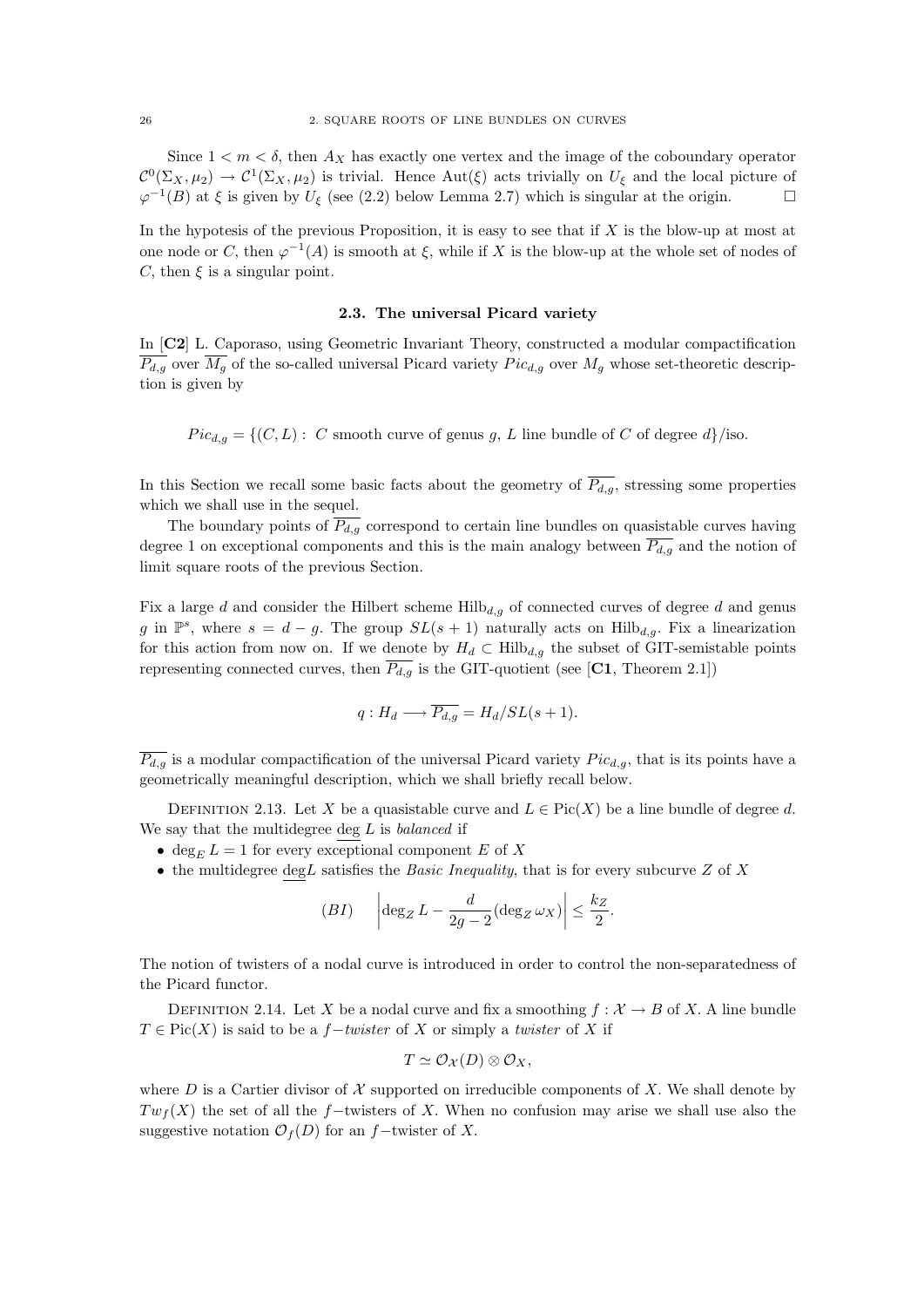Since $1 < m < \delta$, then $A_X$ has exactly one vertex and the image of the coboundary operator $\mathcal{C}^0(\Sigma_X, \mu_2) \to \mathcal{C}^1(\Sigma_X, \mu_2)$ is trivial. Hence $\mathrm{Aut}(\xi)$ acts trivially on $U_\xi$ and the local picture of $\varphi^{-1}(B)$ at $\xi$ is given by $U_\xi$ (see (2.2) below Lemma 2.7) which is singular at the origin. $\square$

In the hypotesis of the previous Proposition, it is easy to see that if $X$ is the blow-up at most at one node or $C$, then $\varphi^{-1}(A)$ is smooth at $\xi$, while if $X$ is the blow-up at the whole set of nodes of $C$, then $\xi$ is a singular point.

### 2.3. The universal Picard variety

In [**C2**] L. Caporaso, using Geometric Invariant Theory, constructed a modular compactification $\overline{P_{d,g}}$ over $\overline{M_g}$ of the so-called universal Picard variety $Pic_{d,g}$ over $M_g$ whose set-theoretic description is given by

$$Pic_{d,g} = \{(C, L) : \ C \text{ smooth curve of genus } g, \ L \text{ line bundle of } C \text{ of degree } d\}/\text{iso}.$$

In this Section we recall some basic facts about the geometry of $\overline{P_{d,g}}$, stressing some properties which we shall use in the sequel.

The boundary points of $\overline{P_{d,g}}$ correspond to certain line bundles on quasistable curves having degree 1 on exceptional components and this is the main analogy between $\overline{P_{d,g}}$ and the notion of limit square roots of the previous Section.

Fix a large $d$ and consider the Hilbert scheme $\mathrm{Hilb}_{d,g}$ of connected curves of degree $d$ and genus $g$ in $\mathbb{P}^s$, where $s = d - g$. The group $SL(s+1)$ naturally acts on $\mathrm{Hilb}_{d,g}$. Fix a linearization for this action from now on. If we denote by $H_d \subset \mathrm{Hilb}_{d,g}$ the subset of GIT-semistable points representing connected curves, then $\overline{P_{d,g}}$ is the GIT-quotient (see [**C1**, Theorem 2.1])

$$q : H_d \longrightarrow \overline{P_{d,g}} = H_d/SL(s+1).$$

$\overline{P_{d,g}}$ is a modular compactification of the universal Picard variety $Pic_{d,g}$, that is its points have a geometrically meaningful description, which we shall briefly recall below.

Definition 2.13. Let $X$ be a quasistable curve and $L \in \mathrm{Pic}(X)$ be a line bundle of degree $d$. We say that the multidegree $\underline{\deg}\, L$ is *balanced* if

- $\deg_E L = 1$ for every exceptional component $E$ of $X$
- the multidegree $\underline{\deg} L$ satisfies the *Basic Inequality*, that is for every subcurve $Z$ of $X$

$$(BI) \qquad \left| \deg_Z L - \frac{d}{2g-2}(\deg_Z \omega_X) \right| \leq \frac{k_Z}{2}.$$

The notion of twisters of a nodal curve is introduced in order to control the non-separatedness of the Picard functor.

Definition 2.14. Let $X$ be a nodal curve and fix a smoothing $f : \mathcal{X} \to B$ of $X$. A line bundle $T \in \mathrm{Pic}(X)$ is said to be a $f$*−twister* of $X$ or simply a *twister* of $X$ if

$$T \simeq \mathcal{O}_{\mathcal{X}}(D) \otimes \mathcal{O}_X,$$

where $D$ is a Cartier divisor of $\mathcal{X}$ supported on irreducible components of $X$. We shall denote by $Tw_f(X)$ the set of all the $f-$twisters of $X$. When no confusion may arise we shall use also the suggestive notation $\mathcal{O}_f(D)$ for an $f-$twister of $X$.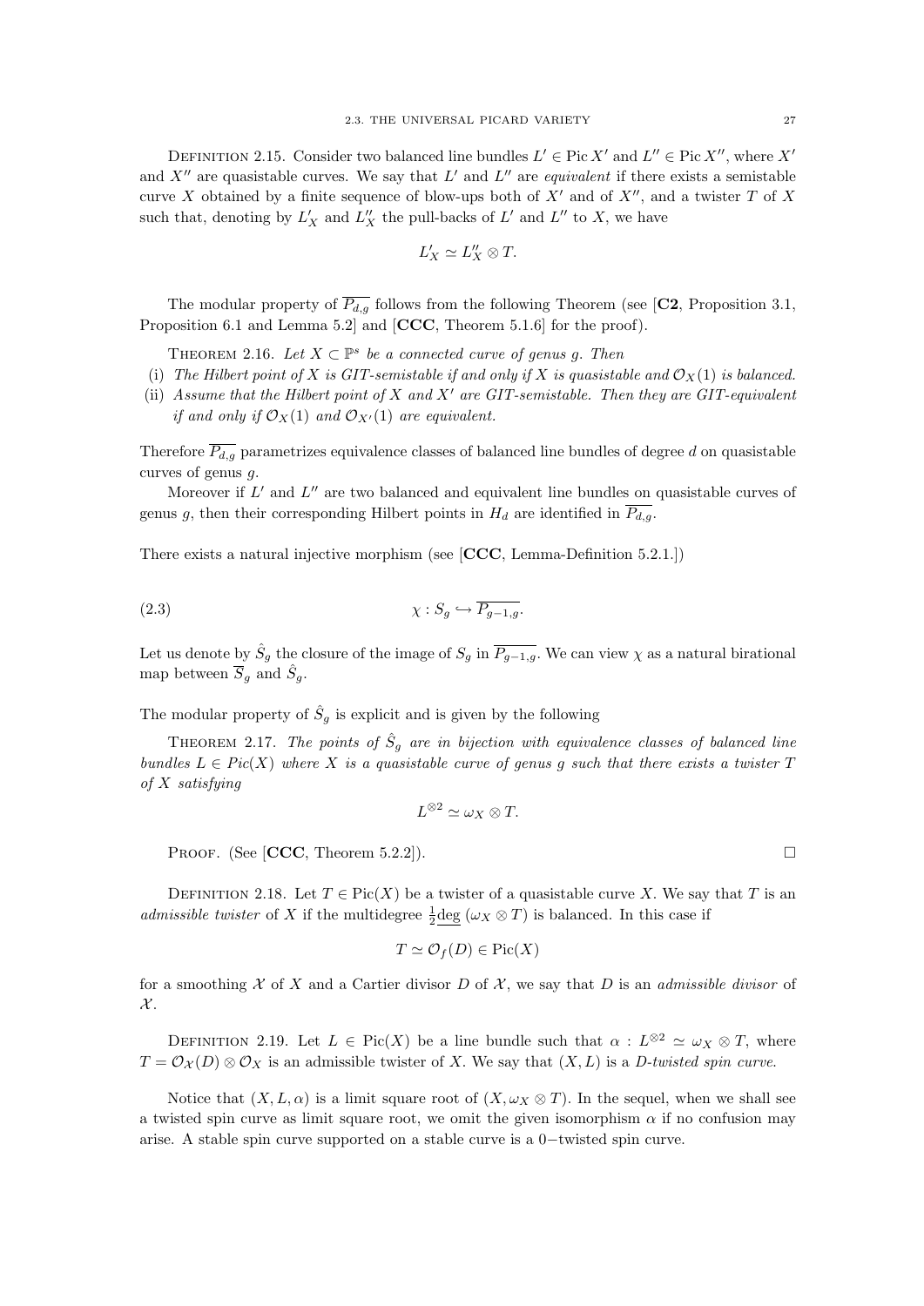Definition 2.15. Consider two balanced line bundles $L' \in \operatorname{Pic} X'$ and $L'' \in \operatorname{Pic} X''$, where $X'$ and $X''$ are quasistable curves. We say that $L'$ and $L''$ are *equivalent* if there exists a semistable curve $X$ obtained by a finite sequence of blow-ups both of $X'$ and of $X''$, and a twister $T$ of $X$ such that, denoting by $L'_X$ and $L''_X$ the pull-backs of $L'$ and $L''$ to $X$, we have

$$L'_X \simeq L''_X \otimes T.$$

The modular property of $\overline{P_{d,g}}$ follows from the following Theorem (see [**C2**, Proposition 3.1, Proposition 6.1 and Lemma 5.2] and [**CCC**, Theorem 5.1.6] for the proof).

Theorem 2.16. *Let $X \subset \mathbb{P}^s$ be a connected curve of genus $g$. Then*

(i) *The Hilbert point of $X$ is GIT-semistable if and only if $X$ is quasistable and $\mathcal{O}_X(1)$ is balanced.*

(ii) *Assume that the Hilbert point of $X$ and $X'$ are GIT-semistable. Then they are GIT-equivalent if and only if $\mathcal{O}_X(1)$ and $\mathcal{O}_{X'}(1)$ are equivalent.*

Therefore $\overline{P_{d,g}}$ parametrizes equivalence classes of balanced line bundles of degree $d$ on quasistable curves of genus $g$.

Moreover if $L'$ and $L''$ are two balanced and equivalent line bundles on quasistable curves of genus $g$, then their corresponding Hilbert points in $H_d$ are identified in $\overline{P_{d,g}}$.

There exists a natural injective morphism (see [**CCC**, Lemma-Definition 5.2.1.])

$$\chi : S_g \hookrightarrow \overline{P_{g-1,g}}. \tag{2.3}$$

Let us denote by $\hat{S}_g$ the closure of the image of $S_g$ in $\overline{P_{g-1,g}}$. We can view $\chi$ as a natural birational map between $\overline{S}_g$ and $\hat{S}_g$.

The modular property of $\hat{S}_g$ is explicit and is given by the following

Theorem 2.17. *The points of $\hat{S}_g$ are in bijection with equivalence classes of balanced line bundles $L \in Pic(X)$ where $X$ is a quasistable curve of genus $g$ such that there exists a twister $T$ of $X$ satisfying*

$$L^{\otimes 2} \simeq \omega_X \otimes T.$$

Proof. (See [**CCC**, Theorem 5.2.2]). □

Definition 2.18. Let $T \in \operatorname{Pic}(X)$ be a twister of a quasistable curve $X$. We say that $T$ is an *admissible twister* of $X$ if the multidegree $\frac{1}{2}\underline{\deg}\,(\omega_X \otimes T)$ is balanced. In this case if

$$T \simeq \mathcal{O}_f(D) \in \operatorname{Pic}(X)$$

for a smoothing $\mathcal{X}$ of $X$ and a Cartier divisor $D$ of $\mathcal{X}$, we say that $D$ is an *admissible divisor* of $\mathcal{X}$.

Definition 2.19. Let $L \in \operatorname{Pic}(X)$ be a line bundle such that $\alpha : L^{\otimes 2} \simeq \omega_X \otimes T$, where $T = \mathcal{O}_{\mathcal{X}}(D) \otimes \mathcal{O}_X$ is an admissible twister of $X$. We say that $(X, L)$ is a *D-twisted spin curve*.

Notice that $(X, L, \alpha)$ is a limit square root of $(X, \omega_X \otimes T)$. In the sequel, when we shall see a twisted spin curve as limit square root, we omit the given isomorphism $\alpha$ if no confusion may arise. A stable spin curve supported on a stable curve is a $0-$twisted spin curve.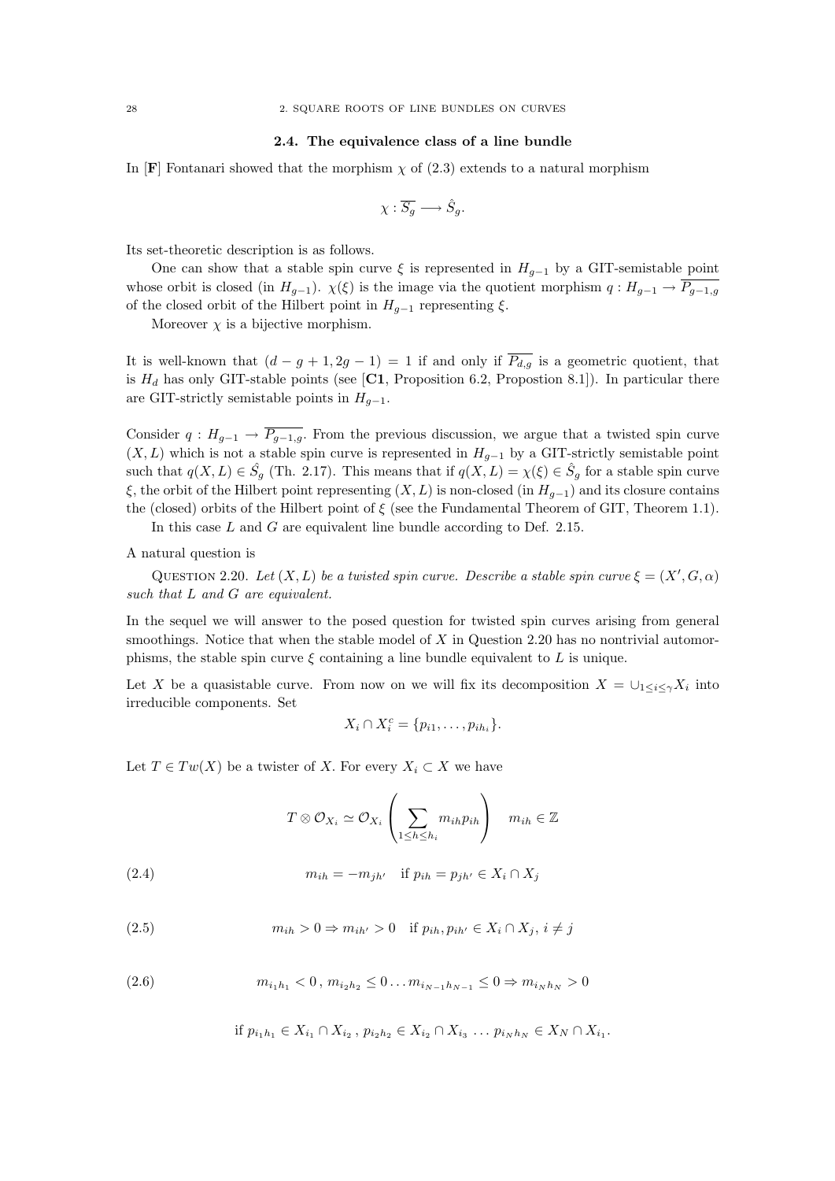### 2.4. The equivalence class of a line bundle

In [**F**] Fontanari showed that the morphism $\chi$ of (2.3) extends to a natural morphism

$$\chi : \overline{S_g} \longrightarrow \hat{S}_g.$$

Its set-theoretic description is as follows.

One can show that a stable spin curve $\xi$ is represented in $H_{g-1}$ by a GIT-semistable point whose orbit is closed (in $H_{g-1}$). $\chi(\xi)$ is the image via the quotient morphism $q : H_{g-1} \to \overline{P_{g-1,g}}$ of the closed orbit of the Hilbert point in $H_{g-1}$ representing $\xi$.

Moreover $\chi$ is a bijective morphism.

It is well-known that $(d - g + 1, 2g - 1) = 1$ if and only if $\overline{P_{d,g}}$ is a geometric quotient, that is $H_d$ has only GIT-stable points (see [**C1**, Proposition 6.2, Propostion 8.1]). In particular there are GIT-strictly semistable points in $H_{g-1}$.

Consider $q : H_{g-1} \to \overline{P_{g-1,g}}$. From the previous discussion, we argue that a twisted spin curve $(X, L)$ which is not a stable spin curve is represented in $H_{g-1}$ by a GIT-strictly semistable point such that $q(X, L) \in \hat{S}_g$ (Th. 2.17). This means that if $q(X, L) = \chi(\xi) \in \hat{S}_g$ for a stable spin curve $\xi$, the orbit of the Hilbert point representing $(X, L)$ is non-closed (in $H_{g-1}$) and its closure contains the (closed) orbits of the Hilbert point of $\xi$ (see the Fundamental Theorem of GIT, Theorem 1.1).

In this case $L$ and $G$ are equivalent line bundle according to Def. 2.15.

A natural question is

Question 2.20. *Let $(X, L)$ be a twisted spin curve. Describe a stable spin curve $\xi = (X', G, \alpha)$ such that $L$ and $G$ are equivalent.*

In the sequel we will answer to the posed question for twisted spin curves arising from general smoothings. Notice that when the stable model of $X$ in Question 2.20 has no nontrivial automorphisms, the stable spin curve $\xi$ containing a line bundle equivalent to $L$ is unique.

Let $X$ be a quasistable curve. From now on we will fix its decomposition $X = \cup_{1 \leq i \leq \gamma} X_i$ into irreducible components. Set

$$X_i \cap X_i^c = \{p_{i1}, \ldots, p_{ih_i}\}.$$

Let $T \in Tw(X)$ be a twister of $X$. For every $X_i \subset X$ we have

$$T \otimes \mathcal{O}_{X_i} \simeq \mathcal{O}_{X_i}\left(\sum_{1 \leq h \leq h_i} m_{ih} p_{ih}\right) \quad m_{ih} \in \mathbb{Z}$$

$$m_{ih} = -m_{jh'} \quad \text{if } p_{ih} = p_{jh'} \in X_i \cap X_j \tag{2.4}$$

$$m_{ih} > 0 \Rightarrow m_{ih'} > 0 \quad \text{if } p_{ih}, p_{ih'} \in X_i \cap X_j,\ i \neq j \tag{2.5}$$

$$m_{i_1 h_1} < 0\,,\ m_{i_2 h_2} \leq 0 \ldots m_{i_{N-1} h_{N-1}} \leq 0 \Rightarrow m_{i_N h_N} > 0 \tag{2.6}$$

$$\text{if } p_{i_1 h_1} \in X_{i_1} \cap X_{i_2}\,,\ p_{i_2 h_2} \in X_{i_2} \cap X_{i_3}\ \ldots\ p_{i_N h_N} \in X_N \cap X_{i_1}.$$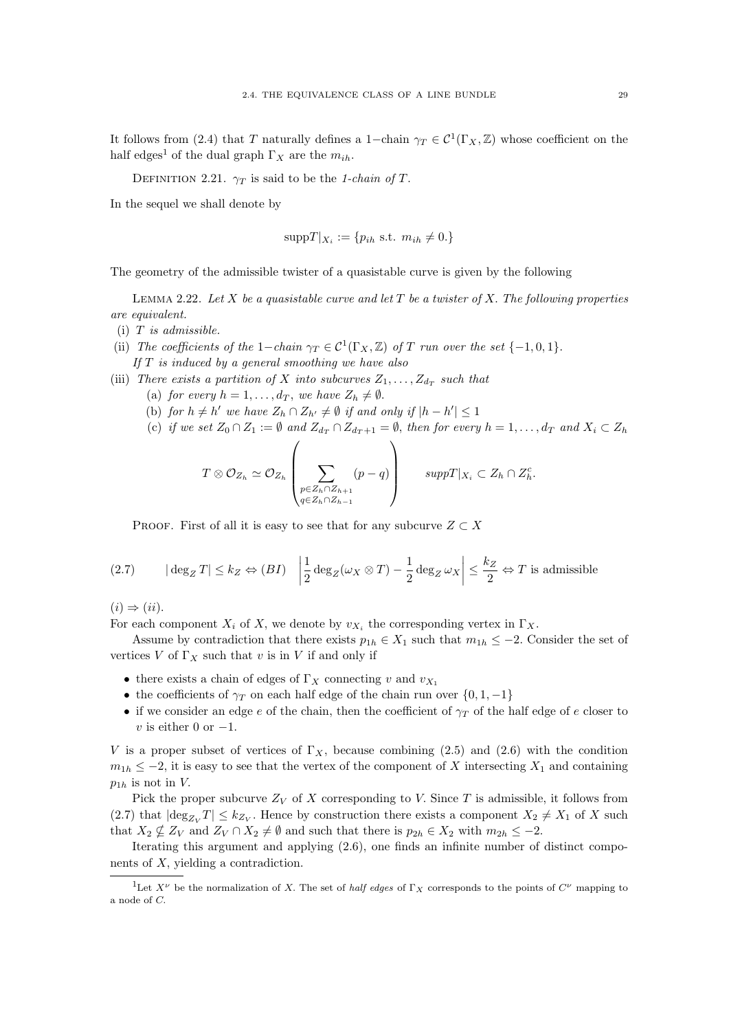It follows from (2.4) that $T$ naturally defines a $1-$chain $\gamma_T \in \mathcal{C}^1(\Gamma_X, \mathbb{Z})$ whose coefficient on the half edges[1] of the dual graph $\Gamma_X$ are the $m_{ih}$.

DEFINITION 2.21. $\gamma_T$ is said to be the *1-chain of $T$*.

In the sequel we shall denote by

$$\text{supp}T|_{X_i} := \{p_{ih} \text{ s.t. } m_{ih} \neq 0.\}$$

The geometry of the admissible twister of a quasistable curve is given by the following

LEMMA 2.22. *Let $X$ be a quasistable curve and let $T$ be a twister of $X$. The following properties are equivalent.*

(i) *$T$ is admissible.*

(ii) *The coefficients of the $1-$chain $\gamma_T \in \mathcal{C}^1(\Gamma_X, \mathbb{Z})$ of $T$ run over the set $\{-1, 0, 1\}$.*
*If $T$ is induced by a general smoothing we have also*

(iii) *There exists a partition of $X$ into subcurves $Z_1, \ldots, Z_{d_T}$ such that*
  (a) *for every $h = 1, \ldots, d_T$, we have $Z_h \neq \emptyset$.*
  (b) *for $h \neq h'$ we have $Z_h \cap Z_{h'} \neq \emptyset$ if and only if $|h - h'| \leq 1$*
  (c) *if we set $Z_0 \cap Z_1 := \emptyset$ and $Z_{d_T} \cap Z_{d_T+1} = \emptyset$, then for every $h = 1, \ldots, d_T$ and $X_i \subset Z_h$*

$$T \otimes \mathcal{O}_{Z_h} \simeq \mathcal{O}_{Z_h}\left(\sum_{\substack{p \in Z_h \cap Z_{h+1} \\ q \in Z_h \cap Z_{h-1}}} (p - q)\right) \qquad \text{supp}T|_{X_i} \subset Z_h \cap Z_h^c.$$

PROOF. First of all it is easy to see that for any subcurve $Z \subset X$

$$(2.7) \qquad |\deg_Z T| \leq k_Z \Leftrightarrow (BI) \quad \left|\frac{1}{2}\deg_Z(\omega_X \otimes T) - \frac{1}{2}\deg_Z \omega_X\right| \leq \frac{k_Z}{2} \Leftrightarrow T \text{ is admissible}$$

$(i) \Rightarrow (ii)$.
For each component $X_i$ of $X$, we denote by $v_{X_i}$ the corresponding vertex in $\Gamma_X$.

Assume by contradiction that there exists $p_{1h} \in X_1$ such that $m_{1h} \leq -2$. Consider the set of vertices $V$ of $\Gamma_X$ such that $v$ is in $V$ if and only if

- there exists a chain of edges of $\Gamma_X$ connecting $v$ and $v_{X_1}$
- the coefficients of $\gamma_T$ on each half edge of the chain run over $\{0, 1, -1\}$
- if we consider an edge $e$ of the chain, then the coefficient of $\gamma_T$ of the half edge of $e$ closer to $v$ is either $0$ or $-1$.

$V$ is a proper subset of vertices of $\Gamma_X$, because combining (2.5) and (2.6) with the condition $m_{1h} \leq -2$, it is easy to see that the vertex of the component of $X$ intersecting $X_1$ and containing $p_{1h}$ is not in $V$.

Pick the proper subcurve $Z_V$ of $X$ corresponding to $V$. Since $T$ is admissible, it follows from (2.7) that $|\deg_{Z_V} T| \leq k_{Z_V}$. Hence by construction there exists a component $X_2 \neq X_1$ of $X$ such that $X_2 \not\subseteq Z_V$ and $Z_V \cap X_2 \neq \emptyset$ and such that there is $p_{2h} \in X_2$ with $m_{2h} \leq -2$.

Iterating this argument and applying (2.6), one finds an infinite number of distinct components of $X$, yielding a contradiction.

[1] Let $X^\nu$ be the normalization of $X$. The set of *half edges* of $\Gamma_X$ corresponds to the points of $C^\nu$ mapping to a node of $C$.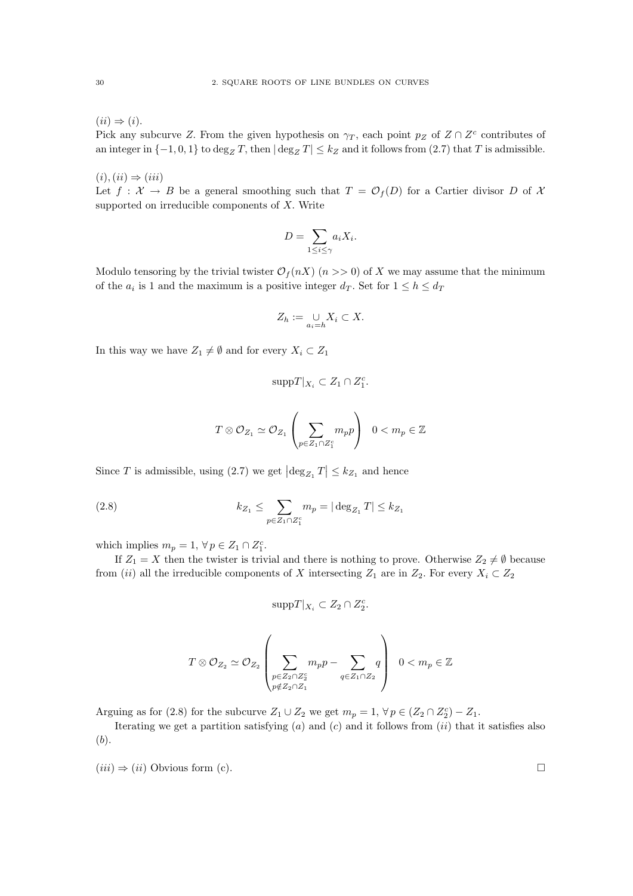$(ii) \Rightarrow (i)$.
Pick any subcurve $Z$. From the given hypothesis on $\gamma_T$, each point $p_Z$ of $Z \cap Z^c$ contributes of an integer in $\{-1, 0, 1\}$ to $\deg_Z T$, then $|\deg_Z T| \leq k_Z$ and it follows from (2.7) that $T$ is admissible.

$(i), (ii) \Rightarrow (iii)$
Let $f : \mathcal{X} \to B$ be a general smoothing such that $T = \mathcal{O}_f(D)$ for a Cartier divisor $D$ of $\mathcal{X}$ supported on irreducible components of $X$. Write

$$D = \sum_{1 \leq i \leq \gamma} a_i X_i.$$

Modulo tensoring by the trivial twister $\mathcal{O}_f(nX)$ $(n >> 0)$ of $X$ we may assume that the minimum of the $a_i$ is 1 and the maximum is a positive integer $d_T$. Set for $1 \leq h \leq d_T$

$$Z_h := \underset{a_i = h}{\cup} X_i \subset X.$$

In this way we have $Z_1 \neq \emptyset$ and for every $X_i \subset Z_1$

$$\text{supp} T|_{X_i} \subset Z_1 \cap Z_1^c.$$

$$T \otimes \mathcal{O}_{Z_1} \simeq \mathcal{O}_{Z_1}\left(\sum_{p \in Z_1 \cap Z_1^c} m_p p\right) \quad 0 < m_p \in \mathbb{Z}$$

Since $T$ is admissible, using (2.7) we get $\left|\deg_{Z_1} T\right| \leq k_{Z_1}$ and hence

$$k_{Z_1} \leq \sum_{p \in Z_1 \cap Z_1^c} m_p = |\deg_{Z_1} T| \leq k_{Z_1} \tag{2.8}$$

which implies $m_p = 1$, $\forall\, p \in Z_1 \cap Z_1^c$.

If $Z_1 = X$ then the twister is trivial and there is nothing to prove. Otherwise $Z_2 \neq \emptyset$ because from $(ii)$ all the irreducible components of $X$ intersecting $Z_1$ are in $Z_2$. For every $X_i \subset Z_2$

$$\text{supp} T|_{X_i} \subset Z_2 \cap Z_2^c.$$

$$T \otimes \mathcal{O}_{Z_2} \simeq \mathcal{O}_{Z_2}\left(\sum_{\substack{p \in Z_2 \cap Z_2^c \\ p \notin Z_2 \cap Z_1}} m_p p - \sum_{q \in Z_1 \cap Z_2} q\right) \quad 0 < m_p \in \mathbb{Z}$$

Arguing as for (2.8) for the subcurve $Z_1 \cup Z_2$ we get $m_p = 1$, $\forall\, p \in (Z_2 \cap Z_2^c) - Z_1$.

Iterating we get a partition satisfying $(a)$ and $(c)$ and it follows from $(ii)$ that it satisfies also $(b)$.

$(iii) \Rightarrow (ii)$ Obvious form (c). $\square$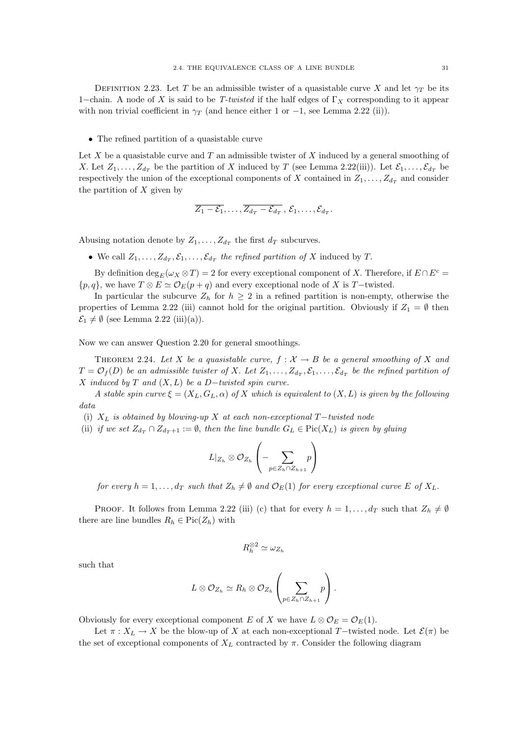Definition 2.23. Let $T$ be an admissible twister of a quasistable curve $X$ and let $\gamma_T$ be its $1-$chain. A node of $X$ is said to be *$T$-twisted* if the half edges of $\Gamma_X$ corresponding to it appear with non trivial coefficient in $\gamma_T$ (and hence either 1 or $-1$, see Lemma 2.22 (ii)).

- The refined partition of a quasistable curve

Let $X$ be a quasistable curve and $T$ an admissible twister of $X$ induced by a general smoothing of $X$. Let $Z_1, \ldots, Z_{d_T}$ be the partition of $X$ induced by $T$ (see Lemma 2.22(iii)). Let $\mathcal{E}_1, \ldots, \mathcal{E}_{d_T}$ be respectively the union of the exceptional components of $X$ contained in $Z_1, \ldots, Z_{d_T}$ and consider the partition of $X$ given by

$$\overline{Z_1 - \mathcal{E}_1}, \ldots, \overline{Z_{d_T} - \mathcal{E}_{d_T}}, \mathcal{E}_1, \ldots, \mathcal{E}_{d_T}.$$

Abusing notation denote by $Z_1, \ldots, Z_{d_T}$ the first $d_T$ subcurves.

- We call $Z_1, \ldots, Z_{d_T}, \mathcal{E}_1, \ldots, \mathcal{E}_{d_T}$ *the refined partition of* $X$ induced by $T$.

By definition $\deg_E(\omega_X \otimes T) = 2$ for every exceptional component of $X$. Therefore, if $E \cap E^c = \{p, q\}$, we have $T \otimes E \simeq \mathcal{O}_E(p+q)$ and every exceptional node of $X$ is $T-$twisted.

In particular the subcurve $Z_h$ for $h \geq 2$ in a refined partition is non-empty, otherwise the properties of Lemma 2.22 (iii) cannot hold for the original partition. Obviously if $Z_1 = \emptyset$ then $\mathcal{E}_1 \neq \emptyset$ (see Lemma 2.22 (iii)(a)).

Now we can answer Question 2.20 for general smoothings.

Theorem 2.24. *Let $X$ be a quasistable curve, $f : \mathcal{X} \to B$ be a general smoothing of $X$ and $T = \mathcal{O}_f(D)$ be an admissible twister of $X$. Let $Z_1, \ldots, Z_{d_T}, \mathcal{E}_1, \ldots, \mathcal{E}_{d_T}$ be the refined partition of $X$ induced by $T$ and $(X, L)$ be a $D-$twisted spin curve.*

*A stable spin curve $\xi = (X_L, G_L, \alpha)$ of $X$ which is equivalent to $(X, L)$ is given by the following data*

(i) *$X_L$ is obtained by blowing-up $X$ at each non-exceptional $T-$twisted node*

(ii) *if we set $Z_{d_T} \cap Z_{d_T+1} := \emptyset$, then the line bundle $G_L \in \mathrm{Pic}(X_L)$ is given by gluing*

$$L|_{Z_h} \otimes \mathcal{O}_{Z_h}\left(-\sum_{p \in Z_h \cap Z_{h+1}} p\right)$$

*for every $h = 1, \ldots, d_T$ such that $Z_h \neq \emptyset$ and $\mathcal{O}_E(1)$ for every exceptional curve $E$ of $X_L$.*

Proof. It follows from Lemma 2.22 (iii) (c) that for every $h = 1, \ldots, d_T$ such that $Z_h \neq \emptyset$ there are line bundles $R_h \in \mathrm{Pic}(Z_h)$ with

$$R_h^{\otimes 2} \simeq \omega_{Z_h}$$

such that

$$L \otimes \mathcal{O}_{Z_h} \simeq R_h \otimes \mathcal{O}_{Z_h}\left(\sum_{p \in Z_h \cap Z_{h+1}} p\right).$$

Obviously for every exceptional component $E$ of $X$ we have $L \otimes \mathcal{O}_E = \mathcal{O}_E(1)$.

Let $\pi : X_L \to X$ be the blow-up of $X$ at each non-exceptional $T-$twisted node. Let $\mathcal{E}(\pi)$ be the set of exceptional components of $X_L$ contracted by $\pi$. Consider the following diagram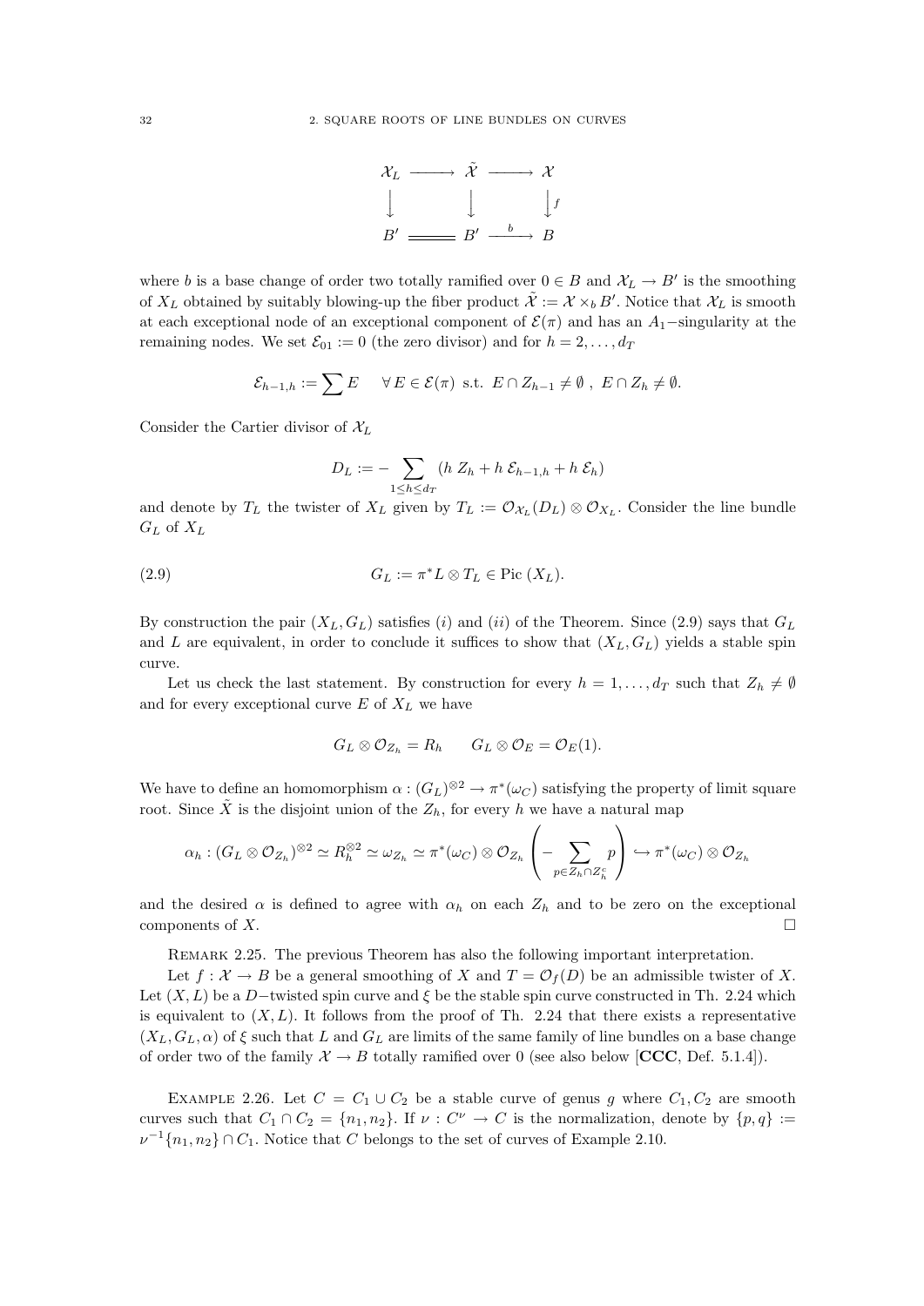$$\begin{array}{ccccc}
\mathcal{X}_L & \longrightarrow & \tilde{\mathcal{X}} & \longrightarrow & \mathcal{X} \\
\big\downarrow & & \big\downarrow & & \big\downarrow f \\
B' & = & B' & \xrightarrow{\ b\ } & B
\end{array}$$

where $b$ is a base change of order two totally ramified over $0 \in B$ and $\mathcal{X}_L \to B'$ is the smoothing of $X_L$ obtained by suitably blowing-up the fiber product $\tilde{\mathcal{X}} := \mathcal{X} \times_b B'$. Notice that $\mathcal{X}_L$ is smooth at each exceptional node of an exceptional component of $\mathcal{E}(\pi)$ and has an $A_1-$singularity at the remaining nodes. We set $\mathcal{E}_{01} := 0$ (the zero divisor) and for $h = 2, \dots, d_T$

$$\mathcal{E}_{h-1,h} := \sum E \quad \forall E \in \mathcal{E}(\pi) \text{ s.t. } E \cap Z_{h-1} \neq \emptyset\ ,\ E \cap Z_h \neq \emptyset.$$

Consider the Cartier divisor of $\mathcal{X}_L$

$$D_L := - \sum_{1 \leq h \leq d_T} (h\ Z_h + h\ \mathcal{E}_{h-1,h} + h\ \mathcal{E}_h)$$

and denote by $T_L$ the twister of $X_L$ given by $T_L := \mathcal{O}_{\mathcal{X}_L}(D_L) \otimes \mathcal{O}_{X_L}$. Consider the line bundle $G_L$ of $X_L$

$$G_L := \pi^* L \otimes T_L \in \text{Pic}\,(X_L). \tag{2.9}$$

By construction the pair $(X_L, G_L)$ satisfies $(i)$ and $(ii)$ of the Theorem. Since (2.9) says that $G_L$ and $L$ are equivalent, in order to conclude it suffices to show that $(X_L, G_L)$ yields a stable spin curve.

Let us check the last statement. By construction for every $h = 1, \dots, d_T$ such that $Z_h \neq \emptyset$ and for every exceptional curve $E$ of $X_L$ we have

$$G_L \otimes \mathcal{O}_{Z_h} = R_h \qquad G_L \otimes \mathcal{O}_E = \mathcal{O}_E(1).$$

We have to define an homomorphism $\alpha : (G_L)^{\otimes 2} \to \pi^*(\omega_C)$ satisfying the property of limit square root. Since $\tilde{X}$ is the disjoint union of the $Z_h$, for every $h$ we have a natural map

$$\alpha_h : (G_L \otimes \mathcal{O}_{Z_h})^{\otimes 2} \simeq R_h^{\otimes 2} \simeq \omega_{Z_h} \simeq \pi^*(\omega_C) \otimes \mathcal{O}_{Z_h} \left( - \sum_{p \in Z_h \cap Z_h^c} p \right) \hookrightarrow \pi^*(\omega_C) \otimes \mathcal{O}_{Z_h}$$

and the desired $\alpha$ is defined to agree with $\alpha_h$ on each $Z_h$ and to be zero on the exceptional components of $X$. $\square$

Remark 2.25. The previous Theorem has also the following important interpretation.

Let $f : \mathcal{X} \to B$ be a general smoothing of $X$ and $T = \mathcal{O}_f(D)$ be an admissible twister of $X$. Let $(X, L)$ be a $D-$twisted spin curve and $\xi$ be the stable spin curve constructed in Th. 2.24 which is equivalent to $(X, L)$. It follows from the proof of Th. 2.24 that there exists a representative $(X_L, G_L, \alpha)$ of $\xi$ such that $L$ and $G_L$ are limits of the same family of line bundles on a base change of order two of the family $\mathcal{X} \to B$ totally ramified over 0 (see also below [**CCC**, Def. 5.1.4]).

Example 2.26. Let $C = C_1 \cup C_2$ be a stable curve of genus $g$ where $C_1, C_2$ are smooth curves such that $C_1 \cap C_2 = \{n_1, n_2\}$. If $\nu : C^\nu \to C$ is the normalization, denote by $\{p, q\} := \nu^{-1}\{n_1, n_2\} \cap C_1$. Notice that $C$ belongs to the set of curves of Example 2.10.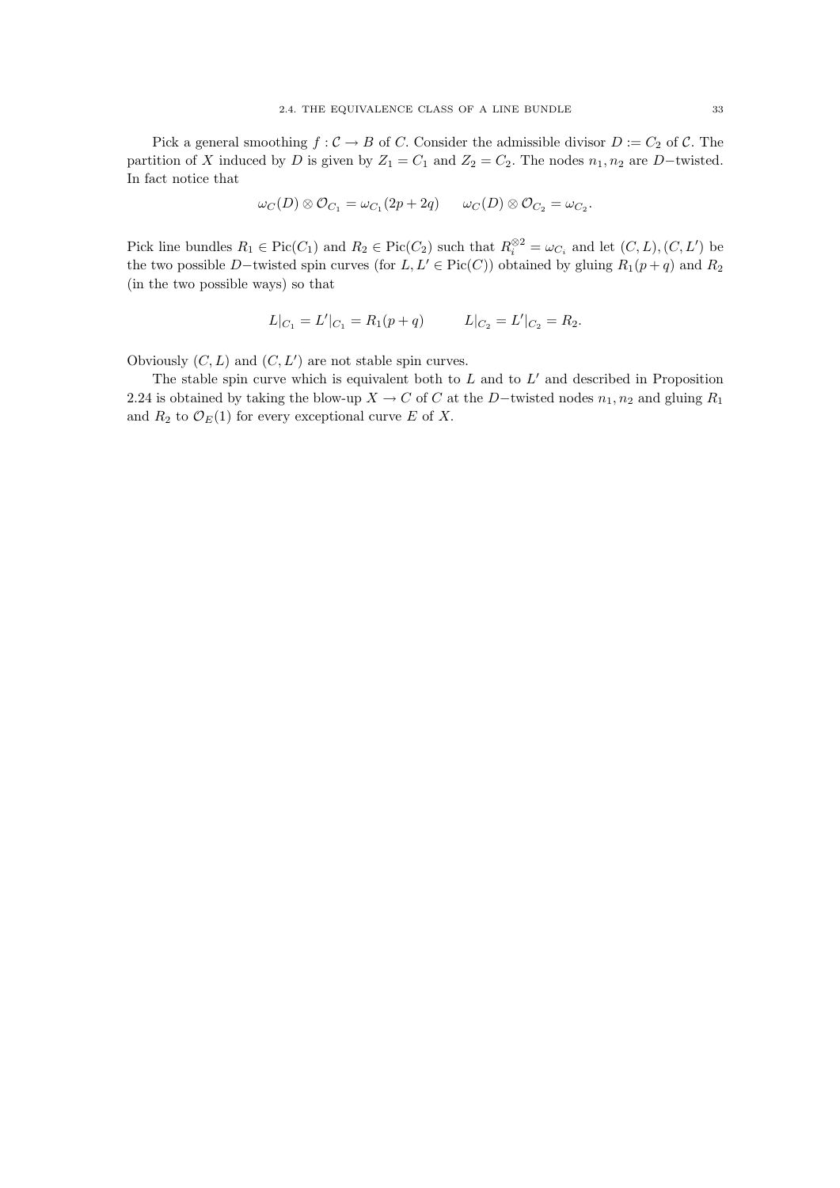Pick a general smoothing $f : \mathcal{C} \to B$ of $C$. Consider the admissible divisor $D := C_2$ of $\mathcal{C}$. The partition of $X$ induced by $D$ is given by $Z_1 = C_1$ and $Z_2 = C_2$. The nodes $n_1, n_2$ are $D-$twisted. In fact notice that

$$\omega_C(D) \otimes \mathcal{O}_{C_1} = \omega_{C_1}(2p + 2q) \qquad \omega_C(D) \otimes \mathcal{O}_{C_2} = \omega_{C_2}.$$

Pick line bundles $R_1 \in \mathrm{Pic}(C_1)$ and $R_2 \in \mathrm{Pic}(C_2)$ such that $R_i^{\otimes 2} = \omega_{C_i}$ and let $(C, L), (C, L')$ be the two possible $D-$twisted spin curves (for $L, L' \in \mathrm{Pic}(C)$) obtained by gluing $R_1(p+q)$ and $R_2$ (in the two possible ways) so that

$$L|_{C_1} = L'|_{C_1} = R_1(p+q) \qquad L|_{C_2} = L'|_{C_2} = R_2.$$

Obviously $(C, L)$ and $(C, L')$ are not stable spin curves.

The stable spin curve which is equivalent both to $L$ and to $L'$ and described in Proposition 2.24 is obtained by taking the blow-up $X \to C$ of $C$ at the $D-$twisted nodes $n_1, n_2$ and gluing $R_1$ and $R_2$ to $\mathcal{O}_E(1)$ for every exceptional curve $E$ of $X$.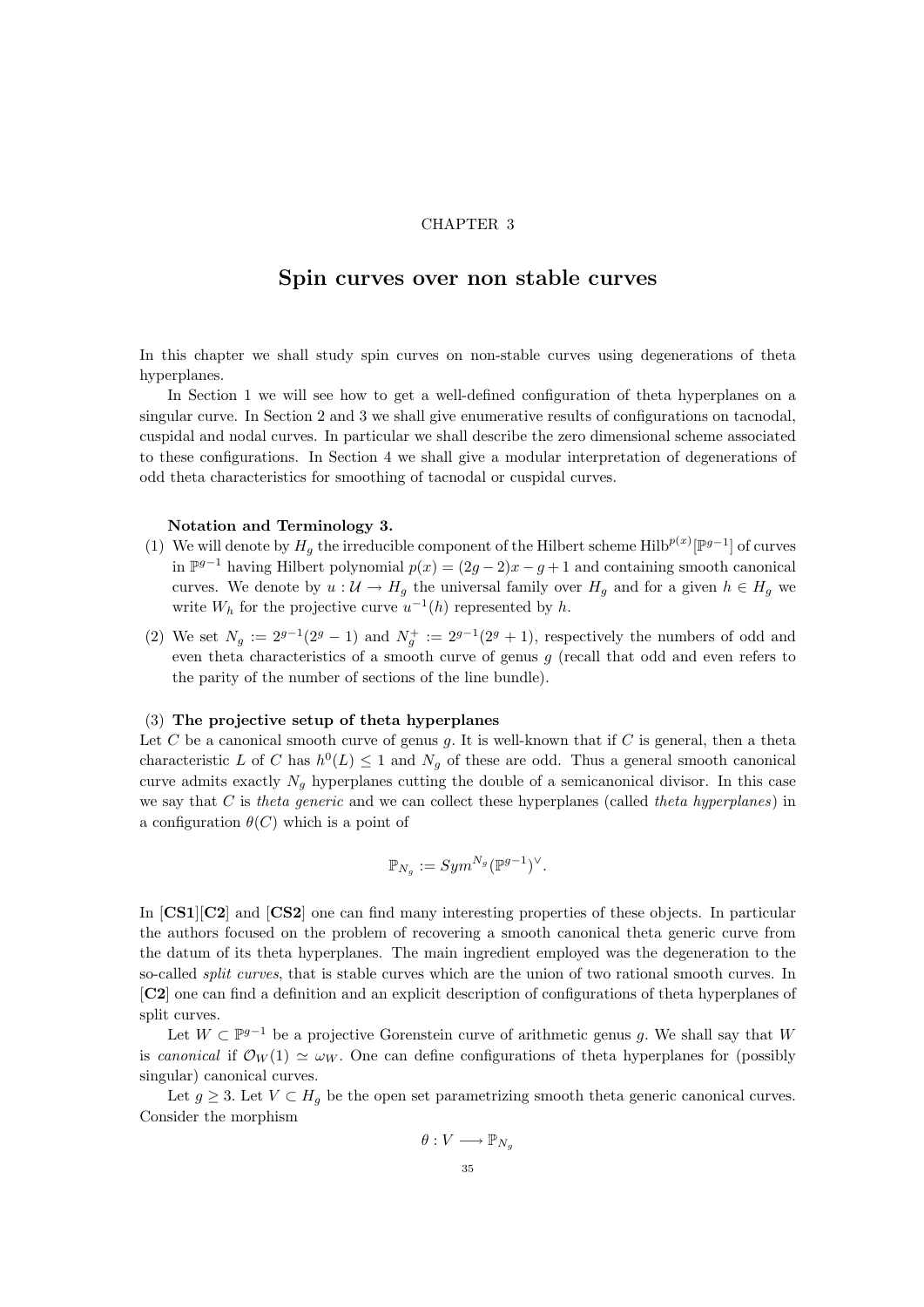CHAPTER 3

# Spin curves over non stable curves

In this chapter we shall study spin curves on non-stable curves using degenerations of theta hyperplanes.

In Section 1 we will see how to get a well-defined configuration of theta hyperplanes on a singular curve. In Section 2 and 3 we shall give enumerative results of configurations on tacnodal, cuspidal and nodal curves. In particular we shall describe the zero dimensional scheme associated to these configurations. In Section 4 we shall give a modular interpretation of degenerations of odd theta characteristics for smoothing of tacnodal or cuspidal curves.

**Notation and Terminology 3.**

(1) We will denote by $H_g$ the irreducible component of the Hilbert scheme $\mathrm{Hilb}^{p(x)}[\mathbb{P}^{g-1}]$ of curves in $\mathbb{P}^{g-1}$ having Hilbert polynomial $p(x) = (2g-2)x - g + 1$ and containing smooth canonical curves. We denote by $u : \mathcal{U} \to H_g$ the universal family over $H_g$ and for a given $h \in H_g$ we write $W_h$ for the projective curve $u^{-1}(h)$ represented by $h$.

(2) We set $N_g := 2^{g-1}(2^g - 1)$ and $N_g^+ := 2^{g-1}(2^g + 1)$, respectively the numbers of odd and even theta characteristics of a smooth curve of genus $g$ (recall that odd and even refers to the parity of the number of sections of the line bundle).

(3) **The projective setup of theta hyperplanes**

Let $C$ be a canonical smooth curve of genus $g$. It is well-known that if $C$ is general, then a theta characteristic $L$ of $C$ has $h^0(L) \leq 1$ and $N_g$ of these are odd. Thus a general smooth canonical curve admits exactly $N_g$ hyperplanes cutting the double of a semicanonical divisor. In this case we say that $C$ is *theta generic* and we can collect these hyperplanes (called *theta hyperplanes*) in a configuration $\theta(C)$ which is a point of

$$\mathbb{P}_{N_g} := Sym^{N_g}(\mathbb{P}^{g-1})^{\vee}.$$

In [**CS1**][**C2**] and [**CS2**] one can find many interesting properties of these objects. In particular the authors focused on the problem of recovering a smooth canonical theta generic curve from the datum of its theta hyperplanes. The main ingredient employed was the degeneration to the so-called *split curves*, that is stable curves which are the union of two rational smooth curves. In [**C2**] one can find a definition and an explicit description of configurations of theta hyperplanes of split curves.

Let $W \subset \mathbb{P}^{g-1}$ be a projective Gorenstein curve of arithmetic genus $g$. We shall say that $W$ is *canonical* if $\mathcal{O}_W(1) \simeq \omega_W$. One can define configurations of theta hyperplanes for (possibly singular) canonical curves.

Let $g \geq 3$. Let $V \subset H_g$ be the open set parametrizing smooth theta generic canonical curves. Consider the morphism

$$\theta : V \longrightarrow \mathbb{P}_{N_g}$$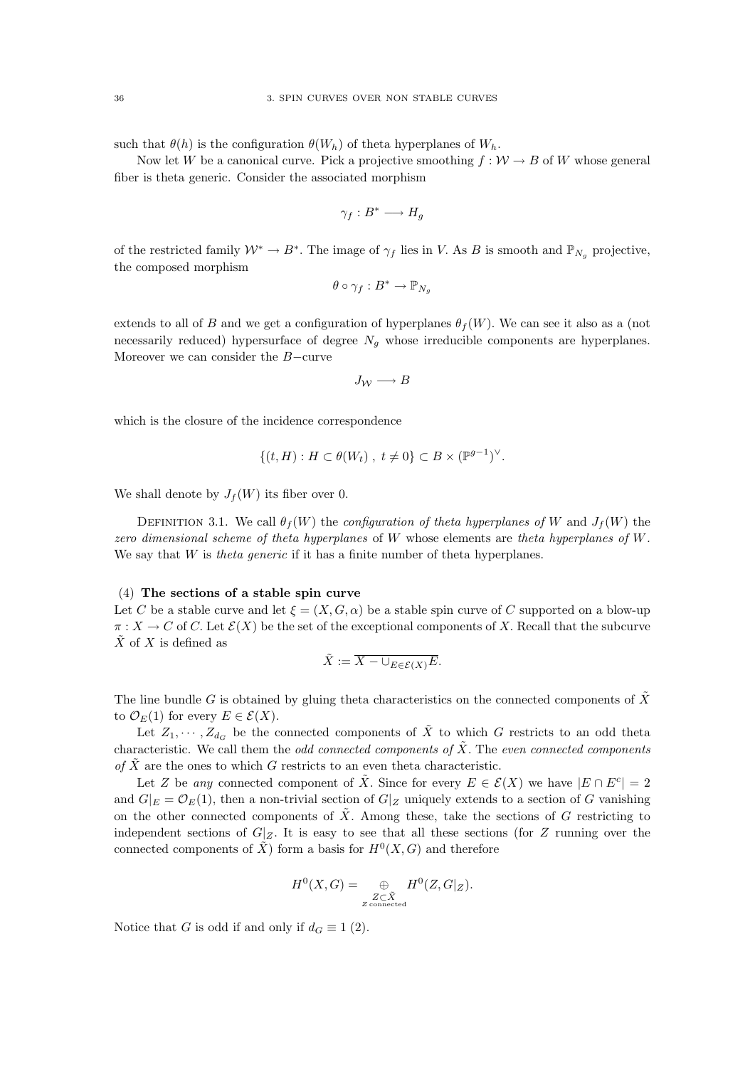such that $\theta(h)$ is the configuration $\theta(W_h)$ of theta hyperplanes of $W_h$.

Now let $W$ be a canonical curve. Pick a projective smoothing $f : \mathcal{W} \to B$ of $W$ whose general fiber is theta generic. Consider the associated morphism

$$\gamma_f : B^* \longrightarrow H_g$$

of the restricted family $\mathcal{W}^* \to B^*$. The image of $\gamma_f$ lies in $V$. As $B$ is smooth and $\mathbb{P}_{N_g}$ projective, the composed morphism

$$\theta \circ \gamma_f : B^* \to \mathbb{P}_{N_g}$$

extends to all of $B$ and we get a configuration of hyperplanes $\theta_f(W)$. We can see it also as a (not necessarily reduced) hypersurface of degree $N_g$ whose irreducible components are hyperplanes. Moreover we can consider the $B-$curve

$$J_{\mathcal{W}} \longrightarrow B$$

which is the closure of the incidence correspondence

$$\{(t, H) : H \subset \theta(W_t)\ ,\ t \neq 0\} \subset B \times (\mathbb{P}^{g-1})^{\vee}.$$

We shall denote by $J_f(W)$ its fiber over 0.

Definition 3.1. We call $\theta_f(W)$ the *configuration of theta hyperplanes of* $W$ and $J_f(W)$ the *zero dimensional scheme of theta hyperplanes* of $W$ whose elements are *theta hyperplanes of* $W$. We say that $W$ is *theta generic* if it has a finite number of theta hyperplanes.

(4) **The sections of a stable spin curve**

Let $C$ be a stable curve and let $\xi = (X, G, \alpha)$ be a stable spin curve of $C$ supported on a blow-up $\pi : X \to C$ of $C$. Let $\mathcal{E}(X)$ be the set of the exceptional components of $X$. Recall that the subcurve $\tilde{X}$ of $X$ is defined as

$$\tilde{X} := \overline{X - \cup_{E \in \mathcal{E}(X)} E}.$$

The line bundle $G$ is obtained by gluing theta characteristics on the connected components of $\tilde{X}$ to $\mathcal{O}_E(1)$ for every $E \in \mathcal{E}(X)$.

Let $Z_1, \cdots, Z_{d_G}$ be the connected components of $\tilde{X}$ to which $G$ restricts to an odd theta characteristic. We call them the *odd connected components of* $\tilde{X}$. The *even connected components of* $\tilde{X}$ are the ones to which $G$ restricts to an even theta characteristic.

Let $Z$ be *any* connected component of $\tilde{X}$. Since for every $E \in \mathcal{E}(X)$ we have $|E \cap E^c| = 2$ and $G|_E = \mathcal{O}_E(1)$, then a non-trivial section of $G|_Z$ uniquely extends to a section of $G$ vanishing on the other connected components of $\tilde{X}$. Among these, take the sections of $G$ restricting to independent sections of $G|_Z$. It is easy to see that all these sections (for $Z$ running over the connected components of $\tilde{X}$) form a basis for $H^0(X, G)$ and therefore

$$H^0(X, G) = \bigoplus_{\substack{Z \subset \tilde{X} \\ Z \text{ connected}}} H^0(Z, G|_Z).$$

Notice that $G$ is odd if and only if $d_G \equiv 1\ (2)$.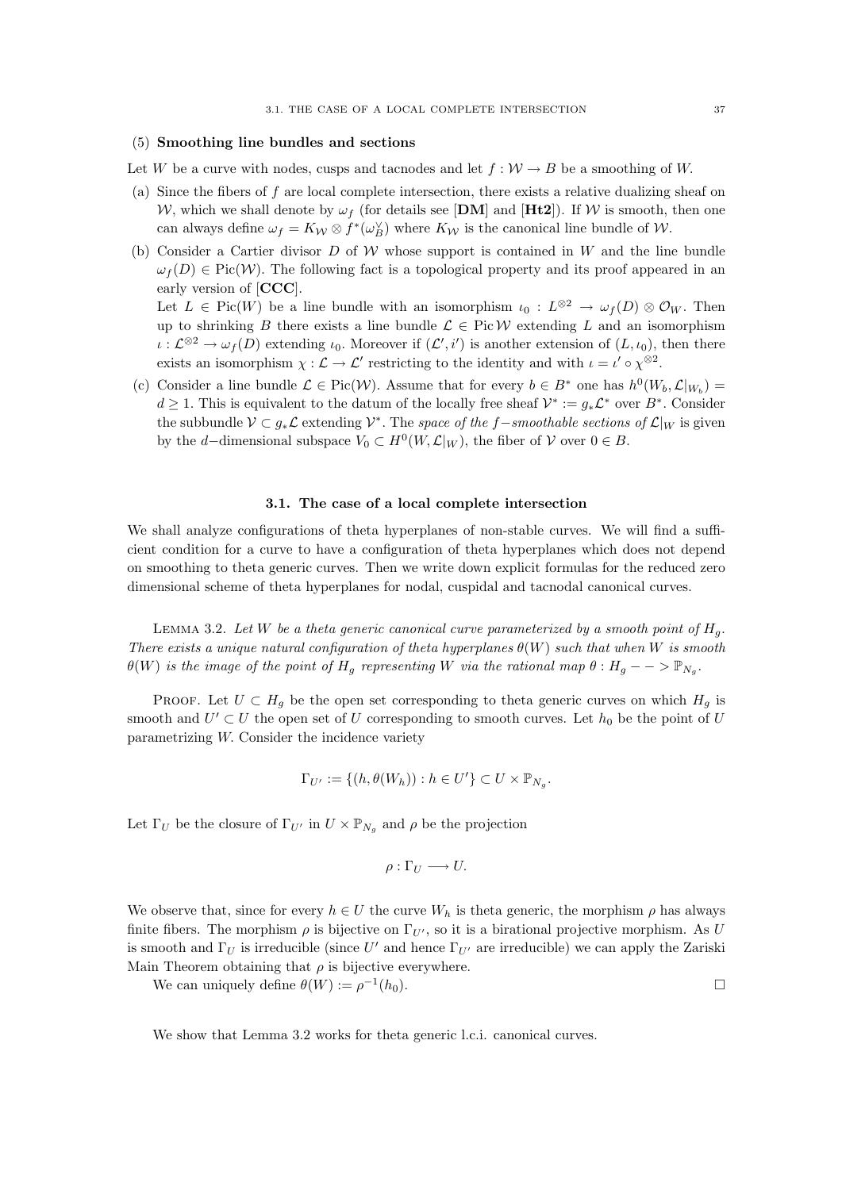(5) **Smoothing line bundles and sections**

Let $W$ be a curve with nodes, cusps and tacnodes and let $f : \mathcal{W} \to B$ be a smoothing of $W$.

(a) Since the fibers of $f$ are local complete intersection, there exists a relative dualizing sheaf on $\mathcal{W}$, which we shall denote by $\omega_f$ (for details see [**DM**] and [**Ht2**]). If $\mathcal{W}$ is smooth, then one can always define $\omega_f = K_{\mathcal{W}} \otimes f^*(\omega_B^\vee)$ where $K_{\mathcal{W}}$ is the canonical line bundle of $\mathcal{W}$.

(b) Consider a Cartier divisor $D$ of $\mathcal{W}$ whose support is contained in $W$ and the line bundle $\omega_f(D) \in \mathrm{Pic}(\mathcal{W})$. The following fact is a topological property and its proof appeared in an early version of [**CCC**].
Let $L \in \mathrm{Pic}(W)$ be a line bundle with an isomorphism $\iota_0 : L^{\otimes 2} \to \omega_f(D) \otimes \mathcal{O}_W$. Then up to shrinking $B$ there exists a line bundle $\mathcal{L} \in \mathrm{Pic}\,\mathcal{W}$ extending $L$ and an isomorphism $\iota : \mathcal{L}^{\otimes 2} \to \omega_f(D)$ extending $\iota_0$. Moreover if $(\mathcal{L}', i')$ is another extension of $(L, \iota_0)$, then there exists an isomorphism $\chi : \mathcal{L} \to \mathcal{L}'$ restricting to the identity and with $\iota = \iota' \circ \chi^{\otimes 2}$.

(c) Consider a line bundle $\mathcal{L} \in \mathrm{Pic}(\mathcal{W})$. Assume that for every $b \in B^*$ one has $h^0(W_b, \mathcal{L}|_{W_b}) = d \geq 1$. This is equivalent to the datum of the locally free sheaf $\mathcal{V}^* := g_*\mathcal{L}^*$ over $B^*$. Consider the subbundle $\mathcal{V} \subset g_*\mathcal{L}$ extending $\mathcal{V}^*$. The *space of the $f-$smoothable sections of $\mathcal{L}|_W$* is given by the $d-$dimensional subspace $V_0 \subset H^0(W, \mathcal{L}|_W)$, the fiber of $\mathcal{V}$ over $0 \in B$.

## 3.1. The case of a local complete intersection

We shall analyze configurations of theta hyperplanes of non-stable curves. We will find a sufficient condition for a curve to have a configuration of theta hyperplanes which does not depend on smoothing to theta generic curves. Then we write down explicit formulas for the reduced zero dimensional scheme of theta hyperplanes for nodal, cuspidal and tacnodal canonical curves.

Lemma 3.2. *Let $W$ be a theta generic canonical curve parameterized by a smooth point of $H_g$. There exists a unique natural configuration of theta hyperplanes $\theta(W)$ such that when $W$ is smooth $\theta(W)$ is the image of the point of $H_g$ representing $W$ via the rational map $\theta : H_g - - > \mathbb{P}_{N_g}$.*

Proof. Let $U \subset H_g$ be the open set corresponding to theta generic curves on which $H_g$ is smooth and $U' \subset U$ the open set of $U$ corresponding to smooth curves. Let $h_0$ be the point of $U$ parametrizing $W$. Consider the incidence variety

$$\Gamma_{U'} := \{(h, \theta(W_h)) : h \in U'\} \subset U \times \mathbb{P}_{N_g}.$$

Let $\Gamma_U$ be the closure of $\Gamma_{U'}$ in $U \times \mathbb{P}_{N_g}$ and $\rho$ be the projection

$$\rho : \Gamma_U \longrightarrow U.$$

We observe that, since for every $h \in U$ the curve $W_h$ is theta generic, the morphism $\rho$ has always finite fibers. The morphism $\rho$ is bijective on $\Gamma_{U'}$, so it is a birational projective morphism. As $U$ is smooth and $\Gamma_U$ is irreducible (since $U'$ and hence $\Gamma_{U'}$ are irreducible) we can apply the Zariski Main Theorem obtaining that $\rho$ is bijective everywhere.

We can uniquely define $\theta(W) := \rho^{-1}(h_0)$. □

We show that Lemma 3.2 works for theta generic l.c.i. canonical curves.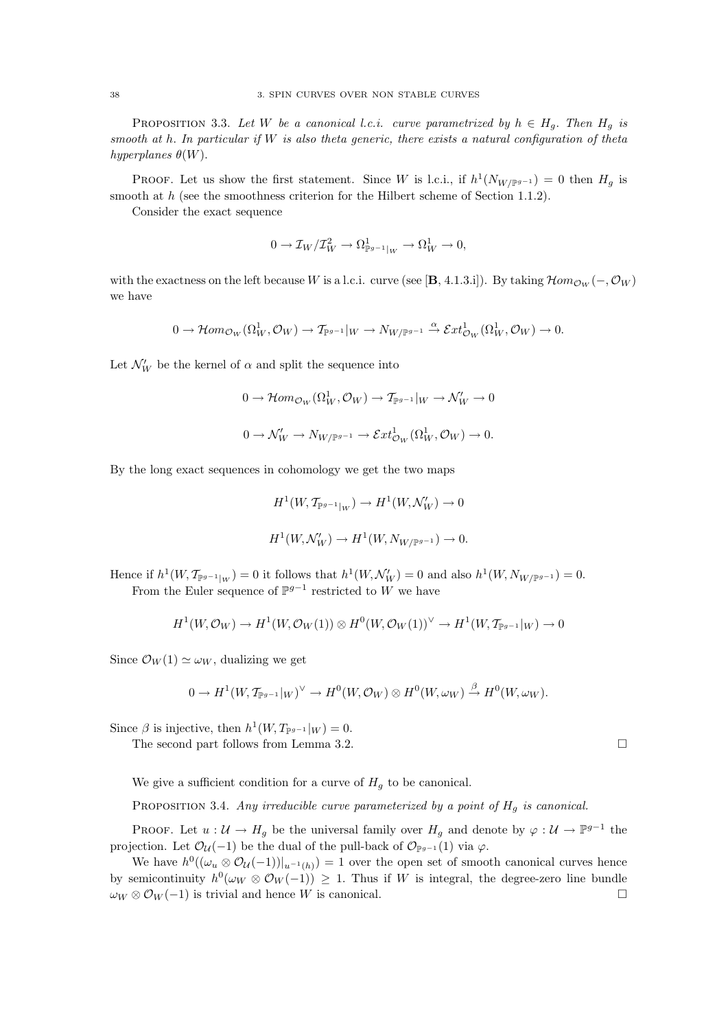**Proposition 3.3.** *Let $W$ be a canonical l.c.i. curve parametrized by $h \in H_g$. Then $H_g$ is smooth at $h$. In particular if $W$ is also theta generic, there exists a natural configuration of theta hyperplanes $\theta(W)$.*

Proof. Let us show the first statement. Since $W$ is l.c.i., if $h^1(N_{W/\mathbb{P}^{g-1}}) = 0$ then $H_g$ is smooth at $h$ (see the smoothness criterion for the Hilbert scheme of Section 1.1.2).

Consider the exact sequence

$$0 \to \mathcal{I}_W/\mathcal{I}_W^2 \to \Omega^1_{\mathbb{P}^{g-1}|_W} \to \Omega^1_W \to 0,$$

with the exactness on the left because $W$ is a l.c.i. curve (see [**B**, 4.1.3.i]). By taking $\mathcal{H}om_{\mathcal{O}_W}(-, \mathcal{O}_W)$ we have

$$0 \to \mathcal{H}om_{\mathcal{O}_W}(\Omega^1_W, \mathcal{O}_W) \to \mathcal{T}_{\mathbb{P}^{g-1}}|_W \to N_{W/\mathbb{P}^{g-1}} \xrightarrow{\alpha} \mathcal{E}xt^1_{\mathcal{O}_W}(\Omega^1_W, \mathcal{O}_W) \to 0.$$

Let $\mathcal{N}'_W$ be the kernel of $\alpha$ and split the sequence into

$$0 \to \mathcal{H}om_{\mathcal{O}_W}(\Omega^1_W, \mathcal{O}_W) \to \mathcal{T}_{\mathbb{P}^{g-1}}|_W \to \mathcal{N}'_W \to 0$$

$$0 \to \mathcal{N}'_W \to N_{W/\mathbb{P}^{g-1}} \to \mathcal{E}xt^1_{\mathcal{O}_W}(\Omega^1_W, \mathcal{O}_W) \to 0.$$

By the long exact sequences in cohomology we get the two maps

$$H^1(W, \mathcal{T}_{\mathbb{P}^{g-1}|_W}) \to H^1(W, \mathcal{N}'_W) \to 0$$

$$H^1(W, \mathcal{N}'_W) \to H^1(W, N_{W/\mathbb{P}^{g-1}}) \to 0.$$

Hence if $h^1(W, \mathcal{T}_{\mathbb{P}^{g-1}|_W}) = 0$ it follows that $h^1(W, \mathcal{N}'_W) = 0$ and also $h^1(W, N_{W/\mathbb{P}^{g-1}}) = 0$.

From the Euler sequence of $\mathbb{P}^{g-1}$ restricted to $W$ we have

$$H^1(W, \mathcal{O}_W) \to H^1(W, \mathcal{O}_W(1)) \otimes H^0(W, \mathcal{O}_W(1))^\vee \to H^1(W, \mathcal{T}_{\mathbb{P}^{g-1}}|_W) \to 0$$

Since $\mathcal{O}_W(1) \simeq \omega_W$, dualizing we get

$$0 \to H^1(W, \mathcal{T}_{\mathbb{P}^{g-1}}|_W)^\vee \to H^0(W, \mathcal{O}_W) \otimes H^0(W, \omega_W) \xrightarrow{\beta} H^0(W, \omega_W).$$

Since $\beta$ is injective, then $h^1(W, T_{\mathbb{P}^{g-1}}|_W) = 0$.

The second part follows from Lemma 3.2. □

We give a sufficient condition for a curve of $H_g$ to be canonical.

**Proposition 3.4.** *Any irreducible curve parameterized by a point of $H_g$ is canonical.*

Proof. Let $u : \mathcal{U} \to H_g$ be the universal family over $H_g$ and denote by $\varphi : \mathcal{U} \to \mathbb{P}^{g-1}$ the projection. Let $\mathcal{O}_{\mathcal{U}}(-1)$ be the dual of the pull-back of $\mathcal{O}_{\mathbb{P}^{g-1}}(1)$ via $\varphi$.

We have $h^0((\omega_u \otimes \mathcal{O}_{\mathcal{U}}(-1))|_{u^{-1}(h)}) = 1$ over the open set of smooth canonical curves hence by semicontinuity $h^0(\omega_W \otimes \mathcal{O}_W(-1)) \geq 1$. Thus if $W$ is integral, the degree-zero line bundle $\omega_W \otimes \mathcal{O}_W(-1)$ is trivial and hence $W$ is canonical. □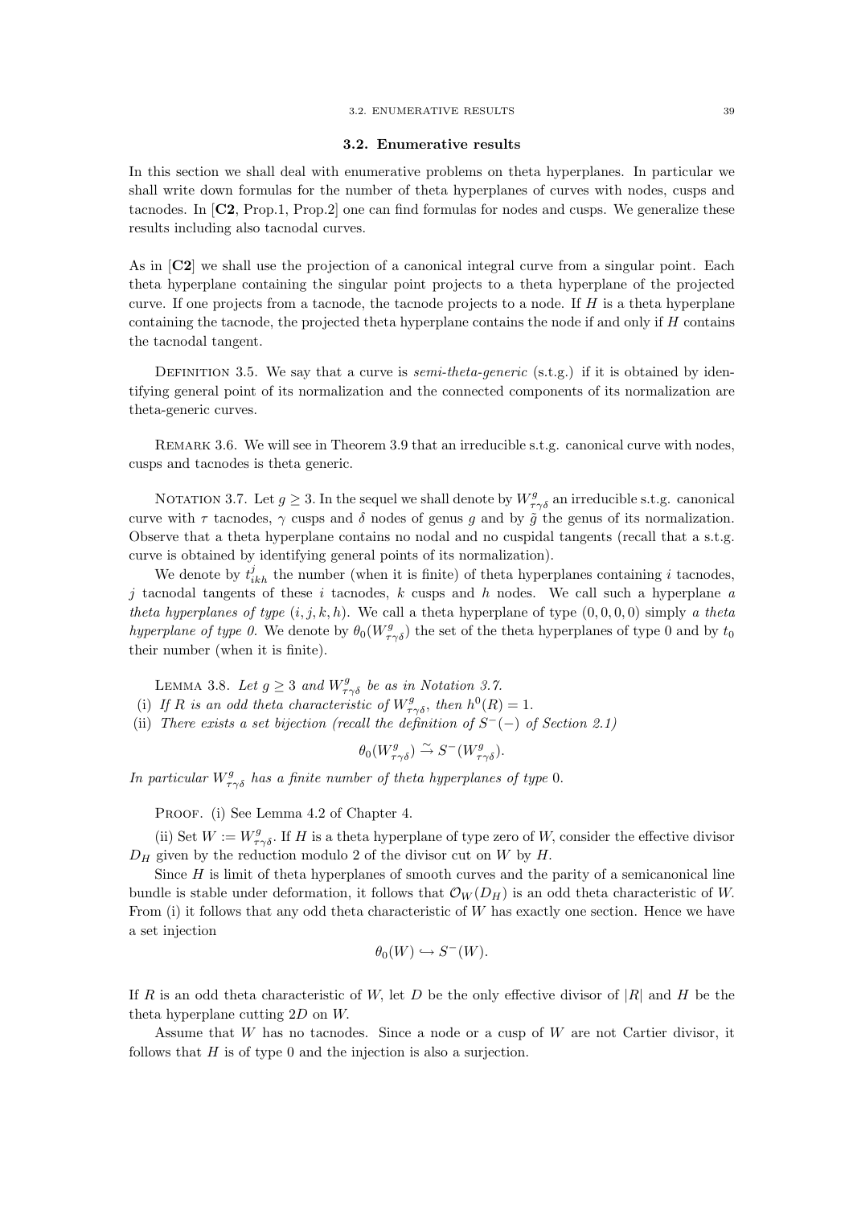## 3.2. Enumerative results

In this section we shall deal with enumerative problems on theta hyperplanes. In particular we shall write down formulas for the number of theta hyperplanes of curves with nodes, cusps and tacnodes. In [**C2**, Prop.1, Prop.2] one can find formulas for nodes and cusps. We generalize these results including also tacnodal curves.

As in [**C2**] we shall use the projection of a canonical integral curve from a singular point. Each theta hyperplane containing the singular point projects to a theta hyperplane of the projected curve. If one projects from a tacnode, the tacnode projects to a node. If $H$ is a theta hyperplane containing the tacnode, the projected theta hyperplane contains the node if and only if $H$ contains the tacnodal tangent.

Definition 3.5. We say that a curve is *semi-theta-generic* (s.t.g.) if it is obtained by identifying general point of its normalization and the connected components of its normalization are theta-generic curves.

Remark 3.6. We will see in Theorem 3.9 that an irreducible s.t.g. canonical curve with nodes, cusps and tacnodes is theta generic.

Notation 3.7. Let $g \geq 3$. In the sequel we shall denote by $W^g_{\tau\gamma\delta}$ an irreducible s.t.g. canonical curve with $\tau$ tacnodes, $\gamma$ cusps and $\delta$ nodes of genus $g$ and by $\tilde{g}$ the genus of its normalization. Observe that a theta hyperplane contains no nodal and no cuspidal tangents (recall that a s.t.g. curve is obtained by identifying general points of its normalization).

We denote by $t^j_{ikh}$ the number (when it is finite) of theta hyperplanes containing $i$ tacnodes, $j$ tacnodal tangents of these $i$ tacnodes, $k$ cusps and $h$ nodes. We call such a hyperplane *a theta hyperplanes of type* $(i, j, k, h)$. We call a theta hyperplane of type $(0, 0, 0, 0)$ simply *a theta hyperplane of type 0*. We denote by $\theta_0(W^g_{\tau\gamma\delta})$ the set of the theta hyperplanes of type 0 and by $t_0$ their number (when it is finite).

Lemma 3.8. *Let $g \geq 3$ and $W^g_{\tau\gamma\delta}$ be as in Notation 3.7.*

(i) *If $R$ is an odd theta characteristic of $W^g_{\tau\gamma\delta}$, then $h^0(R) = 1$.*

(ii) *There exists a set bijection (recall the definition of $S^-(-)$ of Section 2.1)*

$$\theta_0(W^g_{\tau\gamma\delta}) \xrightarrow{\sim} S^-(W^g_{\tau\gamma\delta}).$$

*In particular $W^g_{\tau\gamma\delta}$ has a finite number of theta hyperplanes of type 0.*

Proof. (i) See Lemma 4.2 of Chapter 4.

(ii) Set $W := W^g_{\tau\gamma\delta}$. If $H$ is a theta hyperplane of type zero of $W$, consider the effective divisor $D_H$ given by the reduction modulo 2 of the divisor cut on $W$ by $H$.

Since $H$ is limit of theta hyperplanes of smooth curves and the parity of a semicanonical line bundle is stable under deformation, it follows that $\mathcal{O}_W(D_H)$ is an odd theta characteristic of $W$. From (i) it follows that any odd theta characteristic of $W$ has exactly one section. Hence we have a set injection

$$\theta_0(W) \hookrightarrow S^-(W).$$

If $R$ is an odd theta characteristic of $W$, let $D$ be the only effective divisor of $|R|$ and $H$ be the theta hyperplane cutting $2D$ on $W$.

Assume that $W$ has no tacnodes. Since a node or a cusp of $W$ are not Cartier divisor, it follows that $H$ is of type 0 and the injection is also a surjection.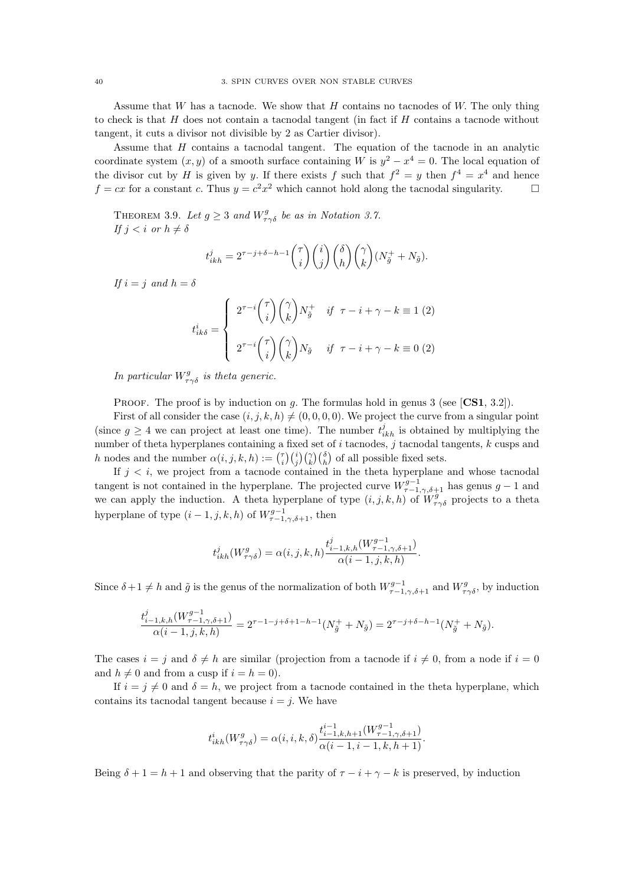Assume that $W$ has a tacnode. We show that $H$ contains no tacnodes of $W$. The only thing to check is that $H$ does not contain a tacnodal tangent (in fact if $H$ contains a tacnode without tangent, it cuts a divisor not divisible by 2 as Cartier divisor).

Assume that $H$ contains a tacnodal tangent. The equation of the tacnode in an analytic coordinate system $(x, y)$ of a smooth surface containing $W$ is $y^2 - x^4 = 0$. The local equation of the divisor cut by $H$ is given by $y$. If there exists $f$ such that $f^2 = y$ then $f^4 = x^4$ and hence $f = cx$ for a constant $c$. Thus $y = c^2x^2$ which cannot hold along the tacnodal singularity. $\square$

**Theorem 3.9.** *Let $g \geq 3$ and $W^g_{\tau\gamma\delta}$ be as in Notation 3.7.*
*If $j < i$ or $h \neq \delta$*

$$t^j_{ikh} = 2^{\tau - j + \delta - h - 1}\binom{\tau}{i}\binom{i}{j}\binom{\delta}{h}\binom{\gamma}{k}(N^+_{\tilde{g}} + N_{\tilde{g}}).$$

*If $i = j$ and $h = \delta$*

$$t^i_{ik\delta} = \begin{cases} 2^{\tau - i}\dbinom{\tau}{i}\dbinom{\gamma}{k}N^+_{\tilde{g}} & \text{if } \ \tau - i + \gamma - k \equiv 1 \ (2) \\ \\ 2^{\tau - i}\dbinom{\tau}{i}\dbinom{\gamma}{k}N_{\tilde{g}} & \text{if } \ \tau - i + \gamma - k \equiv 0 \ (2) \end{cases}$$

*In particular $W^g_{\tau\gamma\delta}$ is theta generic.*

Proof. The proof is by induction on $g$. The formulas hold in genus 3 (see [**CS1**, 3.2]).

First of all consider the case $(i, j, k, h) \neq (0, 0, 0, 0)$. We project the curve from a singular point (since $g \geq 4$ we can project at least one time). The number $t^j_{ikh}$ is obtained by multiplying the number of theta hyperplanes containing a fixed set of $i$ tacnodes, $j$ tacnodal tangents, $k$ cusps and $h$ nodes and the number $\alpha(i, j, k, h) := \binom{\tau}{i}\binom{i}{j}\binom{\gamma}{k}\binom{\delta}{h}$ of all possible fixed sets.

If $j < i$, we project from a tacnode contained in the theta hyperplane and whose tacnodal tangent is not contained in the hyperplane. The projected curve $W^{g-1}_{\tau-1,\gamma,\delta+1}$ has genus $g - 1$ and we can apply the induction. A theta hyperplane of type $(i, j, k, h)$ of $W^g_{\tau\gamma\delta}$ projects to a theta hyperplane of type $(i - 1, j, k, h)$ of $W^{g-1}_{\tau-1,\gamma,\delta+1}$, then

$$t^j_{ikh}(W^g_{\tau\gamma\delta}) = \alpha(i, j, k, h)\frac{t^j_{i-1,k,h}(W^{g-1}_{\tau-1,\gamma,\delta+1})}{\alpha(i - 1, j, k, h)}.$$

Since $\delta + 1 \neq h$ and $\tilde{g}$ is the genus of the normalization of both $W^{g-1}_{\tau-1,\gamma,\delta+1}$ and $W^g_{\tau\gamma\delta}$, by induction

$$\frac{t^j_{i-1,k,h}(W^{g-1}_{\tau-1,\gamma,\delta+1})}{\alpha(i - 1, j, k, h)} = 2^{\tau-1-j+\delta+1-h-1}(N^+_{\tilde{g}} + N_{\tilde{g}}) = 2^{\tau-j+\delta-h-1}(N^+_{\tilde{g}} + N_{\tilde{g}}).$$

The cases $i = j$ and $\delta \neq h$ are similar (projection from a tacnode if $i \neq 0$, from a node if $i = 0$ and $h \neq 0$ and from a cusp if $i = h = 0$).

If $i = j \neq 0$ and $\delta = h$, we project from a tacnode contained in the theta hyperplane, which contains its tacnodal tangent because $i = j$. We have

$$t^i_{ikh}(W^g_{\tau\gamma\delta}) = \alpha(i, i, k, \delta)\frac{t^{i-1}_{i-1,k,h+1}(W^{g-1}_{\tau-1,\gamma,\delta+1})}{\alpha(i - 1, i - 1, k, h + 1)}.$$

Being $\delta + 1 = h + 1$ and observing that the parity of $\tau - i + \gamma - k$ is preserved, by induction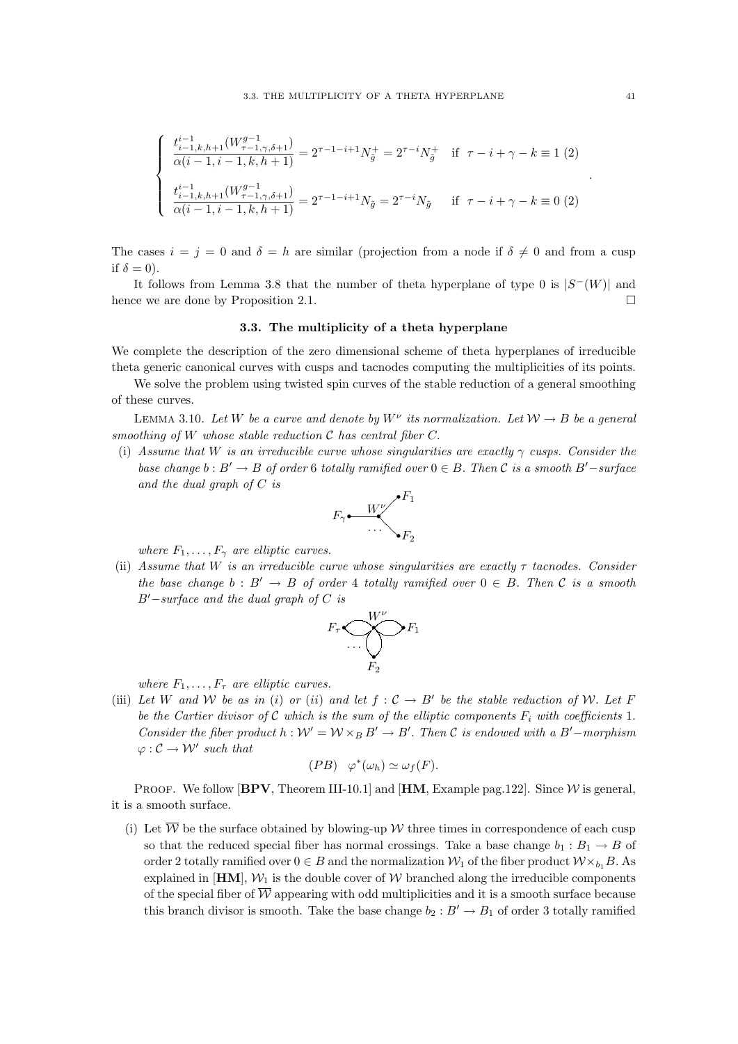$$\begin{cases} \dfrac{t^{i-1}_{i-1,k,h+1}(W^{g-1}_{\tau-1,\gamma,\delta+1})}{\alpha(i-1,i-1,k,h+1)} = 2^{\tau-1-i+1}N^+_{\tilde{g}} = 2^{\tau-i}N^+_{\tilde{g}} & \text{if } \tau - i + \gamma - k \equiv 1\ (2) \\ \dfrac{t^{i-1}_{i-1,k,h+1}(W^{g-1}_{\tau-1,\gamma,\delta+1})}{\alpha(i-1,i-1,k,h+1)} = 2^{\tau-1-i+1}N_{\tilde{g}} = 2^{\tau-i}N_{\tilde{g}} & \text{if } \tau - i + \gamma - k \equiv 0\ (2) \end{cases}.$$

The cases $i = j = 0$ and $\delta = h$ are similar (projection from a node if $\delta \neq 0$ and from a cusp if $\delta = 0$).

It follows from Lemma 3.8 that the number of theta hyperplane of type 0 is $|S^-(W)|$ and hence we are done by Proposition 2.1. □

## 3.3. The multiplicity of a theta hyperplane

We complete the description of the zero dimensional scheme of theta hyperplanes of irreducible theta generic canonical curves with cusps and tacnodes computing the multiplicities of its points.

We solve the problem using twisted spin curves of the stable reduction of a general smoothing of these curves.

Lemma 3.10. *Let $W$ be a curve and denote by $W^\nu$ its normalization. Let $\mathcal{W} \to B$ be a general smoothing of $W$ whose stable reduction $\mathcal{C}$ has central fiber $C$.*

(i) *Assume that $W$ is an irreducible curve whose singularities are exactly $\gamma$ cusps. Consider the base change $b : B' \to B$ of order 6 totally ramified over $0 \in B$. Then $\mathcal{C}$ is a smooth $B'-$surface and the dual graph of $C$ is*

   *where $F_1, \ldots, F_\gamma$ are elliptic curves.*

(ii) *Assume that $W$ is an irreducible curve whose singularities are exactly $\tau$ tacnodes. Consider the base change $b : B' \to B$ of order 4 totally ramified over $0 \in B$. Then $\mathcal{C}$ is a smooth $B'-$surface and the dual graph of $C$ is*

   *where $F_1, \ldots, F_\tau$ are elliptic curves.*

(iii) *Let $W$ and $\mathcal{W}$ be as in (i) or (ii) and let $f : \mathcal{C} \to B'$ be the stable reduction of $\mathcal{W}$. Let $F$ be the Cartier divisor of $\mathcal{C}$ which is the sum of the elliptic components $F_i$ with coefficients 1. Consider the fiber product $h : \mathcal{W}' = \mathcal{W} \times_B B' \to B'$. Then $\mathcal{C}$ is endowed with a $B'-$morphism $\varphi : \mathcal{C} \to \mathcal{W}'$ such that*

$$(PB) \quad \varphi^*(\omega_h) \simeq \omega_f(F).$$

Proof. We follow [**BPV**, Theorem III-10.1] and [**HM**, Example pag.122]. Since $\mathcal{W}$ is general, it is a smooth surface.

(i) Let $\overline{\mathcal{W}}$ be the surface obtained by blowing-up $\mathcal{W}$ three times in correspondence of each cusp so that the reduced special fiber has normal crossings. Take a base change $b_1 : B_1 \to B$ of order 2 totally ramified over $0 \in B$ and the normalization $\mathcal{W}_1$ of the fiber product $\mathcal{W} \times_{b_1} B$. As explained in [**HM**], $\mathcal{W}_1$ is the double cover of $\mathcal{W}$ branched along the irreducible components of the special fiber of $\overline{\mathcal{W}}$ appearing with odd multiplicities and it is a smooth surface because this branch divisor is smooth. Take the base change $b_2 : B' \to B_1$ of order 3 totally ramified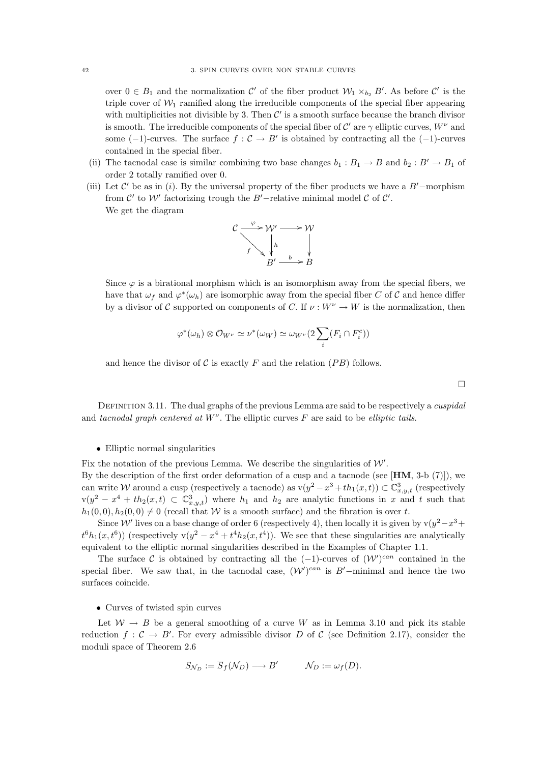over $0 \in B_1$ and the normalization $\mathcal{C}'$ of the fiber product $\mathcal{W}_1 \times_{b_2} B'$. As before $\mathcal{C}'$ is the triple cover of $\mathcal{W}_1$ ramified along the irreducible components of the special fiber appearing with multiplicities not divisible by 3. Then $\mathcal{C}'$ is a smooth surface because the branch divisor is smooth. The irreducible components of the special fiber of $\mathcal{C}'$ are $\gamma$ elliptic curves, $W^\nu$ and some $(-1)$-curves. The surface $f : \mathcal{C} \to B'$ is obtained by contracting all the $(-1)$-curves contained in the special fiber.

(ii) The tacnodal case is similar combining two base changes $b_1 : B_1 \to B$ and $b_2 : B' \to B_1$ of order 2 totally ramified over 0.

(iii) Let $\mathcal{C}'$ be as in $(i)$. By the universal property of the fiber products we have a $B'$−morphism from $\mathcal{C}'$ to $\mathcal{W}'$ factorizing trough the $B'$−relative minimal model $\mathcal{C}$ of $\mathcal{C}'$.
We get the diagram

$$\begin{array}{ccccc} \mathcal{C} & \xrightarrow{\varphi} & \mathcal{W}' & \longrightarrow & \mathcal{W} \\ & \searrow^{f} & \downarrow h & & \downarrow \\ & & B' & \xrightarrow{b} & B \end{array}$$

Since $\varphi$ is a birational morphism which is an isomorphism away from the special fibers, we have that $\omega_f$ and $\varphi^*(\omega_h)$ are isomorphic away from the special fiber $C$ of $\mathcal{C}$ and hence differ by a divisor of $\mathcal{C}$ supported on components of $C$. If $\nu : W^\nu \to W$ is the normalization, then

$$\varphi^*(\omega_h) \otimes \mathcal{O}_{W^\nu} \simeq \nu^*(\omega_W) \simeq \omega_{W^\nu}(2\sum_i (F_i \cap F_i^c))$$

and hence the divisor of $\mathcal{C}$ is exactly $F$ and the relation $(PB)$ follows.

□

Definition 3.11. The dual graphs of the previous Lemma are said to be respectively a *cuspidal* and *tacnodal graph centered at* $W^\nu$. The elliptic curves $F$ are said to be *elliptic tails*.

- Elliptic normal singularities

Fix the notation of the previous Lemma. We describe the singularities of $\mathcal{W}'$.
By the description of the first order deformation of a cusp and a tacnode (see [**HM**, 3-b (7)]), we can write $\mathcal{W}$ around a cusp (respectively a tacnode) as $\mathrm{v}(y^2 - x^3 + th_1(x,t)) \subset \mathbb{C}^3_{x,y,t}$ (respectively $\mathrm{v}(y^2 - x^4 + th_2(x,t) \subset \mathbb{C}^3_{x,y,t})$ where $h_1$ and $h_2$ are analytic functions in $x$ and $t$ such that $h_1(0,0), h_2(0,0) \neq 0$ (recall that $\mathcal{W}$ is a smooth surface) and the fibration is over $t$.

Since $\mathcal{W}'$ lives on a base change of order 6 (respectively 4), then locally it is given by $\mathrm{v}(y^2 - x^3 + t^6 h_1(x,t^6))$ (respectively $\mathrm{v}(y^2 - x^4 + t^4 h_2(x,t^4))$. We see that these singularities are analytically equivalent to the elliptic normal singularities described in the Examples of Chapter 1.1.

The surface $\mathcal{C}$ is obtained by contracting all the $(-1)$-curves of $(\mathcal{W}')^{can}$ contained in the special fiber. We saw that, in the tacnodal case, $(\mathcal{W}')^{can}$ is $B'$−minimal and hence the two surfaces coincide.

- Curves of twisted spin curves

Let $\mathcal{W} \to B$ be a general smoothing of a curve $W$ as in Lemma 3.10 and pick its stable reduction $f : \mathcal{C} \to B'$. For every admissible divisor $D$ of $\mathcal{C}$ (see Definition 2.17), consider the moduli space of Theorem 2.6

$$S_{\mathcal{N}_D} := \overline{S}_f(\mathcal{N}_D) \longrightarrow B' \qquad \mathcal{N}_D := \omega_f(D).$$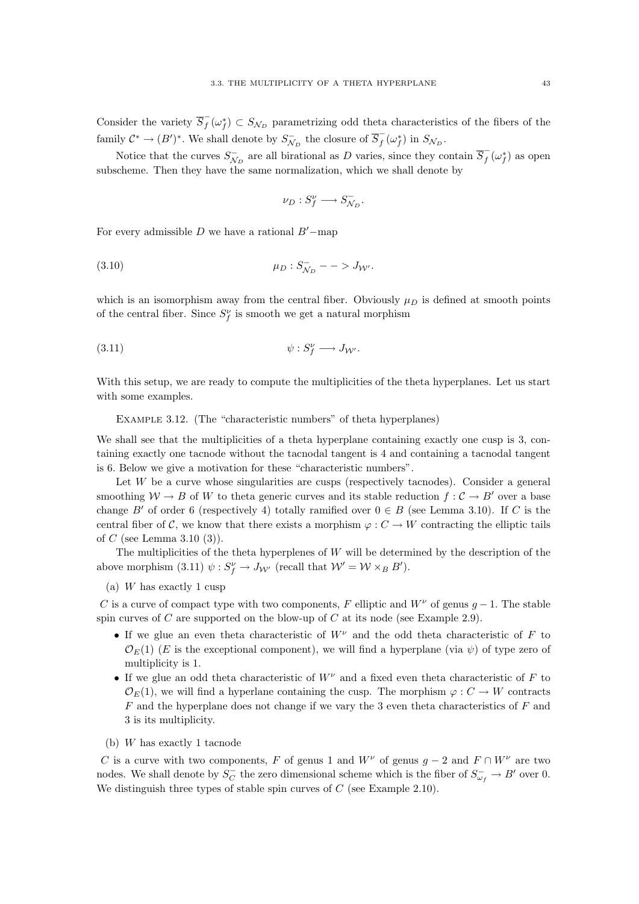Consider the variety $\overline{S}^-_f(\omega_f^*) \subset S_{\mathcal{N}_D}$ parametrizing odd theta characteristics of the fibers of the family $\mathcal{C}^* \to (B')^*$. We shall denote by $S^-_{\mathcal{N}_D}$ the closure of $\overline{S}^-_f(\omega_f^*)$ in $S_{\mathcal{N}_D}$.

Notice that the curves $S^-_{\mathcal{N}_D}$ are all birational as $D$ varies, since they contain $\overline{S}^-_f(\omega_f^*)$ as open subscheme. Then they have the same normalization, which we shall denote by

$$\nu_D : S^\nu_f \longrightarrow S^-_{\mathcal{N}_D}.$$

For every admissible $D$ we have a rational $B'-$map

$$\mu_D : S^-_{\mathcal{N}_D} - - > J_{\mathcal{W}'}. \tag{3.10}$$

which is an isomorphism away from the central fiber. Obviously $\mu_D$ is defined at smooth points of the central fiber. Since $S^\nu_f$ is smooth we get a natural morphism

$$\psi : S^\nu_f \longrightarrow J_{\mathcal{W}'}. \tag{3.11}$$

With this setup, we are ready to compute the multiplicities of the theta hyperplanes. Let us start with some examples.

Example 3.12. (The "characteristic numbers" of theta hyperplanes)

We shall see that the multiplicities of a theta hyperplane containing exactly one cusp is 3, containing exactly one tacnode without the tacnodal tangent is 4 and containing a tacnodal tangent is 6. Below we give a motivation for these "characteristic numbers".

Let $W$ be a curve whose singularities are cusps (respectively tacnodes). Consider a general smoothing $\mathcal{W} \to B$ of $W$ to theta generic curves and its stable reduction $f : \mathcal{C} \to B'$ over a base change $B'$ of order 6 (respectively 4) totally ramified over $0 \in B$ (see Lemma 3.10). If $C$ is the central fiber of $\mathcal{C}$, we know that there exists a morphism $\varphi : C \to W$ contracting the elliptic tails of $C$ (see Lemma 3.10 (3)).

The multiplicities of the theta hyperplenes of $W$ will be determined by the description of the above morphism (3.11) $\psi : S^\nu_f \to J_{\mathcal{W}'}$ (recall that $\mathcal{W}' = \mathcal{W} \times_B B'$).

(a) $W$ has exactly 1 cusp

$C$ is a curve of compact type with two components, $F$ elliptic and $W^\nu$ of genus $g-1$. The stable spin curves of $C$ are supported on the blow-up of $C$ at its node (see Example 2.9).

- If we glue an even theta characteristic of $W^\nu$ and the odd theta characteristic of $F$ to $\mathcal{O}_E(1)$ ($E$ is the exceptional component), we will find a hyperplane (via $\psi$) of type zero of multiplicity is 1.
- If we glue an odd theta characteristic of $W^\nu$ and a fixed even theta characteristic of $F$ to $\mathcal{O}_E(1)$, we will find a hyperlane containing the cusp. The morphism $\varphi : C \to W$ contracts $F$ and the hyperplane does not change if we vary the 3 even theta characteristics of $F$ and 3 is its multiplicity.

(b) $W$ has exactly 1 tacnode

$C$ is a curve with two components, $F$ of genus 1 and $W^\nu$ of genus $g-2$ and $F \cap W^\nu$ are two nodes. We shall denote by $S^-_C$ the zero dimensional scheme which is the fiber of $S^-_{\omega_f} \to B'$ over 0. We distinguish three types of stable spin curves of $C$ (see Example 2.10).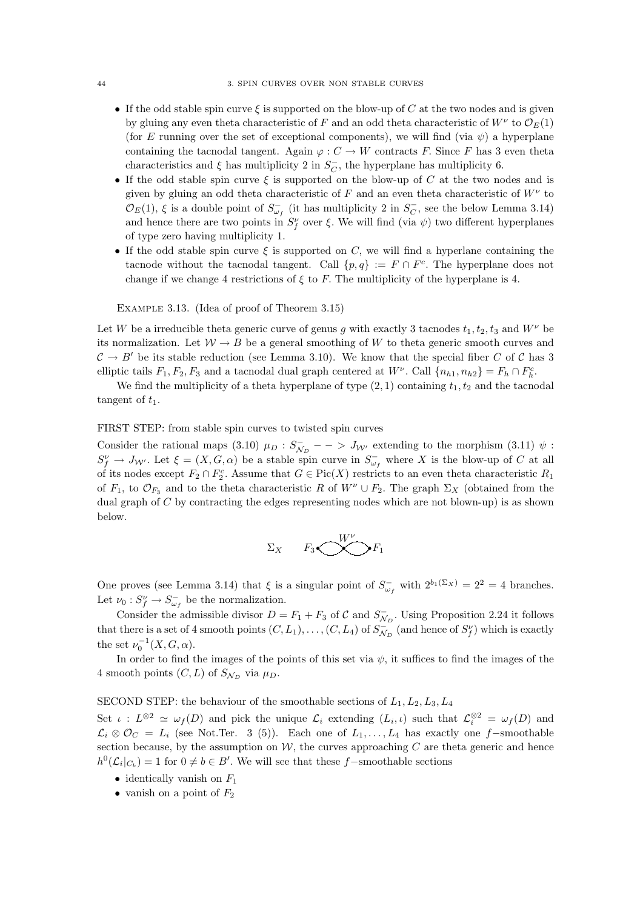- If the odd stable spin curve $\xi$ is supported on the blow-up of $C$ at the two nodes and is given by gluing any even theta characteristic of $F$ and an odd theta characteristic of $W^\nu$ to $\mathcal{O}_E(1)$ (for $E$ running over the set of exceptional components), we will find (via $\psi$) a hyperplane containing the tacnodal tangent. Again $\varphi : C \to W$ contracts $F$. Since $F$ has 3 even theta characteristics and $\xi$ has multiplicity 2 in $S_C^-$, the hyperplane has multiplicity 6.
- If the odd stable spin curve $\xi$ is supported on the blow-up of $C$ at the two nodes and is given by gluing an odd theta characteristic of $F$ and an even theta characteristic of $W^\nu$ to $\mathcal{O}_E(1)$, $\xi$ is a double point of $S_{\omega_f}^-$ (it has multiplicity 2 in $S_C^-$, see the below Lemma 3.14) and hence there are two points in $S_f^\nu$ over $\xi$. We will find (via $\psi$) two different hyperplanes of type zero having multiplicity 1.
- If the odd stable spin curve $\xi$ is supported on $C$, we will find a hyperlane containing the tacnode without the tacnodal tangent. Call $\{p, q\} := F \cap F^c$. The hyperplane does not change if we change 4 restrictions of $\xi$ to $F$. The multiplicity of the hyperplane is 4.

Example 3.13. (Idea of proof of Theorem 3.15)

Let $W$ be a irreducible theta generic curve of genus $g$ with exactly 3 tacnodes $t_1, t_2, t_3$ and $W^\nu$ be its normalization. Let $\mathcal{W} \to B$ be a general smoothing of $W$ to theta generic smooth curves and $\mathcal{C} \to B'$ be its stable reduction (see Lemma 3.10). We know that the special fiber $C$ of $\mathcal{C}$ has 3 elliptic tails $F_1, F_2, F_3$ and a tacnodal dual graph centered at $W^\nu$. Call $\{n_{h1}, n_{h2}\} = F_h \cap F_h^c$.

We find the multiplicity of a theta hyperplane of type $(2,1)$ containing $t_1, t_2$ and the tacnodal tangent of $t_1$.

FIRST STEP: from stable spin curves to twisted spin curves

Consider the rational maps (3.10) $\mu_D : S_{\mathcal{N}_D}^- - - > J_{\mathcal{W}'}$ extending to the morphism (3.11) $\psi : S_f^\nu \to J_{\mathcal{W}'}$. Let $\xi = (X, G, \alpha)$ be a stable spin curve in $S_{\omega_f}^-$ where $X$ is the blow-up of $C$ at all of its nodes except $F_2 \cap F_2^c$. Assume that $G \in \mathrm{Pic}(X)$ restricts to an even theta characteristic $R_1$ of $F_1$, to $\mathcal{O}_{F_3}$ and to the theta characteristic $R$ of $W^\nu \cup F_2$. The graph $\Sigma_X$ (obtained from the dual graph of $C$ by contracting the edges representing nodes which are not blown-up) is as shown below.

$\Sigma_X \qquad F_3 \qquad W^\nu \qquad F_1$

One proves (see Lemma 3.14) that $\xi$ is a singular point of $S_{\omega_f}^-$ with $2^{b_1(\Sigma_X)} = 2^2 = 4$ branches. Let $\nu_0 : S_f^\nu \to S_{\omega_f}^-$ be the normalization.

Consider the admissible divisor $D = F_1 + F_3$ of $\mathcal{C}$ and $S_{\mathcal{N}_D}^-$. Using Proposition 2.24 it follows that there is a set of 4 smooth points $(C, L_1), \dots, (C, L_4)$ of $S_{\mathcal{N}_D}^-$ (and hence of $S_f^\nu$) which is exactly the set $\nu_0^{-1}(X, G, \alpha)$.

In order to find the images of the points of this set via $\psi$, it suffices to find the images of the 4 smooth points $(C, L)$ of $S_{\mathcal{N}_D}$ via $\mu_D$.

SECOND STEP: the behaviour of the smoothable sections of $L_1, L_2, L_3, L_4$

Set $\iota : L^{\otimes 2} \simeq \omega_f(D)$ and pick the unique $\mathcal{L}_i$ extending $(L_i, \iota)$ such that $\mathcal{L}_i^{\otimes 2} = \omega_f(D)$ and $\mathcal{L}_i \otimes \mathcal{O}_C = L_i$ (see Not.Ter. 3 (5)). Each one of $L_1, \dots, L_4$ has exactly one $f$−smoothable section because, by the assumption on $\mathcal{W}$, the curves approaching $C$ are theta generic and hence $h^0(\mathcal{L}_i|_{C_b}) = 1$ for $0 \neq b \in B'$. We will see that these $f$−smoothable sections

- identically vanish on $F_1$
- vanish on a point of $F_2$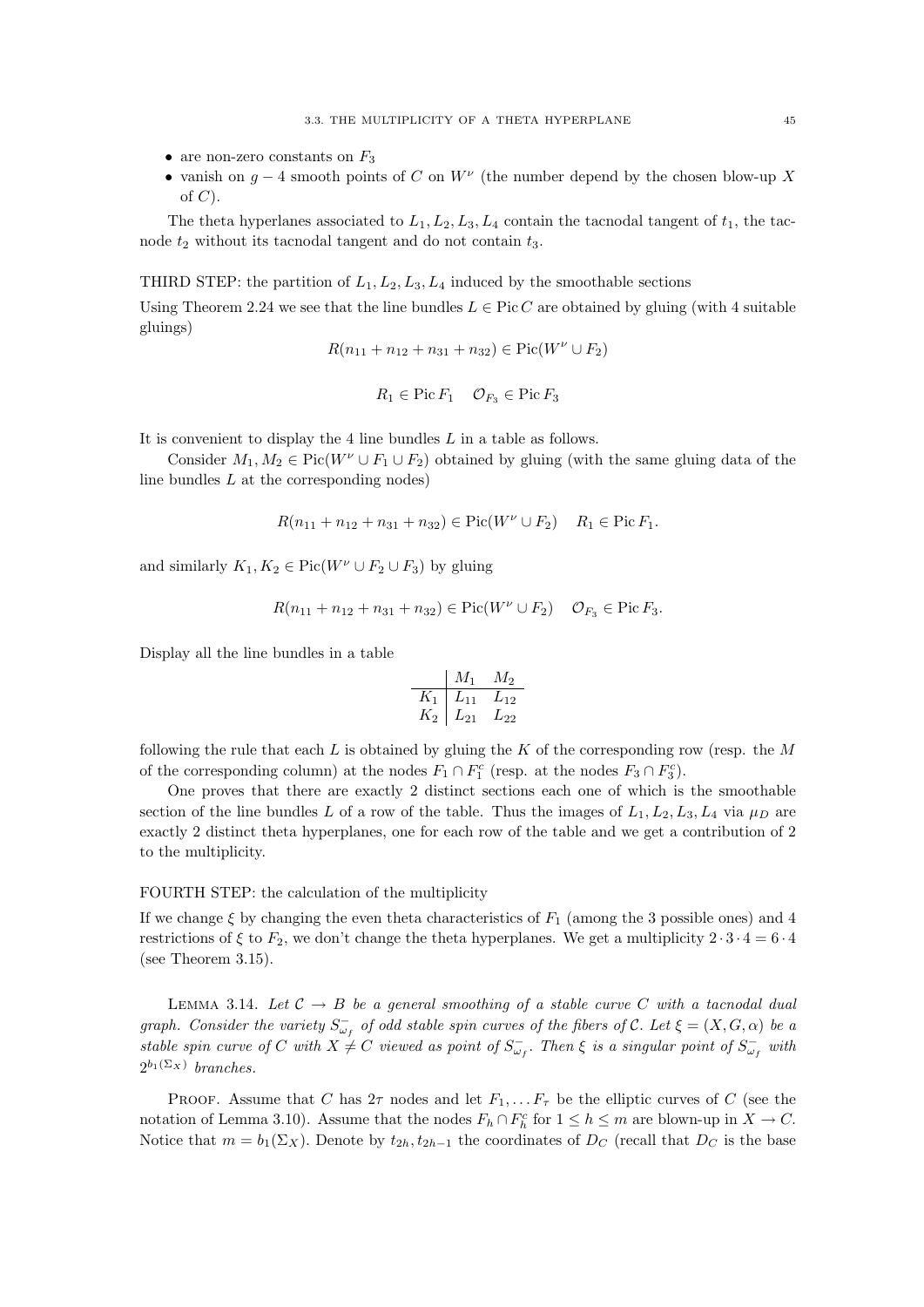- are non-zero constants on $F_3$
- vanish on $g-4$ smooth points of $C$ on $W^\nu$ (the number depend by the chosen blow-up $X$ of $C$).

The theta hyperlanes associated to $L_1, L_2, L_3, L_4$ contain the tacnodal tangent of $t_1$, the tacnode $t_2$ without its tacnodal tangent and do not contain $t_3$.

THIRD STEP: the partition of $L_1, L_2, L_3, L_4$ induced by the smoothable sections

Using Theorem 2.24 we see that the line bundles $L \in \operatorname{Pic} C$ are obtained by gluing (with 4 suitable gluings)

$$R(n_{11}+n_{12}+n_{31}+n_{32}) \in \operatorname{Pic}(W^\nu \cup F_2)$$

$$R_1 \in \operatorname{Pic} F_1 \quad \mathcal{O}_{F_3} \in \operatorname{Pic} F_3$$

It is convenient to display the 4 line bundles $L$ in a table as follows.

Consider $M_1, M_2 \in \operatorname{Pic}(W^\nu \cup F_1 \cup F_2)$ obtained by gluing (with the same gluing data of the line bundles $L$ at the corresponding nodes)

$$R(n_{11}+n_{12}+n_{31}+n_{32}) \in \operatorname{Pic}(W^\nu \cup F_2) \quad R_1 \in \operatorname{Pic} F_1.$$

and similarly $K_1, K_2 \in \operatorname{Pic}(W^\nu \cup F_2 \cup F_3)$ by gluing

$$R(n_{11}+n_{12}+n_{31}+n_{32}) \in \operatorname{Pic}(W^\nu \cup F_2) \quad \mathcal{O}_{F_3} \in \operatorname{Pic} F_3.$$

Display all the line bundles in a table

| | $M_1$ | $M_2$ |
|---|---|---|
| $K_1$ | $L_{11}$ | $L_{12}$ |
| $K_2$ | $L_{21}$ | $L_{22}$ |

following the rule that each $L$ is obtained by gluing the $K$ of the corresponding row (resp. the $M$ of the corresponding column) at the nodes $F_1 \cap F_1^c$ (resp. at the nodes $F_3 \cap F_3^c$).

One proves that there are exactly 2 distinct sections each one of which is the smoothable section of the line bundles $L$ of a row of the table. Thus the images of $L_1, L_2, L_3, L_4$ via $\mu_D$ are exactly 2 distinct theta hyperplanes, one for each row of the table and we get a contribution of 2 to the multiplicity.

FOURTH STEP: the calculation of the multiplicity

If we change $\xi$ by changing the even theta characteristics of $F_1$ (among the 3 possible ones) and 4 restrictions of $\xi$ to $F_2$, we don't change the theta hyperplanes. We get a multiplicity $2 \cdot 3 \cdot 4 = 6 \cdot 4$ (see Theorem 3.15).

LEMMA 3.14. *Let $\mathcal{C} \to B$ be a general smoothing of a stable curve $C$ with a tacnodal dual graph. Consider the variety $S^-_{\omega_f}$ of odd stable spin curves of the fibers of $\mathcal{C}$. Let $\xi = (X, G, \alpha)$ be a stable spin curve of $C$ with $X \neq C$ viewed as point of $S^-_{\omega_f}$. Then $\xi$ is a singular point of $S^-_{\omega_f}$ with $2^{b_1(\Sigma_X)}$ branches.*

PROOF. Assume that $C$ has $2\tau$ nodes and let $F_1, \dots F_\tau$ be the elliptic curves of $C$ (see the notation of Lemma 3.10). Assume that the nodes $F_h \cap F_h^c$ for $1 \le h \le m$ are blown-up in $X \to C$. Notice that $m = b_1(\Sigma_X)$. Denote by $t_{2h}, t_{2h-1}$ the coordinates of $D_C$ (recall that $D_C$ is the base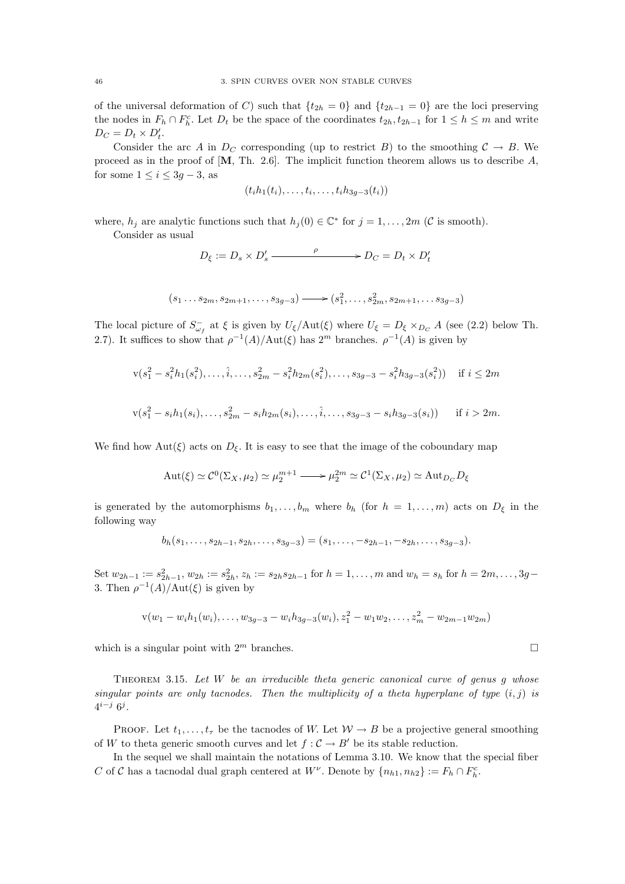of the universal deformation of $C$) such that $\{t_{2h}=0\}$ and $\{t_{2h-1}=0\}$ are the loci preserving the nodes in $F_h \cap F_h^c$. Let $D_t$ be the space of the coordinates $t_{2h}, t_{2h-1}$ for $1 \leq h \leq m$ and write $D_C = D_t \times D_t'$.

Consider the arc $A$ in $D_C$ corresponding (up to restrict $B$) to the smoothing $\mathcal{C} \to B$. We proceed as in the proof of [**M**, Th. 2.6]. The implicit function theorem allows us to describe $A$, for some $1 \leq i \leq 3g-3$, as

$$(t_i h_1(t_i), \ldots, t_i, \ldots, t_i h_{3g-3}(t_i))$$

where, $h_j$ are analytic functions such that $h_j(0) \in \mathbb{C}^*$ for $j = 1, \ldots, 2m$ ($\mathcal{C}$ is smooth).

Consider as usual

$$D_\xi := D_s \times D_s' \xrightarrow{\quad \rho \quad} D_C = D_t \times D_t'$$

$$(s_1 \ldots s_{2m}, s_{2m+1}, \ldots, s_{3g-3}) \longrightarrow (s_1^2, \ldots, s_{2m}^2, s_{2m+1}, \ldots s_{3g-3})$$

The local picture of $S^-_{\omega_f}$ at $\xi$ is given by $U_\xi/\mathrm{Aut}(\xi)$ where $U_\xi = D_\xi \times_{D_C} A$ (see (2.2) below Th. 2.7). It suffices to show that $\rho^{-1}(A)/\mathrm{Aut}(\xi)$ has $2^m$ branches. $\rho^{-1}(A)$ is given by

$$\mathrm{v}(s_1^2 - s_i^2 h_1(s_i^2), \ldots, \hat{i}, \ldots, s_{2m}^2 - s_i^2 h_{2m}(s_i^2), \ldots, s_{3g-3} - s_i^2 h_{3g-3}(s_i^2)) \quad \text{if } i \leq 2m$$

$$\mathrm{v}(s_1^2 - s_i h_1(s_i), \ldots, s_{2m}^2 - s_i h_{2m}(s_i), \ldots, \hat{i}, \ldots, s_{3g-3} - s_i h_{3g-3}(s_i)) \quad \text{if } i > 2m.$$

We find how $\mathrm{Aut}(\xi)$ acts on $D_\xi$. It is easy to see that the image of the coboundary map

$$\mathrm{Aut}(\xi) \simeq \mathcal{C}^0(\Sigma_X, \mu_2) \simeq \mu_2^{m+1} \longrightarrow \mu_2^{2m} \simeq \mathcal{C}^1(\Sigma_X, \mu_2) \simeq \mathrm{Aut}_{D_C} D_\xi$$

is generated by the automorphisms $b_1, \ldots, b_m$ where $b_h$ (for $h = 1, \ldots, m$) acts on $D_\xi$ in the following way

$$b_h(s_1, \ldots, s_{2h-1}, s_{2h}, \ldots, s_{3g-3}) = (s_1, \ldots, -s_{2h-1}, -s_{2h}, \ldots, s_{3g-3}).$$

Set $w_{2h-1} := s_{2h-1}^2$, $w_{2h} := s_{2h}^2$, $z_h := s_{2h}s_{2h-1}$ for $h = 1, \ldots, m$ and $w_h = s_h$ for $h = 2m, \ldots, 3g-3$. Then $\rho^{-1}(A)/\mathrm{Aut}(\xi)$ is given by

$$\mathrm{v}(w_1 - w_i h_1(w_i), \ldots, w_{3g-3} - w_i h_{3g-3}(w_i), z_1^2 - w_1 w_2, \ldots, z_m^2 - w_{2m-1} w_{2m})$$

which is a singular point with $2^m$ branches. □

**Theorem 3.15.** *Let $W$ be an irreducible theta generic canonical curve of genus $g$ whose singular points are only tacnodes. Then the multiplicity of a theta hyperplane of type $(i,j)$ is $4^{i-j}\, 6^j$.*

Proof. Let $t_1, \ldots, t_\tau$ be the tacnodes of $W$. Let $\mathcal{W} \to B$ be a projective general smoothing of $W$ to theta generic smooth curves and let $f : \mathcal{C} \to B'$ be its stable reduction.

In the sequel we shall maintain the notations of Lemma 3.10. We know that the special fiber $C$ of $\mathcal{C}$ has a tacnodal dual graph centered at $W^\nu$. Denote by $\{n_{h1}, n_{h2}\} := F_h \cap F_h^c$.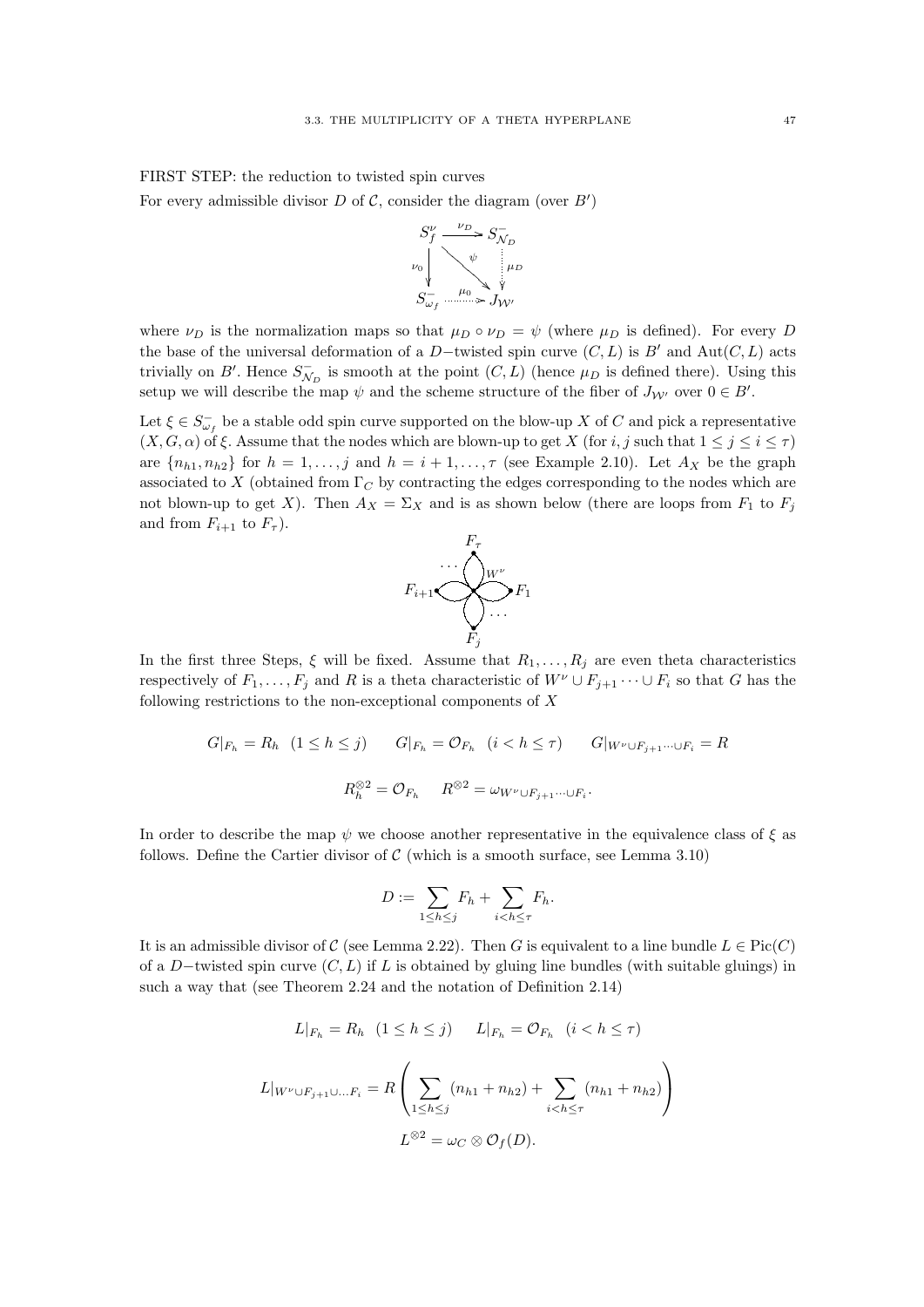FIRST STEP: the reduction to twisted spin curves

For every admissible divisor $D$ of $\mathcal{C}$, consider the diagram (over $B'$)

$$\begin{array}{ccc} S_f^\nu & \xrightarrow{\nu_D} & S^-_{\mathcal{N}_D} \\ {\scriptstyle \nu_0}\downarrow & \overset{\psi}{\searrow} & \vdots\, {\scriptstyle \mu_D} \\ S^-_{\omega_f} & \overset{\mu_0}{\cdots\cdots>} & J_{\mathcal{W}'} \end{array}$$

where $\nu_D$ is the normalization maps so that $\mu_D \circ \nu_D = \psi$ (where $\mu_D$ is defined). For every $D$ the base of the universal deformation of a $D-$twisted spin curve $(C, L)$ is $B'$ and $\mathrm{Aut}(C, L)$ acts trivially on $B'$. Hence $S^-_{\mathcal{N}_D}$ is smooth at the point $(C, L)$ (hence $\mu_D$ is defined there). Using this setup we will describe the map $\psi$ and the scheme structure of the fiber of $J_{\mathcal{W}'}$ over $0 \in B'$.

Let $\xi \in S^-_{\omega_f}$ be a stable odd spin curve supported on the blow-up $X$ of $C$ and pick a representative $(X, G, \alpha)$ of $\xi$. Assume that the nodes which are blown-up to get $X$ (for $i, j$ such that $1 \leq j \leq i \leq \tau$) are $\{n_{h1}, n_{h2}\}$ for $h = 1, \ldots, j$ and $h = i+1, \ldots, \tau$ (see Example 2.10). Let $A_X$ be the graph associated to $X$ (obtained from $\Gamma_C$ by contracting the edges corresponding to the nodes which are not blown-up to get $X$). Then $A_X = \Sigma_X$ and is as shown below (there are loops from $F_1$ to $F_j$ and from $F_{i+1}$ to $F_\tau$).

In the first three Steps, $\xi$ will be fixed. Assume that $R_1, \ldots, R_j$ are even theta characteristics respectively of $F_1, \ldots, F_j$ and $R$ is a theta characteristic of $W^\nu \cup F_{j+1} \cdots \cup F_i$ so that $G$ has the following restrictions to the non-exceptional components of $X$

$$G|_{F_h} = R_h \quad (1 \leq h \leq j) \qquad G|_{F_h} = \mathcal{O}_{F_h} \quad (i < h \leq \tau) \qquad G|_{W^\nu \cup F_{j+1} \cdots \cup F_i} = R$$

$$R_h^{\otimes 2} = \mathcal{O}_{F_h} \qquad R^{\otimes 2} = \omega_{W^\nu \cup F_{j+1} \cdots \cup F_i}.$$

In order to describe the map $\psi$ we choose another representative in the equivalence class of $\xi$ as follows. Define the Cartier divisor of $\mathcal{C}$ (which is a smooth surface, see Lemma 3.10)

$$D := \sum_{1 \leq h \leq j} F_h + \sum_{i < h \leq \tau} F_h.$$

It is an admissible divisor of $\mathcal{C}$ (see Lemma 2.22). Then $G$ is equivalent to a line bundle $L \in \mathrm{Pic}(C)$ of a $D-$twisted spin curve $(C, L)$ if $L$ is obtained by gluing line bundles (with suitable gluings) in such a way that (see Theorem 2.24 and the notation of Definition 2.14)

$$L|_{F_h} = R_h \quad (1 \leq h \leq j) \qquad L|_{F_h} = \mathcal{O}_{F_h} \quad (i < h \leq \tau)$$

$$L|_{W^\nu \cup F_{j+1} \cup \ldots F_i} = R\left(\sum_{1 \leq h \leq j} (n_{h1} + n_{h2}) + \sum_{i < h \leq \tau} (n_{h1} + n_{h2})\right)$$

$$L^{\otimes 2} = \omega_C \otimes \mathcal{O}_f(D).$$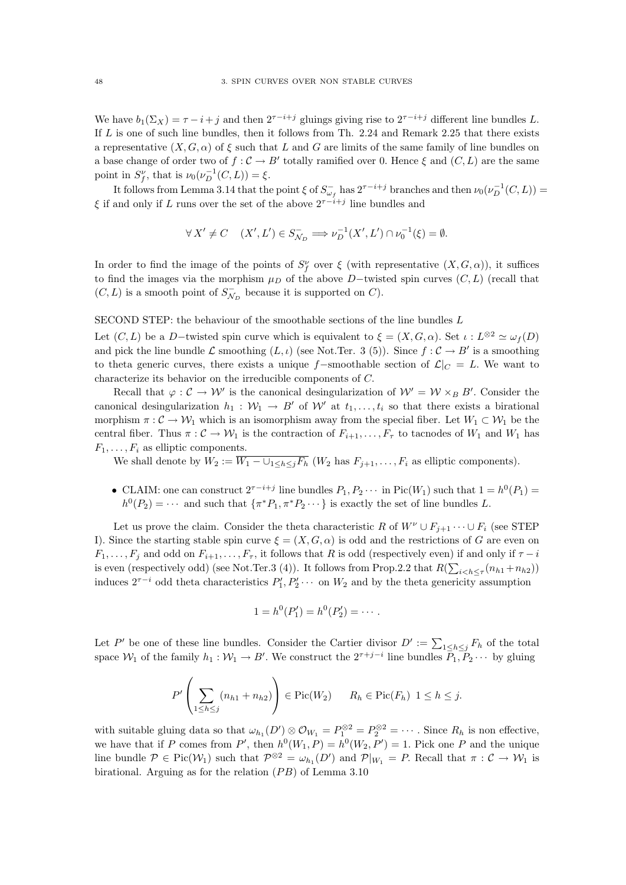We have $b_1(\Sigma_X) = \tau - i + j$ and then $2^{\tau-i+j}$ gluings giving rise to $2^{\tau-i+j}$ different line bundles $L$. If $L$ is one of such line bundles, then it follows from Th. 2.24 and Remark 2.25 that there exists a representative $(X, G, \alpha)$ of $\xi$ such that $L$ and $G$ are limits of the same family of line bundles on a base change of order two of $f : \mathcal{C} \to B'$ totally ramified over 0. Hence $\xi$ and $(C, L)$ are the same point in $S^{\nu}_f$, that is $\nu_0(\nu_D^{-1}(C, L)) = \xi$.

It follows from Lemma 3.14 that the point $\xi$ of $S^-_{\omega_f}$ has $2^{\tau-i+j}$ branches and then $\nu_0(\nu_D^{-1}(C, L)) = \xi$ if and only if $L$ runs over the set of the above $2^{\tau-i+j}$ line bundles and

$$\forall\, X' \neq C \quad (X', L') \in S^-_{\mathcal{N}_D} \Longrightarrow \nu_D^{-1}(X', L') \cap \nu_0^{-1}(\xi) = \emptyset.$$

In order to find the image of the points of $S^{\nu}_f$ over $\xi$ (with representative $(X, G, \alpha)$), it suffices to find the images via the morphism $\mu_D$ of the above $D-$twisted spin curves $(C, L)$ (recall that $(C, L)$ is a smooth point of $S^-_{\mathcal{N}_D}$ because it is supported on $C$).

SECOND STEP: the behaviour of the smoothable sections of the line bundles $L$

Let $(C, L)$ be a $D-$twisted spin curve which is equivalent to $\xi = (X, G, \alpha)$. Set $\iota : L^{\otimes 2} \simeq \omega_f(D)$ and pick the line bundle $\mathcal{L}$ smoothing $(L, \iota)$ (see Not.Ter. 3 (5)). Since $f : \mathcal{C} \to B'$ is a smoothing to theta generic curves, there exists a unique $f-$smoothable section of $\mathcal{L}|_C = L$. We want to characterize its behavior on the irreducible components of $C$.

Recall that $\varphi : \mathcal{C} \to \mathcal{W}'$ is the canonical desingularization of $\mathcal{W}' = \mathcal{W} \times_B B'$. Consider the canonical desingularization $h_1 : \mathcal{W}_1 \to B'$ of $\mathcal{W}'$ at $t_1, \dots, t_i$ so that there exists a birational morphism $\pi : \mathcal{C} \to \mathcal{W}_1$ which is an isomorphism away from the special fiber. Let $W_1 \subset \mathcal{W}_1$ be the central fiber. Thus $\pi : \mathcal{C} \to \mathcal{W}_1$ is the contraction of $F_{i+1}, \dots, F_\tau$ to tacnodes of $W_1$ and $W_1$ has $F_1, \dots, F_i$ as elliptic components.

We shall denote by $W_2 := \overline{W_1 - \cup_{1\leq h\leq j} F_h}$ ($W_2$ has $F_{j+1}, \dots, F_i$ as elliptic components).

- CLAIM: one can construct $2^{\tau-i+j}$ line bundles $P_1, P_2 \cdots$ in $\mathrm{Pic}(W_1)$ such that $1 = h^0(P_1) = h^0(P_2) = \cdots$ and such that $\{\pi^* P_1, \pi^* P_2 \cdots\}$ is exactly the set of line bundles $L$.

Let us prove the claim. Consider the theta characteristic $R$ of $W^\nu \cup F_{j+1} \cdots \cup F_i$ (see STEP I). Since the starting stable spin curve $\xi = (X, G, \alpha)$ is odd and the restrictions of $G$ are even on $F_1, \dots, F_j$ and odd on $F_{i+1}, \dots, F_\tau$, it follows that $R$ is odd (respectively even) if and only if $\tau - i$ is even (respectively odd) (see Not.Ter.3 (4)). It follows from Prop.2.2 that $R(\sum_{i<h\leq \tau}(n_{h1} + n_{h2}))$ induces $2^{\tau-i}$ odd theta characteristics $P'_1, P'_2 \cdots$ on $W_2$ and by the theta genericity assumption

$$1 = h^0(P'_1) = h^0(P'_2) = \cdots.$$

Let $P'$ be one of these line bundles. Consider the Cartier divisor $D' := \sum_{1\leq h\leq j} F_h$ of the total space $\mathcal{W}_1$ of the family $h_1 : \mathcal{W}_1 \to B'$. We construct the $2^{\tau+j-i}$ line bundles $P_1, P_2 \cdots$ by gluing

$$P'\left(\sum_{1\leq h\leq j}(n_{h1} + n_{h2})\right) \in \mathrm{Pic}(W_2) \qquad R_h \in \mathrm{Pic}(F_h)\ \ 1 \leq h \leq j.$$

with suitable gluing data so that $\omega_{h_1}(D') \otimes \mathcal{O}_{W_1} = P_1^{\otimes 2} = P_2^{\otimes 2} = \cdots$. Since $R_h$ is non effective, we have that if $P$ comes from $P'$, then $h^0(W_1, P) = h^0(W_2, P') = 1$. Pick one $P$ and the unique line bundle $\mathcal{P} \in \mathrm{Pic}(\mathcal{W}_1)$ such that $\mathcal{P}^{\otimes 2} = \omega_{h_1}(D')$ and $\mathcal{P}|_{W_1} = P$. Recall that $\pi : \mathcal{C} \to \mathcal{W}_1$ is birational. Arguing as for the relation $(PB)$ of Lemma 3.10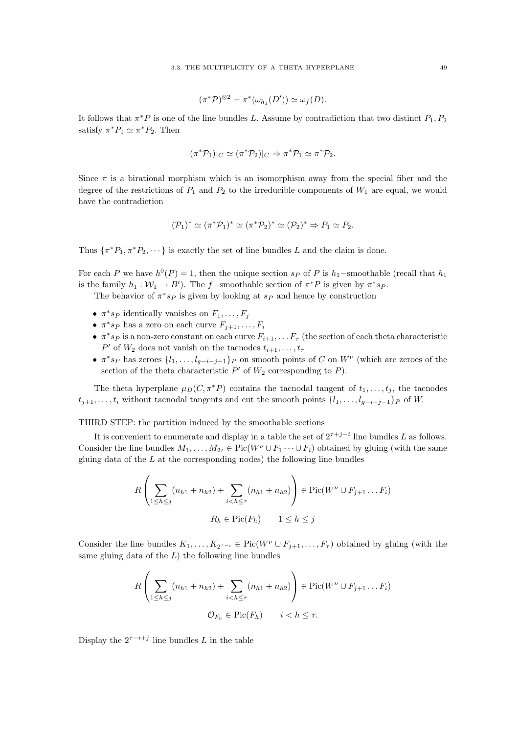$$(\pi^*\mathcal{P})^{\otimes 2} = \pi^*(\omega_{h_1}(D')) \simeq \omega_f(D).$$

It follows that $\pi^*P$ is one of the line bundles $L$. Assume by contradiction that two distinct $P_1, P_2$ satisfy $\pi^*P_1 \simeq \pi^*P_2$. Then

$$(\pi^*\mathcal{P}_1)|_C \simeq (\pi^*\mathcal{P}_2)|_C \Rightarrow \pi^*\mathcal{P}_1 \simeq \pi^*\mathcal{P}_2.$$

Since $\pi$ is a birational morphism which is an isomorphism away from the special fiber and the degree of the restrictions of $P_1$ and $P_2$ to the irreducible components of $W_1$ are equal, we would have the contradiction

$$(\mathcal{P}_1)^* \simeq (\pi^*\mathcal{P}_1)^* \simeq (\pi^*\mathcal{P}_2)^* \simeq (\mathcal{P}_2)^* \Rightarrow P_1 \simeq P_2.$$

Thus $\{\pi^*P_1, \pi^*P_2, \cdots\}$ is exactly the set of line bundles $L$ and the claim is done.

For each $P$ we have $h^0(P) = 1$, then the unique section $s_P$ of $P$ is $h_1-$smoothable (recall that $h_1$ is the family $h_1 : \mathcal{W}_1 \to B'$). The $f-$smoothable section of $\pi^*P$ is given by $\pi^*s_P$.

The behavior of $\pi^*s_P$ is given by looking at $s_P$ and hence by construction

- $\pi^*s_P$ identically vanishes on $F_1, \dots, F_j$
- $\pi^*s_P$ has a zero on each curve $F_{j+1}, \dots, F_i$
- $\pi^*s_P$ is a non-zero constant on each curve $F_{i+1}, \dots F_\tau$ (the section of each theta characteristic $P'$ of $W_2$ does not vanish on the tacnodes $t_{i+1}, \dots, t_\tau$
- $\pi^*s_P$ has zeroes $\{l_1, \dots, l_{g-i-j-1}\}_P$ on smooth points of $C$ on $W^\nu$ (which are zeroes of the section of the theta characteristic $P'$ of $W_2$ corresponding to $P$).

The theta hyperplane $\mu_D(C, \pi^*P)$ contains the tacnodal tangent of $t_1, \dots, t_j$, the tacnodes $t_{j+1}, \dots, t_i$ without tacnodal tangents and cut the smooth points $\{l_1, \dots, l_{g-i-j-1}\}_P$ of $W$.

THIRD STEP: the partition induced by the smoothable sections

It is convenient to enumerate and display in a table the set of $2^{\tau+j-i}$ line bundles $L$ as follows. Consider the line bundles $M_1, \dots, M_{2^j} \in \mathrm{Pic}(W^\nu \cup F_1 \cdots \cup F_i)$ obtained by gluing (with the same gluing data of the $L$ at the corresponding nodes) the following line bundles

$$R\left(\sum_{1\leq h\leq j}(n_{h1}+n_{h2}) + \sum_{i<h\leq\tau}(n_{h1}+n_{h2})\right) \in \mathrm{Pic}(W^\nu \cup F_{j+1} \dots F_i)$$

$$R_h \in \mathrm{Pic}(F_h) \qquad 1 \leq h \leq j$$

Consider the line bundles $K_1, \dots, K_{2^{\tau-i}} \in \mathrm{Pic}(W^\nu \cup F_{j+1}, \dots, F_\tau)$ obtained by gluing (with the same gluing data of the $L$) the following line bundles

$$R\left(\sum_{1\leq h\leq j}(n_{h1}+n_{h2}) + \sum_{i<h\leq\tau}(n_{h1}+n_{h2})\right) \in \mathrm{Pic}(W^\nu \cup F_{j+1} \dots F_i)$$

$$\mathcal{O}_{F_h} \in \mathrm{Pic}(F_h) \qquad i < h \leq \tau.$$

Display the $2^{\tau-i+j}$ line bundles $L$ in the table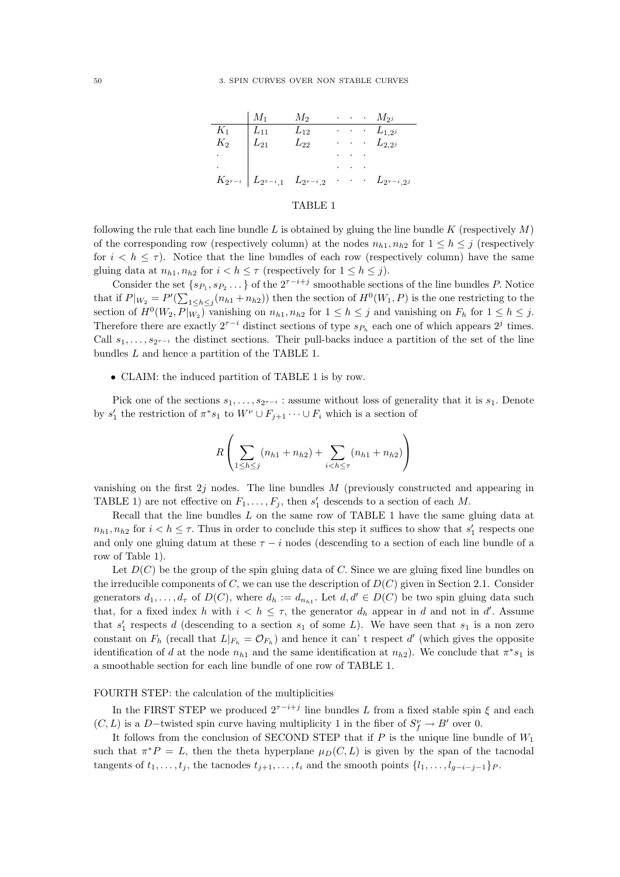|  | $M_1$ | $M_2$ | $\cdot \quad \cdot \quad \cdot$ | $M_{2^j}$ |
|---|---|---|---|---|
| $K_1$ | $L_{11}$ | $L_{12}$ | $\cdot \quad \cdot \quad \cdot$ | $L_{1,2^j}$ |
| $K_2$ | $L_{21}$ | $L_{22}$ | $\cdot \quad \cdot \quad \cdot$ | $L_{2,2^j}$ |
| $\cdot$ |  |  | $\cdot \quad \cdot \quad \cdot$ |  |
| $\cdot$ |  |  | $\cdot \quad \cdot \quad \cdot$ |  |
| $K_{2^{\tau-i}}$ | $L_{2^{\tau-i},1}$ | $L_{2^{\tau-i},2}$ | $\cdot \quad \cdot \quad \cdot$ | $L_{2^{\tau-i},2^j}$ |

TABLE 1

following the rule that each line bundle $L$ is obtained by gluing the line bundle $K$ (respectively $M$) of the corresponding row (respectively column) at the nodes $n_{h1}, n_{h2}$ for $1 \leq h \leq j$ (respectively for $i < h \leq \tau$). Notice that the line bundles of each row (respectively column) have the same gluing data at $n_{h1}, n_{h2}$ for $i < h \leq \tau$ (respectively for $1 \leq h \leq j$).

Consider the set $\{s_{P_1}, s_{P_2} \dots\}$ of the $2^{\tau-i+j}$ smoothable sections of the line bundles $P$. Notice that if $P|_{W_2} = P'(\sum_{1 \leq h \leq j}(n_{h1} + n_{h2}))$ then the section of $H^0(W_1, P)$ is the one restricting to the section of $H^0(W_2, P|_{W_2})$ vanishing on $n_{h1}, n_{h2}$ for $1 \leq h \leq j$ and vanishing on $F_h$ for $1 \leq h \leq j$. Therefore there are exactly $2^{\tau-i}$ distinct sections of type $s_{P_h}$ each one of which appears $2^j$ times. Call $s_1, \dots, s_{2^{\tau-i}}$ the distinct sections. Their pull-backs induce a partition of the set of the line bundles $L$ and hence a partition of the TABLE 1.

- CLAIM: the induced partition of TABLE 1 is by row.

Pick one of the sections $s_1, \dots, s_{2^{\tau-i}}$ : assume without loss of generality that it is $s_1$. Denote by $s_1'$ the restriction of $\pi^* s_1$ to $W^\nu \cup F_{j+1} \cdots \cup F_i$ which is a section of

$$R\left(\sum_{1 \leq h \leq j}(n_{h1} + n_{h2}) + \sum_{i < h \leq \tau}(n_{h1} + n_{h2})\right)$$

vanishing on the first $2j$ nodes. The line bundles $M$ (previously constructed and appearing in TABLE 1) are not effective on $F_1, \dots, F_j$, then $s_1'$ descends to a section of each $M$.

Recall that the line bundles $L$ on the same row of TABLE 1 have the same gluing data at $n_{h1}, n_{h2}$ for $i < h \leq \tau$. Thus in order to conclude this step it suffices to show that $s_1'$ respects one and only one gluing datum at these $\tau - i$ nodes (descending to a section of each line bundle of a row of Table 1).

Let $D(C)$ be the group of the spin gluing data of $C$. Since we are gluing fixed line bundles on the irreducible components of $C$, we can use the description of $D(C)$ given in Section 2.1. Consider generators $d_1, \dots, d_\tau$ of $D(C)$, where $d_h := d_{n_{h1}}$. Let $d, d' \in D(C)$ be two spin gluing data such that, for a fixed index $h$ with $i < h \leq \tau$, the generator $d_h$ appear in $d$ and not in $d'$. Assume that $s_1'$ respects $d$ (descending to a section $s_1$ of some $L$). We have seen that $s_1$ is a non zero constant on $F_h$ (recall that $L|_{F_h} = \mathcal{O}_{F_h}$) and hence it can' t respect $d'$ (which gives the opposite identification of $d$ at the node $n_{h1}$ and the same identification at $n_{h2}$). We conclude that $\pi^* s_1$ is a smoothable section for each line bundle of one row of TABLE 1.

FOURTH STEP: the calculation of the multiplicities

In the FIRST STEP we produced $2^{\tau-i+j}$ line bundles $L$ from a fixed stable spin $\xi$ and each $(C, L)$ is a $D-$twisted spin curve having multiplicity 1 in the fiber of $S_f^\nu \to B'$ over 0.

It follows from the conclusion of SECOND STEP that if $P$ is the unique line bundle of $W_1$ such that $\pi^* P = L$, then the theta hyperplane $\mu_D(C, L)$ is given by the span of the tacnodal tangents of $t_1, \dots, t_j$, the tacnodes $t_{j+1}, \dots, t_i$ and the smooth points $\{l_1, \dots, l_{g-i-j-1}\}_P$.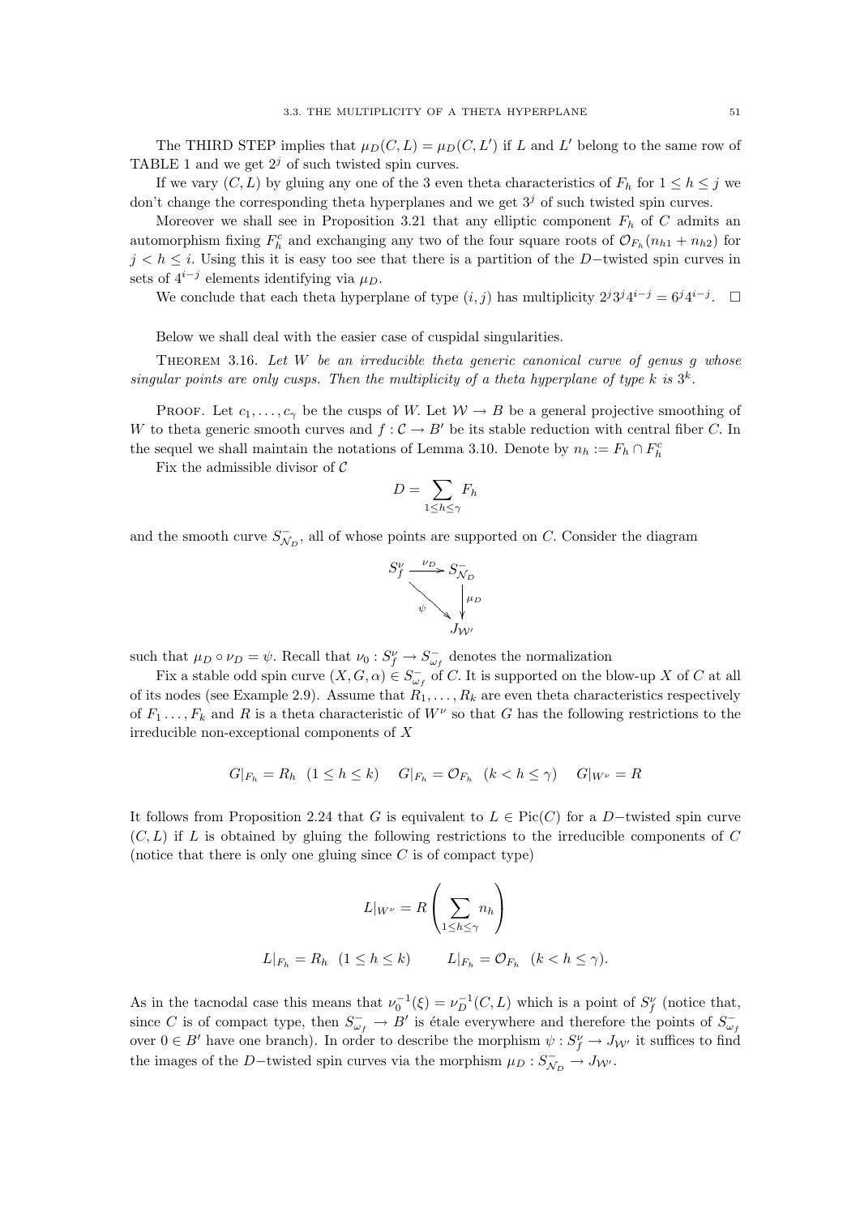The THIRD STEP implies that $\mu_D(C, L) = \mu_D(C, L')$ if $L$ and $L'$ belong to the same row of TABLE 1 and we get $2^j$ of such twisted spin curves.

If we vary $(C, L)$ by gluing any one of the 3 even theta characteristics of $F_h$ for $1 \leq h \leq j$ we don't change the corresponding theta hyperplanes and we get $3^j$ of such twisted spin curves.

Moreover we shall see in Proposition 3.21 that any elliptic component $F_h$ of $C$ admits an automorphism fixing $F_h^c$ and exchanging any two of the four square roots of $\mathcal{O}_{F_h}(n_{h1} + n_{h2})$ for $j < h \leq i$. Using this it is easy too see that there is a partition of the $D-$twisted spin curves in sets of $4^{i-j}$ elements identifying via $\mu_D$.

We conclude that each theta hyperplane of type $(i, j)$ has multiplicity $2^j 3^j 4^{i-j} = 6^j 4^{i-j}$. $\square$

Below we shall deal with the easier case of cuspidal singularities.

Theorem 3.16. *Let $W$ be an irreducible theta generic canonical curve of genus $g$ whose singular points are only cusps. Then the multiplicity of a theta hyperplane of type $k$ is $3^k$.*

Proof. Let $c_1, \ldots, c_\gamma$ be the cusps of $W$. Let $\mathcal{W} \to B$ be a general projective smoothing of $W$ to theta generic smooth curves and $f : \mathcal{C} \to B'$ be its stable reduction with central fiber $C$. In the sequel we shall maintain the notations of Lemma 3.10. Denote by $n_h := F_h \cap F_h^c$

Fix the admissible divisor of $\mathcal{C}$

$$D = \sum_{1 \leq h \leq \gamma} F_h$$

and the smooth curve $S^-_{\mathcal{N}_D}$, all of whose points are supported on $C$. Consider the diagram

$$\begin{array}{ccc} S_f^\nu & \xrightarrow{\nu_D} & S^-_{\mathcal{N}_D} \\ & \searrow^{\psi} & \downarrow{\mu_D} \\ & & J_{\mathcal{W}'} \end{array}$$

such that $\mu_D \circ \nu_D = \psi$. Recall that $\nu_0 : S_f^\nu \to S^-_{\omega_f}$ denotes the normalization

Fix a stable odd spin curve $(X, G, \alpha) \in S^-_{\omega_f}$ of $C$. It is supported on the blow-up $X$ of $C$ at all of its nodes (see Example 2.9). Assume that $R_1, \ldots, R_k$ are even theta characteristics respectively of $F_1 \ldots, F_k$ and $R$ is a theta characteristic of $W^\nu$ so that $G$ has the following restrictions to the irreducible non-exceptional components of $X$

$$G|_{F_h} = R_h \quad (1 \leq h \leq k) \qquad G|_{F_h} = \mathcal{O}_{F_h} \quad (k < h \leq \gamma) \qquad G|_{W^\nu} = R$$

It follows from Proposition 2.24 that $G$ is equivalent to $L \in \text{Pic}(C)$ for a $D-$twisted spin curve $(C, L)$ if $L$ is obtained by gluing the following restrictions to the irreducible components of $C$ (notice that there is only one gluing since $C$ is of compact type)

$$L|_{W^\nu} = R\left(\sum_{1 \leq h \leq \gamma} n_h\right)$$

$$L|_{F_h} = R_h \quad (1 \leq h \leq k) \qquad L|_{F_h} = \mathcal{O}_{F_h} \quad (k < h \leq \gamma).$$

As in the tacnodal case this means that $\nu_0^{-1}(\xi) = \nu_D^{-1}(C, L)$ which is a point of $S_f^\nu$ (notice that, since $C$ is of compact type, then $S^-_{\omega_f} \to B'$ is étale everywhere and therefore the points of $S^-_{\omega_f}$ over $0 \in B'$ have one branch). In order to describe the morphism $\psi : S_f^\nu \to J_{\mathcal{W}'}$ it suffices to find the images of the $D-$twisted spin curves via the morphism $\mu_D : S^-_{\mathcal{N}_D} \to J_{\mathcal{W}'}$.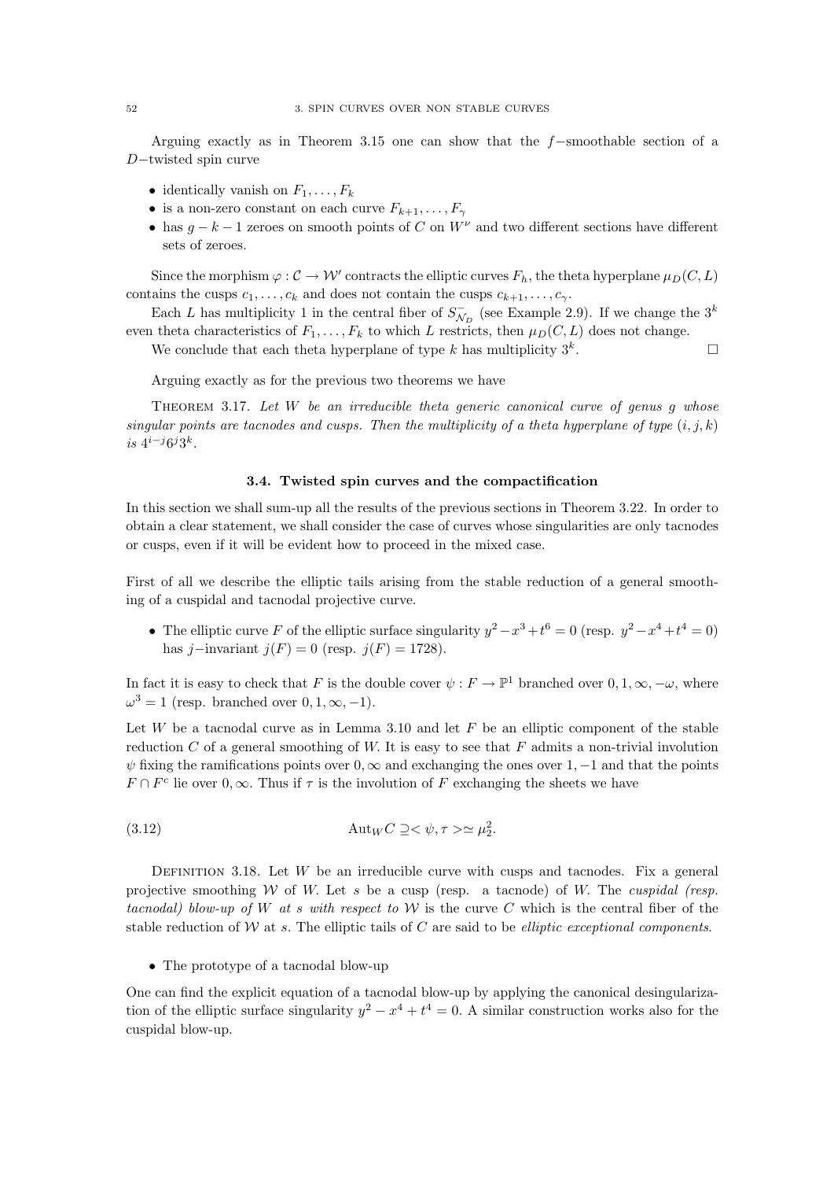Arguing exactly as in Theorem 3.15 one can show that the $f-$smoothable section of a $D-$twisted spin curve

- identically vanish on $F_1, \ldots, F_k$
- is a non-zero constant on each curve $F_{k+1}, \ldots, F_\gamma$
- has $g-k-1$ zeroes on smooth points of $C$ on $W^\nu$ and two different sections have different sets of zeroes.

Since the morphism $\varphi : \mathcal{C} \to \mathcal{W}'$ contracts the elliptic curves $F_h$, the theta hyperplane $\mu_D(C, L)$ contains the cusps $c_1, \ldots, c_k$ and does not contain the cusps $c_{k+1}, \ldots, c_\gamma$.

Each $L$ has multiplicity 1 in the central fiber of $S^-_{\mathcal{N}_D}$ (see Example 2.9). If we change the $3^k$ even theta characteristics of $F_1, \ldots, F_k$ to which $L$ restricts, then $\mu_D(C, L)$ does not change.

We conclude that each theta hyperplane of type $k$ has multiplicity $3^k$. □

Arguing exactly as for the previous two theorems we have

THEOREM 3.17. *Let $W$ be an irreducible theta generic canonical curve of genus $g$ whose singular points are tacnodes and cusps. Then the multiplicity of a theta hyperplane of type $(i, j, k)$ is $4^{i-j}6^j3^k$.*

### 3.4. Twisted spin curves and the compactification

In this section we shall sum-up all the results of the previous sections in Theorem 3.22. In order to obtain a clear statement, we shall consider the case of curves whose singularities are only tacnodes or cusps, even if it will be evident how to proceed in the mixed case.

First of all we describe the elliptic tails arising from the stable reduction of a general smoothing of a cuspidal and tacnodal projective curve.

- The elliptic curve $F$ of the elliptic surface singularity $y^2 - x^3 + t^6 = 0$ (resp. $y^2 - x^4 + t^4 = 0$) has $j-$invariant $j(F) = 0$ (resp. $j(F) = 1728$).

In fact it is easy to check that $F$ is the double cover $\psi : F \to \mathbb{P}^1$ branched over $0, 1, \infty, -\omega$, where $\omega^3 = 1$ (resp. branched over $0, 1, \infty, -1$).

Let $W$ be a tacnodal curve as in Lemma 3.10 and let $F$ be an elliptic component of the stable reduction $C$ of a general smoothing of $W$. It is easy to see that $F$ admits a non-trivial involution $\psi$ fixing the ramifications points over $0, \infty$ and exchanging the ones over $1, -1$ and that the points $F \cap F^c$ lie over $0, \infty$. Thus if $\tau$ is the involution of $F$ exchanging the sheets we have

$$\mathrm{Aut}_W C \supseteq <\psi, \tau> \simeq \mu_2^2. \tag{3.12}$$

DEFINITION 3.18. Let $W$ be an irreducible curve with cusps and tacnodes. Fix a general projective smoothing $\mathcal{W}$ of $W$. Let $s$ be a cusp (resp. a tacnode) of $W$. The *cuspidal (resp. tacnodal) blow-up of $W$ at $s$ with respect to $\mathcal{W}$* is the curve $C$ which is the central fiber of the stable reduction of $\mathcal{W}$ at $s$. The elliptic tails of $C$ are said to be *elliptic exceptional components*.

- The prototype of a tacnodal blow-up

One can find the explicit equation of a tacnodal blow-up by applying the canonical desingularization of the elliptic surface singularity $y^2 - x^4 + t^4 = 0$. A similar construction works also for the cuspidal blow-up.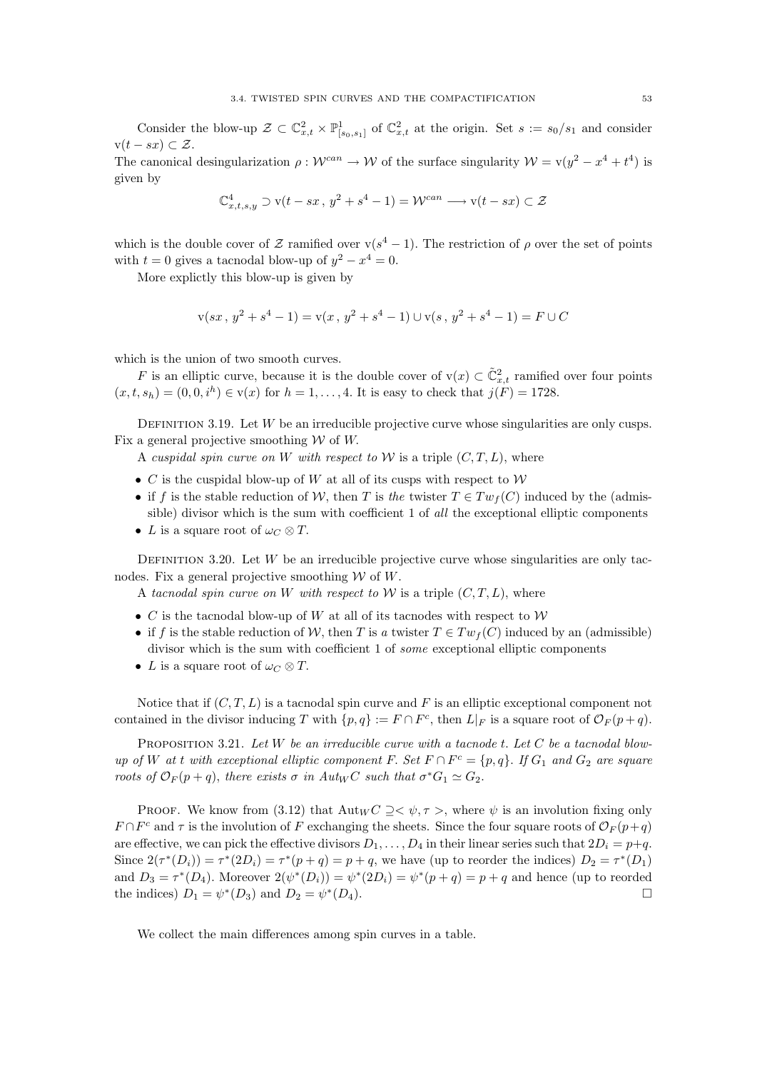Consider the blow-up $\mathcal{Z} \subset \mathbb{C}^2_{x,t} \times \mathbb{P}^1_{[s_0,s_1]}$ of $\mathbb{C}^2_{x,t}$ at the origin. Set $s := s_0/s_1$ and consider $\mathrm{v}(t - sx) \subset \mathcal{Z}$.
The canonical desingularization $\rho : \mathcal{W}^{can} \to \mathcal{W}$ of the surface singularity $\mathcal{W} = \mathrm{v}(y^2 - x^4 + t^4)$ is given by

$$\mathbb{C}^4_{x,t,s,y} \supset \mathrm{v}(t - sx\,,\, y^2 + s^4 - 1) = \mathcal{W}^{can} \longrightarrow \mathrm{v}(t - sx) \subset \mathcal{Z}$$

which is the double cover of $\mathcal{Z}$ ramified over $\mathrm{v}(s^4 - 1)$. The restriction of $\rho$ over the set of points with $t = 0$ gives a tacnodal blow-up of $y^2 - x^4 = 0$.

More explictly this blow-up is given by

$$\mathrm{v}(sx\,,\, y^2 + s^4 - 1) = \mathrm{v}(x\,,\, y^2 + s^4 - 1) \cup \mathrm{v}(s\,,\, y^2 + s^4 - 1) = F \cup C$$

which is the union of two smooth curves.

$F$ is an elliptic curve, because it is the double cover of $\mathrm{v}(x) \subset \tilde{\mathbb{C}}^2_{x,t}$ ramified over four points $(x, t, s_h) = (0, 0, i^h) \in \mathrm{v}(x)$ for $h = 1, \ldots, 4$. It is easy to check that $j(F) = 1728$.

Definition 3.19. Let $W$ be an irreducible projective curve whose singularities are only cusps. Fix a general projective smoothing $\mathcal{W}$ of $W$.

A *cuspidal spin curve on $W$ with respect to $\mathcal{W}$* is a triple $(C, T, L)$, where

- $C$ is the cuspidal blow-up of $W$ at all of its cusps with respect to $\mathcal{W}$
- if $f$ is the stable reduction of $\mathcal{W}$, then $T$ is *the* twister $T \in Tw_f(C)$ induced by the (admissible) divisor which is the sum with coefficient 1 of *all* the exceptional elliptic components
- $L$ is a square root of $\omega_C \otimes T$.

Definition 3.20. Let $W$ be an irreducible projective curve whose singularities are only tacnodes. Fix a general projective smoothing $\mathcal{W}$ of $W$.

A *tacnodal spin curve on $W$ with respect to $\mathcal{W}$* is a triple $(C, T, L)$, where

- $C$ is the tacnodal blow-up of $W$ at all of its tacnodes with respect to $\mathcal{W}$
- if $f$ is the stable reduction of $\mathcal{W}$, then $T$ is *a* twister $T \in Tw_f(C)$ induced by an (admissible) divisor which is the sum with coefficient 1 of *some* exceptional elliptic components
- $L$ is a square root of $\omega_C \otimes T$.

Notice that if $(C, T, L)$ is a tacnodal spin curve and $F$ is an elliptic exceptional component not contained in the divisor inducing $T$ with $\{p, q\} := F \cap F^c$, then $L|_F$ is a square root of $\mathcal{O}_F(p + q)$.

Proposition 3.21. *Let $W$ be an irreducible curve with a tacnode $t$. Let $C$ be a tacnodal blow-up of $W$ at $t$ with exceptional elliptic component $F$. Set $F \cap F^c = \{p, q\}$. If $G_1$ and $G_2$ are square roots of $\mathcal{O}_F(p + q)$, there exists $\sigma$ in $Aut_W C$ such that $\sigma^* G_1 \simeq G_2$.*

Proof. We know from (3.12) that $\mathrm{Aut}_W C \supseteq <\psi, \tau>$, where $\psi$ is an involution fixing only $F \cap F^c$ and $\tau$ is the involution of $F$ exchanging the sheets. Since the four square roots of $\mathcal{O}_F(p+q)$ are effective, we can pick the effective divisors $D_1, \ldots, D_4$ in their linear series such that $2D_i = p+q$. Since $2(\tau^*(D_i)) = \tau^*(2D_i) = \tau^*(p + q) = p + q$, we have (up to reorder the indices) $D_2 = \tau^*(D_1)$ and $D_3 = \tau^*(D_4)$. Moreover $2(\psi^*(D_i)) = \psi^*(2D_i) = \psi^*(p + q) = p + q$ and hence (up to reorded the indices) $D_1 = \psi^*(D_3)$ and $D_2 = \psi^*(D_4)$. $\square$

We collect the main differences among spin curves in a table.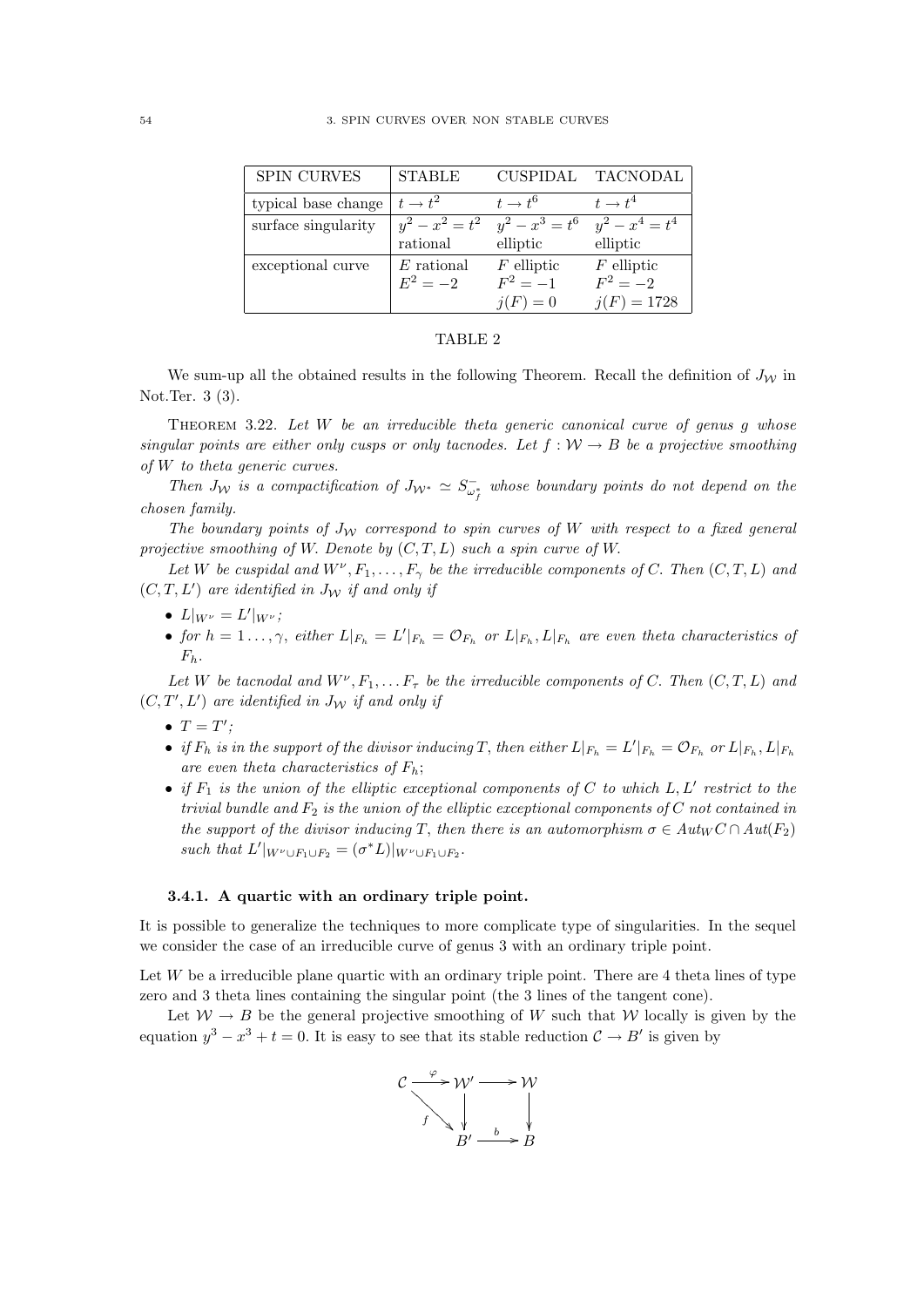| SPIN CURVES | STABLE | CUSPIDAL | TACNODAL |
|---|---|---|---|
| typical base change | $t \to t^2$ | $t \to t^6$ | $t \to t^4$ |
| surface singularity | $y^2 - x^2 = t^2$ rational | $y^2 - x^3 = t^6$ elliptic | $y^2 - x^4 = t^4$ elliptic |
| exceptional curve | $E$ rational $E^2 = -2$ | $F$ elliptic $F^2 = -1$ $j(F) = 0$ | $F$ elliptic $F^2 = -2$ $j(F) = 1728$ |

TABLE 2

We sum-up all the obtained results in the following Theorem. Recall the definition of $J_{\mathcal{W}}$ in Not.Ter. 3 (3).

THEOREM 3.22. *Let $W$ be an irreducible theta generic canonical curve of genus $g$ whose singular points are either only cusps or only tacnodes. Let $f : \mathcal{W} \to B$ be a projective smoothing of $W$ to theta generic curves.*

*Then $J_{\mathcal{W}}$ is a compactification of $J_{\mathcal{W}^*} \simeq S^-_{\omega^*_f}$ whose boundary points do not depend on the chosen family.*

*The boundary points of $J_{\mathcal{W}}$ correspond to spin curves of $W$ with respect to a fixed general projective smoothing of $W$. Denote by $(C, T, L)$ such a spin curve of $W$.*

*Let $W$ be cuspidal and $W^\nu, F_1, \dots, F_\gamma$ be the irreducible components of $C$. Then $(C, T, L)$ and $(C, T, L')$ are identified in $J_{\mathcal{W}}$ if and only if*

- *$L|_{W^\nu} = L'|_{W^\nu}$;*
- *for $h = 1 \dots, \gamma$, either $L|_{F_h} = L'|_{F_h} = \mathcal{O}_{F_h}$ or $L|_{F_h}, L|_{F_h}$ are even theta characteristics of $F_h$.*

*Let $W$ be tacnodal and $W^\nu, F_1, \dots F_\tau$ be the irreducible components of $C$. Then $(C, T, L)$ and $(C, T', L')$ are identified in $J_{\mathcal{W}}$ if and only if*

- *$T = T'$;*
- *if $F_h$ is in the support of the divisor inducing $T$, then either $L|_{F_h} = L'|_{F_h} = \mathcal{O}_{F_h}$ or $L|_{F_h}, L|_{F_h}$ are even theta characteristics of $F_h$;*
- *if $F_1$ is the union of the elliptic exceptional components of $C$ to which $L, L'$ restrict to the trivial bundle and $F_2$ is the union of the elliptic exceptional components of $C$ not contained in the support of the divisor inducing $T$, then there is an automorphism $\sigma \in Aut_W C \cap Aut(F_2)$ such that $L'|_{W^\nu \cup F_1 \cup F_2} = (\sigma^* L)|_{W^\nu \cup F_1 \cup F_2}$.*

### 3.4.1. A quartic with an ordinary triple point.

It is possible to generalize the techniques to more complicate type of singularities. In the sequel we consider the case of an irreducible curve of genus 3 with an ordinary triple point.

Let $W$ be a irreducible plane quartic with an ordinary triple point. There are 4 theta lines of type zero and 3 theta lines containing the singular point (the 3 lines of the tangent cone).

Let $\mathcal{W} \to B$ be the general projective smoothing of $W$ such that $\mathcal{W}$ locally is given by the equation $y^3 - x^3 + t = 0$. It is easy to see that its stable reduction $\mathcal{C} \to B'$ is given by

$$\begin{array}{ccccc} \mathcal{C} & \xrightarrow{\varphi} & \mathcal{W}' & \longrightarrow & \mathcal{W} \\ & \searrow^{f} & \downarrow & & \downarrow \\ & & B' & \xrightarrow{b} & B \end{array}$$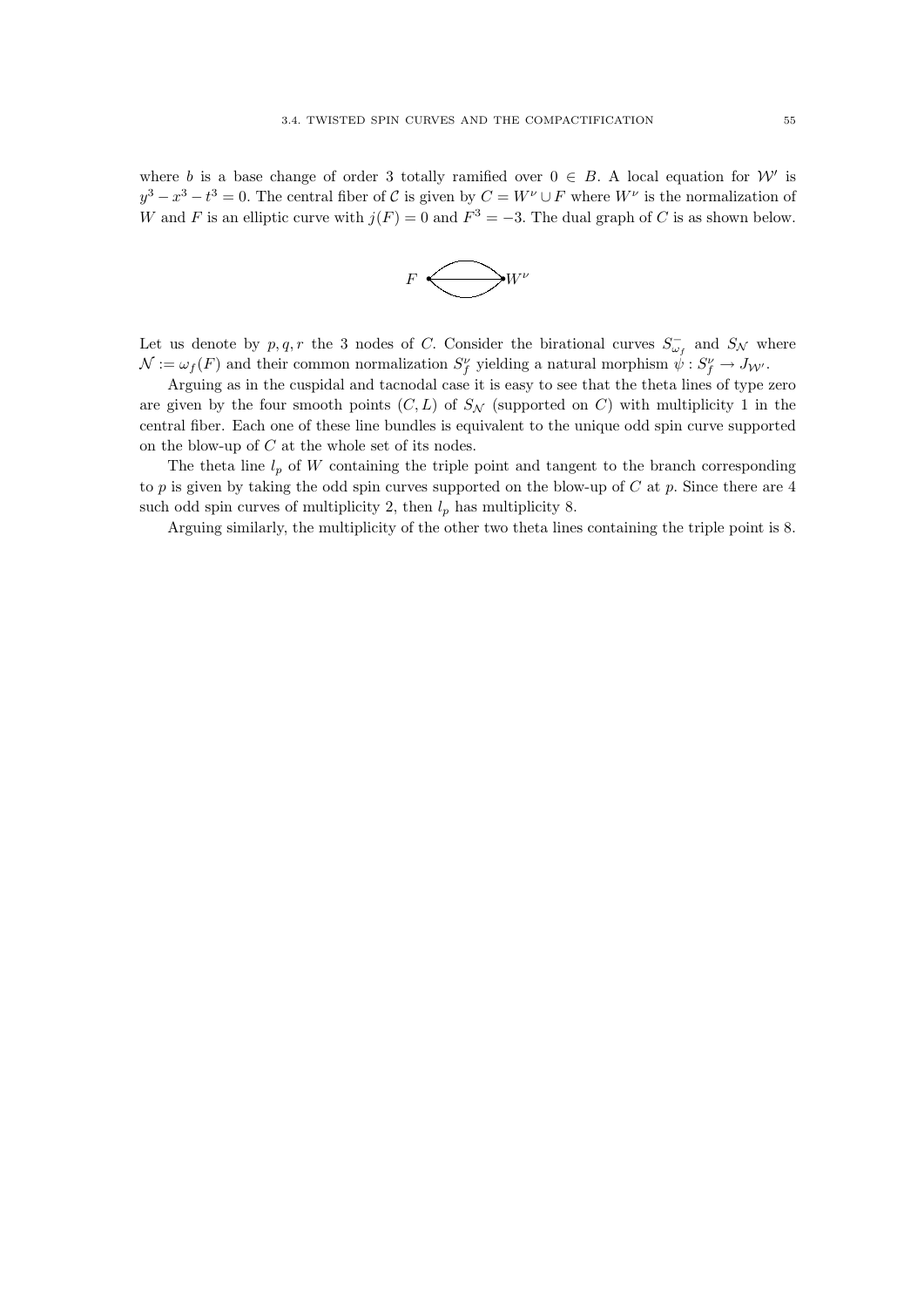where $b$ is a base change of order 3 totally ramified over $0 \in B$. A local equation for $\mathcal{W}'$ is $y^3 - x^3 - t^3 = 0$. The central fiber of $\mathcal{C}$ is given by $C = W^\nu \cup F$ where $W^\nu$ is the normalization of $W$ and $F$ is an elliptic curve with $j(F) = 0$ and $F^3 = -3$. The dual graph of $C$ is as shown below.

$F$ $W^\nu$

Let us denote by $p, q, r$ the 3 nodes of $C$. Consider the birational curves $S^-_{\omega_f}$ and $S_{\mathcal{N}}$ where $\mathcal{N} := \omega_f(F)$ and their common normalization $S^\nu_f$ yielding a natural morphism $\psi : S^\nu_f \to J_{\mathcal{W}'}$.

Arguing as in the cuspidal and tacnodal case it is easy to see that the theta lines of type zero are given by the four smooth points $(C, L)$ of $S_{\mathcal{N}}$ (supported on $C$) with multiplicity 1 in the central fiber. Each one of these line bundles is equivalent to the unique odd spin curve supported on the blow-up of $C$ at the whole set of its nodes.

The theta line $l_p$ of $W$ containing the triple point and tangent to the branch corresponding to $p$ is given by taking the odd spin curves supported on the blow-up of $C$ at $p$. Since there are 4 such odd spin curves of multiplicity 2, then $l_p$ has multiplicity 8.

Arguing similarly, the multiplicity of the other two theta lines containing the triple point is 8.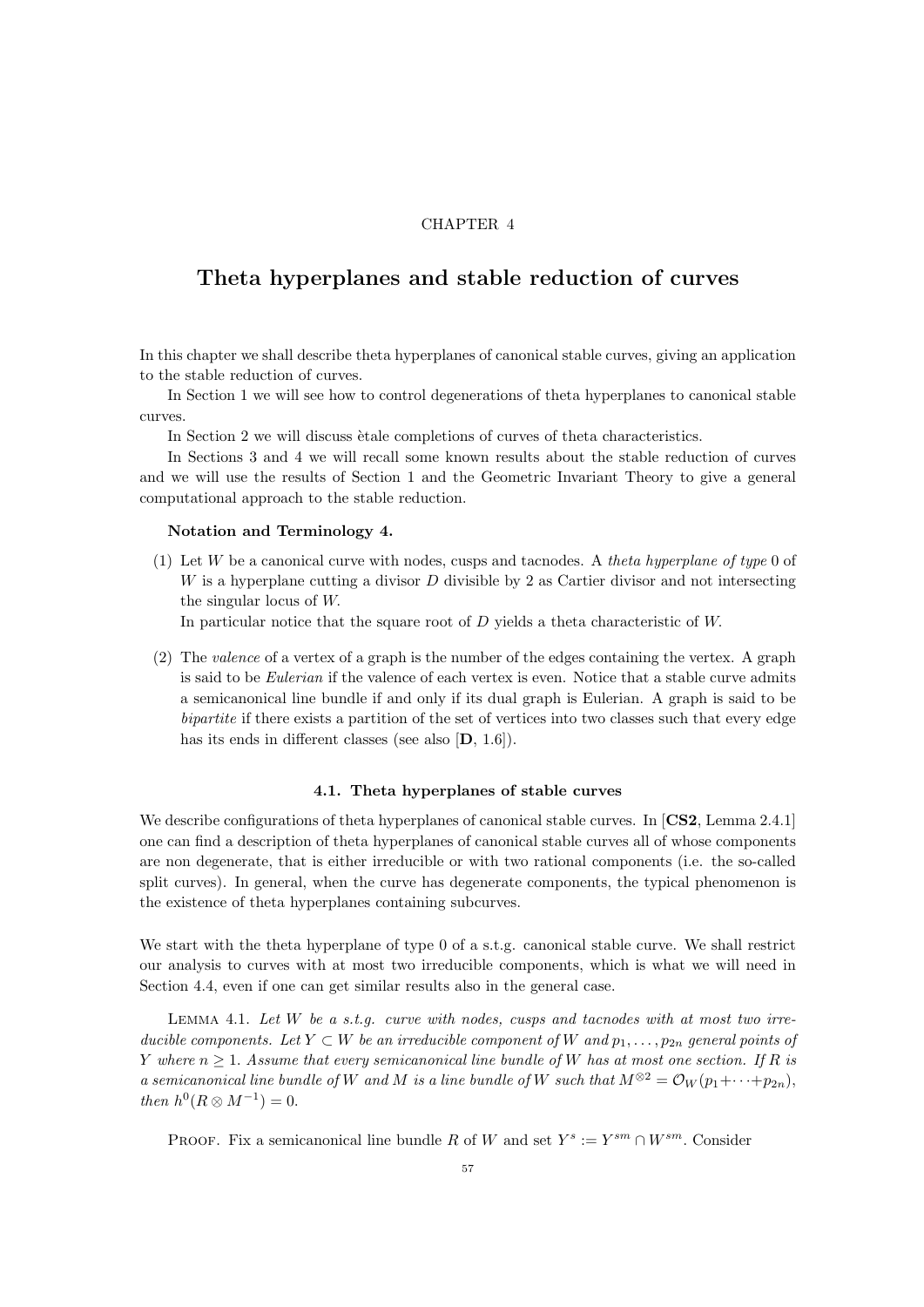CHAPTER 4

# Theta hyperplanes and stable reduction of curves

In this chapter we shall describe theta hyperplanes of canonical stable curves, giving an application to the stable reduction of curves.

In Section 1 we will see how to control degenerations of theta hyperplanes to canonical stable curves.

In Section 2 we will discuss ètale completions of curves of theta characteristics.

In Sections 3 and 4 we will recall some known results about the stable reduction of curves and we will use the results of Section 1 and the Geometric Invariant Theory to give a general computational approach to the stable reduction.

**Notation and Terminology 4.**

(1) Let $W$ be a canonical curve with nodes, cusps and tacnodes. A *theta hyperplane of type* 0 of $W$ is a hyperplane cutting a divisor $D$ divisible by 2 as Cartier divisor and not intersecting the singular locus of $W$.
In particular notice that the square root of $D$ yields a theta characteristic of $W$.

(2) The *valence* of a vertex of a graph is the number of the edges containing the vertex. A graph is said to be *Eulerian* if the valence of each vertex is even. Notice that a stable curve admits a semicanonical line bundle if and only if its dual graph is Eulerian. A graph is said to be *bipartite* if there exists a partition of the set of vertices into two classes such that every edge has its ends in different classes (see also [**D**, 1.6]).

## 4.1. Theta hyperplanes of stable curves

We describe configurations of theta hyperplanes of canonical stable curves. In [**CS2**, Lemma 2.4.1] one can find a description of theta hyperplanes of canonical stable curves all of whose components are non degenerate, that is either irreducible or with two rational components (i.e. the so-called split curves). In general, when the curve has degenerate components, the typical phenomenon is the existence of theta hyperplanes containing subcurves.

We start with the theta hyperplane of type 0 of a s.t.g. canonical stable curve. We shall restrict our analysis to curves with at most two irreducible components, which is what we will need in Section 4.4, even if one can get similar results also in the general case.

Lemma 4.1. *Let $W$ be a s.t.g. curve with nodes, cusps and tacnodes with at most two irreducible components. Let $Y \subset W$ be an irreducible component of $W$ and $p_1, \dots, p_{2n}$ general points of $Y$ where $n \geq 1$. Assume that every semicanonical line bundle of $W$ has at most one section. If $R$ is a semicanonical line bundle of $W$ and $M$ is a line bundle of $W$ such that $M^{\otimes 2} = \mathcal{O}_W(p_1 + \cdots + p_{2n})$, then $h^0(R \otimes M^{-1}) = 0$.*

Proof. Fix a semicanonical line bundle $R$ of $W$ and set $Y^s := Y^{sm} \cap W^{sm}$. Consider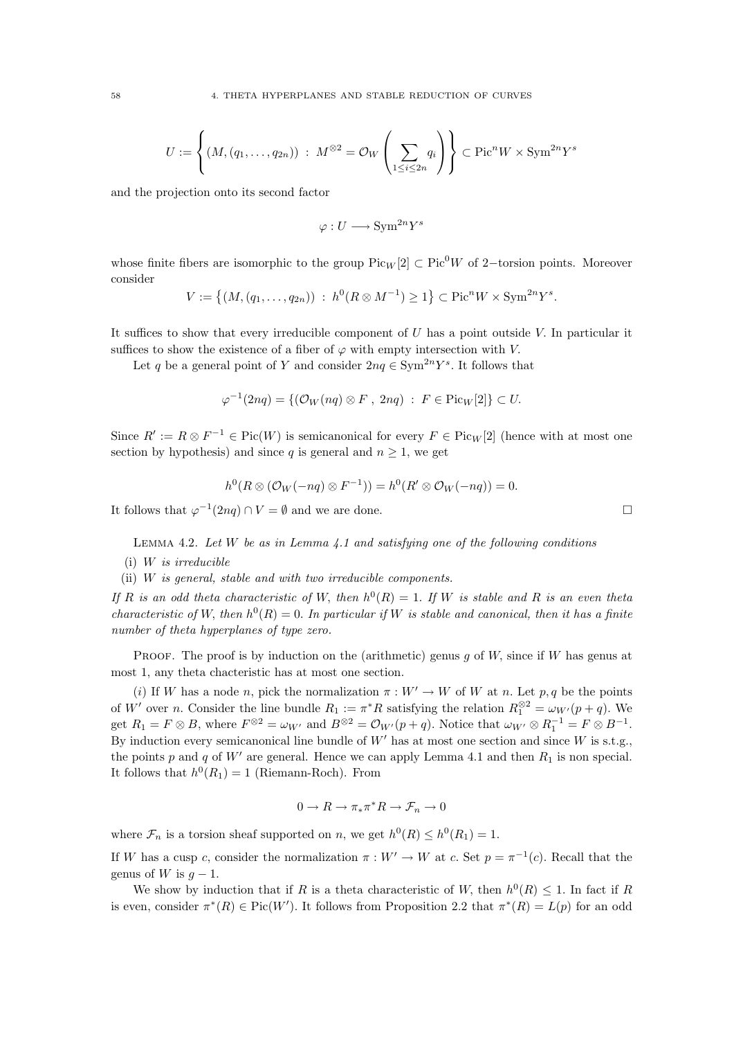$$U := \left\{ (M, (q_1, \dots, q_{2n})) \ : \ M^{\otimes 2} = \mathcal{O}_W \left( \sum_{1 \leq i \leq 2n} q_i \right) \right\} \subset \mathrm{Pic}^n W \times \mathrm{Sym}^{2n} Y^s$$

and the projection onto its second factor

$$\varphi : U \longrightarrow \mathrm{Sym}^{2n} Y^s$$

whose finite fibers are isomorphic to the group $\mathrm{Pic}_W[2] \subset \mathrm{Pic}^0 W$ of 2−torsion points. Moreover consider

$$V := \left\{ (M, (q_1, \dots, q_{2n})) \ : \ h^0(R \otimes M^{-1}) \geq 1 \right\} \subset \mathrm{Pic}^n W \times \mathrm{Sym}^{2n} Y^s.$$

It suffices to show that every irreducible component of $U$ has a point outside $V$. In particular it suffices to show the existence of a fiber of $\varphi$ with empty intersection with $V$.

Let $q$ be a general point of $Y$ and consider $2nq \in \mathrm{Sym}^{2n} Y^s$. It follows that

$$\varphi^{-1}(2nq) = \{ (\mathcal{O}_W(nq) \otimes F \ , \ 2nq) \ : \ F \in \mathrm{Pic}_W[2] \} \subset U.$$

Since $R' := R \otimes F^{-1} \in \mathrm{Pic}(W)$ is semicanonical for every $F \in \mathrm{Pic}_W[2]$ (hence with at most one section by hypothesis) and since $q$ is general and $n \geq 1$, we get

$$h^0(R \otimes (\mathcal{O}_W(-nq) \otimes F^{-1})) = h^0(R' \otimes \mathcal{O}_W(-nq)) = 0.$$

It follows that $\varphi^{-1}(2nq) \cap V = \emptyset$ and we are done. □

Lemma 4.2. *Let $W$ be as in Lemma 4.1 and satisfying one of the following conditions*

(i) *$W$ is irreducible*

(ii) *$W$ is general, stable and with two irreducible components.*

*If $R$ is an odd theta characteristic of $W$, then $h^0(R) = 1$. If $W$ is stable and $R$ is an even theta characteristic of $W$, then $h^0(R) = 0$. In particular if $W$ is stable and canonical, then it has a finite number of theta hyperplanes of type zero.*

Proof. The proof is by induction on the (arithmetic) genus $g$ of $W$, since if $W$ has genus at most 1, any theta chacteristic has at most one section.

(*i*) If $W$ has a node $n$, pick the normalization $\pi : W' \to W$ of $W$ at $n$. Let $p, q$ be the points of $W'$ over $n$. Consider the line bundle $R_1 := \pi^* R$ satisfying the relation $R_1^{\otimes 2} = \omega_{W'}(p+q)$. We get $R_1 = F \otimes B$, where $F^{\otimes 2} = \omega_{W'}$ and $B^{\otimes 2} = \mathcal{O}_{W'}(p+q)$. Notice that $\omega_{W'} \otimes R_1^{-1} = F \otimes B^{-1}$. By induction every semicanonical line bundle of $W'$ has at most one section and since $W$ is s.t.g., the points $p$ and $q$ of $W'$ are general. Hence we can apply Lemma 4.1 and then $R_1$ is non special. It follows that $h^0(R_1) = 1$ (Riemann-Roch). From

$$0 \to R \to \pi_* \pi^* R \to \mathcal{F}_n \to 0$$

where $\mathcal{F}_n$ is a torsion sheaf supported on $n$, we get $h^0(R) \leq h^0(R_1) = 1$.

If $W$ has a cusp $c$, consider the normalization $\pi : W' \to W$ at $c$. Set $p = \pi^{-1}(c)$. Recall that the genus of $W$ is $g - 1$.

We show by induction that if $R$ is a theta characteristic of $W$, then $h^0(R) \leq 1$. In fact if $R$ is even, consider $\pi^*(R) \in \mathrm{Pic}(W')$. It follows from Proposition 2.2 that $\pi^*(R) = L(p)$ for an odd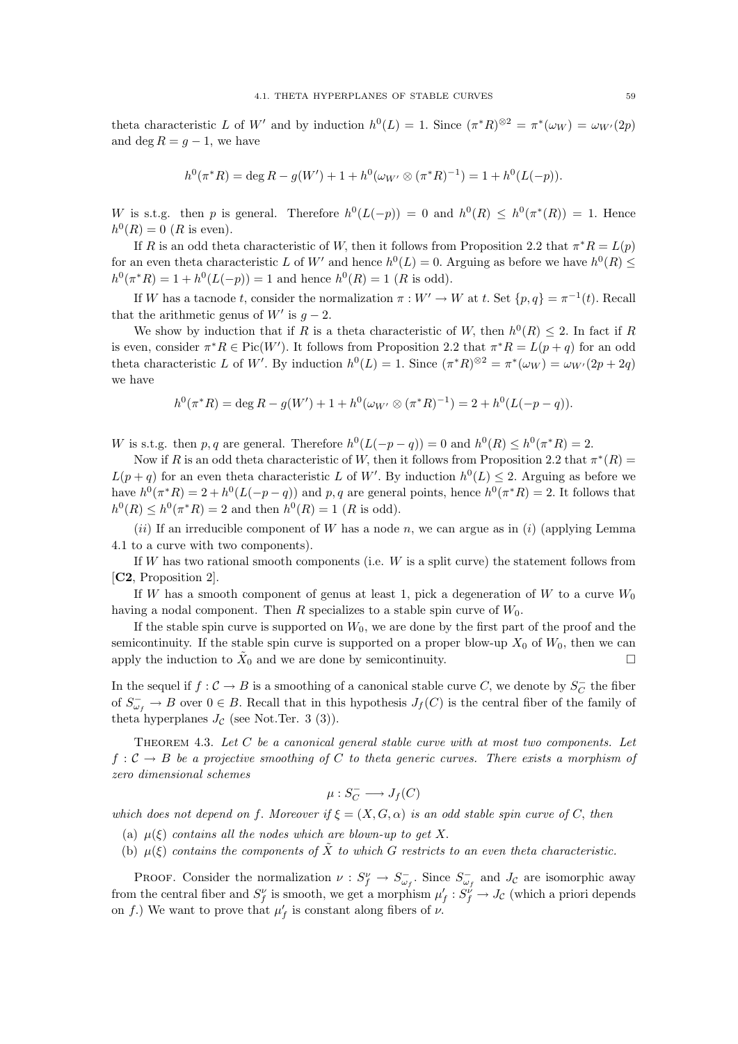theta characteristic $L$ of $W'$ and by induction $h^0(L) = 1$. Since $(\pi^* R)^{\otimes 2} = \pi^*(\omega_W) = \omega_{W'}(2p)$ and $\deg R = g - 1$, we have

$$h^0(\pi^* R) = \deg R - g(W') + 1 + h^0(\omega_{W'} \otimes (\pi^* R)^{-1}) = 1 + h^0(L(-p)).$$

$W$ is s.t.g. then $p$ is general. Therefore $h^0(L(-p)) = 0$ and $h^0(R) \leq h^0(\pi^*(R)) = 1$. Hence $h^0(R) = 0$ ($R$ is even).

If $R$ is an odd theta characteristic of $W$, then it follows from Proposition 2.2 that $\pi^* R = L(p)$ for an even theta characteristic $L$ of $W'$ and hence $h^0(L) = 0$. Arguing as before we have $h^0(R) \leq h^0(\pi^* R) = 1 + h^0(L(-p)) = 1$ and hence $h^0(R) = 1$ ($R$ is odd).

If $W$ has a tacnode $t$, consider the normalization $\pi : W' \to W$ at $t$. Set $\{p, q\} = \pi^{-1}(t)$. Recall that the arithmetic genus of $W'$ is $g - 2$.

We show by induction that if $R$ is a theta characteristic of $W$, then $h^0(R) \leq 2$. In fact if $R$ is even, consider $\pi^* R \in \mathrm{Pic}(W')$. It follows from Proposition 2.2 that $\pi^* R = L(p + q)$ for an odd theta characteristic $L$ of $W'$. By induction $h^0(L) = 1$. Since $(\pi^* R)^{\otimes 2} = \pi^*(\omega_W) = \omega_{W'}(2p + 2q)$ we have

$$h^0(\pi^* R) = \deg R - g(W') + 1 + h^0(\omega_{W'} \otimes (\pi^* R)^{-1}) = 2 + h^0(L(-p - q)).$$

$W$ is s.t.g. then $p, q$ are general. Therefore $h^0(L(-p - q)) = 0$ and $h^0(R) \leq h^0(\pi^* R) = 2$.

Now if $R$ is an odd theta characteristic of $W$, then it follows from Proposition 2.2 that $\pi^*(R) = L(p + q)$ for an even theta characteristic $L$ of $W'$. By induction $h^0(L) \leq 2$. Arguing as before we have $h^0(\pi^* R) = 2 + h^0(L(-p - q))$ and $p, q$ are general points, hence $h^0(\pi^* R) = 2$. It follows that $h^0(R) \leq h^0(\pi^* R) = 2$ and then $h^0(R) = 1$ ($R$ is odd).

$(ii)$ If an irreducible component of $W$ has a node $n$, we can argue as in $(i)$ (applying Lemma 4.1 to a curve with two components).

If $W$ has two rational smooth components (i.e. $W$ is a split curve) the statement follows from [**C2**, Proposition 2].

If $W$ has a smooth component of genus at least 1, pick a degeneration of $W$ to a curve $W_0$ having a nodal component. Then $R$ specializes to a stable spin curve of $W_0$.

If the stable spin curve is supported on $W_0$, we are done by the first part of the proof and the semicontinuity. If the stable spin curve is supported on a proper blow-up $X_0$ of $W_0$, then we can apply the induction to $\tilde{X}_0$ and we are done by semicontinuity. $\square$

In the sequel if $f : \mathcal{C} \to B$ is a smoothing of a canonical stable curve $C$, we denote by $S_C^-$ the fiber of $S_{\omega_f}^- \to B$ over $0 \in B$. Recall that in this hypothesis $J_f(C)$ is the central fiber of the family of theta hyperplanes $J_{\mathcal{C}}$ (see Not.Ter. 3 (3)).

Theorem 4.3. *Let $C$ be a canonical general stable curve with at most two components. Let $f : \mathcal{C} \to B$ be a projective smoothing of $C$ to theta generic curves. There exists a morphism of zero dimensional schemes*

$$\mu : S_C^- \longrightarrow J_f(C)$$

*which does not depend on $f$. Moreover if $\xi = (X, G, \alpha)$ is an odd stable spin curve of $C$, then*

- (a) *$\mu(\xi)$ contains all the nodes which are blown-up to get $X$.*
- (b) *$\mu(\xi)$ contains the components of $\tilde{X}$ to which $G$ restricts to an even theta characteristic.*

Proof. Consider the normalization $\nu : S_f^\nu \to S_{\omega_f}^-$. Since $S_{\omega_f}^-$ and $J_{\mathcal{C}}$ are isomorphic away from the central fiber and $S_f^\nu$ is smooth, we get a morphism $\mu'_f : S_f^\nu \to J_{\mathcal{C}}$ (which a priori depends on $f$.) We want to prove that $\mu'_f$ is constant along fibers of $\nu$.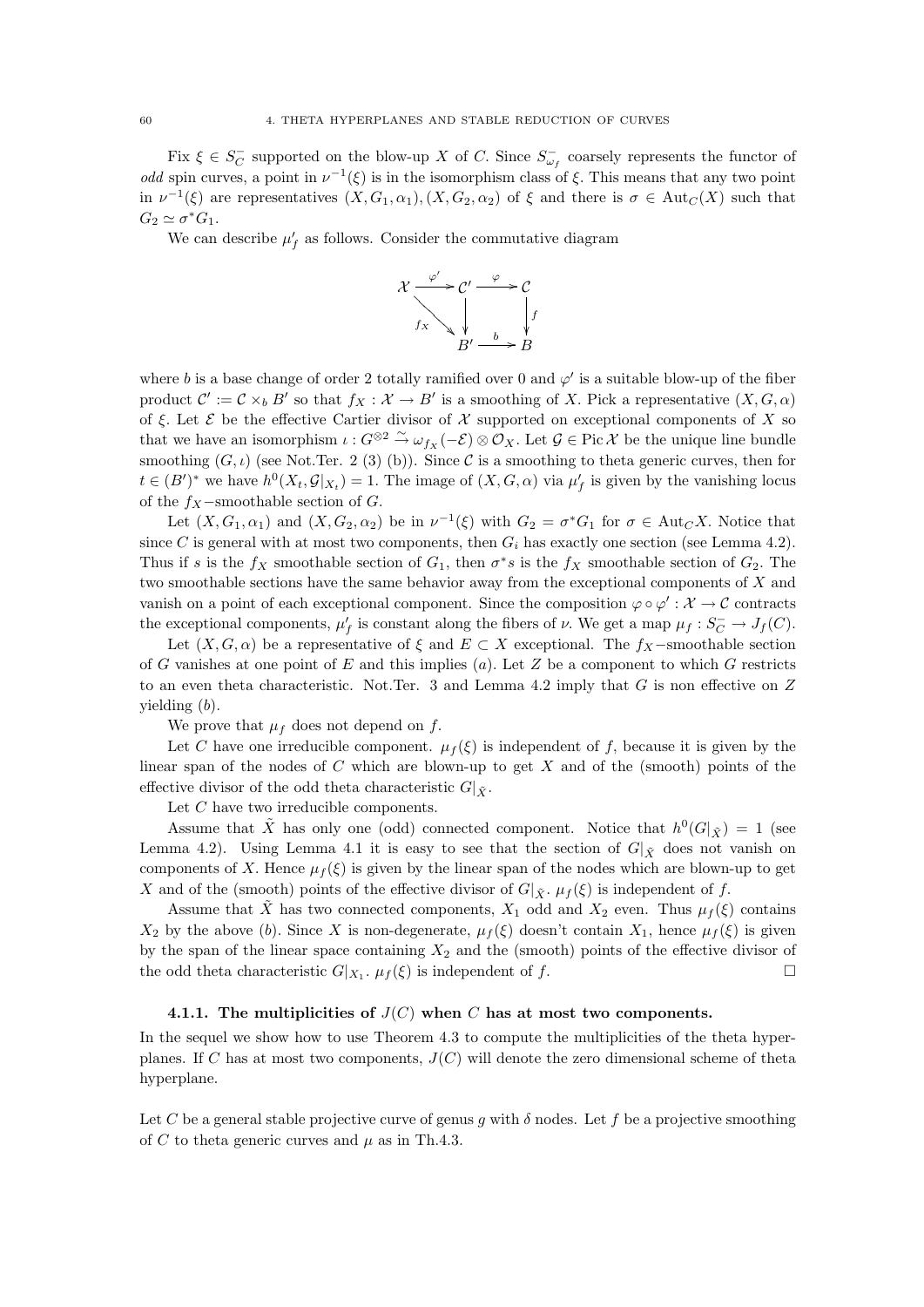Fix $\xi \in S_C^-$ supported on the blow-up $X$ of $C$. Since $S_{\omega_f}^-$ coarsely represents the functor of *odd* spin curves, a point in $\nu^{-1}(\xi)$ is in the isomorphism class of $\xi$. This means that any two point in $\nu^{-1}(\xi)$ are representatives $(X, G_1, \alpha_1), (X, G_2, \alpha_2)$ of $\xi$ and there is $\sigma \in \mathrm{Aut}_C(X)$ such that $G_2 \simeq \sigma^* G_1$.

We can describe $\mu'_f$ as follows. Consider the commutative diagram

$$\begin{array}{ccccc} \mathcal{X} & \xrightarrow{\varphi'} & \mathcal{C}' & \xrightarrow{\varphi} & \mathcal{C} \\ & \searrow^{f_X} & \downarrow & & \downarrow f \\ & & B' & \xrightarrow{b} & B \end{array}$$

where $b$ is a base change of order 2 totally ramified over 0 and $\varphi'$ is a suitable blow-up of the fiber product $\mathcal{C}' := \mathcal{C} \times_b B'$ so that $f_X : \mathcal{X} \to B'$ is a smoothing of $X$. Pick a representative $(X, G, \alpha)$ of $\xi$. Let $\mathcal{E}$ be the effective Cartier divisor of $\mathcal{X}$ supported on exceptional components of $X$ so that we have an isomorphism $\iota : G^{\otimes 2} \xrightarrow{\sim} \omega_{f_X}(-\mathcal{E}) \otimes \mathcal{O}_X$. Let $\mathcal{G} \in \mathrm{Pic}\, \mathcal{X}$ be the unique line bundle smoothing $(G, \iota)$ (see Not.Ter. 2 (3) (b)). Since $\mathcal{C}$ is a smoothing to theta generic curves, then for $t \in (B')^*$ we have $h^0(X_t, \mathcal{G}|_{X_t}) = 1$. The image of $(X, G, \alpha)$ via $\mu'_f$ is given by the vanishing locus of the $f_X-$smoothable section of $G$.

Let $(X, G_1, \alpha_1)$ and $(X, G_2, \alpha_2)$ be in $\nu^{-1}(\xi)$ with $G_2 = \sigma^* G_1$ for $\sigma \in \mathrm{Aut}_C X$. Notice that since $C$ is general with at most two components, then $G_i$ has exactly one section (see Lemma 4.2). Thus if $s$ is the $f_X$ smoothable section of $G_1$, then $\sigma^* s$ is the $f_X$ smoothable section of $G_2$. The two smoothable sections have the same behavior away from the exceptional components of $X$ and vanish on a point of each exceptional component. Since the composition $\varphi \circ \varphi' : \mathcal{X} \to \mathcal{C}$ contracts the exceptional components, $\mu'_f$ is constant along the fibers of $\nu$. We get a map $\mu_f : S_C^- \to J_f(C)$.

Let $(X, G, \alpha)$ be a representative of $\xi$ and $E \subset X$ exceptional. The $f_X-$smoothable section of $G$ vanishes at one point of $E$ and this implies $(a)$. Let $Z$ be a component to which $G$ restricts to an even theta characteristic. Not.Ter. 3 and Lemma 4.2 imply that $G$ is non effective on $Z$ yielding $(b)$.

We prove that $\mu_f$ does not depend on $f$.

Let $C$ have one irreducible component. $\mu_f(\xi)$ is independent of $f$, because it is given by the linear span of the nodes of $C$ which are blown-up to get $X$ and of the (smooth) points of the effective divisor of the odd theta characteristic $G|_{\tilde{X}}$.

Let $C$ have two irreducible components.

Assume that $\tilde{X}$ has only one (odd) connected component. Notice that $h^0(G|_{\tilde{X}}) = 1$ (see Lemma 4.2). Using Lemma 4.1 it is easy to see that the section of $G|_{\tilde{X}}$ does not vanish on components of $X$. Hence $\mu_f(\xi)$ is given by the linear span of the nodes which are blown-up to get $X$ and of the (smooth) points of the effective divisor of $G|_{\tilde{X}}$. $\mu_f(\xi)$ is independent of $f$.

Assume that $\tilde{X}$ has two connected components, $X_1$ odd and $X_2$ even. Thus $\mu_f(\xi)$ contains $X_2$ by the above $(b)$. Since $X$ is non-degenerate, $\mu_f(\xi)$ doesn't contain $X_1$, hence $\mu_f(\xi)$ is given by the span of the linear space containing $X_2$ and the (smooth) points of the effective divisor of the odd theta characteristic $G|_{X_1}$. $\mu_f(\xi)$ is independent of $f$. $\square$

### 4.1.1. The multiplicities of $J(C)$ when $C$ has at most two components.

In the sequel we show how to use Theorem 4.3 to compute the multiplicities of the theta hyperplanes. If $C$ has at most two components, $J(C)$ will denote the zero dimensional scheme of theta hyperplane.

Let $C$ be a general stable projective curve of genus $g$ with $\delta$ nodes. Let $f$ be a projective smoothing of $C$ to theta generic curves and $\mu$ as in Th.4.3.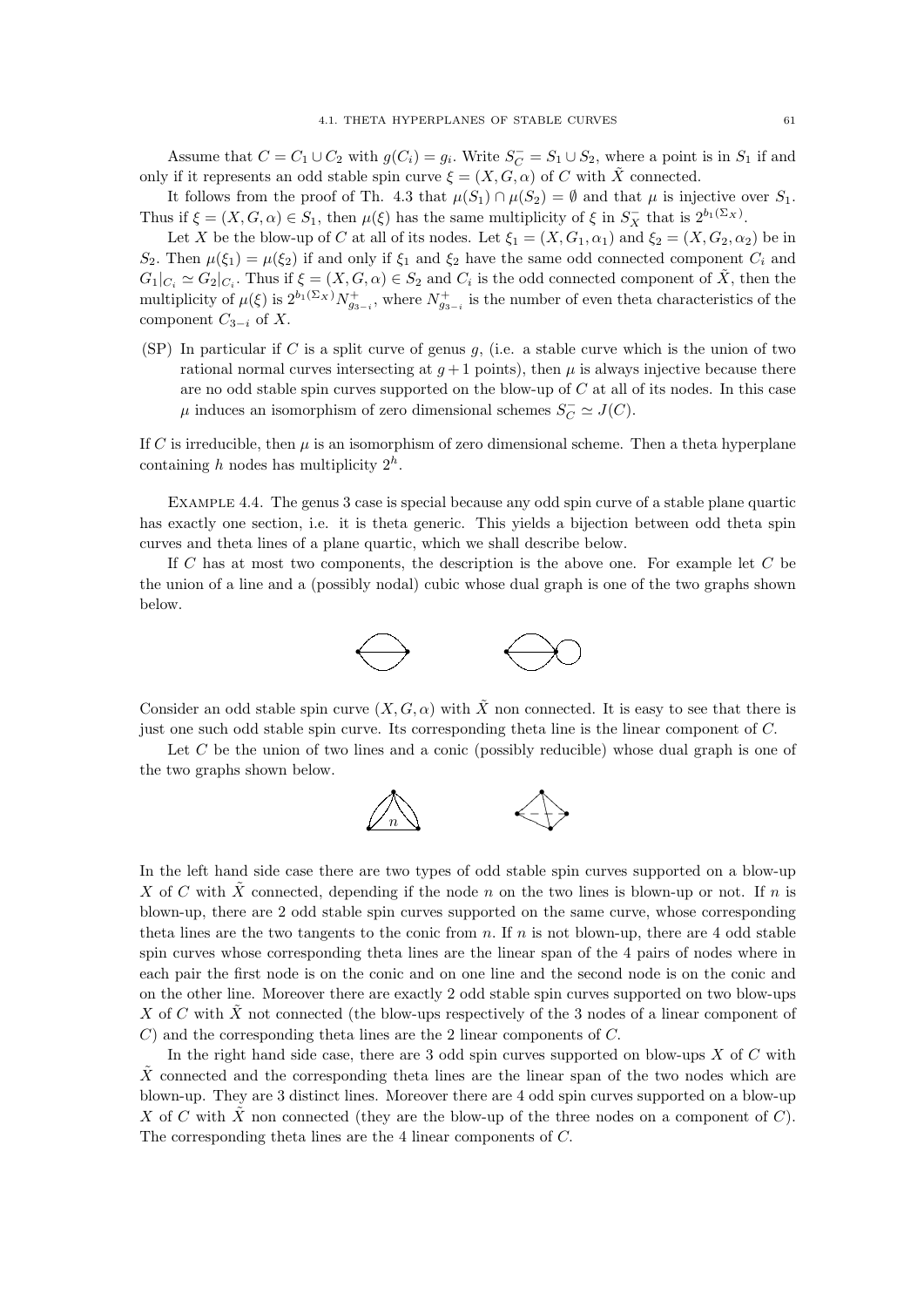Assume that $C = C_1 \cup C_2$ with $g(C_i) = g_i$. Write $S_C^- = S_1 \cup S_2$, where a point is in $S_1$ if and only if it represents an odd stable spin curve $\xi = (X, G, \alpha)$ of $C$ with $\tilde{X}$ connected.

It follows from the proof of Th. 4.3 that $\mu(S_1) \cap \mu(S_2) = \emptyset$ and that $\mu$ is injective over $S_1$. Thus if $\xi = (X, G, \alpha) \in S_1$, then $\mu(\xi)$ has the same multiplicity of $\xi$ in $S_X^-$ that is $2^{b_1(\Sigma_X)}$.

Let $X$ be the blow-up of $C$ at all of its nodes. Let $\xi_1 = (X, G_1, \alpha_1)$ and $\xi_2 = (X, G_2, \alpha_2)$ be in $S_2$. Then $\mu(\xi_1) = \mu(\xi_2)$ if and only if $\xi_1$ and $\xi_2$ have the same odd connected component $C_i$ and $G_1|_{C_i} \simeq G_2|_{C_i}$. Thus if $\xi = (X, G, \alpha) \in S_2$ and $C_i$ is the odd connected component of $\tilde{X}$, then the multiplicity of $\mu(\xi)$ is $2^{b_1(\Sigma_X)} N^+_{g_{3-i}}$, where $N^+_{g_{3-i}}$ is the number of even theta characteristics of the component $C_{3-i}$ of $X$.

(SP) In particular if $C$ is a split curve of genus $g$, (i.e. a stable curve which is the union of two rational normal curves intersecting at $g+1$ points), then $\mu$ is always injective because there are no odd stable spin curves supported on the blow-up of $C$ at all of its nodes. In this case $\mu$ induces an isomorphism of zero dimensional schemes $S_C^- \simeq J(C)$.

If $C$ is irreducible, then $\mu$ is an isomorphism of zero dimensional scheme. Then a theta hyperplane containing $h$ nodes has multiplicity $2^h$.

Example 4.4. The genus 3 case is special because any odd spin curve of a stable plane quartic has exactly one section, i.e. it is theta generic. This yields a bijection between odd theta spin curves and theta lines of a plane quartic, which we shall describe below.

If $C$ has at most two components, the description is the above one. For example let $C$ be the union of a line and a (possibly nodal) cubic whose dual graph is one of the two graphs shown below.

Consider an odd stable spin curve $(X, G, \alpha)$ with $\tilde{X}$ non connected. It is easy to see that there is just one such odd stable spin curve. Its corresponding theta line is the linear component of $C$.

Let $C$ be the union of two lines and a conic (possibly reducible) whose dual graph is one of the two graphs shown below.

In the left hand side case there are two types of odd stable spin curves supported on a blow-up $X$ of $C$ with $\tilde{X}$ connected, depending if the node $n$ on the two lines is blown-up or not. If $n$ is blown-up, there are 2 odd stable spin curves supported on the same curve, whose corresponding theta lines are the two tangents to the conic from $n$. If $n$ is not blown-up, there are 4 odd stable spin curves whose corresponding theta lines are the linear span of the 4 pairs of nodes where in each pair the first node is on the conic and on one line and the second node is on the conic and on the other line. Moreover there are exactly 2 odd stable spin curves supported on two blow-ups $X$ of $C$ with $\tilde{X}$ not connected (the blow-ups respectively of the 3 nodes of a linear component of $C$) and the corresponding theta lines are the 2 linear components of $C$.

In the right hand side case, there are 3 odd spin curves supported on blow-ups $X$ of $C$ with $\tilde{X}$ connected and the corresponding theta lines are the linear span of the two nodes which are blown-up. They are 3 distinct lines. Moreover there are 4 odd spin curves supported on a blow-up $X$ of $C$ with $\tilde{X}$ non connected (they are the blow-up of the three nodes on a component of $C$). The corresponding theta lines are the 4 linear components of $C$.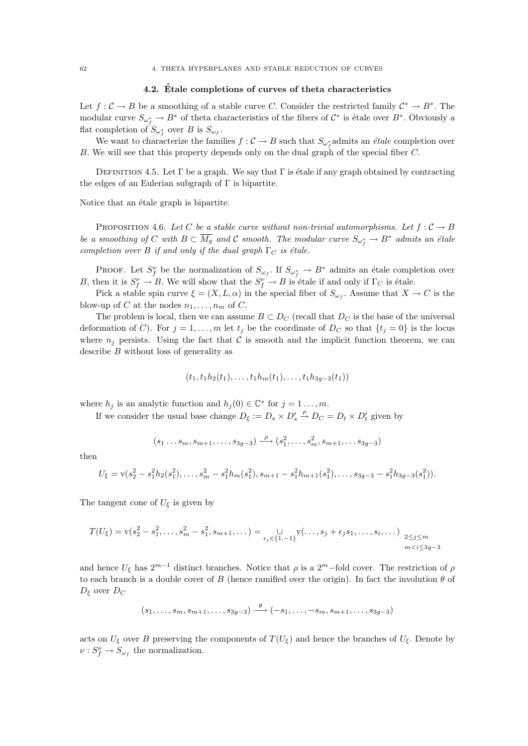## 4.2. Étale completions of curves of theta characteristics

Let $f : \mathcal{C} \to B$ be a smoothing of a stable curve $C$. Consider the restricted family $\mathcal{C}^* \to B^*$. The modular curve $S_{\omega_f^*} \to B^*$ of theta characteristics of the fibers of $\mathcal{C}^*$ is étale over $B^*$. Obviously a flat completion of $S_{\omega_f^*}$ over $B$ is $S_{\omega_f}$.

We want to characterize the families $f : \mathcal{C} \to B$ such that $S_{\omega_f^*}$ admits an *étale* completion over $B$. We will see that this property depends only on the dual graph of the special fiber $C$.

Definition 4.5. Let $\Gamma$ be a graph. We say that $\Gamma$ is étale if any graph obtained by contracting the edges of an Eulerian subgraph of $\Gamma$ is bipartite.

Notice that an étale graph is bipartite.

Proposition 4.6. *Let $C$ be a stable curve without non-trivial automorphisms. Let $f : \mathcal{C} \to B$ be a smoothing of $C$ with $B \subset \overline{M_g}$ and $\mathcal{C}$ smooth. The modular curve $S_{\omega_f^*} \to B^*$ admits an étale completion over $B$ if and only if the dual graph $\Gamma_C$ is étale.*

Proof. Let $S_f^\nu$ be the normalization of $S_{\omega_f}$. If $S_{\omega_f^*} \to B^*$ admits an étale completion over $B$, then it is $S_f^\nu \to B$. We will show that the $S_f^\nu \to B$ is étale if and only if $\Gamma_C$ is étale.

Pick a stable spin curve $\xi = (X, L, \alpha)$ in the special fiber of $S_{\omega_f}$. Assume that $X \to C$ is the blow-up of $C$ at the nodes $n_1, \dots, n_m$ of $C$.

The problem is local, then we can assume $B \subset D_C$ (recall that $D_C$ is the base of the universal deformation of $C$). For $j = 1, \dots, m$ let $t_j$ be the coordinate of $D_C$ so that $\{t_j = 0\}$ is the locus where $n_j$ persists. Using the fact that $\mathcal{C}$ is smooth and the implicit function theorem, we can describe $B$ without loss of generality as

$$(t_1, t_1 h_2(t_1), \dots, t_1 h_m(t_1), \dots, t_1 h_{3g-3}(t_1))$$

where $h_j$ is an analytic function and $h_j(0) \in \mathbb{C}^*$ for $j = 1 \dots, m$.

If we consider the usual base change $D_\xi := D_s \times D'_s \xrightarrow{\rho} D_C = D_t \times D'_t$ given by

$$(s_1 \dots s_m, s_{m+1}, \dots, s_{3g-3}) \xrightarrow{\rho} (s_1^2, \dots, s_m^2, s_{m+1}, \dots s_{3g-3})$$

then

$$U_\xi = \mathrm{v}(s_2^2 - s_1^2 h_2(s_1^2), \dots, s_m^2 - s_1^2 h_m(s_1^2), s_{m+1} - s_1^2 h_{m+1}(s_1^2), \dots, s_{3g-3} - s_1^2 h_{3g-3}(s_1^2)).$$

The tangent cone of $U_\xi$ is given by

$$T(U_\xi) = \mathrm{v}(s_2^2 - s_1^2, \dots, s_m^2 - s_1^2, s_{m+1}, \dots) = \bigcup_{\epsilon_j \in \{1,-1\}} \mathrm{v}(\dots, s_j + \epsilon_j s_1, \dots, s_i, \dots)_{\substack{2 \le j \le m \\ m < i \le 3g-3}}$$

and hence $U_\xi$ has $2^{m-1}$ distinct branches. Notice that $\rho$ is a $2^m$–fold cover. The restriction of $\rho$ to each branch is a double cover of $B$ (hence ramified over the origin). In fact the involution $\theta$ of $D_\xi$ over $D_C$

$$(s_1, \dots, s_m, s_{m+1}, \dots, s_{3g-3}) \xrightarrow{\theta} (-s_1, \dots, -s_m, s_{m+1}, \dots, s_{3g-3})$$

acts on $U_\xi$ over $B$ preserving the components of $T(U_\xi)$ and hence the branches of $U_\xi$. Denote by $\nu : S_f^\nu \to S_{\omega_f}$ the normalization.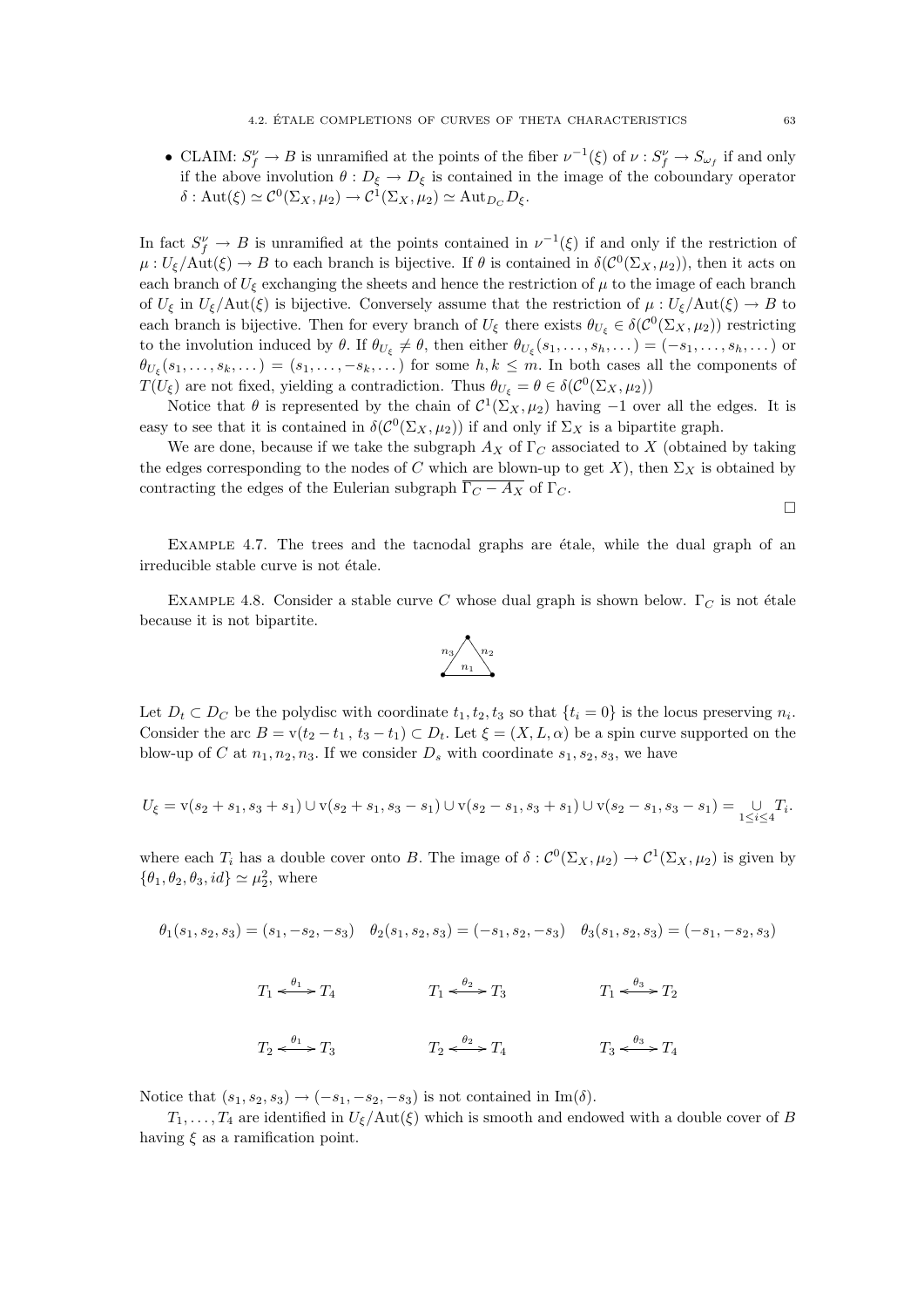- CLAIM: $S_f^\nu \to B$ is unramified at the points of the fiber $\nu^{-1}(\xi)$ of $\nu : S_f^\nu \to S_{\omega_f}$ if and only if the above involution $\theta : D_\xi \to D_\xi$ is contained in the image of the coboundary operator $\delta : \mathrm{Aut}(\xi) \simeq \mathcal{C}^0(\Sigma_X, \mu_2) \to \mathcal{C}^1(\Sigma_X, \mu_2) \simeq \mathrm{Aut}_{D_C} D_\xi$.

In fact $S_f^\nu \to B$ is unramified at the points contained in $\nu^{-1}(\xi)$ if and only if the restriction of $\mu : U_\xi/\mathrm{Aut}(\xi) \to B$ to each branch is bijective. If $\theta$ is contained in $\delta(\mathcal{C}^0(\Sigma_X, \mu_2))$, then it acts on each branch of $U_\xi$ exchanging the sheets and hence the restriction of $\mu$ to the image of each branch of $U_\xi$ in $U_\xi/\mathrm{Aut}(\xi)$ is bijective. Conversely assume that the restriction of $\mu : U_\xi/\mathrm{Aut}(\xi) \to B$ to each branch is bijective. Then for every branch of $U_\xi$ there exists $\theta_{U_\xi} \in \delta(\mathcal{C}^0(\Sigma_X, \mu_2))$ restricting to the involution induced by $\theta$. If $\theta_{U_\xi} \neq \theta$, then either $\theta_{U_\xi}(s_1, \ldots, s_h, \ldots) = (-s_1, \ldots, s_h, \ldots)$ or $\theta_{U_\xi}(s_1, \ldots, s_k, \ldots) = (s_1, \ldots, -s_k, \ldots)$ for some $h, k \leq m$. In both cases all the components of $T(U_\xi)$ are not fixed, yielding a contradiction. Thus $\theta_{U_\xi} = \theta \in \delta(\mathcal{C}^0(\Sigma_X, \mu_2))$

Notice that $\theta$ is represented by the chain of $\mathcal{C}^1(\Sigma_X, \mu_2)$ having $-1$ over all the edges. It is easy to see that it is contained in $\delta(\mathcal{C}^0(\Sigma_X, \mu_2))$ if and only if $\Sigma_X$ is a bipartite graph.

We are done, because if we take the subgraph $A_X$ of $\Gamma_C$ associated to $X$ (obtained by taking the edges corresponding to the nodes of $C$ which are blown-up to get $X$), then $\Sigma_X$ is obtained by contracting the edges of the Eulerian subgraph $\overline{\Gamma_C - A_X}$ of $\Gamma_C$.

$\square$

EXAMPLE 4.7. The trees and the tacnodal graphs are étale, while the dual graph of an irreducible stable curve is not étale.

EXAMPLE 4.8. Consider a stable curve $C$ whose dual graph is shown below. $\Gamma_C$ is not étale because it is not bipartite.

Let $D_t \subset D_C$ be the polydisc with coordinate $t_1, t_2, t_3$ so that $\{t_i = 0\}$ is the locus preserving $n_i$. Consider the arc $B = \mathrm{v}(t_2 - t_1\,,\, t_3 - t_1) \subset D_t$. Let $\xi = (X, L, \alpha)$ be a spin curve supported on the blow-up of $C$ at $n_1, n_2, n_3$. If we consider $D_s$ with coordinate $s_1, s_2, s_3$, we have

$$U_\xi = \mathrm{v}(s_2 + s_1, s_3 + s_1) \cup \mathrm{v}(s_2 + s_1, s_3 - s_1) \cup \mathrm{v}(s_2 - s_1, s_3 + s_1) \cup \mathrm{v}(s_2 - s_1, s_3 - s_1) = \bigcup_{1 \leq i \leq 4} T_i.$$

where each $T_i$ has a double cover onto $B$. The image of $\delta : \mathcal{C}^0(\Sigma_X, \mu_2) \to \mathcal{C}^1(\Sigma_X, \mu_2)$ is given by $\{\theta_1, \theta_2, \theta_3, id\} \simeq \mu_2^2$, where

$$\theta_1(s_1, s_2, s_3) = (s_1, -s_2, -s_3) \quad \theta_2(s_1, s_2, s_3) = (-s_1, s_2, -s_3) \quad \theta_3(s_1, s_2, s_3) = (-s_1, -s_2, s_3)$$

$$T_1 \overset{\theta_1}{\longleftrightarrow} T_4 \qquad T_1 \overset{\theta_2}{\longleftrightarrow} T_3 \qquad T_1 \overset{\theta_3}{\longleftrightarrow} T_2$$

$$T_2 \overset{\theta_1}{\longleftrightarrow} T_3 \qquad T_2 \overset{\theta_2}{\longleftrightarrow} T_4 \qquad T_3 \overset{\theta_3}{\longleftrightarrow} T_4$$

Notice that $(s_1, s_2, s_3) \to (-s_1, -s_2, -s_3)$ is not contained in $\mathrm{Im}(\delta)$.

$T_1, \ldots, T_4$ are identified in $U_\xi/\mathrm{Aut}(\xi)$ which is smooth and endowed with a double cover of $B$ having $\xi$ as a ramification point.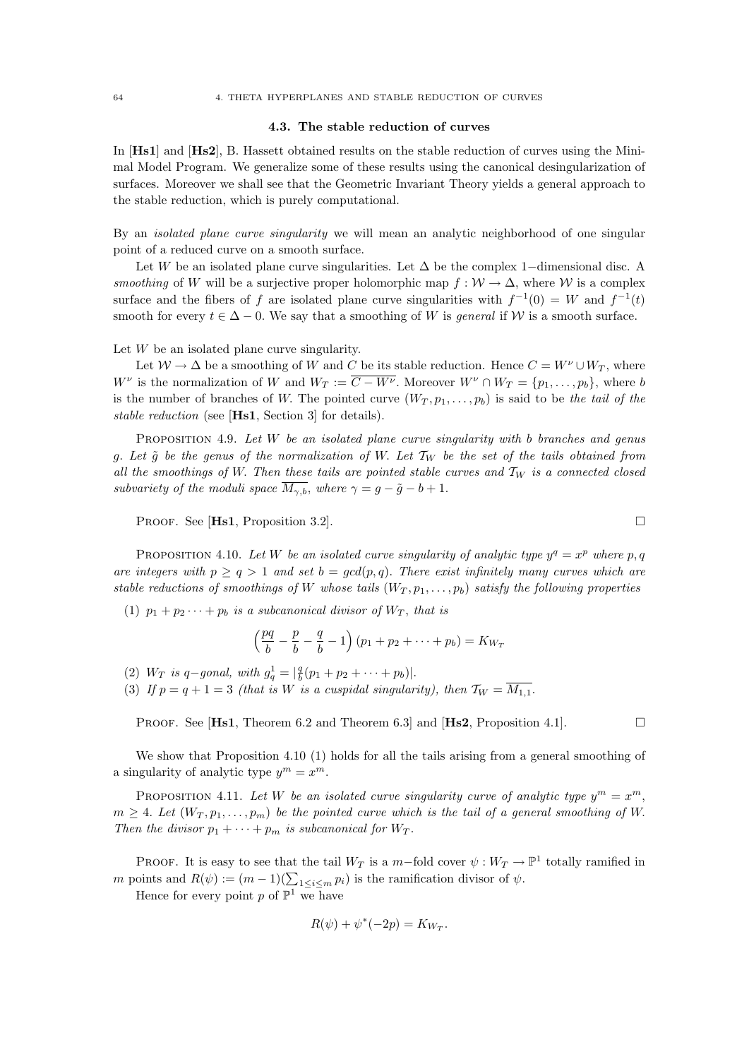### 4.3. The stable reduction of curves

In [**Hs1**] and [**Hs2**], B. Hassett obtained results on the stable reduction of curves using the Minimal Model Program. We generalize some of these results using the canonical desingularization of surfaces. Moreover we shall see that the Geometric Invariant Theory yields a general approach to the stable reduction, which is purely computational.

By an *isolated plane curve singularity* we will mean an analytic neighborhood of one singular point of a reduced curve on a smooth surface.

Let $W$ be an isolated plane curve singularities. Let $\Delta$ be the complex 1−dimensional disc. A *smoothing* of $W$ will be a surjective proper holomorphic map $f : \mathcal{W} \to \Delta$, where $\mathcal{W}$ is a complex surface and the fibers of $f$ are isolated plane curve singularities with $f^{-1}(0) = W$ and $f^{-1}(t)$ smooth for every $t \in \Delta - 0$. We say that a smoothing of $W$ is *general* if $\mathcal{W}$ is a smooth surface.

Let $W$ be an isolated plane curve singularity.

Let $\mathcal{W} \to \Delta$ be a smoothing of $W$ and $C$ be its stable reduction. Hence $C = W^\nu \cup W_T$, where $W^\nu$ is the normalization of $W$ and $W_T := \overline{C - W^\nu}$. Moreover $W^\nu \cap W_T = \{p_1, \dots, p_b\}$, where $b$ is the number of branches of $W$. The pointed curve $(W_T, p_1, \dots, p_b)$ is said to be *the tail of the stable reduction* (see [**Hs1**, Section 3] for details).

Proposition 4.9. *Let $W$ be an isolated plane curve singularity with $b$ branches and genus $g$. Let $\tilde{g}$ be the genus of the normalization of $W$. Let $\mathcal{T}_W$ be the set of the tails obtained from all the smoothings of $W$. Then these tails are pointed stable curves and $\mathcal{T}_W$ is a connected closed subvariety of the moduli space $\overline{M_{\gamma,b}}$, where $\gamma = g - \tilde{g} - b + 1$.*

Proof. See [**Hs1**, Proposition 3.2]. □

Proposition 4.10. *Let $W$ be an isolated curve singularity of analytic type $y^q = x^p$ where $p, q$ are integers with $p \geq q > 1$ and set $b = gcd(p, q)$. There exist infinitely many curves which are stable reductions of smoothings of $W$ whose tails $(W_T, p_1, \dots, p_b)$ satisfy the following properties*

(1) *$p_1 + p_2 \cdots + p_b$ is a subcanonical divisor of $W_T$, that is*

$$\Big(\frac{pq}{b} - \frac{p}{b} - \frac{q}{b} - 1\Big)(p_1 + p_2 + \dots + p_b) = K_{W_T}$$

(2) *$W_T$ is $q$−gonal, with $g^1_q = |\frac{q}{b}(p_1 + p_2 + \dots + p_b)|$.*

(3) *If $p = q + 1 = 3$ (that is $W$ is a cuspidal singularity), then $\mathcal{T}_W = \overline{M_{1,1}}$.*

Proof. See [**Hs1**, Theorem 6.2 and Theorem 6.3] and [**Hs2**, Proposition 4.1]. □

We show that Proposition 4.10 (1) holds for all the tails arising from a general smoothing of a singularity of analytic type $y^m = x^m$.

Proposition 4.11. *Let $W$ be an isolated curve singularity curve of analytic type $y^m = x^m$, $m \geq 4$. Let $(W_T, p_1, \dots, p_m)$ be the pointed curve which is the tail of a general smoothing of $W$. Then the divisor $p_1 + \dots + p_m$ is subcanonical for $W_T$.*

Proof. It is easy to see that the tail $W_T$ is a $m$−fold cover $\psi : W_T \to \mathbb{P}^1$ totally ramified in $m$ points and $R(\psi) := (m-1)(\sum_{1 \leq i \leq m} p_i)$ is the ramification divisor of $\psi$.

Hence for every point $p$ of $\mathbb{P}^1$ we have

$$R(\psi) + \psi^*(-2p) = K_{W_T}.$$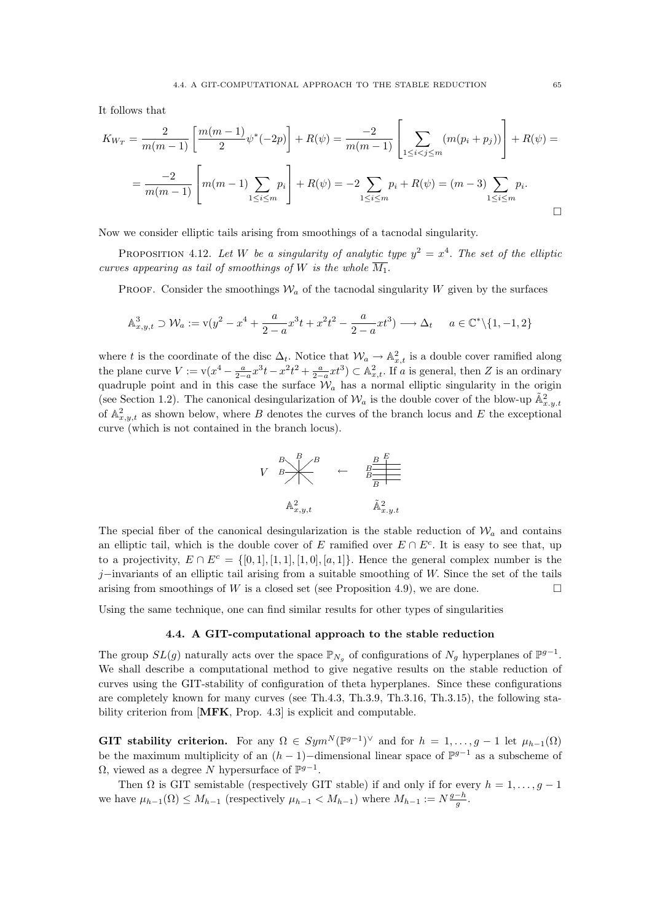It follows that

$$K_{W_T} = \frac{2}{m(m-1)}\left[\frac{m(m-1)}{2}\psi^*(-2p)\right] + R(\psi) = \frac{-2}{m(m-1)}\left[\sum_{1\leq i<j\leq m}(m(p_i+p_j))\right] + R(\psi) =$$

$$= \frac{-2}{m(m-1)}\left[m(m-1)\sum_{1\leq i\leq m} p_i\right] + R(\psi) = -2\sum_{1\leq i\leq m} p_i + R(\psi) = (m-3)\sum_{1\leq i\leq m} p_i.$$

□

Now we consider elliptic tails arising from smoothings of a tacnodal singularity.

PROPOSITION 4.12. *Let $W$ be a singularity of analytic type $y^2 = x^4$. The set of the elliptic curves appearing as tail of smoothings of $W$ is the whole $\overline{M_1}$.*

PROOF. Consider the smoothings $\mathcal{W}_a$ of the tacnodal singularity $W$ given by the surfaces

$$\mathbb{A}^3_{x,y,t} \supset \mathcal{W}_a := \mathrm{v}(y^2 - x^4 + \frac{a}{2-a}x^3t + x^2t^2 - \frac{a}{2-a}xt^3) \longrightarrow \Delta_t \qquad a \in \mathbb{C}^*\backslash\{1,-1,2\}$$

where $t$ is the coordinate of the disc $\Delta_t$. Notice that $\mathcal{W}_a \to \mathbb{A}^2_{x,t}$ is a double cover ramified along the plane curve $V := \mathrm{v}(x^4 - \frac{a}{2-a}x^3t - x^2t^2 + \frac{a}{2-a}xt^3) \subset \mathbb{A}^2_{x,t}$. If $a$ is general, then $Z$ is an ordinary quadruple point and in this case the surface $\mathcal{W}_a$ has a normal elliptic singularity in the origin (see Section 1.2). The canonical desingularization of $\mathcal{W}_a$ is the double cover of the blow-up $\tilde{\mathbb{A}}^2_{x.y.t}$ of $\mathbb{A}^2_{x,y,t}$ as shown below, where $B$ denotes the curves of the branch locus and $E$ the exceptional curve (which is not contained in the branch locus).

$$V \quad \mathbb{A}^2_{x,y,t} \qquad \longleftarrow \qquad \tilde{\mathbb{A}}^2_{x.y.t}$$

The special fiber of the canonical desingularization is the stable reduction of $\mathcal{W}_a$ and contains an elliptic tail, which is the double cover of $E$ ramified over $E \cap E^c$. It is easy to see that, up to a projectivity, $E \cap E^c = \{[0,1],[1,1],[1,0],[a,1]\}$. Hence the general complex number is the $j-$invariants of an elliptic tail arising from a suitable smoothing of $W$. Since the set of the tails arising from smoothings of $W$ is a closed set (see Proposition 4.9), we are done. □

Using the same technique, one can find similar results for other types of singularities

### 4.4. A GIT-computational approach to the stable reduction

The group $SL(g)$ naturally acts over the space $\mathbb{P}_{N_g}$ of configurations of $N_g$ hyperplanes of $\mathbb{P}^{g-1}$. We shall describe a computational method to give negative results on the stable reduction of curves using the GIT-stability of configuration of theta hyperplanes. Since these configurations are completely known for many curves (see Th.4.3, Th.3.9, Th.3.16, Th.3.15), the following stability criterion from [**MFK**, Prop. 4.3] is explicit and computable.

**GIT stability criterion.** For any $\Omega \in Sym^N(\mathbb{P}^{g-1})^\vee$ and for $h = 1,\ldots,g-1$ let $\mu_{h-1}(\Omega)$ be the maximum multiplicity of an $(h-1)-$dimensional linear space of $\mathbb{P}^{g-1}$ as a subscheme of $\Omega$, viewed as a degree $N$ hypersurface of $\mathbb{P}^{g-1}$.

Then $\Omega$ is GIT semistable (respectively GIT stable) if and only if for every $h = 1,\ldots,g-1$ we have $\mu_{h-1}(\Omega) \leq M_{h-1}$ (respectively $\mu_{h-1} < M_{h-1}$) where $M_{h-1} := N\frac{g-h}{g}$.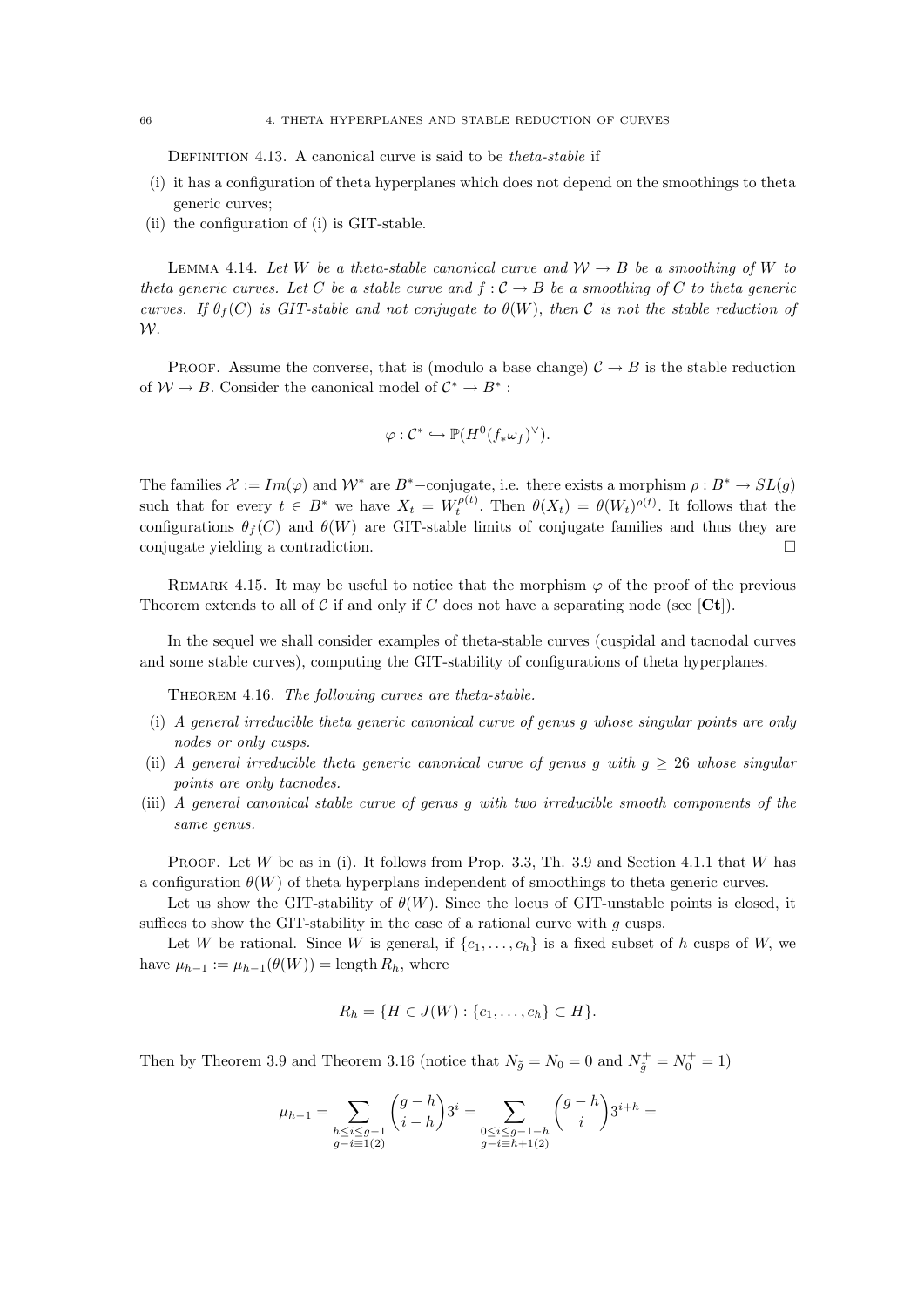Definition 4.13. A canonical curve is said to be *theta-stable* if

(i) it has a configuration of theta hyperplanes which does not depend on the smoothings to theta generic curves;
(ii) the configuration of (i) is GIT-stable.

Lemma 4.14. *Let $W$ be a theta-stable canonical curve and $\mathcal{W} \to B$ be a smoothing of $W$ to theta generic curves. Let $C$ be a stable curve and $f : \mathcal{C} \to B$ be a smoothing of $C$ to theta generic curves. If $\theta_f(C)$ is GIT-stable and not conjugate to $\theta(W)$, then $\mathcal{C}$ is not the stable reduction of $\mathcal{W}$.*

Proof. Assume the converse, that is (modulo a base change) $\mathcal{C} \to B$ is the stable reduction of $\mathcal{W} \to B$. Consider the canonical model of $\mathcal{C}^* \to B^*$ :

$$\varphi : \mathcal{C}^* \hookrightarrow \mathbb{P}(H^0(f_* \omega_f)^\vee).$$

The families $\mathcal{X} := Im(\varphi)$ and $\mathcal{W}^*$ are $B^*$−conjugate, i.e. there exists a morphism $\rho : B^* \to SL(g)$ such that for every $t \in B^*$ we have $X_t = W_t^{\rho(t)}$. Then $\theta(X_t) = \theta(W_t)^{\rho(t)}$. It follows that the configurations $\theta_f(C)$ and $\theta(W)$ are GIT-stable limits of conjugate families and thus they are conjugate yielding a contradiction. □

Remark 4.15. It may be useful to notice that the morphism $\varphi$ of the proof of the previous Theorem extends to all of $\mathcal{C}$ if and only if $C$ does not have a separating node (see [**Ct**]).

In the sequel we shall consider examples of theta-stable curves (cuspidal and tacnodal curves and some stable curves), computing the GIT-stability of configurations of theta hyperplanes.

Theorem 4.16. *The following curves are theta-stable.*

(i) *A general irreducible theta generic canonical curve of genus $g$ whose singular points are only nodes or only cusps.*
(ii) *A general irreducible theta generic canonical curve of genus $g$ with $g \geq 26$ whose singular points are only tacnodes.*
(iii) *A general canonical stable curve of genus $g$ with two irreducible smooth components of the same genus.*

Proof. Let $W$ be as in (i). It follows from Prop. 3.3, Th. 3.9 and Section 4.1.1 that $W$ has a configuration $\theta(W)$ of theta hyperplans independent of smoothings to theta generic curves.

Let us show the GIT-stability of $\theta(W)$. Since the locus of GIT-unstable points is closed, it suffices to show the GIT-stability in the case of a rational curve with $g$ cusps.

Let $W$ be rational. Since $W$ is general, if $\{c_1, \dots, c_h\}$ is a fixed subset of $h$ cusps of $W$, we have $\mu_{h-1} := \mu_{h-1}(\theta(W)) = \text{length}\, R_h$, where

$$R_h = \{H \in J(W) : \{c_1, \dots, c_h\} \subset H\}.$$

Then by Theorem 3.9 and Theorem 3.16 (notice that $N_{\tilde{g}} = N_0 = 0$ and $N_{\tilde{g}}^+ = N_0^+ = 1$)

$$\mu_{h-1} = \sum_{\substack{h \leq i \leq g-1 \\ g-i \equiv 1(2)}} \binom{g-h}{i-h} 3^i = \sum_{\substack{0 \leq i \leq g-1-h \\ g-i \equiv h+1(2)}} \binom{g-h}{i} 3^{i+h} =$$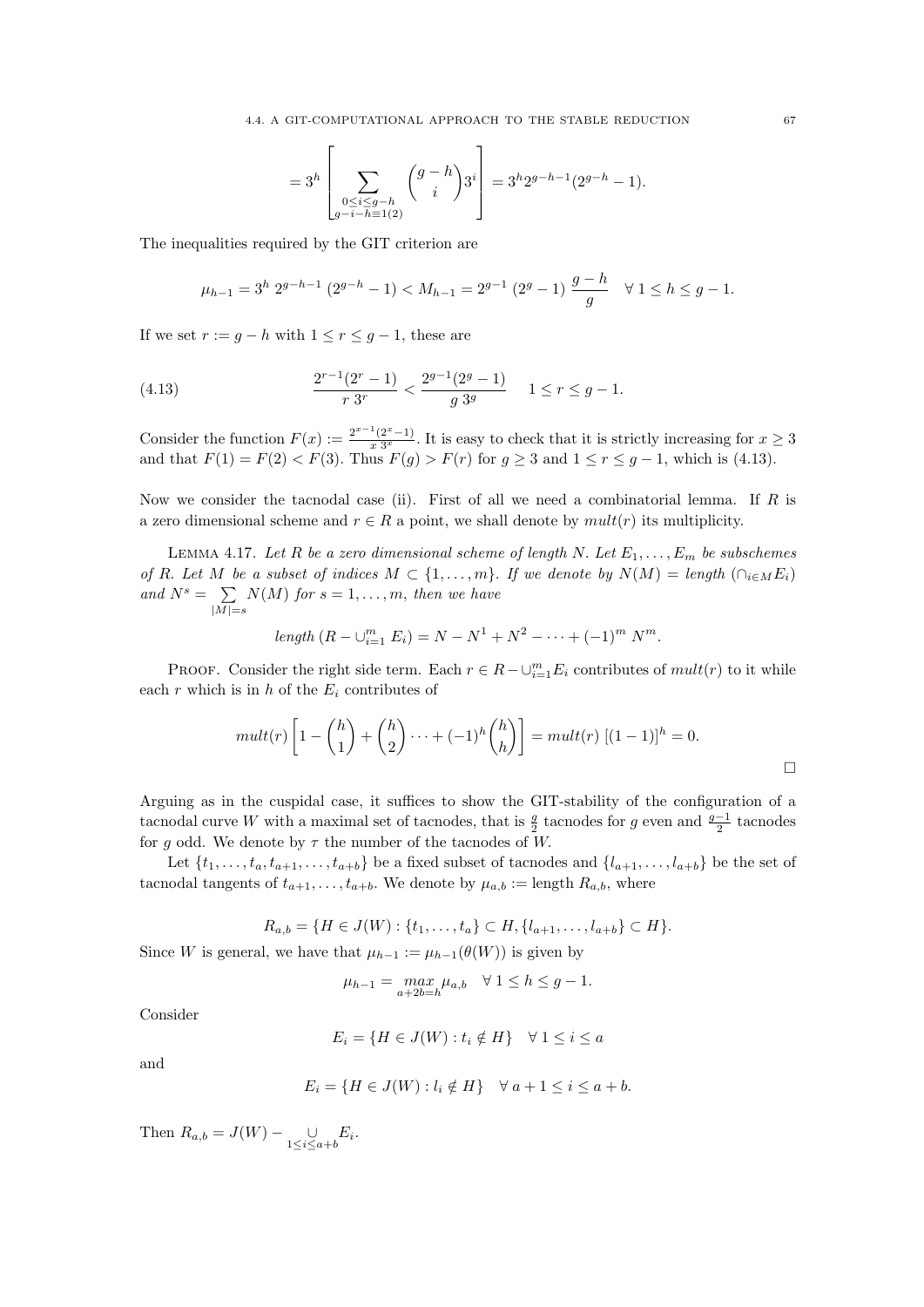$$= 3^h \left[ \sum_{\substack{0 \leq i \leq g-h \\ g-i-h \equiv 1(2)}} \binom{g-h}{i} 3^i \right] = 3^h 2^{g-h-1}(2^{g-h}-1).$$

The inequalities required by the GIT criterion are

$$\mu_{h-1} = 3^h \, 2^{g-h-1} \, (2^{g-h}-1) < M_{h-1} = 2^{g-1} \, (2^g - 1) \, \frac{g-h}{g} \quad \forall \, 1 \leq h \leq g-1.$$

If we set $r := g - h$ with $1 \leq r \leq g-1$, these are

$$\frac{2^{r-1}(2^r - 1)}{r \, 3^r} < \frac{2^{g-1}(2^g-1)}{g \, 3^g} \quad 1 \leq r \leq g-1. \tag{4.13}$$

Consider the function $F(x) := \frac{2^{x-1}(2^x-1)}{x \, 3^x}$. It is easy to check that it is strictly increasing for $x \geq 3$ and that $F(1) = F(2) < F(3)$. Thus $F(g) > F(r)$ for $g \geq 3$ and $1 \leq r \leq g-1$, which is (4.13).

Now we consider the tacnodal case (ii). First of all we need a combinatorial lemma. If $R$ is a zero dimensional scheme and $r \in R$ a point, we shall denote by $mult(r)$ its multiplicity.

Lemma 4.17. *Let $R$ be a zero dimensional scheme of length $N$. Let $E_1, \ldots, E_m$ be subschemes of $R$. Let $M$ be a subset of indices $M \subset \{1, \ldots, m\}$. If we denote by $N(M) = length \left( \cap_{i \in M} E_i \right)$ and $N^s = \sum_{|M|=s} N(M)$ for $s = 1, \ldots, m$, then we have*

$$length \left( R - \cup_{i=1}^m E_i \right) = N - N^1 + N^2 - \cdots + (-1)^m N^m.$$

Proof. Consider the right side term. Each $r \in R - \cup_{i=1}^m E_i$ contributes of $mult(r)$ to it while each $r$ which is in $h$ of the $E_i$ contributes of

$$mult(r) \left[ 1 - \binom{h}{1} + \binom{h}{2} \cdots + (-1)^h \binom{h}{h} \right] = mult(r) \, [(1-1)]^h = 0.$$

□

Arguing as in the cuspidal case, it suffices to show the GIT-stability of the configuration of a tacnodal curve $W$ with a maximal set of tacnodes, that is $\frac{g}{2}$ tacnodes for $g$ even and $\frac{g-1}{2}$ tacnodes for $g$ odd. We denote by $\tau$ the number of the tacnodes of $W$.

Let $\{t_1, \ldots, t_a, t_{a+1}, \ldots, t_{a+b}\}$ be a fixed subset of tacnodes and $\{l_{a+1}, \ldots, l_{a+b}\}$ be the set of tacnodal tangents of $t_{a+1}, \ldots, t_{a+b}$. We denote by $\mu_{a,b} := \text{length } R_{a,b}$, where

$$R_{a,b} = \{H \in J(W) : \{t_1, \ldots, t_a\} \subset H, \{l_{a+1}, \ldots, l_{a+b}\} \subset H\}.$$

Since $W$ is general, we have that $\mu_{h-1} := \mu_{h-1}(\theta(W))$ is given by

$$\mu_{h-1} = \max_{a+2b=h} \mu_{a,b} \quad \forall \, 1 \leq h \leq g-1.$$

Consider

$$E_i = \{H \in J(W) : t_i \notin H\} \quad \forall \, 1 \leq i \leq a$$

and

$$E_i = \{H \in J(W) : l_i \notin H\} \quad \forall \, a+1 \leq i \leq a+b.$$

Then $R_{a,b} = J(W) - \bigcup_{1 \leq i \leq a+b} E_i$.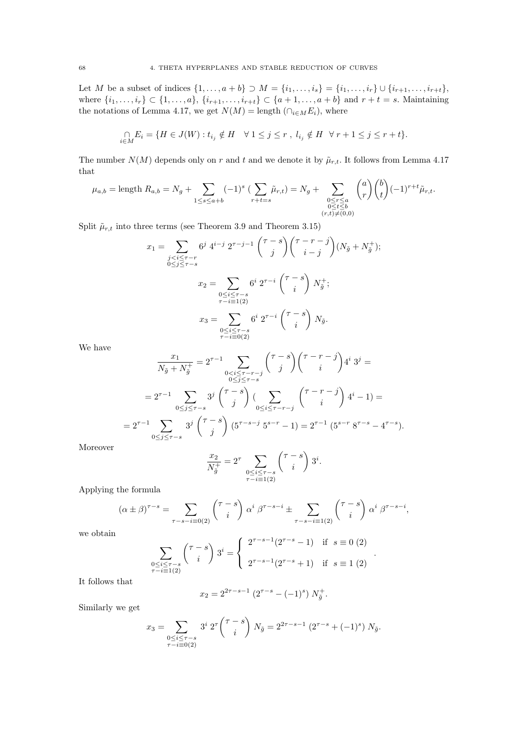Let $M$ be a subset of indices $\{1,\ldots,a+b\} \supset M = \{i_1,\ldots,i_s\} = \{i_1,\ldots,i_r\} \cup \{i_{r+1},\ldots,i_{r+t}\}$, where $\{i_1,\ldots,i_r\} \subset \{1,\ldots,a\}$, $\{i_{r+1},\ldots,i_{r+t}\} \subset \{a+1,\ldots,a+b\}$ and $r+t=s$. Maintaining the notations of Lemma 4.17, we get $N(M) = \text{length}\,(\cap_{i\in M} E_i)$, where

$$\underset{i\in M}{\cap} E_i = \{H \in J(W) : t_{i_j} \notin H \quad \forall\, 1 \le j \le r\ ,\ l_{i_j} \notin H \quad \forall\, r+1 \le j \le r+t\}.$$

The number $N(M)$ depends only on $r$ and $t$ and we denote it by $\tilde{\mu}_{r,t}$. It follows from Lemma 4.17 that

$$\mu_{a,b} = \text{length}\ R_{a,b} = N_g + \sum_{1\le s\le a+b} (-1)^s \,(\sum_{r+t=s} \tilde{\mu}_{r,t}) = N_g + \sum_{\substack{0\le r\le a\\ 0\le t\le b\\ (r,t)\ne(0,0)}} \binom{a}{r}\binom{b}{t}(-1)^{r+t}\tilde{\mu}_{r,t}.$$

Split $\tilde{\mu}_{r,t}$ into three terms (see Theorem 3.9 and Theorem 3.15)

$$x_1 = \sum_{\substack{j<i\le\tau-r\\ 0\le j\le\tau-s}} 6^j\, 4^{i-j}\, 2^{\tau-j-1} \binom{\tau-s}{j}\binom{\tau-r-j}{i-j}(N_{\tilde{g}} + N_{\tilde{g}}^+);$$

$$x_2 = \sum_{\substack{0\le i\le\tau-s\\ \tau-i\equiv1(2)}} 6^i\, 2^{\tau-i}\binom{\tau-s}{i}\, N_{\tilde{g}}^+;$$

$$x_3 = \sum_{\substack{0\le i\le\tau-s\\ \tau-i\equiv0(2)}} 6^i\, 2^{\tau-i}\binom{\tau-s}{i}\, N_{\tilde{g}}.$$

We have

$$\frac{x_1}{N_{\tilde{g}} + N_{\tilde{g}}^+} = 2^{\tau-1}\sum_{\substack{0<i\le\tau-r-j\\ 0\le j\le\tau-s}} \binom{\tau-s}{j}\binom{\tau-r-j}{i}4^i\, 3^j =$$

$$= 2^{\tau-1}\sum_{0\le j\le\tau-s} 3^j\binom{\tau-s}{j}\,(\sum_{0\le i\le\tau-r-j}\binom{\tau-r-j}{i}\,4^i - 1) =$$

$$= 2^{\tau-1}\sum_{0\le j\le\tau-s} 3^j\binom{\tau-s}{j}\,(5^{\tau-s-j}\,5^{s-r} - 1) = 2^{\tau-1}\,(5^{s-r}\,8^{\tau-s} - 4^{\tau-s}).$$

Moreover

$$\frac{x_2}{N_{\tilde{g}}^+} = 2^\tau \sum_{\substack{0\le i\le\tau-s\\ \tau-i\equiv1(2)}} \binom{\tau-s}{i}\, 3^i.$$

Applying the formula

$$(\alpha\pm\beta)^{\tau-s} = \sum_{\tau-s-i\equiv0(2)}\binom{\tau-s}{i}\,\alpha^i\,\beta^{\tau-s-i} \pm \sum_{\tau-s-i\equiv1(2)}\binom{\tau-s}{i}\,\alpha^i\,\beta^{\tau-s-i},$$

we obtain

$$\sum_{\substack{0\le i\le\tau-s\\ \tau-i\equiv1(2)}}\binom{\tau-s}{i}\,3^i = \begin{cases} 2^{\tau-s-1}(2^{\tau-s}-1) & \text{if } s\equiv 0\ (2)\\[2ex] 2^{\tau-s-1}(2^{\tau-s}+1) & \text{if } s\equiv 1\ (2)\end{cases}.$$

It follows that

$$x_2 = 2^{2\tau-s-1}\,(2^{\tau-s} - (-1)^s)\,N_{\tilde{g}}^+.$$

Similarly we get

$$x_3 = \sum_{\substack{0\le i\le\tau-s\\ \tau-i\equiv0(2)}} 3^i\, 2^\tau\binom{\tau-s}{i}\,N_{\tilde{g}} = 2^{2\tau-s-1}\,(2^{\tau-s} + (-1)^s)\,N_{\tilde{g}}.$$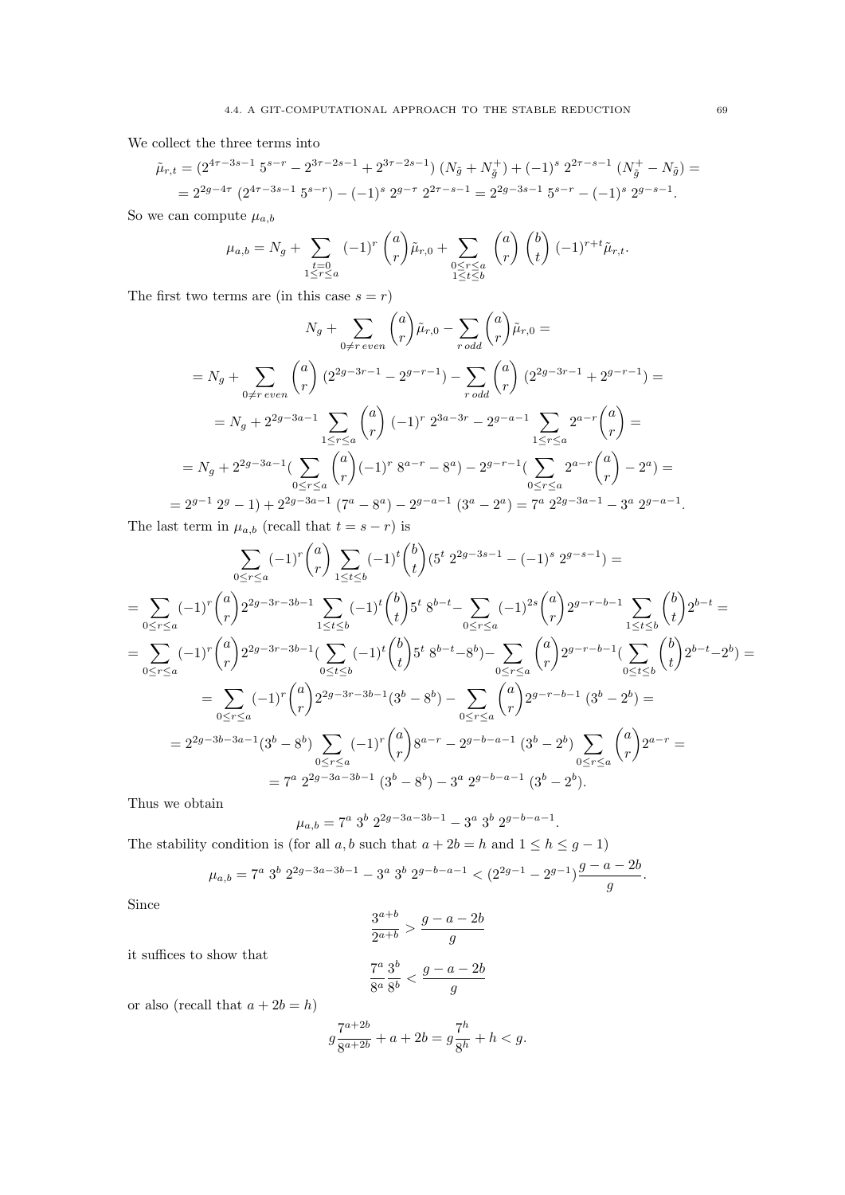We collect the three terms into

$$\tilde{\mu}_{r,t} = (2^{4\tau-3s-1}\, 5^{s-r} - 2^{3\tau-2s-1} + 2^{3\tau-2s-1})\,(N_{\tilde{g}} + N_{\tilde{g}}^{+}) + (-1)^s\, 2^{2\tau-s-1}\,(N_{\tilde{g}}^{+} - N_{\tilde{g}}) =$$

$$= 2^{2g-4\tau}\,(2^{4\tau-3s-1}\, 5^{s-r}) - (-1)^s\, 2^{g-\tau}\, 2^{2\tau-s-1} = 2^{2g-3s-1}\, 5^{s-r} - (-1)^s\, 2^{g-s-1}.$$

So we can compute $\mu_{a,b}$

$$\mu_{a,b} = N_g + \sum_{\substack{t=0\\1\le r\le a}} (-1)^r \binom{a}{r}\tilde{\mu}_{r,0} + \sum_{\substack{0\le r\le a\\1\le t\le b}} \binom{a}{r}\binom{b}{t}(-1)^{r+t}\tilde{\mu}_{r,t}.$$

The first two terms are (in this case $s = r$)

$$N_g + \sum_{0\ne r\; even}\binom{a}{r}\tilde{\mu}_{r,0} - \sum_{r\; odd}\binom{a}{r}\tilde{\mu}_{r,0} =$$

$$= N_g + \sum_{0\ne r\; even}\binom{a}{r}\,(2^{2g-3r-1} - 2^{g-r-1}) - \sum_{r\; odd}\binom{a}{r}\,(2^{2g-3r-1} + 2^{g-r-1}) =$$

$$= N_g + 2^{2g-3a-1}\sum_{1\le r\le a}\binom{a}{r}\,(-1)^r\, 2^{3a-3r} - 2^{g-a-1}\sum_{1\le r\le a} 2^{a-r}\binom{a}{r} =$$

$$= N_g + 2^{2g-3a-1}\Big(\sum_{0\le r\le a}\binom{a}{r}(-1)^r\, 8^{a-r} - 8^a\Big) - 2^{g-r-1}\Big(\sum_{0\le r\le a} 2^{a-r}\binom{a}{r} - 2^a\Big) =$$

$$= 2^{g-1}\, 2^g - 1) + 2^{2g-3a-1}\,(7^a - 8^a) - 2^{g-a-1}\,(3^a - 2^a) = 7^a\, 2^{2g-3a-1} - 3^a\, 2^{g-a-1}.$$

The last term in $\mu_{a,b}$ (recall that $t = s - r$) is

$$\sum_{0\le r\le a}(-1)^r\binom{a}{r}\sum_{1\le t\le b}(-1)^t\binom{b}{t}(5^t\, 2^{2g-3s-1} - (-1)^s\, 2^{g-s-1}) =$$

$$= \sum_{0\le r\le a}(-1)^r\binom{a}{r}2^{2g-3r-3b-1}\sum_{1\le t\le b}(-1)^t\binom{b}{t}5^t\, 8^{b-t} - \sum_{0\le r\le a}(-1)^{2s}\binom{a}{r}2^{g-r-b-1}\sum_{1\le t\le b}\binom{b}{t}2^{b-t} =$$

$$= \sum_{0\le r\le a}(-1)^r\binom{a}{r}2^{2g-3r-3b-1}\Big(\sum_{0\le t\le b}(-1)^t\binom{b}{t}5^t\, 8^{b-t} - 8^b\Big) - \sum_{0\le r\le a}\binom{a}{r}2^{g-r-b-1}\Big(\sum_{0\le t\le b}\binom{b}{t}2^{b-t} - 2^b\Big) =$$

$$= \sum_{0\le r\le a}(-1)^r\binom{a}{r}2^{2g-3r-3b-1}(3^b - 8^b) - \sum_{0\le r\le a}\binom{a}{r}2^{g-r-b-1}\,(3^b - 2^b) =$$

$$= 2^{2g-3b-3a-1}(3^b - 8^b)\sum_{0\le r\le a}(-1)^r\binom{a}{r}8^{a-r} - 2^{g-b-a-1}\,(3^b - 2^b)\sum_{0\le r\le a}\binom{a}{r}2^{a-r} =$$

$$= 7^a\, 2^{2g-3a-3b-1}\,(3^b - 8^b) - 3^a\, 2^{g-b-a-1}\,(3^b - 2^b).$$

Thus we obtain

$$\mu_{a,b} = 7^a\, 3^b\, 2^{2g-3a-3b-1} - 3^a\, 3^b\, 2^{g-b-a-1}.$$

The stability condition is (for all $a, b$ such that $a + 2b = h$ and $1 \le h \le g - 1$)

$$\mu_{a,b} = 7^a\, 3^b\, 2^{2g-3a-3b-1} - 3^a\, 3^b\, 2^{g-b-a-1} < (2^{2g-1} - 2^{g-1})\frac{g-a-2b}{g}.$$

Since

$$\frac{3^{a+b}}{2^{a+b}} > \frac{g-a-2b}{g}$$

it suffices to show that

$$\frac{7^a}{8^a}\frac{3^b}{8^b} < \frac{g-a-2b}{g}$$

or also (recall that $a + 2b = h$)

$$g\frac{7^{a+2b}}{8^{a+2b}} + a + 2b = g\frac{7^h}{8^h} + h < g.$$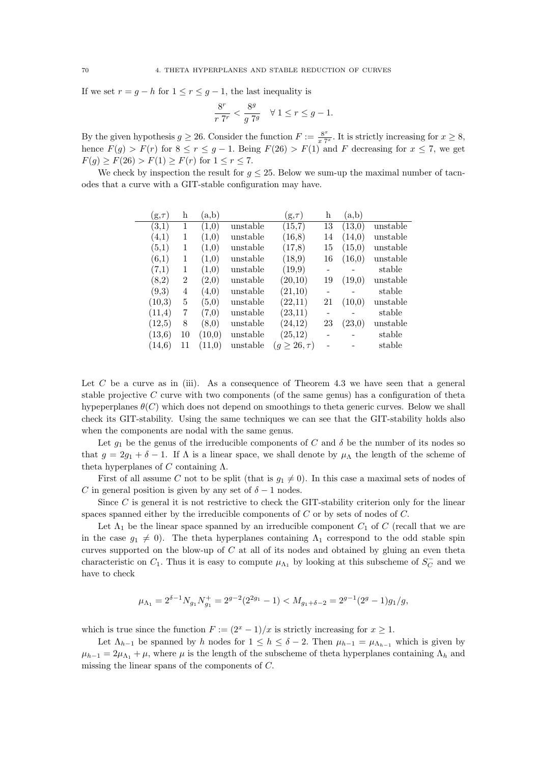If we set $r = g - h$ for $1 \leq r \leq g-1$, the last inequality is

$$\frac{8^r}{r\,7^r} < \frac{8^g}{g\,7^g} \quad \forall\, 1 \leq r \leq g-1.$$

By the given hypothesis $g \geq 26$. Consider the function $F := \frac{8^x}{x\,7^x}$. It is strictly increasing for $x \geq 8$, hence $F(g) > F(r)$ for $8 \leq r \leq g-1$. Being $F(26) > F(1)$ and $F$ decreasing for $x \leq 7$, we get $F(g) \geq F(26) > F(1) \geq F(r)$ for $1 \leq r \leq 7$.

We check by inspection the result for $g \leq 25$. Below we sum-up the maximal number of tacnodes that a curve with a GIT-stable configuration may have.

| (g,$\tau$) | h | (a,b) | | (g,$\tau$) | h | (a,b) | |
|---|---|---|---|---|---|---|---|
| (3,1) | 1 | (1,0) | unstable | (15,7) | 13 | (13,0) | unstable |
| (4,1) | 1 | (1,0) | unstable | (16,8) | 14 | (14,0) | unstable |
| (5,1) | 1 | (1,0) | unstable | (17,8) | 15 | (15,0) | unstable |
| (6,1) | 1 | (1,0) | unstable | (18,9) | 16 | (16,0) | unstable |
| (7,1) | 1 | (1,0) | unstable | (19,9) | - | - | stable |
| (8,2) | 2 | (2,0) | unstable | (20,10) | 19 | (19,0) | unstable |
| (9,3) | 4 | (4,0) | unstable | (21,10) | - | - | stable |
| (10,3) | 5 | (5,0) | unstable | (22,11) | 21 | (10,0) | unstable |
| (11,4) | 7 | (7,0) | unstable | (23,11) | - | - | stable |
| (12,5) | 8 | (8,0) | unstable | (24,12) | 23 | (23,0) | unstable |
| (13,6) | 10 | (10,0) | unstable | (25,12) | - | - | stable |
| (14,6) | 11 | (11,0) | unstable | ($g \geq 26, \tau$) | - | - | stable |

Let $C$ be a curve as in (iii). As a consequence of Theorem 4.3 we have seen that a general stable projective $C$ curve with two components (of the same genus) has a configuration of theta hypeperplanes $\theta(C)$ which does not depend on smoothings to theta generic curves. Below we shall check its GIT-stability. Using the same techniques we can see that the GIT-stability holds also when the components are nodal with the same genus.

Let $g_1$ be the genus of the irreducible components of $C$ and $\delta$ be the number of its nodes so that $g = 2g_1 + \delta - 1$. If $\Lambda$ is a linear space, we shall denote by $\mu_\Lambda$ the length of the scheme of theta hyperplanes of $C$ containing $\Lambda$.

First of all assume $C$ not to be split (that is $g_1 \neq 0$). In this case a maximal sets of nodes of $C$ in general position is given by any set of $\delta - 1$ nodes.

Since $C$ is general it is not restrictive to check the GIT-stability criterion only for the linear spaces spanned either by the irreducible components of $C$ or by sets of nodes of $C$.

Let $\Lambda_1$ be the linear space spanned by an irreducible component $C_1$ of $C$ (recall that we are in the case $g_1 \neq 0$). The theta hyperplanes containing $\Lambda_1$ correspond to the odd stable spin curves supported on the blow-up of $C$ at all of its nodes and obtained by gluing an even theta characteristic on $C_1$. Thus it is easy to compute $\mu_{\Lambda_1}$ by looking at this subscheme of $S_C^-$ and we have to check

$$\mu_{\Lambda_1} = 2^{\delta-1} N_{g_1} N_{g_1}^+ = 2^{g-2}(2^{2g_1} - 1) < M_{g_1+\delta-2} = 2^{g-1}(2^g - 1)g_1/g,$$

which is true since the function $F := (2^x - 1)/x$ is strictly increasing for $x \geq 1$.

Let $\Lambda_{h-1}$ be spanned by $h$ nodes for $1 \leq h \leq \delta - 2$. Then $\mu_{h-1} = \mu_{\Lambda_{h-1}}$ which is given by $\mu_{h-1} = 2\mu_{\Lambda_1} + \mu$, where $\mu$ is the length of the subscheme of theta hyperplanes containing $\Lambda_h$ and missing the linear spans of the components of $C$.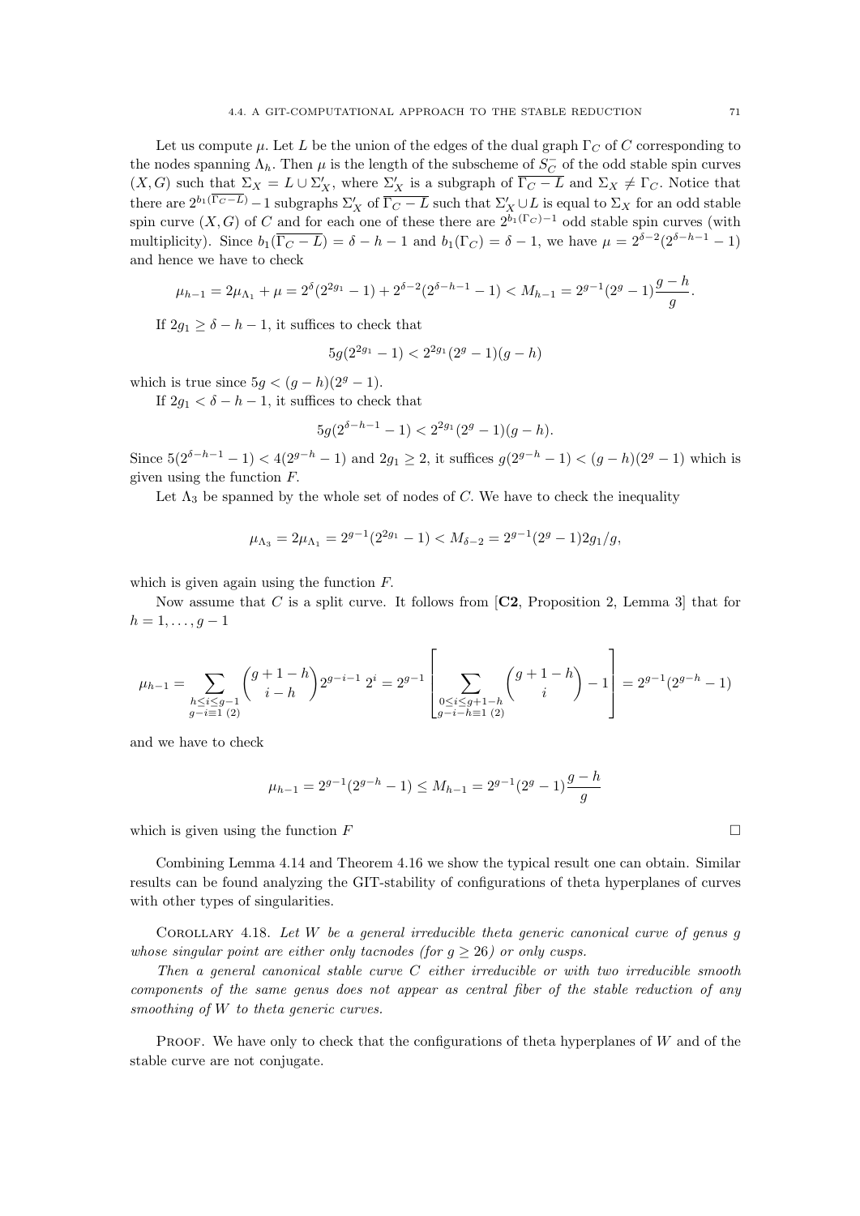Let us compute $\mu$. Let $L$ be the union of the edges of the dual graph $\Gamma_C$ of $C$ corresponding to the nodes spanning $\Lambda_h$. Then $\mu$ is the length of the subscheme of $S_C^-$ of the odd stable spin curves $(X, G)$ such that $\Sigma_X = L \cup \Sigma'_X$, where $\Sigma'_X$ is a subgraph of $\overline{\Gamma_C - L}$ and $\Sigma_X \neq \Gamma_C$. Notice that there are $2^{b_1(\overline{\Gamma_C - L})} - 1$ subgraphs $\Sigma'_X$ of $\overline{\Gamma_C - L}$ such that $\Sigma'_X \cup L$ is equal to $\Sigma_X$ for an odd stable spin curve $(X, G)$ of $C$ and for each one of these there are $2^{b_1(\Gamma_C)-1}$ odd stable spin curves (with multiplicity). Since $b_1(\overline{\Gamma_C - L}) = \delta - h - 1$ and $b_1(\Gamma_C) = \delta - 1$, we have $\mu = 2^{\delta-2}(2^{\delta-h-1} - 1)$ and hence we have to check

$$\mu_{h-1} = 2\mu_{\Lambda_1} + \mu = 2^{\delta}(2^{2g_1} - 1) + 2^{\delta-2}(2^{\delta-h-1} - 1) < M_{h-1} = 2^{g-1}(2^g - 1)\frac{g-h}{g}.$$

If $2g_1 \geq \delta - h - 1$, it suffices to check that

$$5g(2^{2g_1} - 1) < 2^{2g_1}(2^g - 1)(g - h)$$

which is true since $5g < (g - h)(2^g - 1)$.

If $2g_1 < \delta - h - 1$, it suffices to check that

$$5g(2^{\delta-h-1} - 1) < 2^{2g_1}(2^g - 1)(g - h).$$

Since $5(2^{\delta-h-1} - 1) < 4(2^{g-h} - 1)$ and $2g_1 \geq 2$, it suffices $g(2^{g-h} - 1) < (g - h)(2^g - 1)$ which is given using the function $F$.

Let $\Lambda_3$ be spanned by the whole set of nodes of $C$. We have to check the inequality

$$\mu_{\Lambda_3} = 2\mu_{\Lambda_1} = 2^{g-1}(2^{2g_1} - 1) < M_{\delta-2} = 2^{g-1}(2^g - 1)2g_1/g,$$

which is given again using the function $F$.

Now assume that $C$ is a split curve. It follows from [**C2**, Proposition 2, Lemma 3] that for $h = 1, \dots, g-1$

$$\mu_{h-1} = \sum_{\substack{h \leq i \leq g-1 \\ g-i \equiv 1 \ (2)}} \binom{g+1-h}{i-h} 2^{g-i-1}\, 2^i = 2^{g-1}\left[\sum_{\substack{0 \leq i \leq g+1-h \\ g-i-h \equiv 1 \ (2)}} \binom{g+1-h}{i} - 1\right] = 2^{g-1}(2^{g-h} - 1)$$

and we have to check

$$\mu_{h-1} = 2^{g-1}(2^{g-h} - 1) \leq M_{h-1} = 2^{g-1}(2^g - 1)\frac{g-h}{g}$$

which is given using the function $F$ $\square$

Combining Lemma 4.14 and Theorem 4.16 we show the typical result one can obtain. Similar results can be found analyzing the GIT-stability of configurations of theta hyperplanes of curves with other types of singularities.

Corollary 4.18. *Let $W$ be a general irreducible theta generic canonical curve of genus $g$ whose singular point are either only tacnodes (for $g \geq 26$) or only cusps.*

*Then a general canonical stable curve $C$ either irreducible or with two irreducible smooth components of the same genus does not appear as central fiber of the stable reduction of any smoothing of $W$ to theta generic curves.*

Proof. We have only to check that the configurations of theta hyperplanes of $W$ and of the stable curve are not conjugate.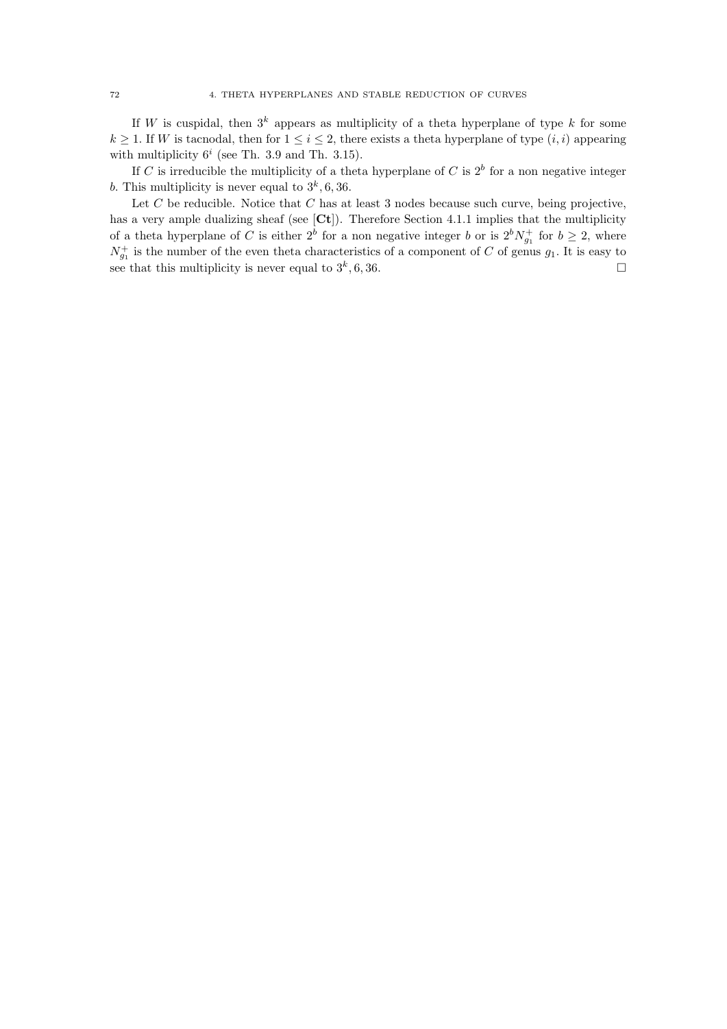If $W$ is cuspidal, then $3^k$ appears as multiplicity of a theta hyperplane of type $k$ for some $k \geq 1$. If $W$ is tacnodal, then for $1 \leq i \leq 2$, there exists a theta hyperplane of type $(i,i)$ appearing with multiplicity $6^i$ (see Th. 3.9 and Th. 3.15).

If $C$ is irreducible the multiplicity of a theta hyperplane of $C$ is $2^b$ for a non negative integer $b$. This multiplicity is never equal to $3^k, 6, 36$.

Let $C$ be reducible. Notice that $C$ has at least 3 nodes because such curve, being projective, has a very ample dualizing sheaf (see [**Ct**]). Therefore Section 4.1.1 implies that the multiplicity of a theta hyperplane of $C$ is either $2^b$ for a non negative integer $b$ or is $2^b N^+_{g_1}$ for $b \geq 2$, where $N^+_{g_1}$ is the number of the even theta characteristics of a component of $C$ of genus $g_1$. It is easy to see that this multiplicity is never equal to $3^k, 6, 36$. □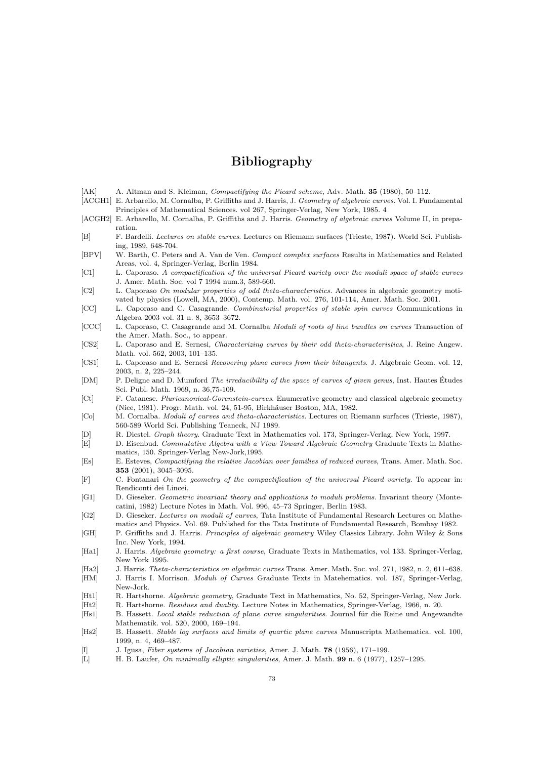# Bibliography

[AK] A. Altman and S. Kleiman, *Compactifying the Picard scheme*, Adv. Math. **35** (1980), 50–112.

[ACGH1] E. Arbarello, M. Cornalba, P. Griffiths and J. Harris, J. *Geometry of algebraic curves*. Vol. I. Fundamental Principles of Mathematical Sciences. vol 267, Springer-Verlag, New York, 1985. 4

[ACGH2] E. Arbarello, M. Cornalba, P. Griffiths and J. Harris. *Geometry of algebraic curves* Volume II, in preparation.

[B] F. Bardelli. *Lectures on stable curves*. Lectures on Riemann surfaces (Trieste, 1987). World Sci. Publishing, 1989, 648-704.

[BPV] W. Barth, C. Peters and A. Van de Ven. *Compact complex surfaces* Results in Mathematics and Related Areas, vol. 4, Springer-Verlag, Berlin 1984.

[C1] L. Caporaso. *A compactification of the universal Picard variety over the moduli space of stable curves* J. Amer. Math. Soc. vol 7 1994 num.3, 589-660.

[C2] L. Caporaso *On modular properties of odd theta-characteristics*. Advances in algebraic geometry motivated by physics (Lowell, MA, 2000), Contemp. Math. vol. 276, 101-114, Amer. Math. Soc. 2001.

[CC] L. Caporaso and C. Casagrande. *Combinatorial properties of stable spin curves* Communications in Algebra 2003 vol. 31 n. 8, 3653–3672.

[CCC] L. Caporaso, C. Casagrande and M. Cornalba *Moduli of roots of line bundles on curves* Transaction of the Amer. Math. Soc., to appear.

[CS2] L. Caporaso and E. Sernesi, *Characterizing curves by their odd theta-characteristics*, J. Reine Angew. Math. vol. 562, 2003, 101–135.

[CS1] L. Caporaso and E. Sernesi *Recovering plane curves from their bitangents*. J. Algebraic Geom. vol. 12, 2003, n. 2, 225–244.

[DM] P. Deligne and D. Mumford *The irreducibility of the space of curves of given genus*, Inst. Hautes Études Sci. Publ. Math. 1969, n. 36,75-109.

[Ct] F. Catanese. *Pluricanonical-Gorenstein-curves*. Enumerative geometry and classical algebraic geometry (Nice, 1981). Progr. Math. vol. 24, 51-95, Birkhäuser Boston, MA, 1982.

[Co] M. Cornalba. *Moduli of curves and theta-characteristics*. Lectures on Riemann surfaces (Trieste, 1987), 560-589 World Sci. Publishing Teaneck, NJ 1989.

[D] R. Diestel. *Graph theory*. Graduate Text in Mathematics vol. 173, Springer-Verlag, New York, 1997.

[E] D. Eisenbud. *Commutative Algebra with a View Toward Algebraic Geometry* Graduate Texts in Mathematics, 150. Springer-Verlag New-Jork,1995.

[Es] E. Esteves, *Compactifying the relative Jacobian over families of reduced curves*, Trans. Amer. Math. Soc. **353** (2001), 3045–3095.

[F] C. Fontanari *On the geometry of the compactification of the universal Picard variety*. To appear in: Rendiconti dei Lincei.

[G1] D. Gieseker. *Geometric invariant theory and applications to moduli problems*. Invariant theory (Montecatini, 1982) Lecture Notes in Math. Vol. 996, 45–73 Springer, Berlin 1983.

[G2] D. Gieseker. *Lectures on moduli of curves*, Tata Institute of Fundamental Research Lectures on Mathematics and Physics. Vol. 69. Published for the Tata Institute of Fundamental Research, Bombay 1982.

[GH] P. Griffiths and J. Harris. *Principles of algebraic geometry* Wiley Classics Library. John Wiley & Sons Inc. New York, 1994.

[Ha1] J. Harris. *Algebraic geometry: a first course*, Graduate Texts in Mathematics, vol 133. Springer-Verlag, New York 1995.

[Ha2] J. Harris. *Theta-characteristics on algebraic curves* Trans. Amer. Math. Soc. vol. 271, 1982, n. 2, 611–638.

[HM] J. Harris I. Morrison. *Moduli of Curves* Graduate Texts in Matehematics. vol. 187, Springer-Verlag, New-Jork.

[Ht1] R. Hartshorne. *Algebraic geometry*, Graduate Text in Mathematics, No. 52, Springer-Verlag, New Jork.

[Ht2] R. Hartshorne. *Residues and duality*. Lecture Notes in Mathematics, Springer-Verlag, 1966, n. 20.

[Hs1] B. Hassett. *Local stable reduction of plane curve singularities*. Journal für die Reine und Angewandte Mathematik. vol. 520, 2000, 169–194.

[Hs2] B. Hassett. *Stable log surfaces and limits of quartic plane curves* Manuscripta Mathematica. vol. 100, 1999, n. 4, 469–487.

[I] J. Igusa, *Fiber systems of Jacobian varieties*, Amer. J. Math. **78** (1956), 171–199.

[L] H. B. Laufer, *On minimally elliptic singularities*, Amer. J. Math. **99** n. 6 (1977), 1257–1295.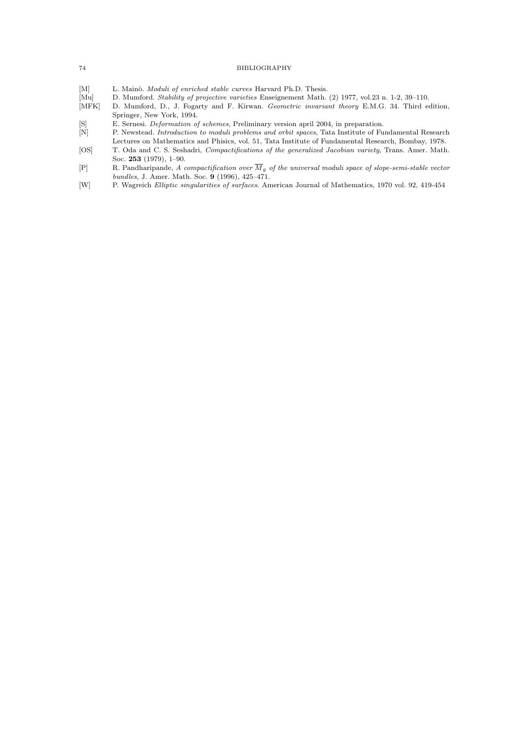- [M] L. Mainò. *Moduli of enriched stable curves* Harvard Ph.D. Thesis.
- [Mu] D. Mumford. *Stability of projective varieties* Enseignement Math. (2) 1977, vol.23 n. 1-2, 39–110.
- [MFK] D. Mumford, D., J. Fogarty and F. Kirwan. *Geometric invariant theory* E.M.G. 34. Third edition, Springer, New York, 1994.
- [S] E. Sernesi. *Deformation of schemes*, Preliminary version april 2004, in preparation.
- [N] P. Newstead. *Introduction to moduli problems and orbit spaces*, Tata Institute of Fundamental Research Lectures on Mathematics and Phisics, vol. 51, Tata Institute of Fundamental Research, Bombay, 1978.
- [OS] T. Oda and C. S. Seshadri, *Compactifications of the generalized Jacobian variety*, Trans. Amer. Math. Soc. **253** (1979), 1–90.
- [P] R. Pandharipande, *A compactification over $\overline{M}_g$ of the universal moduli space of slope-semi-stable vector bundles*, J. Amer. Math. Soc. **9** (1996), 425–471.
- [W] P. Wagreich *Elliptic singularities of surfaces*. American Journal of Mathematics, 1970 vol. 92, 419-454